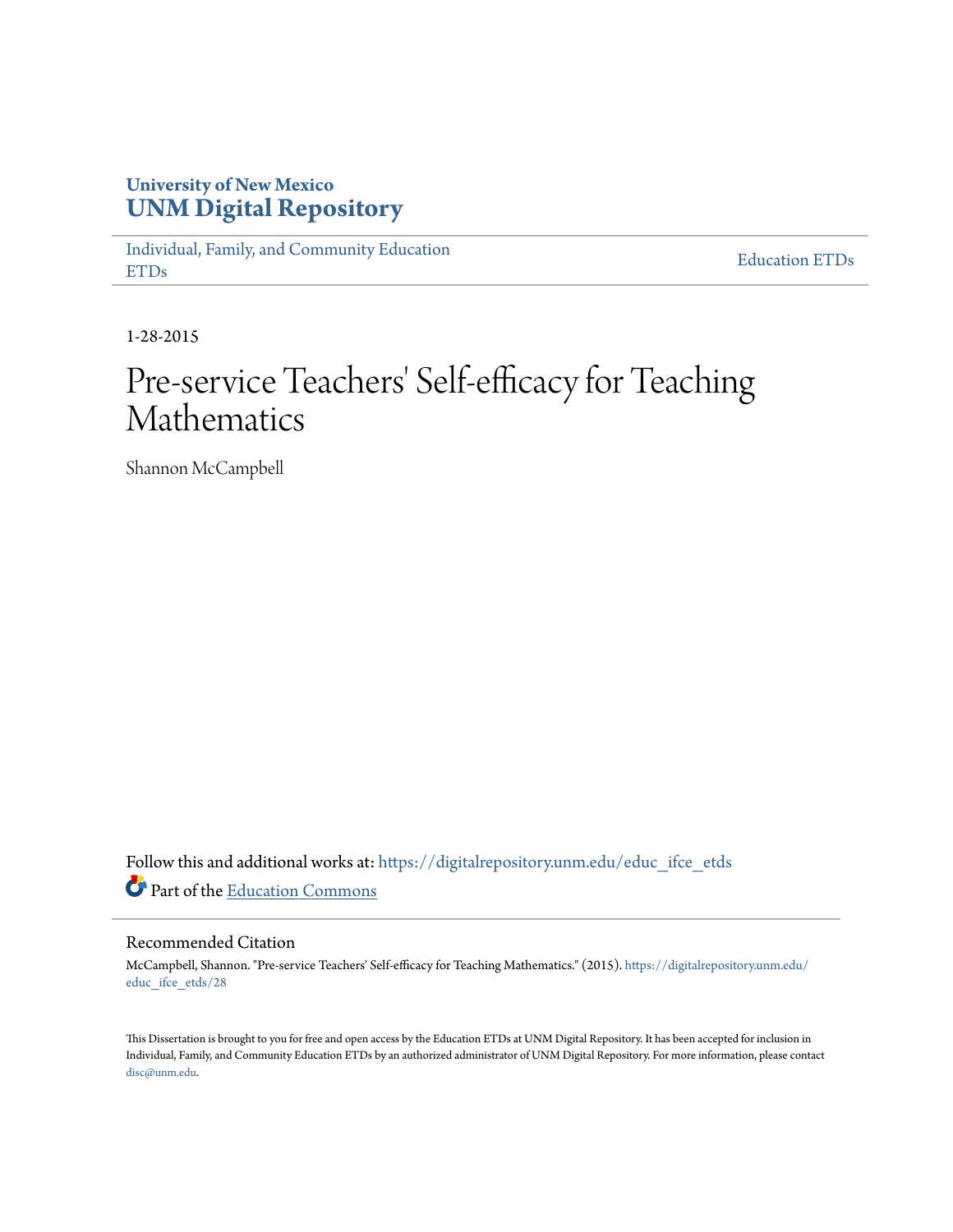University of New Mexico
**UNM Digital Repository**

Individual, Family, and Community Education ETDs | Education ETDs

1-28-2015

# Pre-service Teachers' Self-efficacy for Teaching Mathematics

Shannon McCampbell

Follow this and additional works at: https://digitalrepository.unm.edu/educ_ifce_etds

Part of the Education Commons

## Recommended Citation

McCampbell, Shannon. "Pre-service Teachers' Self-efficacy for Teaching Mathematics." (2015). https://digitalrepository.unm.edu/educ_ifce_etds/28

This Dissertation is brought to you for free and open access by the Education ETDs at UNM Digital Repository. It has been accepted for inclusion in Individual, Family, and Community Education ETDs by an authorized administrator of UNM Digital Repository. For more information, please contact disc@unm.edu.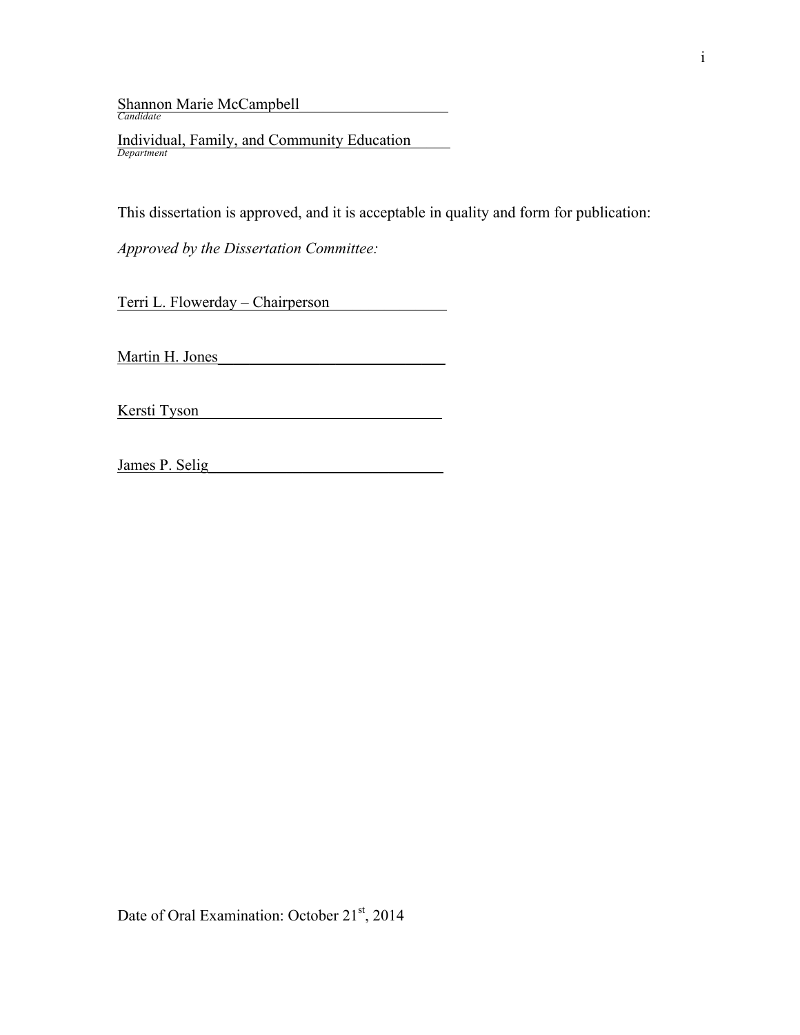Shannon Marie McCampbell
*Candidate*

Individual, Family, and Community Education
*Department*

This dissertation is approved, and it is acceptable in quality and form for publication:

*Approved by the Dissertation Committee:*

Terri L. Flowerday – Chairperson

Martin H. Jones

Kersti Tyson

James P. Selig

Date of Oral Examination: October 21st, 2014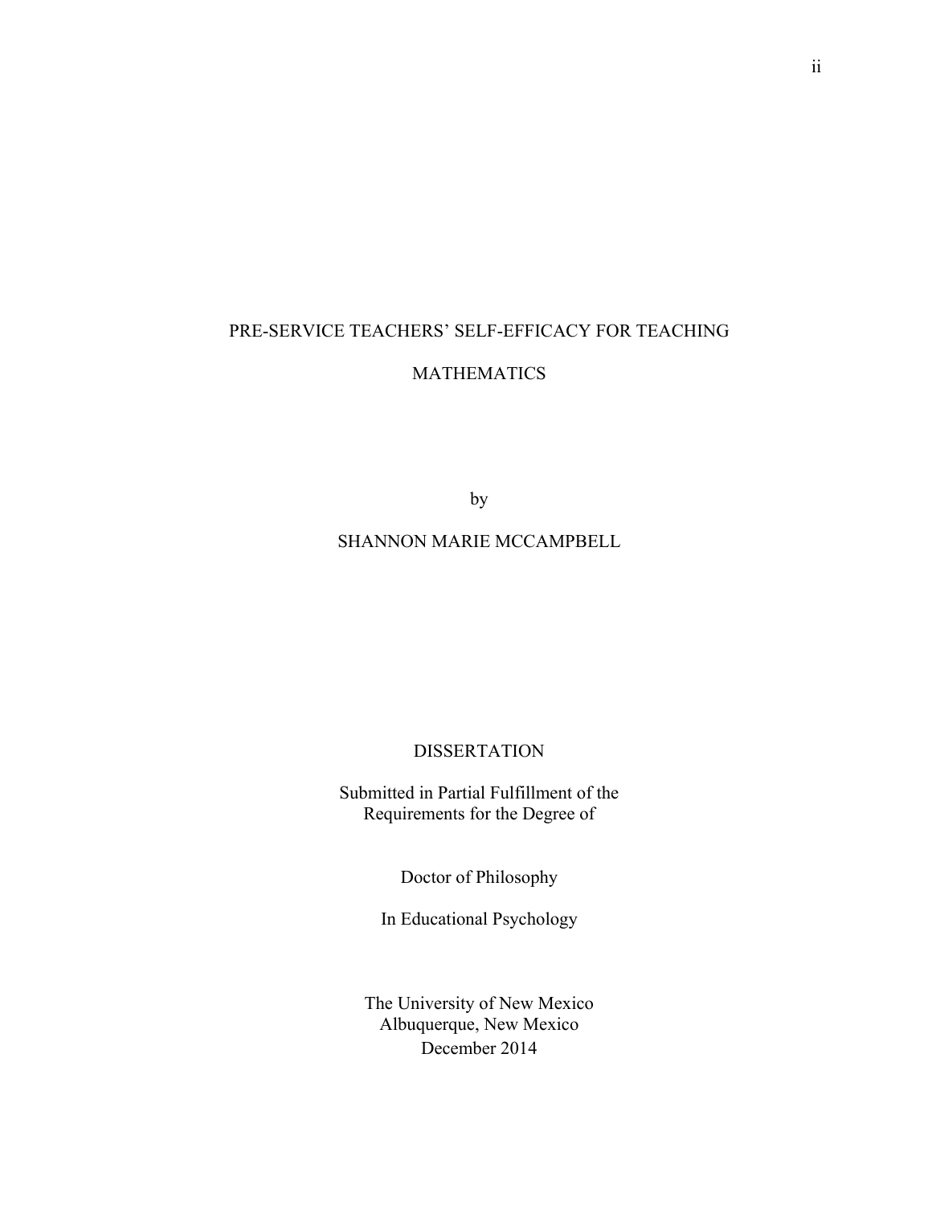# PRE-SERVICE TEACHERS' SELF-EFFICACY FOR TEACHING MATHEMATICS

by

SHANNON MARIE MCCAMPBELL

DISSERTATION

Submitted in Partial Fulfillment of the
Requirements for the Degree of

Doctor of Philosophy

In Educational Psychology

The University of New Mexico
Albuquerque, New Mexico
December 2014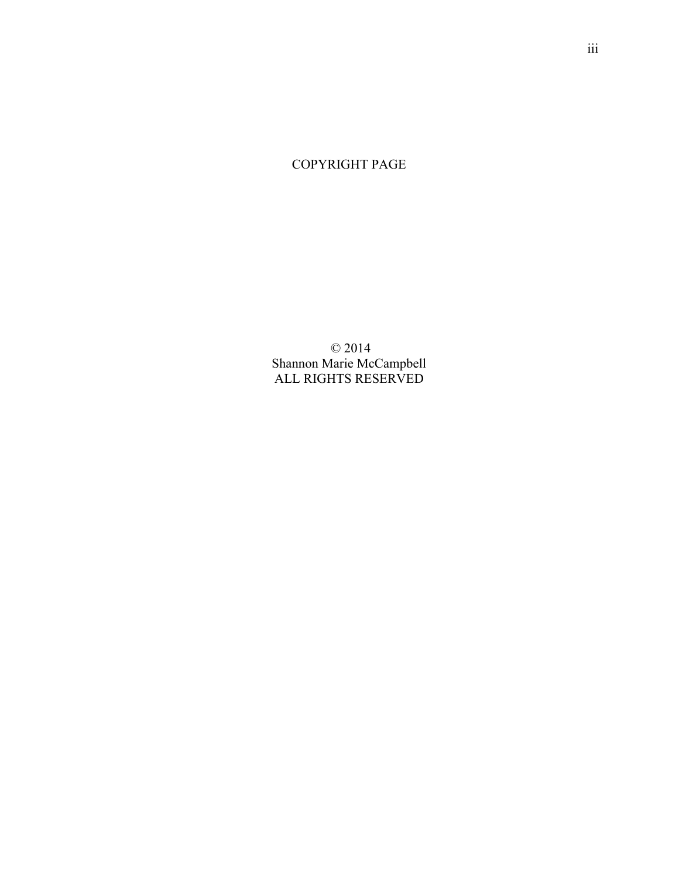COPYRIGHT PAGE

© 2014
Shannon Marie McCampbell
ALL RIGHTS RESERVED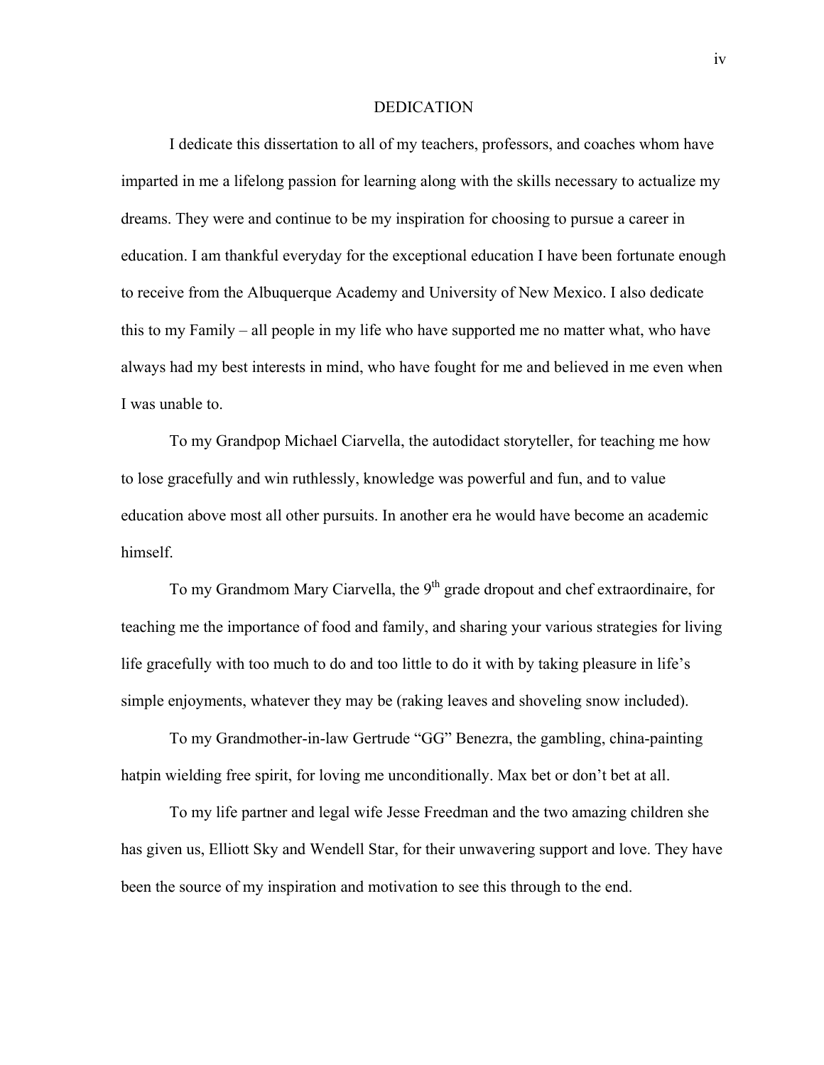# DEDICATION

I dedicate this dissertation to all of my teachers, professors, and coaches whom have imparted in me a lifelong passion for learning along with the skills necessary to actualize my dreams. They were and continue to be my inspiration for choosing to pursue a career in education. I am thankful everyday for the exceptional education I have been fortunate enough to receive from the Albuquerque Academy and University of New Mexico. I also dedicate this to my Family – all people in my life who have supported me no matter what, who have always had my best interests in mind, who have fought for me and believed in me even when I was unable to.

To my Grandpop Michael Ciarvella, the autodidact storyteller, for teaching me how to lose gracefully and win ruthlessly, knowledge was powerful and fun, and to value education above most all other pursuits. In another era he would have become an academic himself.

To my Grandmom Mary Ciarvella, the 9th grade dropout and chef extraordinaire, for teaching me the importance of food and family, and sharing your various strategies for living life gracefully with too much to do and too little to do it with by taking pleasure in life's simple enjoyments, whatever they may be (raking leaves and shoveling snow included).

To my Grandmother-in-law Gertrude "GG" Benezra, the gambling, china-painting hatpin wielding free spirit, for loving me unconditionally. Max bet or don't bet at all.

To my life partner and legal wife Jesse Freedman and the two amazing children she has given us, Elliott Sky and Wendell Star, for their unwavering support and love. They have been the source of my inspiration and motivation to see this through to the end.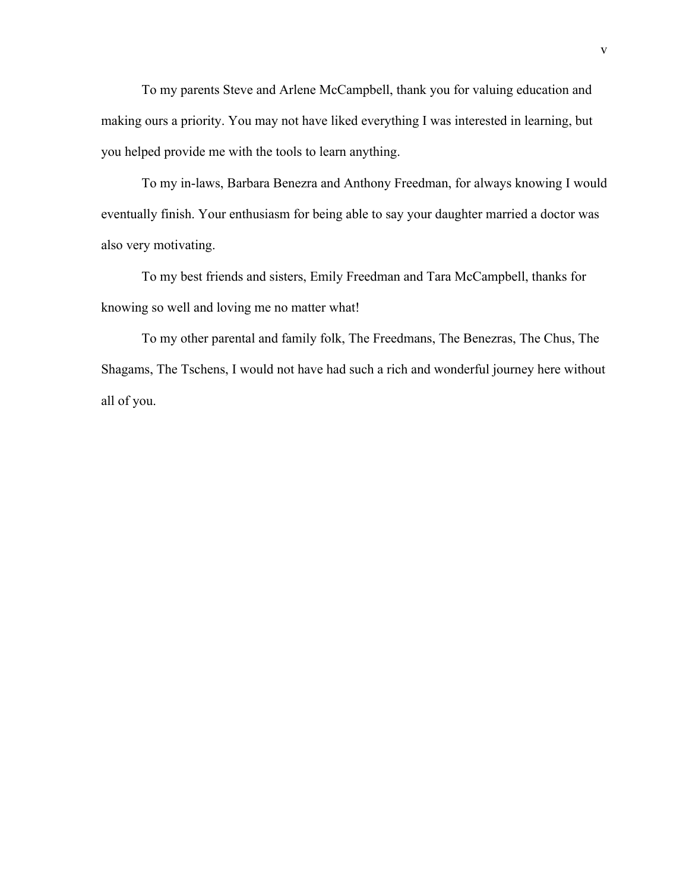To my parents Steve and Arlene McCampbell, thank you for valuing education and making ours a priority. You may not have liked everything I was interested in learning, but you helped provide me with the tools to learn anything.

To my in-laws, Barbara Benezra and Anthony Freedman, for always knowing I would eventually finish. Your enthusiasm for being able to say your daughter married a doctor was also very motivating.

To my best friends and sisters, Emily Freedman and Tara McCampbell, thanks for knowing so well and loving me no matter what!

To my other parental and family folk, The Freedmans, The Benezras, The Chus, The Shagams, The Tschens, I would not have had such a rich and wonderful journey here without all of you.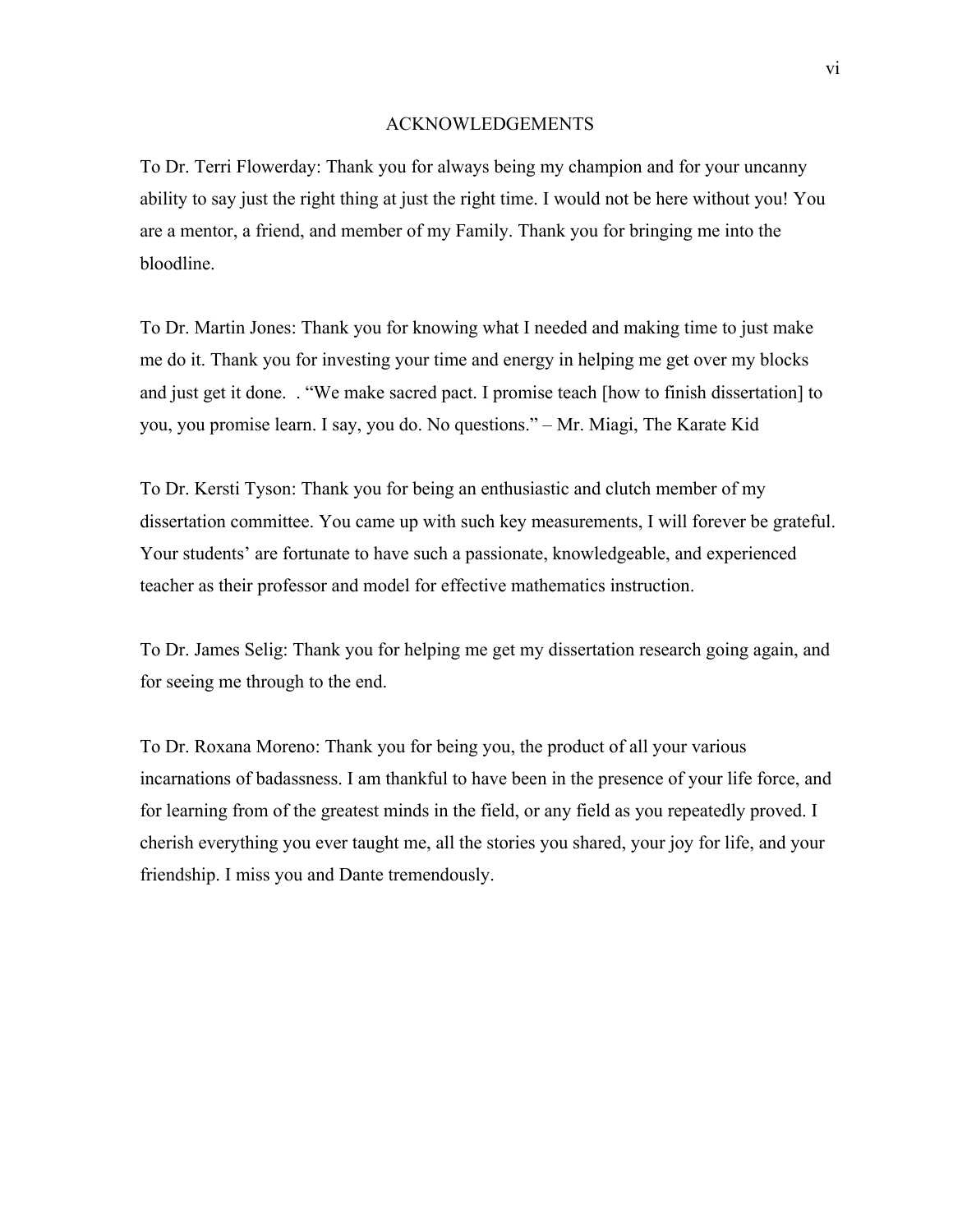# ACKNOWLEDGEMENTS

To Dr. Terri Flowerday: Thank you for always being my champion and for your uncanny ability to say just the right thing at just the right time. I would not be here without you! You are a mentor, a friend, and member of my Family. Thank you for bringing me into the bloodline.

To Dr. Martin Jones: Thank you for knowing what I needed and making time to just make me do it. Thank you for investing your time and energy in helping me get over my blocks and just get it done.  . "We make sacred pact. I promise teach [how to finish dissertation] to you, you promise learn. I say, you do. No questions." – Mr. Miagi, The Karate Kid

To Dr. Kersti Tyson: Thank you for being an enthusiastic and clutch member of my dissertation committee. You came up with such key measurements, I will forever be grateful. Your students' are fortunate to have such a passionate, knowledgeable, and experienced teacher as their professor and model for effective mathematics instruction.

To Dr. James Selig: Thank you for helping me get my dissertation research going again, and for seeing me through to the end.

To Dr. Roxana Moreno: Thank you for being you, the product of all your various incarnations of badassness. I am thankful to have been in the presence of your life force, and for learning from of the greatest minds in the field, or any field as you repeatedly proved. I cherish everything you ever taught me, all the stories you shared, your joy for life, and your friendship. I miss you and Dante tremendously.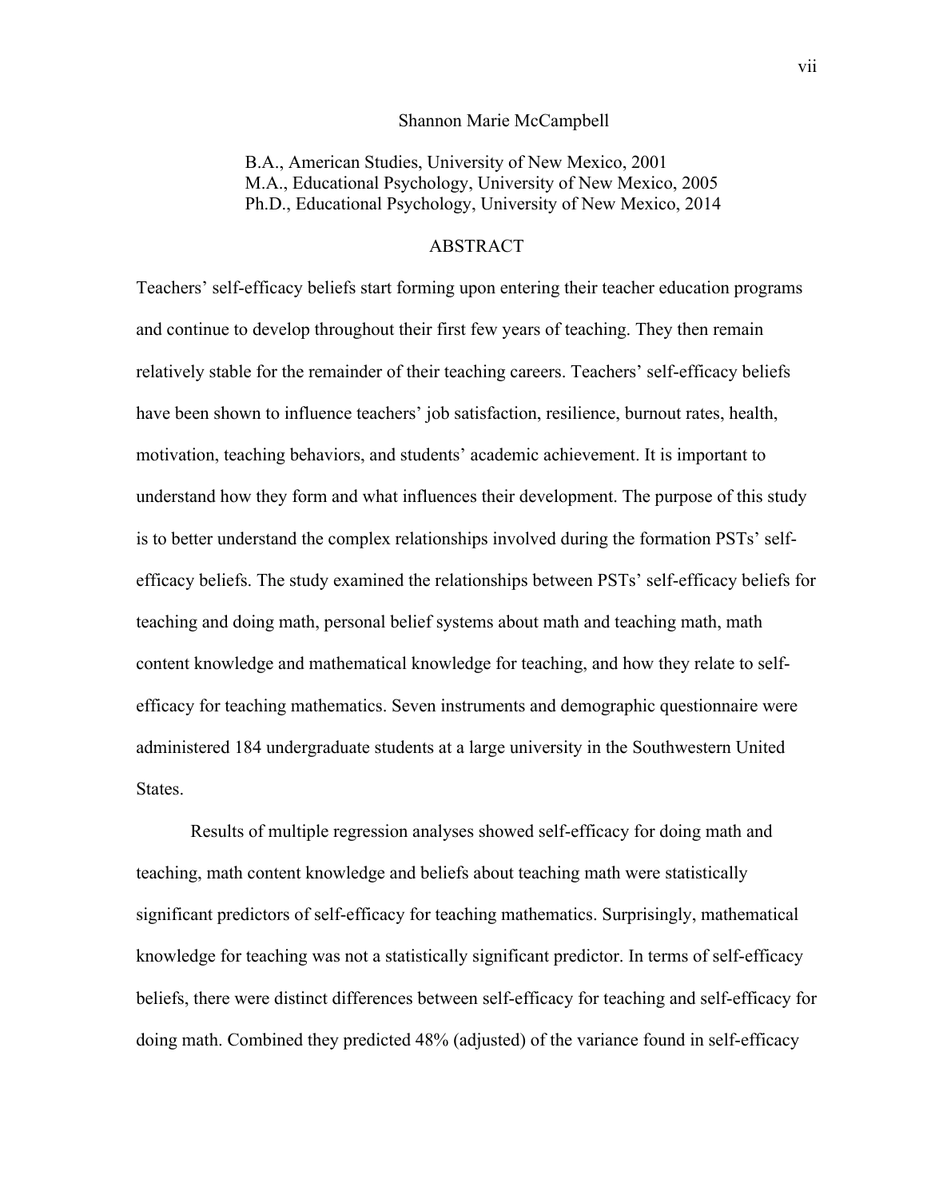Shannon Marie McCampbell

B.A., American Studies, University of New Mexico, 2001
M.A., Educational Psychology, University of New Mexico, 2005
Ph.D., Educational Psychology, University of New Mexico, 2014

## ABSTRACT

Teachers' self-efficacy beliefs start forming upon entering their teacher education programs and continue to develop throughout their first few years of teaching. They then remain relatively stable for the remainder of their teaching careers. Teachers' self-efficacy beliefs have been shown to influence teachers' job satisfaction, resilience, burnout rates, health, motivation, teaching behaviors, and students' academic achievement. It is important to understand how they form and what influences their development. The purpose of this study is to better understand the complex relationships involved during the formation PSTs' self-efficacy beliefs. The study examined the relationships between PSTs' self-efficacy beliefs for teaching and doing math, personal belief systems about math and teaching math, math content knowledge and mathematical knowledge for teaching, and how they relate to self-efficacy for teaching mathematics. Seven instruments and demographic questionnaire were administered 184 undergraduate students at a large university in the Southwestern United States.

Results of multiple regression analyses showed self-efficacy for doing math and teaching, math content knowledge and beliefs about teaching math were statistically significant predictors of self-efficacy for teaching mathematics. Surprisingly, mathematical knowledge for teaching was not a statistically significant predictor. In terms of self-efficacy beliefs, there were distinct differences between self-efficacy for teaching and self-efficacy for doing math. Combined they predicted 48% (adjusted) of the variance found in self-efficacy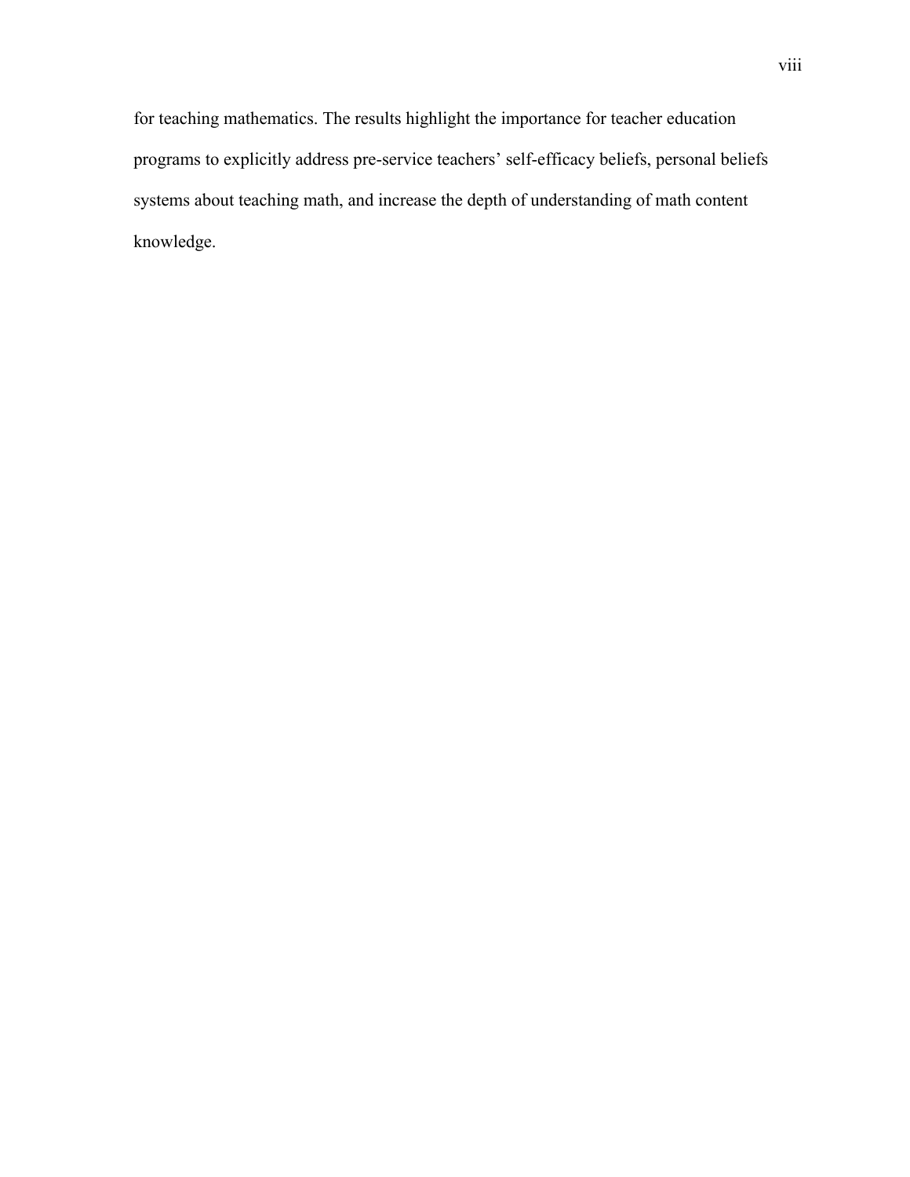for teaching mathematics. The results highlight the importance for teacher education programs to explicitly address pre-service teachers' self-efficacy beliefs, personal beliefs systems about teaching math, and increase the depth of understanding of math content knowledge.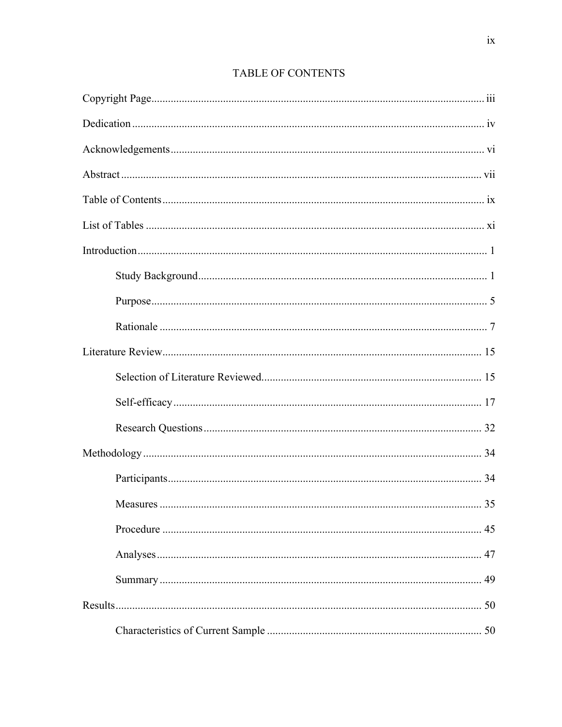# TABLE OF CONTENTS

Copyright Page ........................................................................................................................ iii

Dedication ................................................................................................................................ iv

Acknowledgements .................................................................................................................. vi

Abstract .................................................................................................................................... vii

Table of Contents ..................................................................................................................... ix

List of Tables ........................................................................................................................... xi

Introduction ............................................................................................................................... 1

- Study Background ......................................................................................................... 1
- Purpose ........................................................................................................................... 5
- Rationale ........................................................................................................................ 7

Literature Review ..................................................................................................................... 15

- Selection of Literature Reviewed ................................................................................ 15
- Self-efficacy .................................................................................................................. 17
- Research Questions ...................................................................................................... 32

Methodology ............................................................................................................................ 34

- Participants ................................................................................................................... 34
- Measures ....................................................................................................................... 35
- Procedure ...................................................................................................................... 45
- Analyses ........................................................................................................................ 47
- Summary ....................................................................................................................... 49

Results ...................................................................................................................................... 50

- Characteristics of Current Sample .............................................................................. 50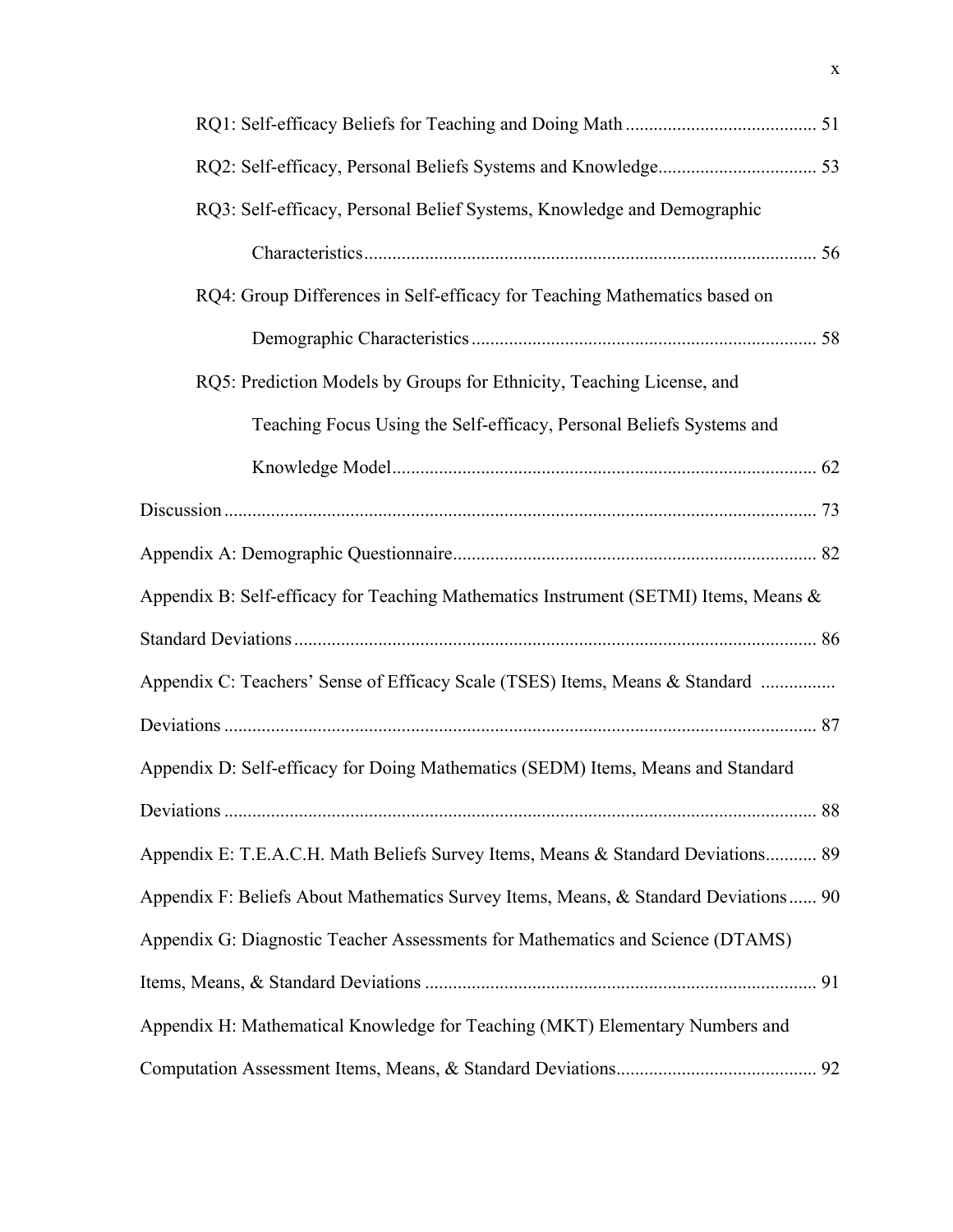RQ1: Self-efficacy Beliefs for Teaching and Doing Math ........................................ 51

RQ2: Self-efficacy, Personal Beliefs Systems and Knowledge................................. 53

RQ3: Self-efficacy, Personal Belief Systems, Knowledge and Demographic Characteristics................................................................................................ 56

RQ4: Group Differences in Self-efficacy for Teaching Mathematics based on Demographic Characteristics ......................................................................... 58

RQ5: Prediction Models by Groups for Ethnicity, Teaching License, and Teaching Focus Using the Self-efficacy, Personal Beliefs Systems and Knowledge Model.......................................................................................... 62

Discussion .............................................................................................................. 73

Appendix A: Demographic Questionnaire............................................................................ 82

Appendix B: Self-efficacy for Teaching Mathematics Instrument (SETMI) Items, Means & Standard Deviations ............................................................................................................... 86

Appendix C: Teachers' Sense of Efficacy Scale (TSES) Items, Means & Standard Deviations ............................................................................................................. 87

Appendix D: Self-efficacy for Doing Mathematics (SEDM) Items, Means and Standard Deviations ............................................................................................................. 88

Appendix E: T.E.A.C.H. Math Beliefs Survey Items, Means & Standard Deviations........... 89

Appendix F: Beliefs About Mathematics Survey Items, Means, & Standard Deviations...... 90

Appendix G: Diagnostic Teacher Assessments for Mathematics and Science (DTAMS) Items, Means, & Standard Deviations ................................................................................... 91

Appendix H: Mathematical Knowledge for Teaching (MKT) Elementary Numbers and Computation Assessment Items, Means, & Standard Deviations.......................................... 92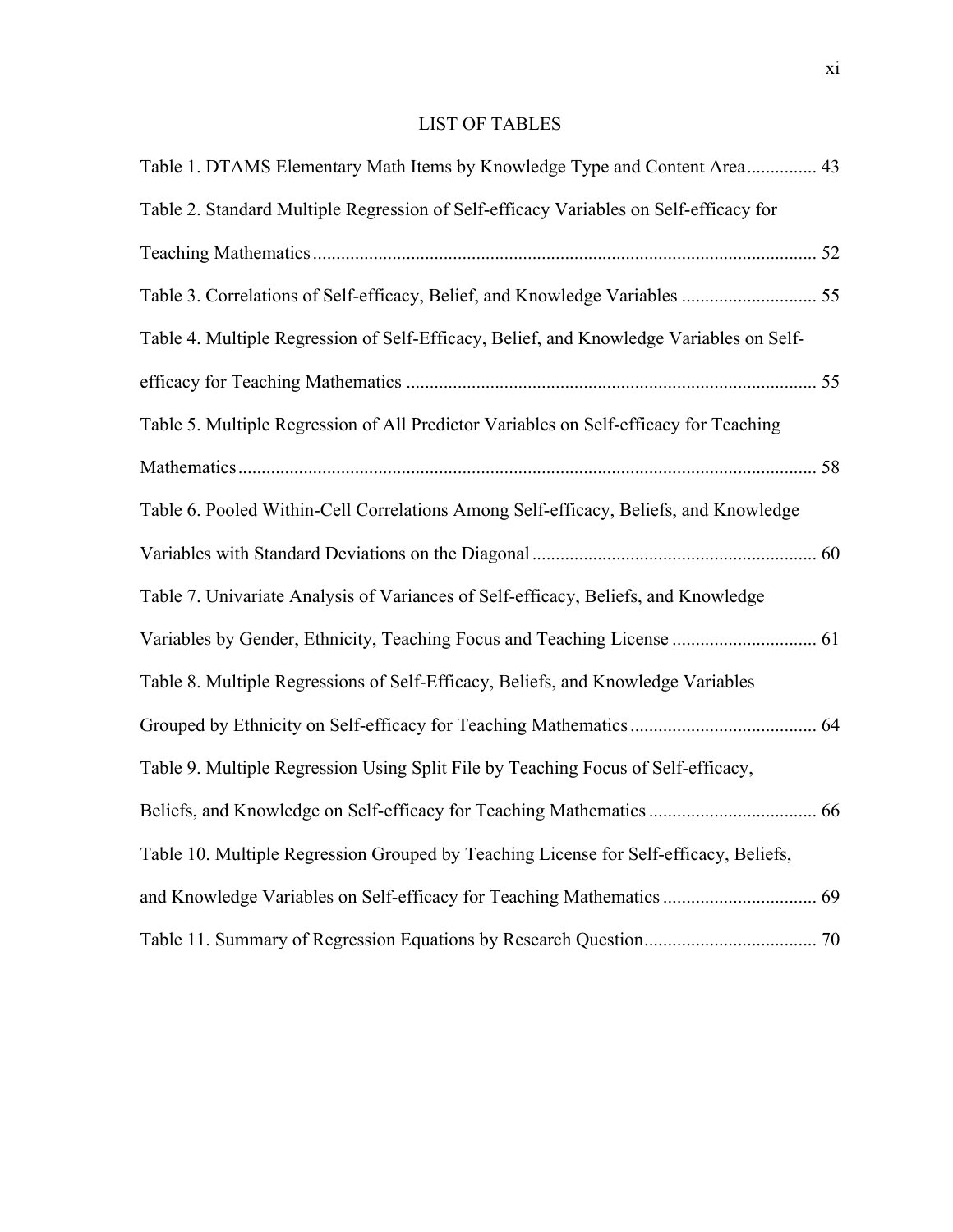# LIST OF TABLES

Table 1. DTAMS Elementary Math Items by Knowledge Type and Content Area ............... 43

Table 2. Standard Multiple Regression of Self-efficacy Variables on Self-efficacy for Teaching Mathematics ........................................................................................................... 52

Table 3. Correlations of Self-efficacy, Belief, and Knowledge Variables ............................. 55

Table 4. Multiple Regression of Self-Efficacy, Belief, and Knowledge Variables on Self-efficacy for Teaching Mathematics ........................................................................................ 55

Table 5. Multiple Regression of All Predictor Variables on Self-efficacy for Teaching Mathematics ........................................................................................................................... 58

Table 6. Pooled Within-Cell Correlations Among Self-efficacy, Beliefs, and Knowledge Variables with Standard Deviations on the Diagonal ............................................................ 60

Table 7. Univariate Analysis of Variances of Self-efficacy, Beliefs, and Knowledge Variables by Gender, Ethnicity, Teaching Focus and Teaching License ............................... 61

Table 8. Multiple Regressions of Self-Efficacy, Beliefs, and Knowledge Variables Grouped by Ethnicity on Self-efficacy for Teaching Mathematics ........................................ 64

Table 9. Multiple Regression Using Split File by Teaching Focus of Self-efficacy, Beliefs, and Knowledge on Self-efficacy for Teaching Mathematics .................................... 66

Table 10. Multiple Regression Grouped by Teaching License for Self-efficacy, Beliefs, and Knowledge Variables on Self-efficacy for Teaching Mathematics ................................. 69

Table 11. Summary of Regression Equations by Research Question..................................... 70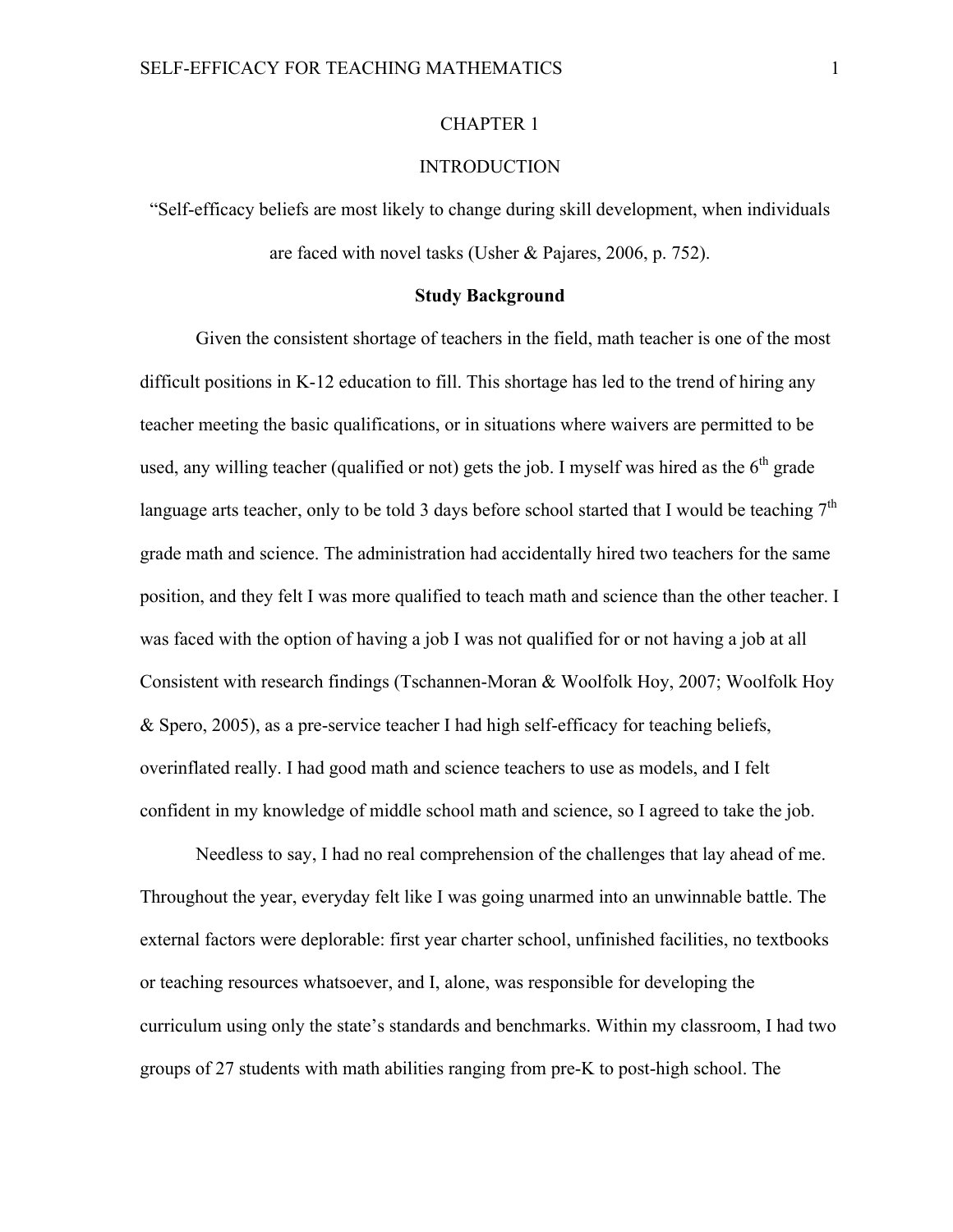# CHAPTER 1

# INTRODUCTION

"Self-efficacy beliefs are most likely to change during skill development, when individuals are faced with novel tasks (Usher & Pajares, 2006, p. 752).

## Study Background

Given the consistent shortage of teachers in the field, math teacher is one of the most difficult positions in K-12 education to fill. This shortage has led to the trend of hiring any teacher meeting the basic qualifications, or in situations where waivers are permitted to be used, any willing teacher (qualified or not) gets the job. I myself was hired as the 6th grade language arts teacher, only to be told 3 days before school started that I would be teaching 7th grade math and science. The administration had accidentally hired two teachers for the same position, and they felt I was more qualified to teach math and science than the other teacher. I was faced with the option of having a job I was not qualified for or not having a job at all Consistent with research findings (Tschannen-Moran & Woolfolk Hoy, 2007; Woolfolk Hoy & Spero, 2005), as a pre-service teacher I had high self-efficacy for teaching beliefs, overinflated really. I had good math and science teachers to use as models, and I felt confident in my knowledge of middle school math and science, so I agreed to take the job.

Needless to say, I had no real comprehension of the challenges that lay ahead of me. Throughout the year, everyday felt like I was going unarmed into an unwinnable battle. The external factors were deplorable: first year charter school, unfinished facilities, no textbooks or teaching resources whatsoever, and I, alone, was responsible for developing the curriculum using only the state's standards and benchmarks. Within my classroom, I had two groups of 27 students with math abilities ranging from pre-K to post-high school. The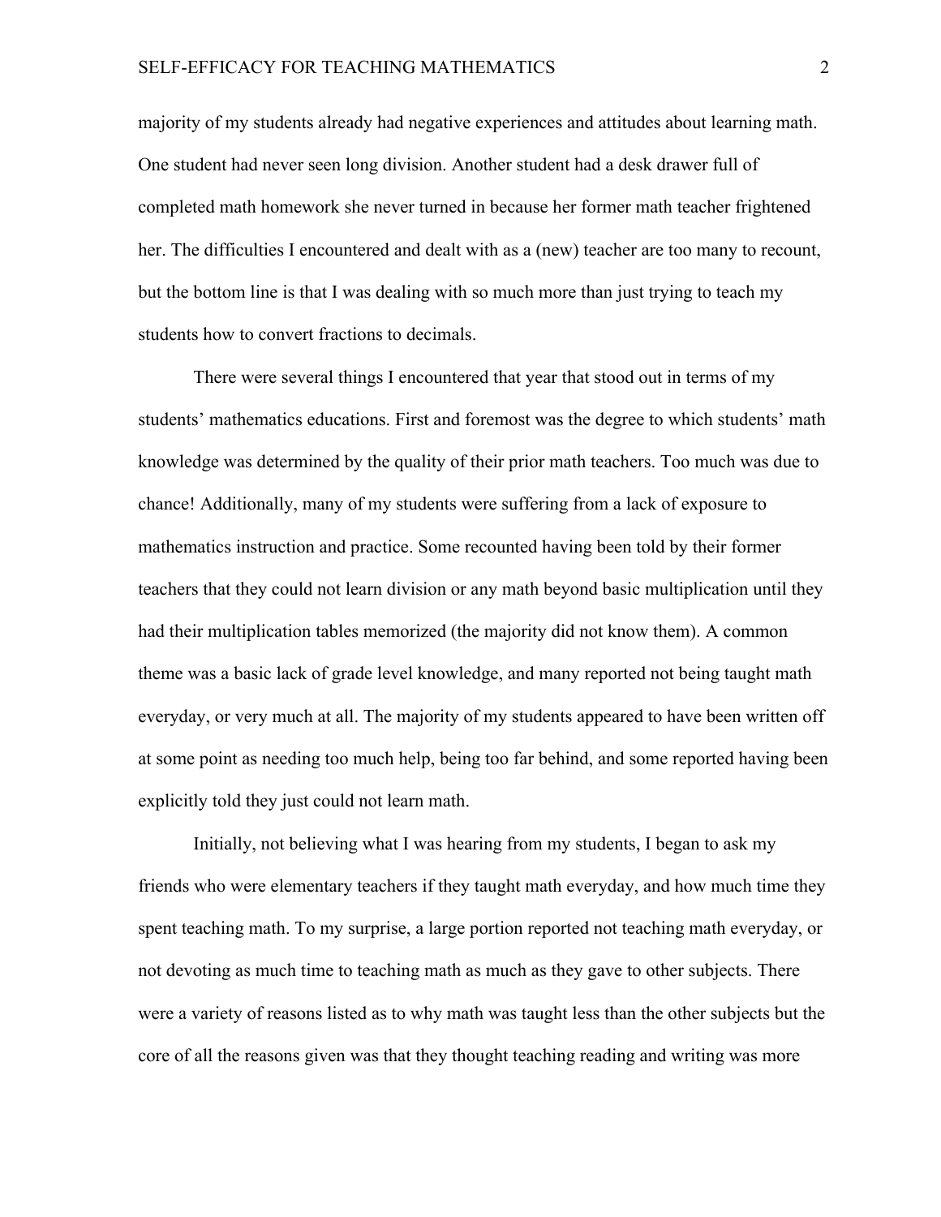majority of my students already had negative experiences and attitudes about learning math. One student had never seen long division. Another student had a desk drawer full of completed math homework she never turned in because her former math teacher frightened her. The difficulties I encountered and dealt with as a (new) teacher are too many to recount, but the bottom line is that I was dealing with so much more than just trying to teach my students how to convert fractions to decimals.

There were several things I encountered that year that stood out in terms of my students' mathematics educations. First and foremost was the degree to which students' math knowledge was determined by the quality of their prior math teachers. Too much was due to chance! Additionally, many of my students were suffering from a lack of exposure to mathematics instruction and practice. Some recounted having been told by their former teachers that they could not learn division or any math beyond basic multiplication until they had their multiplication tables memorized (the majority did not know them). A common theme was a basic lack of grade level knowledge, and many reported not being taught math everyday, or very much at all. The majority of my students appeared to have been written off at some point as needing too much help, being too far behind, and some reported having been explicitly told they just could not learn math.

Initially, not believing what I was hearing from my students, I began to ask my friends who were elementary teachers if they taught math everyday, and how much time they spent teaching math. To my surprise, a large portion reported not teaching math everyday, or not devoting as much time to teaching math as much as they gave to other subjects. There were a variety of reasons listed as to why math was taught less than the other subjects but the core of all the reasons given was that they thought teaching reading and writing was more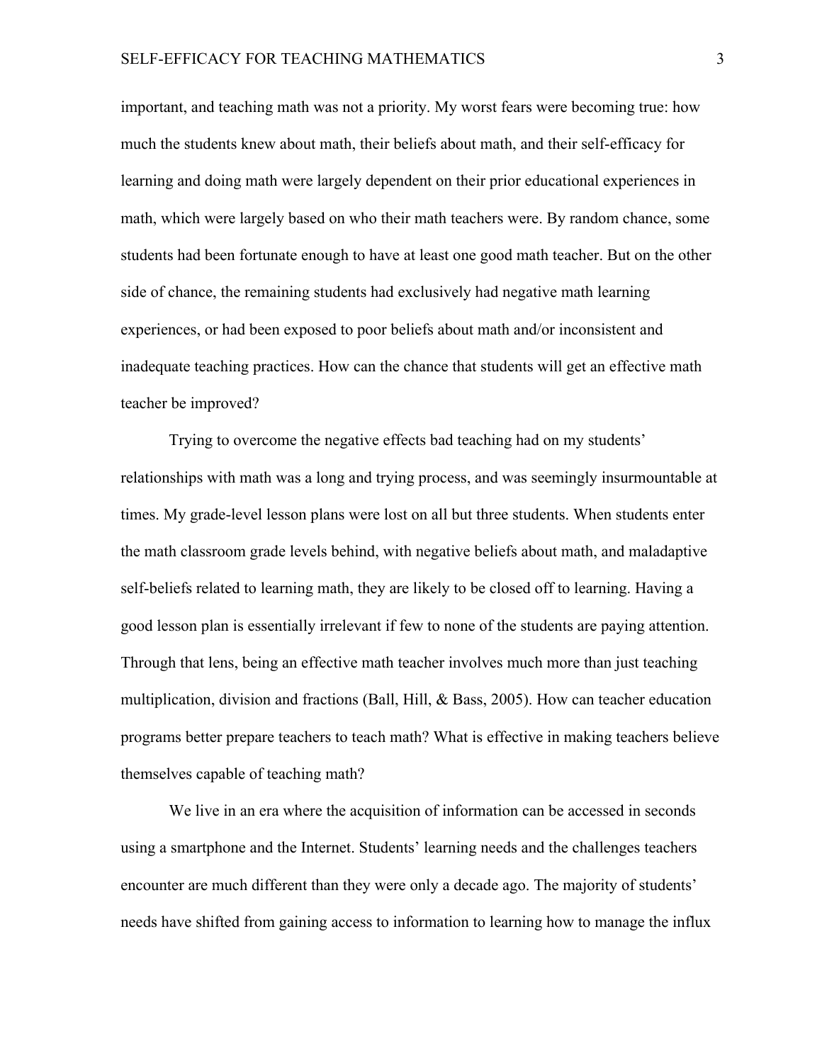important, and teaching math was not a priority. My worst fears were becoming true: how much the students knew about math, their beliefs about math, and their self-efficacy for learning and doing math were largely dependent on their prior educational experiences in math, which were largely based on who their math teachers were. By random chance, some students had been fortunate enough to have at least one good math teacher. But on the other side of chance, the remaining students had exclusively had negative math learning experiences, or had been exposed to poor beliefs about math and/or inconsistent and inadequate teaching practices. How can the chance that students will get an effective math teacher be improved?

Trying to overcome the negative effects bad teaching had on my students' relationships with math was a long and trying process, and was seemingly insurmountable at times. My grade-level lesson plans were lost on all but three students. When students enter the math classroom grade levels behind, with negative beliefs about math, and maladaptive self-beliefs related to learning math, they are likely to be closed off to learning. Having a good lesson plan is essentially irrelevant if few to none of the students are paying attention. Through that lens, being an effective math teacher involves much more than just teaching multiplication, division and fractions (Ball, Hill, & Bass, 2005). How can teacher education programs better prepare teachers to teach math? What is effective in making teachers believe themselves capable of teaching math?

We live in an era where the acquisition of information can be accessed in seconds using a smartphone and the Internet. Students' learning needs and the challenges teachers encounter are much different than they were only a decade ago. The majority of students' needs have shifted from gaining access to information to learning how to manage the influx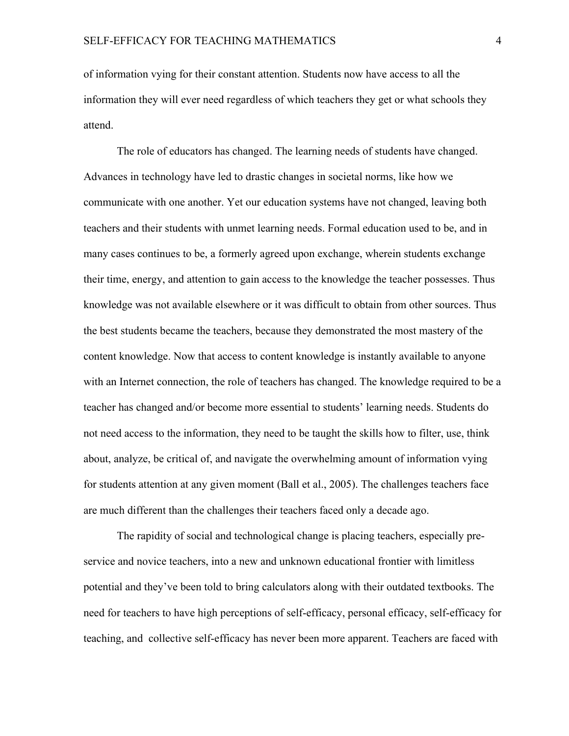of information vying for their constant attention. Students now have access to all the information they will ever need regardless of which teachers they get or what schools they attend.

The role of educators has changed. The learning needs of students have changed. Advances in technology have led to drastic changes in societal norms, like how we communicate with one another. Yet our education systems have not changed, leaving both teachers and their students with unmet learning needs. Formal education used to be, and in many cases continues to be, a formerly agreed upon exchange, wherein students exchange their time, energy, and attention to gain access to the knowledge the teacher possesses. Thus knowledge was not available elsewhere or it was difficult to obtain from other sources. Thus the best students became the teachers, because they demonstrated the most mastery of the content knowledge. Now that access to content knowledge is instantly available to anyone with an Internet connection, the role of teachers has changed. The knowledge required to be a teacher has changed and/or become more essential to students' learning needs. Students do not need access to the information, they need to be taught the skills how to filter, use, think about, analyze, be critical of, and navigate the overwhelming amount of information vying for students attention at any given moment (Ball et al., 2005). The challenges teachers face are much different than the challenges their teachers faced only a decade ago.

The rapidity of social and technological change is placing teachers, especially pre-service and novice teachers, into a new and unknown educational frontier with limitless potential and they've been told to bring calculators along with their outdated textbooks. The need for teachers to have high perceptions of self-efficacy, personal efficacy, self-efficacy for teaching, and collective self-efficacy has never been more apparent. Teachers are faced with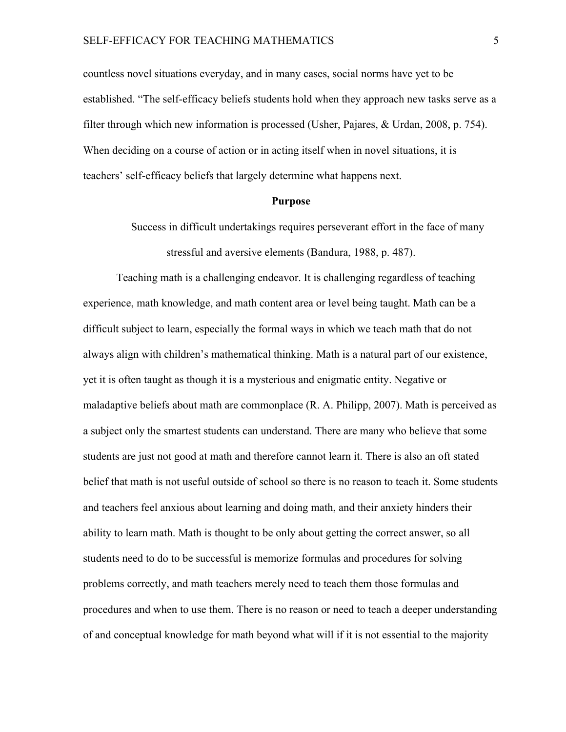countless novel situations everyday, and in many cases, social norms have yet to be established. “The self-efficacy beliefs students hold when they approach new tasks serve as a filter through which new information is processed (Usher, Pajares, & Urdan, 2008, p. 754). When deciding on a course of action or in acting itself when in novel situations, it is teachers' self-efficacy beliefs that largely determine what happens next.

## Purpose

> Success in difficult undertakings requires perseverant effort in the face of many stressful and aversive elements (Bandura, 1988, p. 487).

Teaching math is a challenging endeavor. It is challenging regardless of teaching experience, math knowledge, and math content area or level being taught. Math can be a difficult subject to learn, especially the formal ways in which we teach math that do not always align with children's mathematical thinking. Math is a natural part of our existence, yet it is often taught as though it is a mysterious and enigmatic entity. Negative or maladaptive beliefs about math are commonplace (R. A. Philipp, 2007). Math is perceived as a subject only the smartest students can understand. There are many who believe that some students are just not good at math and therefore cannot learn it. There is also an oft stated belief that math is not useful outside of school so there is no reason to teach it. Some students and teachers feel anxious about learning and doing math, and their anxiety hinders their ability to learn math. Math is thought to be only about getting the correct answer, so all students need to do to be successful is memorize formulas and procedures for solving problems correctly, and math teachers merely need to teach them those formulas and procedures and when to use them. There is no reason or need to teach a deeper understanding of and conceptual knowledge for math beyond what will if it is not essential to the majority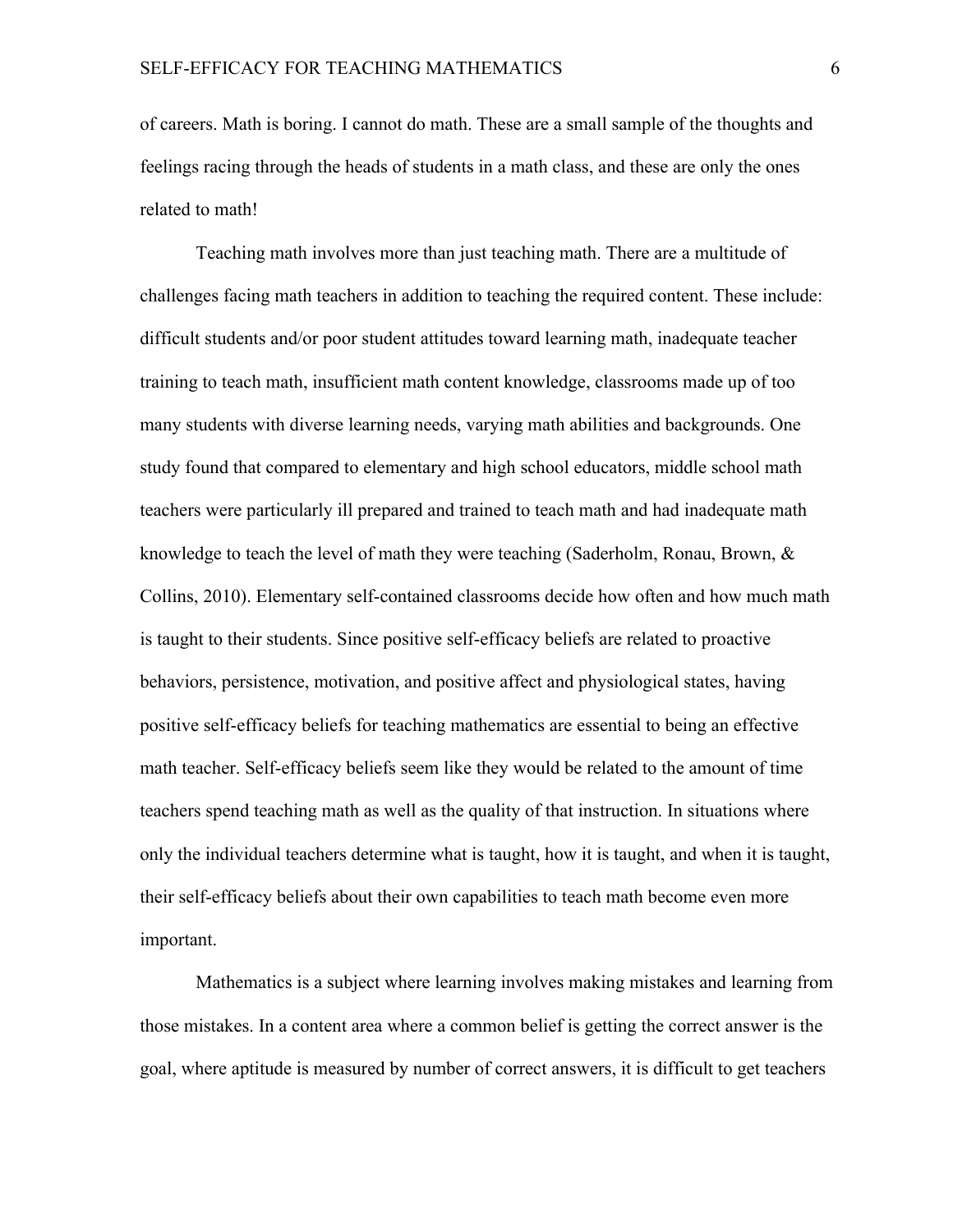of careers. Math is boring. I cannot do math. These are a small sample of the thoughts and feelings racing through the heads of students in a math class, and these are only the ones related to math!

Teaching math involves more than just teaching math. There are a multitude of challenges facing math teachers in addition to teaching the required content. These include: difficult students and/or poor student attitudes toward learning math, inadequate teacher training to teach math, insufficient math content knowledge, classrooms made up of too many students with diverse learning needs, varying math abilities and backgrounds. One study found that compared to elementary and high school educators, middle school math teachers were particularly ill prepared and trained to teach math and had inadequate math knowledge to teach the level of math they were teaching (Saderholm, Ronau, Brown, & Collins, 2010). Elementary self-contained classrooms decide how often and how much math is taught to their students. Since positive self-efficacy beliefs are related to proactive behaviors, persistence, motivation, and positive affect and physiological states, having positive self-efficacy beliefs for teaching mathematics are essential to being an effective math teacher. Self-efficacy beliefs seem like they would be related to the amount of time teachers spend teaching math as well as the quality of that instruction. In situations where only the individual teachers determine what is taught, how it is taught, and when it is taught, their self-efficacy beliefs about their own capabilities to teach math become even more important.

Mathematics is a subject where learning involves making mistakes and learning from those mistakes. In a content area where a common belief is getting the correct answer is the goal, where aptitude is measured by number of correct answers, it is difficult to get teachers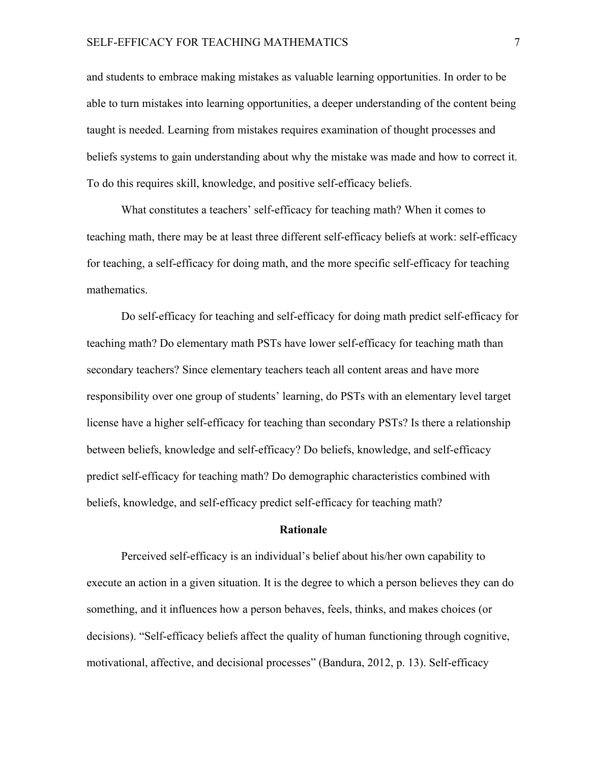and students to embrace making mistakes as valuable learning opportunities. In order to be able to turn mistakes into learning opportunities, a deeper understanding of the content being taught is needed. Learning from mistakes requires examination of thought processes and beliefs systems to gain understanding about why the mistake was made and how to correct it. To do this requires skill, knowledge, and positive self-efficacy beliefs.

What constitutes a teachers' self-efficacy for teaching math? When it comes to teaching math, there may be at least three different self-efficacy beliefs at work: self-efficacy for teaching, a self-efficacy for doing math, and the more specific self-efficacy for teaching mathematics.

Do self-efficacy for teaching and self-efficacy for doing math predict self-efficacy for teaching math? Do elementary math PSTs have lower self-efficacy for teaching math than secondary teachers? Since elementary teachers teach all content areas and have more responsibility over one group of students' learning, do PSTs with an elementary level target license have a higher self-efficacy for teaching than secondary PSTs? Is there a relationship between beliefs, knowledge and self-efficacy? Do beliefs, knowledge, and self-efficacy predict self-efficacy for teaching math? Do demographic characteristics combined with beliefs, knowledge, and self-efficacy predict self-efficacy for teaching math?

## Rationale

Perceived self-efficacy is an individual's belief about his/her own capability to execute an action in a given situation. It is the degree to which a person believes they can do something, and it influences how a person behaves, feels, thinks, and makes choices (or decisions). "Self-efficacy beliefs affect the quality of human functioning through cognitive, motivational, affective, and decisional processes" (Bandura, 2012, p. 13). Self-efficacy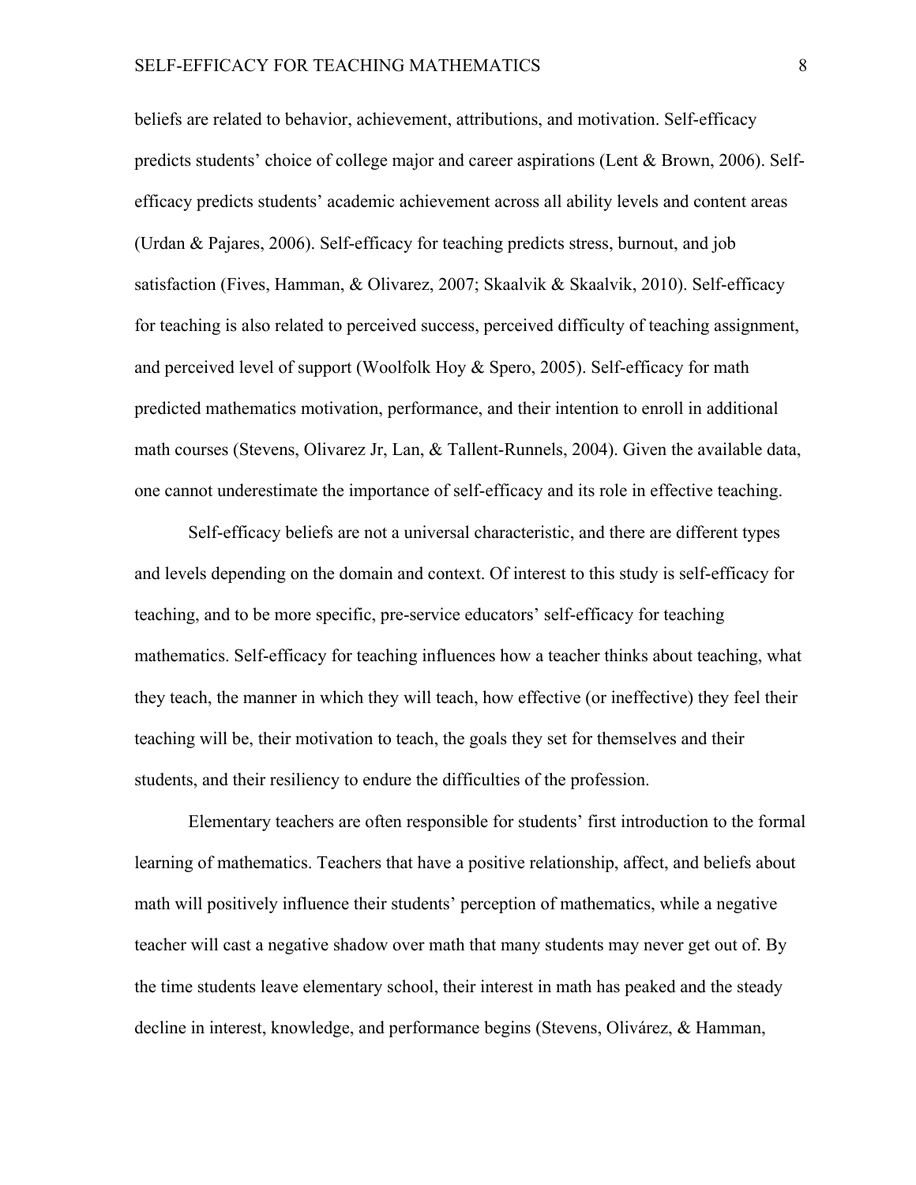beliefs are related to behavior, achievement, attributions, and motivation. Self-efficacy predicts students' choice of college major and career aspirations (Lent & Brown, 2006). Self-efficacy predicts students' academic achievement across all ability levels and content areas (Urdan & Pajares, 2006). Self-efficacy for teaching predicts stress, burnout, and job satisfaction (Fives, Hamman, & Olivarez, 2007; Skaalvik & Skaalvik, 2010). Self-efficacy for teaching is also related to perceived success, perceived difficulty of teaching assignment, and perceived level of support (Woolfolk Hoy & Spero, 2005). Self-efficacy for math predicted mathematics motivation, performance, and their intention to enroll in additional math courses (Stevens, Olivarez Jr, Lan, & Tallent-Runnels, 2004). Given the available data, one cannot underestimate the importance of self-efficacy and its role in effective teaching.

Self-efficacy beliefs are not a universal characteristic, and there are different types and levels depending on the domain and context. Of interest to this study is self-efficacy for teaching, and to be more specific, pre-service educators' self-efficacy for teaching mathematics. Self-efficacy for teaching influences how a teacher thinks about teaching, what they teach, the manner in which they will teach, how effective (or ineffective) they feel their teaching will be, their motivation to teach, the goals they set for themselves and their students, and their resiliency to endure the difficulties of the profession.

Elementary teachers are often responsible for students' first introduction to the formal learning of mathematics. Teachers that have a positive relationship, affect, and beliefs about math will positively influence their students' perception of mathematics, while a negative teacher will cast a negative shadow over math that many students may never get out of. By the time students leave elementary school, their interest in math has peaked and the steady decline in interest, knowledge, and performance begins (Stevens, Olivárez, & Hamman,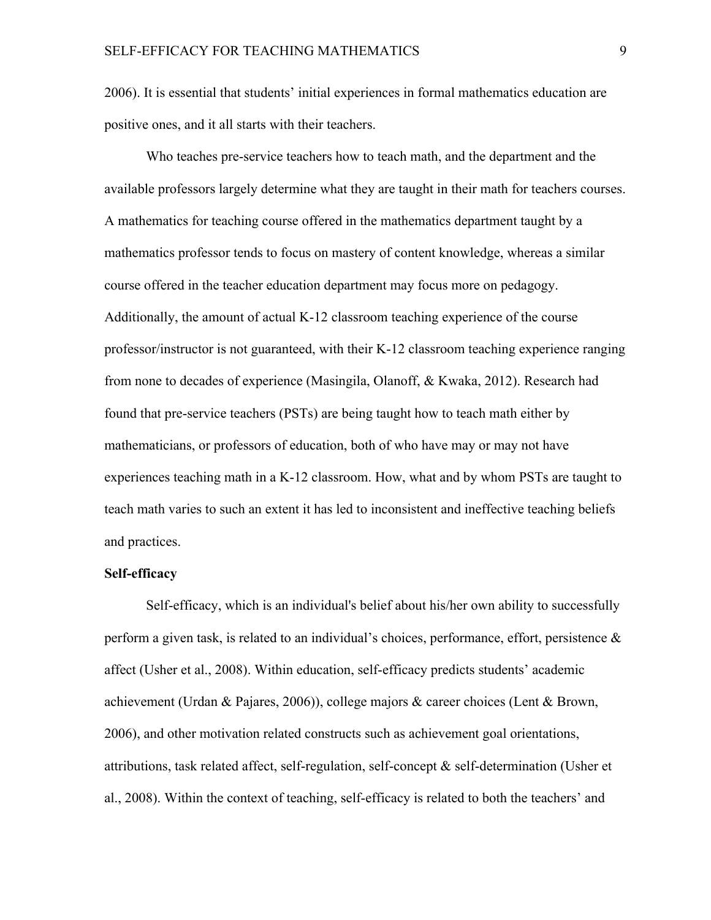2006). It is essential that students' initial experiences in formal mathematics education are positive ones, and it all starts with their teachers.

Who teaches pre-service teachers how to teach math, and the department and the available professors largely determine what they are taught in their math for teachers courses. A mathematics for teaching course offered in the mathematics department taught by a mathematics professor tends to focus on mastery of content knowledge, whereas a similar course offered in the teacher education department may focus more on pedagogy. Additionally, the amount of actual K-12 classroom teaching experience of the course professor/instructor is not guaranteed, with their K-12 classroom teaching experience ranging from none to decades of experience (Masingila, Olanoff, & Kwaka, 2012). Research had found that pre-service teachers (PSTs) are being taught how to teach math either by mathematicians, or professors of education, both of who have may or may not have experiences teaching math in a K-12 classroom. How, what and by whom PSTs are taught to teach math varies to such an extent it has led to inconsistent and ineffective teaching beliefs and practices.

**Self-efficacy**

Self-efficacy, which is an individual's belief about his/her own ability to successfully perform a given task, is related to an individual's choices, performance, effort, persistence & affect (Usher et al., 2008). Within education, self-efficacy predicts students' academic achievement (Urdan & Pajares, 2006)), college majors & career choices (Lent & Brown, 2006), and other motivation related constructs such as achievement goal orientations, attributions, task related affect, self-regulation, self-concept & self-determination (Usher et al., 2008). Within the context of teaching, self-efficacy is related to both the teachers' and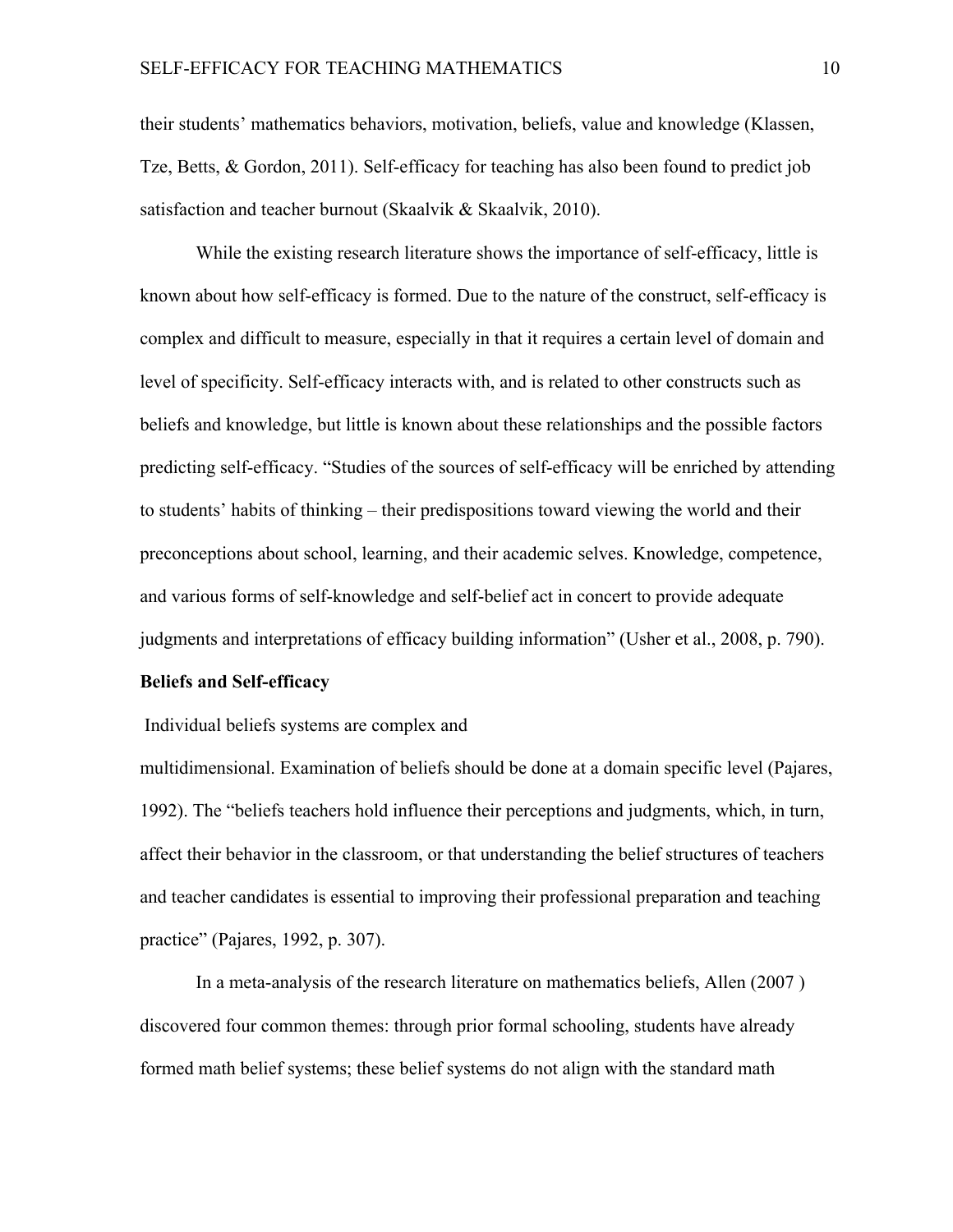their students' mathematics behaviors, motivation, beliefs, value and knowledge (Klassen, Tze, Betts, & Gordon, 2011). Self-efficacy for teaching has also been found to predict job satisfaction and teacher burnout (Skaalvik & Skaalvik, 2010).

While the existing research literature shows the importance of self-efficacy, little is known about how self-efficacy is formed. Due to the nature of the construct, self-efficacy is complex and difficult to measure, especially in that it requires a certain level of domain and level of specificity. Self-efficacy interacts with, and is related to other constructs such as beliefs and knowledge, but little is known about these relationships and the possible factors predicting self-efficacy. "Studies of the sources of self-efficacy will be enriched by attending to students' habits of thinking – their predispositions toward viewing the world and their preconceptions about school, learning, and their academic selves. Knowledge, competence, and various forms of self-knowledge and self-belief act in concert to provide adequate judgments and interpretations of efficacy building information" (Usher et al., 2008, p. 790).

**Beliefs and Self-efficacy**

Individual beliefs systems are complex and multidimensional. Examination of beliefs should be done at a domain specific level (Pajares, 1992). The "beliefs teachers hold influence their perceptions and judgments, which, in turn, affect their behavior in the classroom, or that understanding the belief structures of teachers and teacher candidates is essential to improving their professional preparation and teaching practice" (Pajares, 1992, p. 307).

In a meta-analysis of the research literature on mathematics beliefs, Allen (2007 ) discovered four common themes: through prior formal schooling, students have already formed math belief systems; these belief systems do not align with the standard math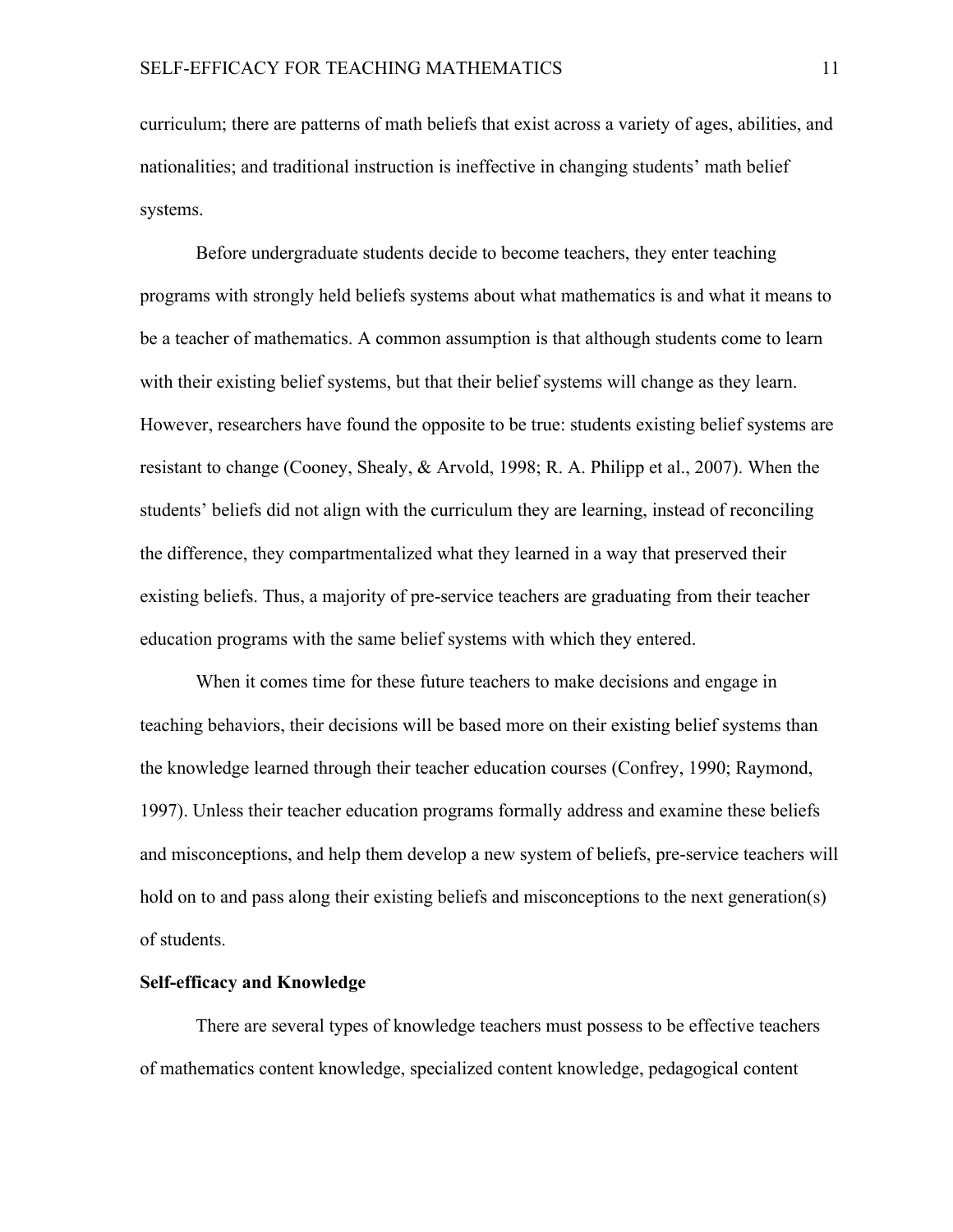curriculum; there are patterns of math beliefs that exist across a variety of ages, abilities, and nationalities; and traditional instruction is ineffective in changing students' math belief systems.

Before undergraduate students decide to become teachers, they enter teaching programs with strongly held beliefs systems about what mathematics is and what it means to be a teacher of mathematics. A common assumption is that although students come to learn with their existing belief systems, but that their belief systems will change as they learn. However, researchers have found the opposite to be true: students existing belief systems are resistant to change (Cooney, Shealy, & Arvold, 1998; R. A. Philipp et al., 2007). When the students' beliefs did not align with the curriculum they are learning, instead of reconciling the difference, they compartmentalized what they learned in a way that preserved their existing beliefs. Thus, a majority of pre-service teachers are graduating from their teacher education programs with the same belief systems with which they entered.

When it comes time for these future teachers to make decisions and engage in teaching behaviors, their decisions will be based more on their existing belief systems than the knowledge learned through their teacher education courses (Confrey, 1990; Raymond, 1997). Unless their teacher education programs formally address and examine these beliefs and misconceptions, and help them develop a new system of beliefs, pre-service teachers will hold on to and pass along their existing beliefs and misconceptions to the next generation(s) of students.

## Self-efficacy and Knowledge

There are several types of knowledge teachers must possess to be effective teachers of mathematics content knowledge, specialized content knowledge, pedagogical content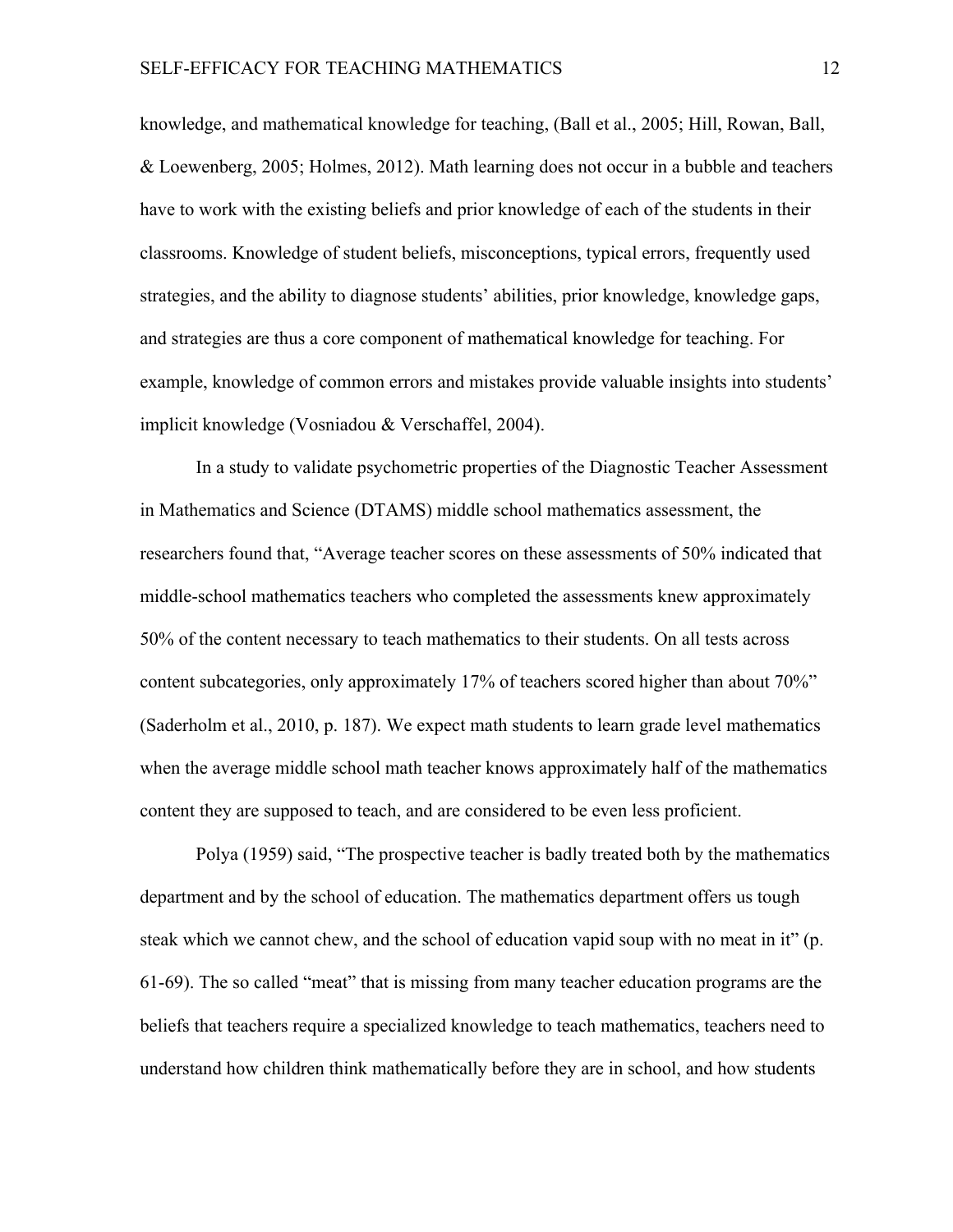knowledge, and mathematical knowledge for teaching, (Ball et al., 2005; Hill, Rowan, Ball, & Loewenberg, 2005; Holmes, 2012). Math learning does not occur in a bubble and teachers have to work with the existing beliefs and prior knowledge of each of the students in their classrooms. Knowledge of student beliefs, misconceptions, typical errors, frequently used strategies, and the ability to diagnose students' abilities, prior knowledge, knowledge gaps, and strategies are thus a core component of mathematical knowledge for teaching. For example, knowledge of common errors and mistakes provide valuable insights into students' implicit knowledge (Vosniadou & Verschaffel, 2004).

In a study to validate psychometric properties of the Diagnostic Teacher Assessment in Mathematics and Science (DTAMS) middle school mathematics assessment, the researchers found that, "Average teacher scores on these assessments of 50% indicated that middle-school mathematics teachers who completed the assessments knew approximately 50% of the content necessary to teach mathematics to their students. On all tests across content subcategories, only approximately 17% of teachers scored higher than about 70%" (Saderholm et al., 2010, p. 187). We expect math students to learn grade level mathematics when the average middle school math teacher knows approximately half of the mathematics content they are supposed to teach, and are considered to be even less proficient.

Polya (1959) said, "The prospective teacher is badly treated both by the mathematics department and by the school of education. The mathematics department offers us tough steak which we cannot chew, and the school of education vapid soup with no meat in it" (p. 61-69). The so called "meat" that is missing from many teacher education programs are the beliefs that teachers require a specialized knowledge to teach mathematics, teachers need to understand how children think mathematically before they are in school, and how students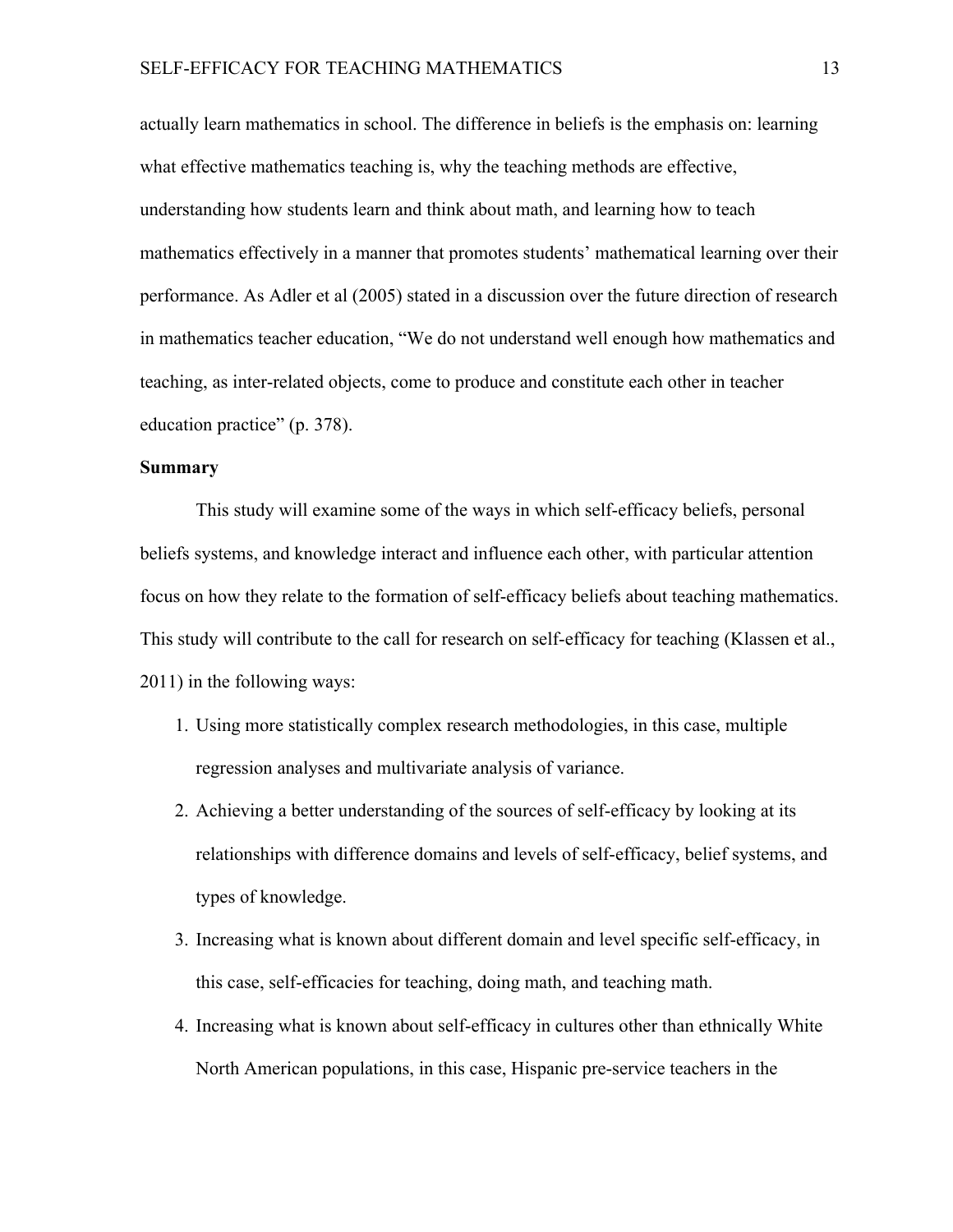actually learn mathematics in school. The difference in beliefs is the emphasis on: learning what effective mathematics teaching is, why the teaching methods are effective, understanding how students learn and think about math, and learning how to teach mathematics effectively in a manner that promotes students' mathematical learning over their performance. As Adler et al (2005) stated in a discussion over the future direction of research in mathematics teacher education, "We do not understand well enough how mathematics and teaching, as inter-related objects, come to produce and constitute each other in teacher education practice" (p. 378).

**Summary**

This study will examine some of the ways in which self-efficacy beliefs, personal beliefs systems, and knowledge interact and influence each other, with particular attention focus on how they relate to the formation of self-efficacy beliefs about teaching mathematics. This study will contribute to the call for research on self-efficacy for teaching (Klassen et al., 2011) in the following ways:

1. Using more statistically complex research methodologies, in this case, multiple regression analyses and multivariate analysis of variance.
2. Achieving a better understanding of the sources of self-efficacy by looking at its relationships with difference domains and levels of self-efficacy, belief systems, and types of knowledge.
3. Increasing what is known about different domain and level specific self-efficacy, in this case, self-efficacies for teaching, doing math, and teaching math.
4. Increasing what is known about self-efficacy in cultures other than ethnically White North American populations, in this case, Hispanic pre-service teachers in the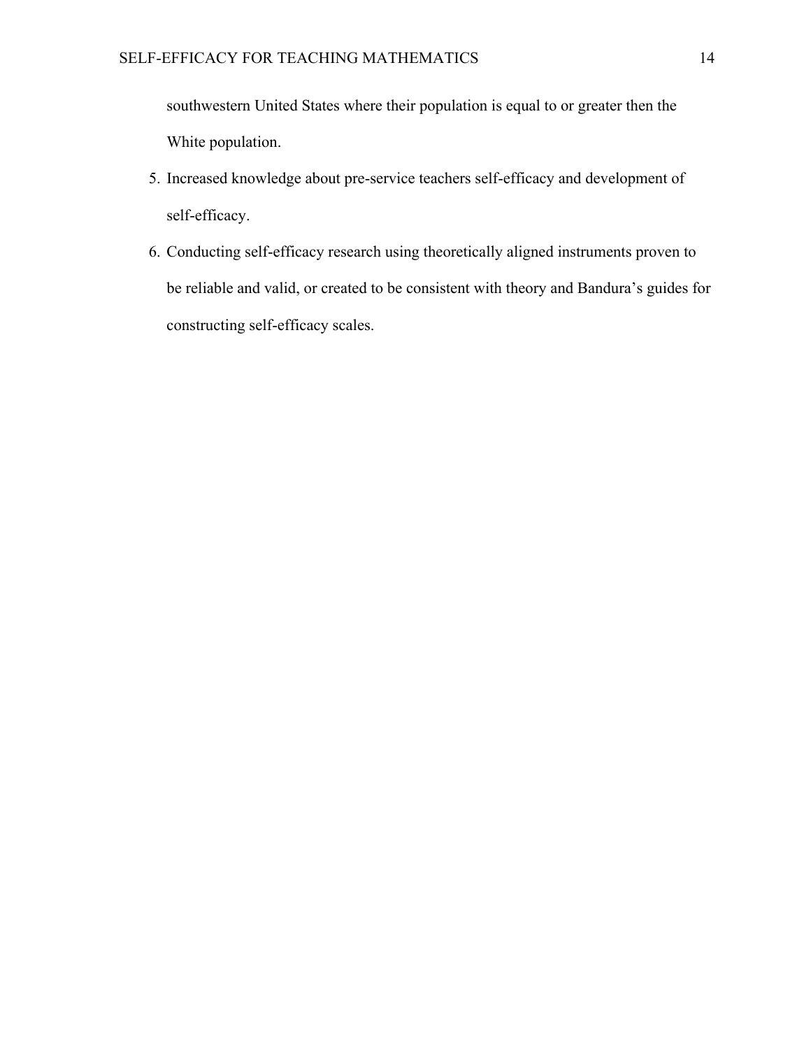southwestern United States where their population is equal to or greater then the White population.

5. Increased knowledge about pre-service teachers self-efficacy and development of self-efficacy.
6. Conducting self-efficacy research using theoretically aligned instruments proven to be reliable and valid, or created to be consistent with theory and Bandura's guides for constructing self-efficacy scales.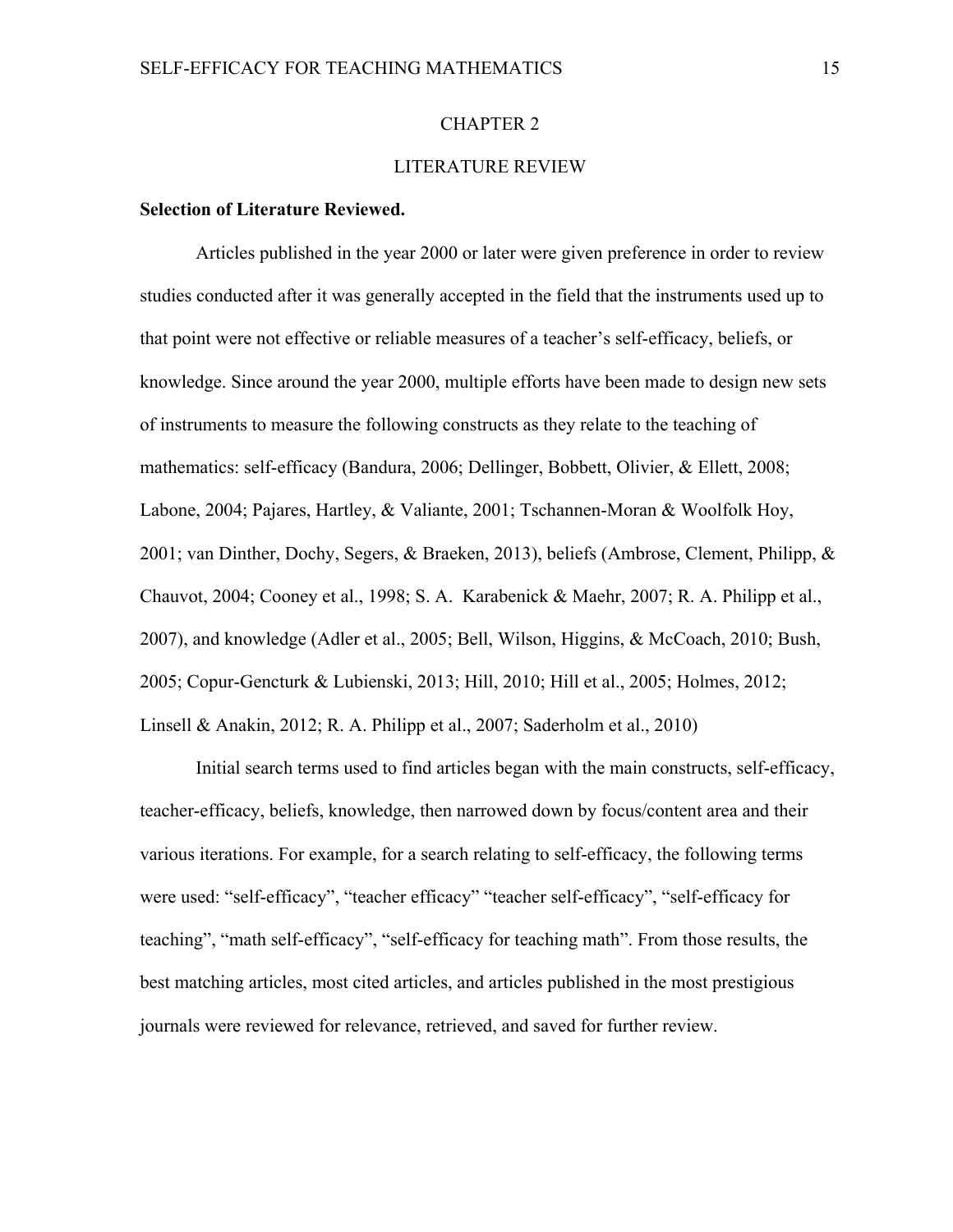# CHAPTER 2

# LITERATURE REVIEW

**Selection of Literature Reviewed.**

Articles published in the year 2000 or later were given preference in order to review studies conducted after it was generally accepted in the field that the instruments used up to that point were not effective or reliable measures of a teacher's self-efficacy, beliefs, or knowledge. Since around the year 2000, multiple efforts have been made to design new sets of instruments to measure the following constructs as they relate to the teaching of mathematics: self-efficacy (Bandura, 2006; Dellinger, Bobbett, Olivier, & Ellett, 2008; Labone, 2004; Pajares, Hartley, & Valiante, 2001; Tschannen-Moran & Woolfolk Hoy, 2001; van Dinther, Dochy, Segers, & Braeken, 2013), beliefs (Ambrose, Clement, Philipp, & Chauvot, 2004; Cooney et al., 1998; S. A. Karabenick & Maehr, 2007; R. A. Philipp et al., 2007), and knowledge (Adler et al., 2005; Bell, Wilson, Higgins, & McCoach, 2010; Bush, 2005; Copur-Gencturk & Lubienski, 2013; Hill, 2010; Hill et al., 2005; Holmes, 2012; Linsell & Anakin, 2012; R. A. Philipp et al., 2007; Saderholm et al., 2010)

Initial search terms used to find articles began with the main constructs, self-efficacy, teacher-efficacy, beliefs, knowledge, then narrowed down by focus/content area and their various iterations. For example, for a search relating to self-efficacy, the following terms were used: "self-efficacy", "teacher efficacy" "teacher self-efficacy", "self-efficacy for teaching", "math self-efficacy", "self-efficacy for teaching math". From those results, the best matching articles, most cited articles, and articles published in the most prestigious journals were reviewed for relevance, retrieved, and saved for further review.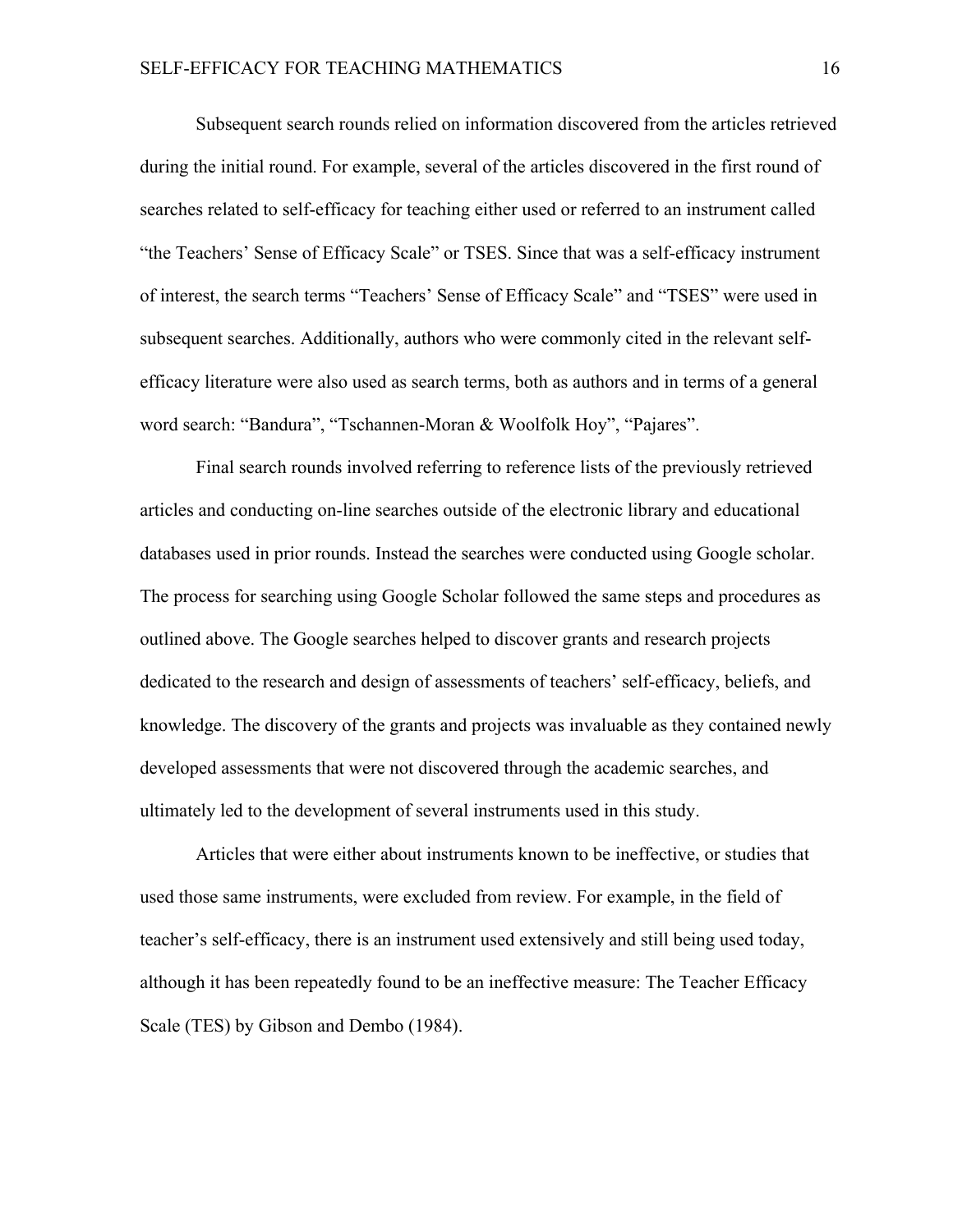Subsequent search rounds relied on information discovered from the articles retrieved during the initial round. For example, several of the articles discovered in the first round of searches related to self-efficacy for teaching either used or referred to an instrument called "the Teachers' Sense of Efficacy Scale" or TSES. Since that was a self-efficacy instrument of interest, the search terms "Teachers' Sense of Efficacy Scale" and "TSES" were used in subsequent searches. Additionally, authors who were commonly cited in the relevant self-efficacy literature were also used as search terms, both as authors and in terms of a general word search: "Bandura", "Tschannen-Moran & Woolfolk Hoy", "Pajares".

Final search rounds involved referring to reference lists of the previously retrieved articles and conducting on-line searches outside of the electronic library and educational databases used in prior rounds. Instead the searches were conducted using Google scholar. The process for searching using Google Scholar followed the same steps and procedures as outlined above. The Google searches helped to discover grants and research projects dedicated to the research and design of assessments of teachers' self-efficacy, beliefs, and knowledge. The discovery of the grants and projects was invaluable as they contained newly developed assessments that were not discovered through the academic searches, and ultimately led to the development of several instruments used in this study.

Articles that were either about instruments known to be ineffective, or studies that used those same instruments, were excluded from review. For example, in the field of teacher's self-efficacy, there is an instrument used extensively and still being used today, although it has been repeatedly found to be an ineffective measure: The Teacher Efficacy Scale (TES) by Gibson and Dembo (1984).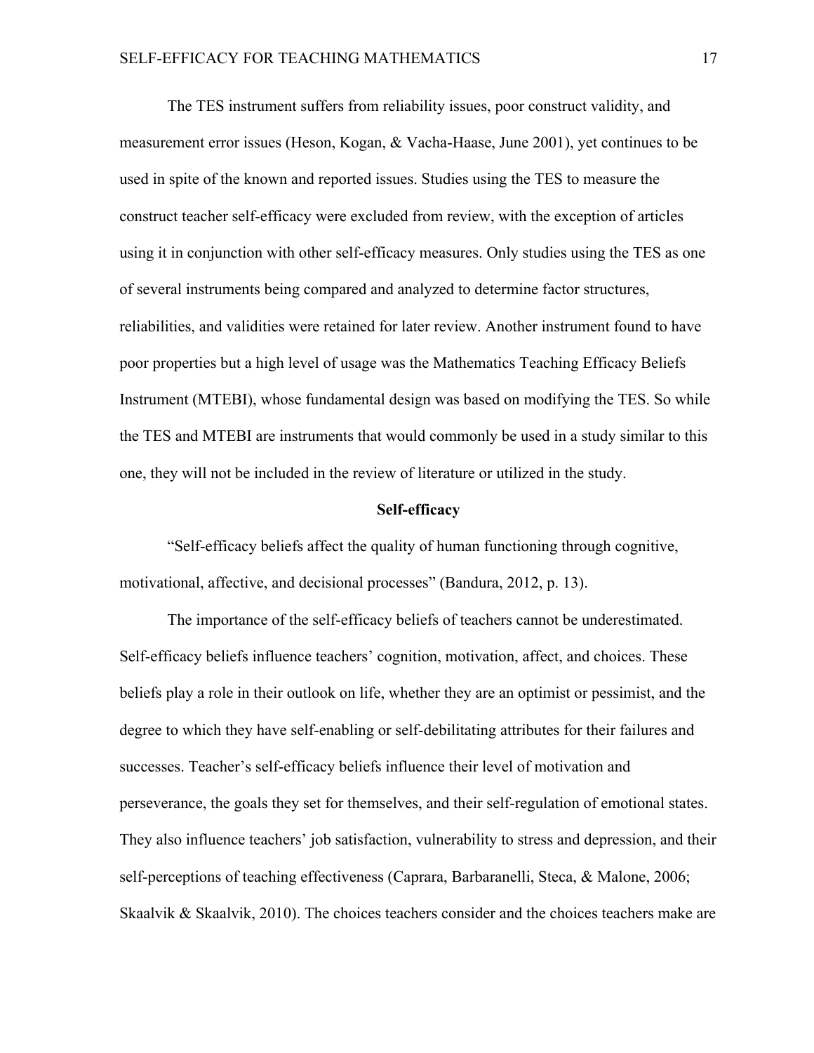The TES instrument suffers from reliability issues, poor construct validity, and measurement error issues (Heson, Kogan, & Vacha-Haase, June 2001), yet continues to be used in spite of the known and reported issues. Studies using the TES to measure the construct teacher self-efficacy were excluded from review, with the exception of articles using it in conjunction with other self-efficacy measures. Only studies using the TES as one of several instruments being compared and analyzed to determine factor structures, reliabilities, and validities were retained for later review. Another instrument found to have poor properties but a high level of usage was the Mathematics Teaching Efficacy Beliefs Instrument (MTEBI), whose fundamental design was based on modifying the TES. So while the TES and MTEBI are instruments that would commonly be used in a study similar to this one, they will not be included in the review of literature or utilized in the study.

## Self-efficacy

"Self-efficacy beliefs affect the quality of human functioning through cognitive, motivational, affective, and decisional processes" (Bandura, 2012, p. 13).

The importance of the self-efficacy beliefs of teachers cannot be underestimated. Self-efficacy beliefs influence teachers' cognition, motivation, affect, and choices. These beliefs play a role in their outlook on life, whether they are an optimist or pessimist, and the degree to which they have self-enabling or self-debilitating attributes for their failures and successes. Teacher's self-efficacy beliefs influence their level of motivation and perseverance, the goals they set for themselves, and their self-regulation of emotional states. They also influence teachers' job satisfaction, vulnerability to stress and depression, and their self-perceptions of teaching effectiveness (Caprara, Barbaranelli, Steca, & Malone, 2006; Skaalvik & Skaalvik, 2010). The choices teachers consider and the choices teachers make are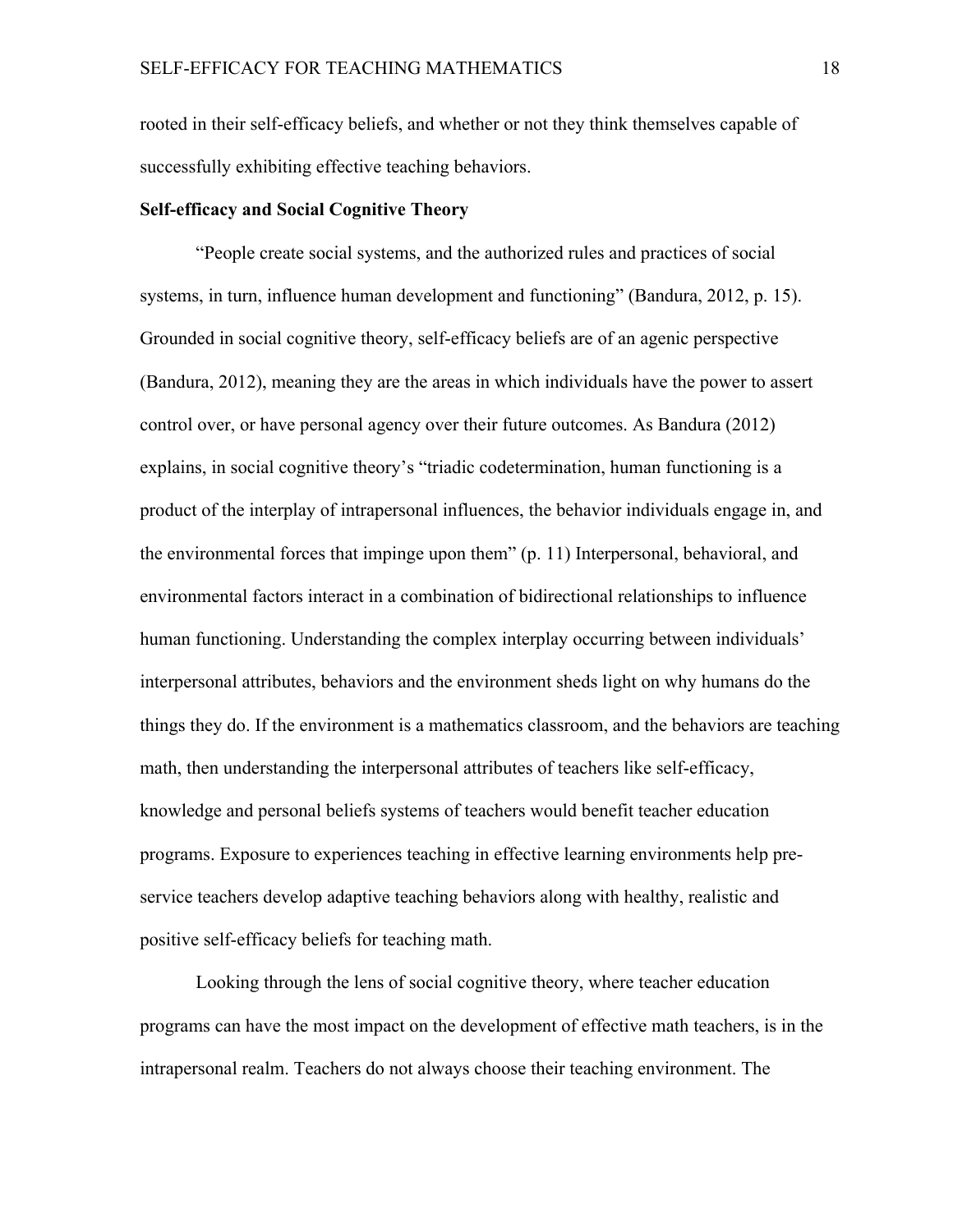rooted in their self-efficacy beliefs, and whether or not they think themselves capable of successfully exhibiting effective teaching behaviors.

**Self-efficacy and Social Cognitive Theory**

"People create social systems, and the authorized rules and practices of social systems, in turn, influence human development and functioning" (Bandura, 2012, p. 15). Grounded in social cognitive theory, self-efficacy beliefs are of an agenic perspective (Bandura, 2012), meaning they are the areas in which individuals have the power to assert control over, or have personal agency over their future outcomes. As Bandura (2012) explains, in social cognitive theory's "triadic codetermination, human functioning is a product of the interplay of intrapersonal influences, the behavior individuals engage in, and the environmental forces that impinge upon them" (p. 11) Interpersonal, behavioral, and environmental factors interact in a combination of bidirectional relationships to influence human functioning. Understanding the complex interplay occurring between individuals' interpersonal attributes, behaviors and the environment sheds light on why humans do the things they do. If the environment is a mathematics classroom, and the behaviors are teaching math, then understanding the interpersonal attributes of teachers like self-efficacy, knowledge and personal beliefs systems of teachers would benefit teacher education programs. Exposure to experiences teaching in effective learning environments help pre-service teachers develop adaptive teaching behaviors along with healthy, realistic and positive self-efficacy beliefs for teaching math.

Looking through the lens of social cognitive theory, where teacher education programs can have the most impact on the development of effective math teachers, is in the intrapersonal realm. Teachers do not always choose their teaching environment. The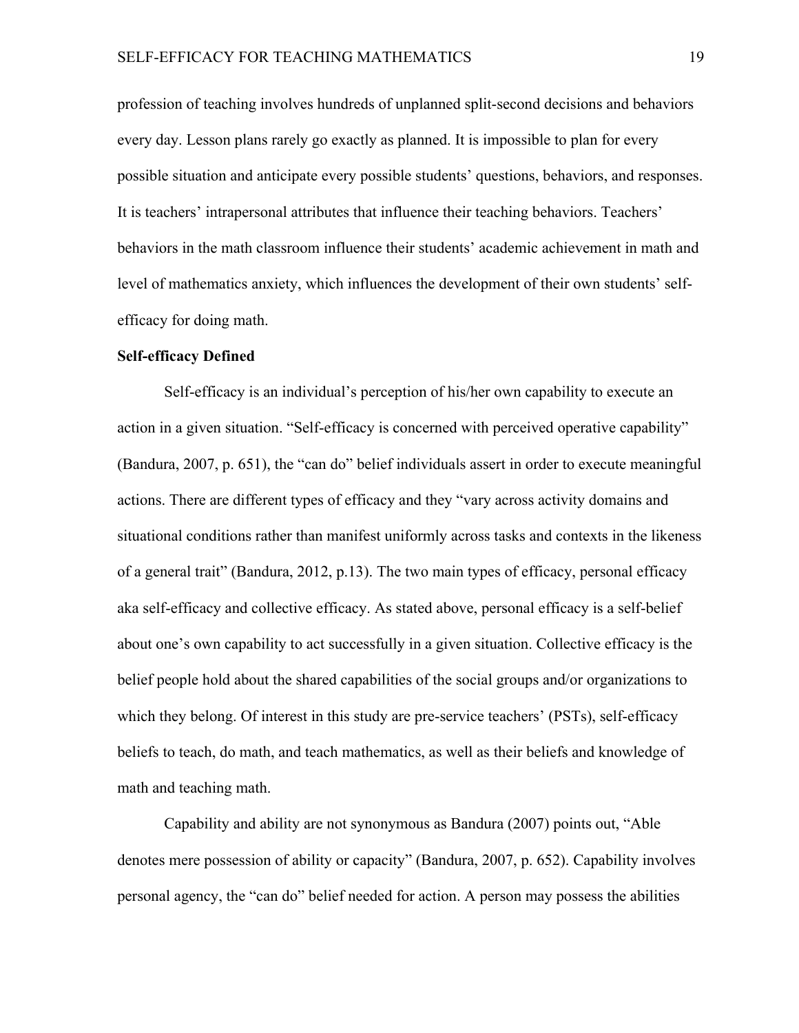profession of teaching involves hundreds of unplanned split-second decisions and behaviors every day. Lesson plans rarely go exactly as planned. It is impossible to plan for every possible situation and anticipate every possible students' questions, behaviors, and responses. It is teachers' intrapersonal attributes that influence their teaching behaviors. Teachers' behaviors in the math classroom influence their students' academic achievement in math and level of mathematics anxiety, which influences the development of their own students' self-efficacy for doing math.

## Self-efficacy Defined

Self-efficacy is an individual's perception of his/her own capability to execute an action in a given situation. "Self-efficacy is concerned with perceived operative capability" (Bandura, 2007, p. 651), the "can do" belief individuals assert in order to execute meaningful actions. There are different types of efficacy and they "vary across activity domains and situational conditions rather than manifest uniformly across tasks and contexts in the likeness of a general trait" (Bandura, 2012, p.13). The two main types of efficacy, personal efficacy aka self-efficacy and collective efficacy. As stated above, personal efficacy is a self-belief about one's own capability to act successfully in a given situation. Collective efficacy is the belief people hold about the shared capabilities of the social groups and/or organizations to which they belong. Of interest in this study are pre-service teachers' (PSTs), self-efficacy beliefs to teach, do math, and teach mathematics, as well as their beliefs and knowledge of math and teaching math.

Capability and ability are not synonymous as Bandura (2007) points out, "Able denotes mere possession of ability or capacity" (Bandura, 2007, p. 652). Capability involves personal agency, the "can do" belief needed for action. A person may possess the abilities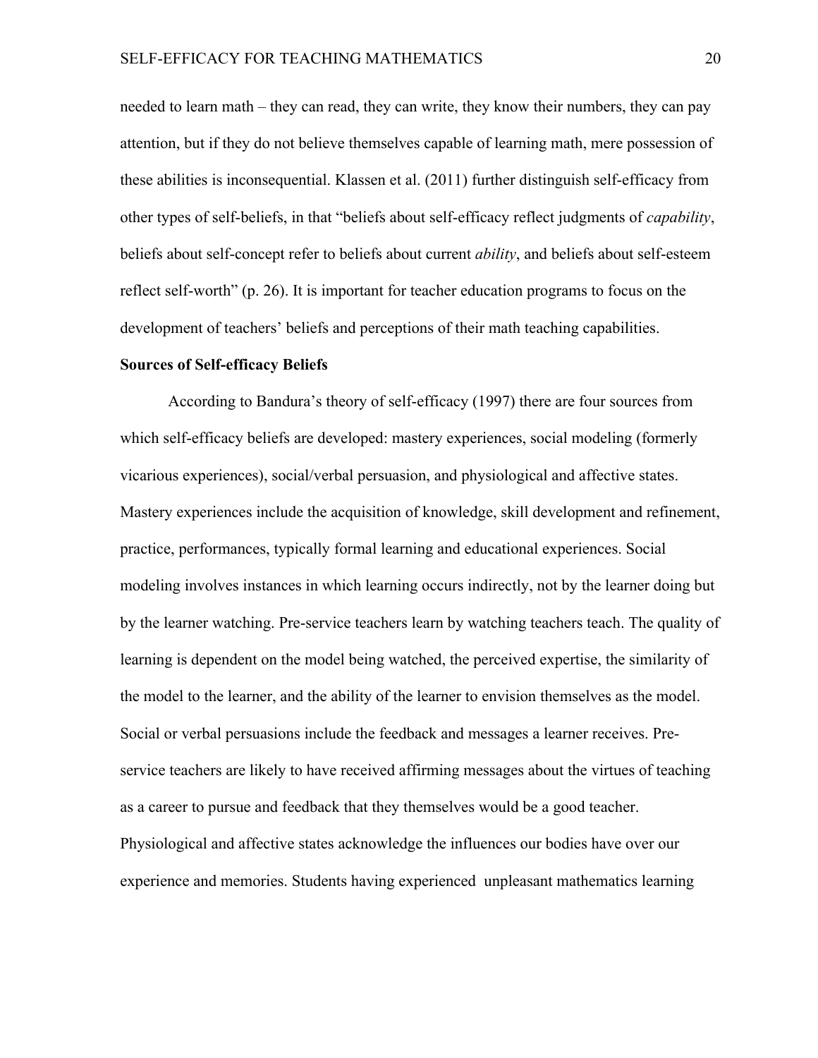needed to learn math – they can read, they can write, they know their numbers, they can pay attention, but if they do not believe themselves capable of learning math, mere possession of these abilities is inconsequential. Klassen et al. (2011) further distinguish self-efficacy from other types of self-beliefs, in that "beliefs about self-efficacy reflect judgments of *capability*, beliefs about self-concept refer to beliefs about current *ability*, and beliefs about self-esteem reflect self-worth" (p. 26). It is important for teacher education programs to focus on the development of teachers' beliefs and perceptions of their math teaching capabilities.

**Sources of Self-efficacy Beliefs**

According to Bandura's theory of self-efficacy (1997) there are four sources from which self-efficacy beliefs are developed: mastery experiences, social modeling (formerly vicarious experiences), social/verbal persuasion, and physiological and affective states. Mastery experiences include the acquisition of knowledge, skill development and refinement, practice, performances, typically formal learning and educational experiences. Social modeling involves instances in which learning occurs indirectly, not by the learner doing but by the learner watching. Pre-service teachers learn by watching teachers teach. The quality of learning is dependent on the model being watched, the perceived expertise, the similarity of the model to the learner, and the ability of the learner to envision themselves as the model. Social or verbal persuasions include the feedback and messages a learner receives. Pre-service teachers are likely to have received affirming messages about the virtues of teaching as a career to pursue and feedback that they themselves would be a good teacher. Physiological and affective states acknowledge the influences our bodies have over our experience and memories. Students having experienced unpleasant mathematics learning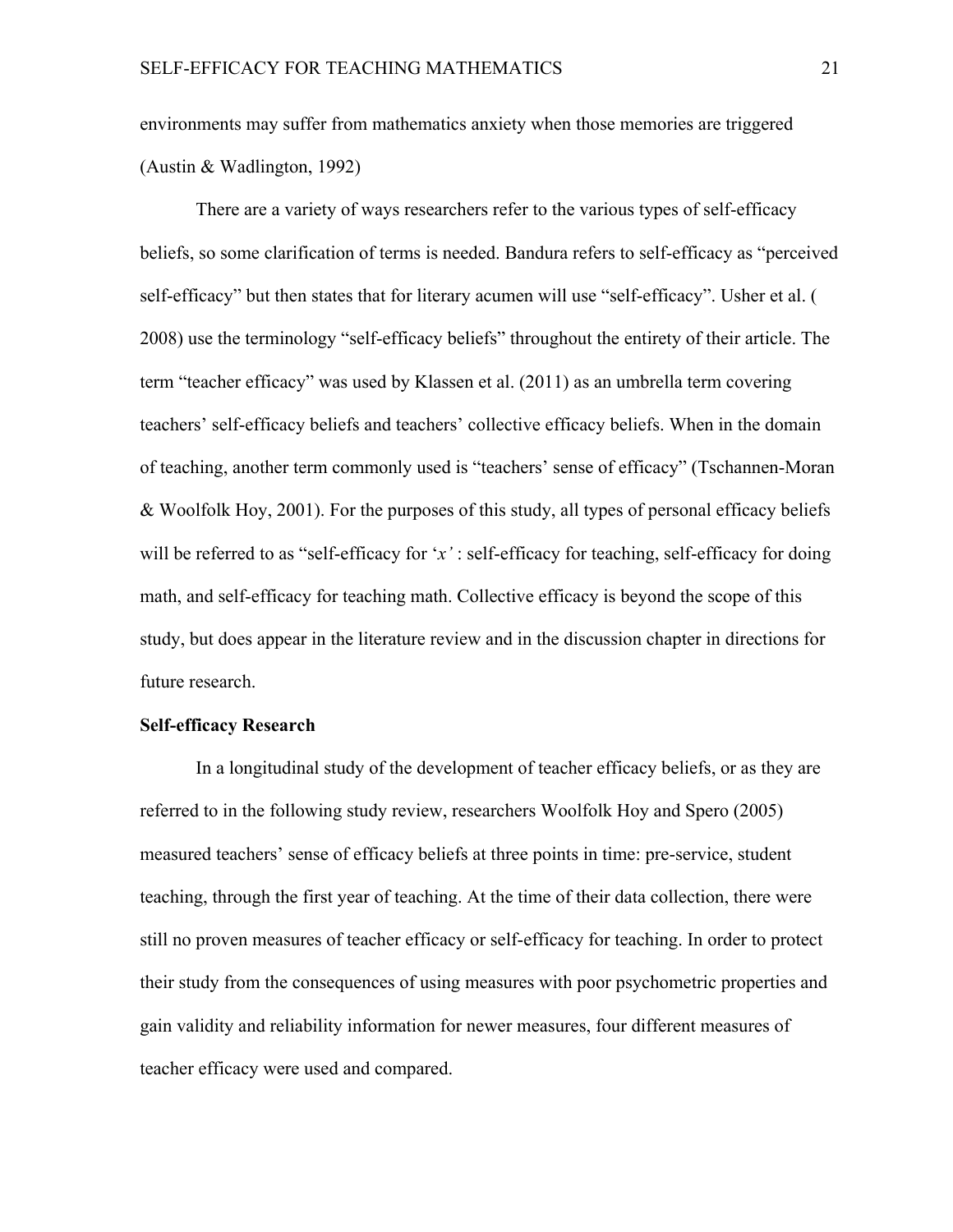environments may suffer from mathematics anxiety when those memories are triggered (Austin & Wadlington, 1992)

There are a variety of ways researchers refer to the various types of self-efficacy beliefs, so some clarification of terms is needed. Bandura refers to self-efficacy as "perceived self-efficacy" but then states that for literary acumen will use "self-efficacy". Usher et al. ( 2008) use the terminology "self-efficacy beliefs" throughout the entirety of their article. The term "teacher efficacy" was used by Klassen et al. (2011) as an umbrella term covering teachers' self-efficacy beliefs and teachers' collective efficacy beliefs. When in the domain of teaching, another term commonly used is "teachers' sense of efficacy" (Tschannen-Moran & Woolfolk Hoy, 2001). For the purposes of this study, all types of personal efficacy beliefs will be referred to as "self-efficacy for '*x'* : self-efficacy for teaching, self-efficacy for doing math, and self-efficacy for teaching math. Collective efficacy is beyond the scope of this study, but does appear in the literature review and in the discussion chapter in directions for future research.

**Self-efficacy Research**

In a longitudinal study of the development of teacher efficacy beliefs, or as they are referred to in the following study review, researchers Woolfolk Hoy and Spero (2005) measured teachers' sense of efficacy beliefs at three points in time: pre-service, student teaching, through the first year of teaching. At the time of their data collection, there were still no proven measures of teacher efficacy or self-efficacy for teaching. In order to protect their study from the consequences of using measures with poor psychometric properties and gain validity and reliability information for newer measures, four different measures of teacher efficacy were used and compared.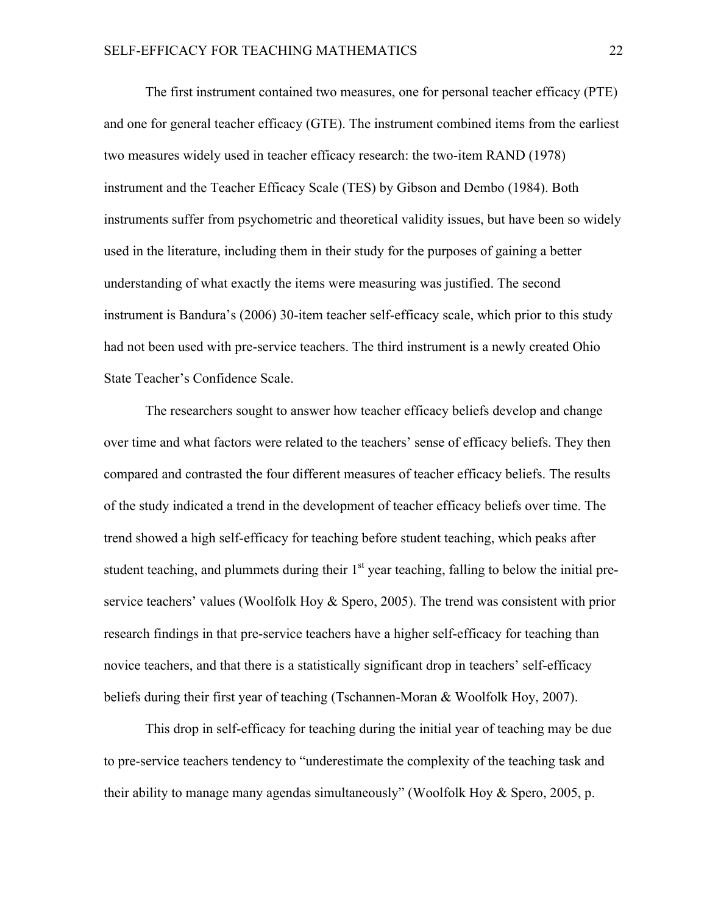The first instrument contained two measures, one for personal teacher efficacy (PTE) and one for general teacher efficacy (GTE). The instrument combined items from the earliest two measures widely used in teacher efficacy research: the two-item RAND (1978) instrument and the Teacher Efficacy Scale (TES) by Gibson and Dembo (1984). Both instruments suffer from psychometric and theoretical validity issues, but have been so widely used in the literature, including them in their study for the purposes of gaining a better understanding of what exactly the items were measuring was justified. The second instrument is Bandura's (2006) 30-item teacher self-efficacy scale, which prior to this study had not been used with pre-service teachers. The third instrument is a newly created Ohio State Teacher's Confidence Scale.

The researchers sought to answer how teacher efficacy beliefs develop and change over time and what factors were related to the teachers' sense of efficacy beliefs. They then compared and contrasted the four different measures of teacher efficacy beliefs. The results of the study indicated a trend in the development of teacher efficacy beliefs over time. The trend showed a high self-efficacy for teaching before student teaching, which peaks after student teaching, and plummets during their 1st year teaching, falling to below the initial pre-service teachers' values (Woolfolk Hoy & Spero, 2005). The trend was consistent with prior research findings in that pre-service teachers have a higher self-efficacy for teaching than novice teachers, and that there is a statistically significant drop in teachers' self-efficacy beliefs during their first year of teaching (Tschannen-Moran & Woolfolk Hoy, 2007).

This drop in self-efficacy for teaching during the initial year of teaching may be due to pre-service teachers tendency to "underestimate the complexity of the teaching task and their ability to manage many agendas simultaneously" (Woolfolk Hoy & Spero, 2005, p.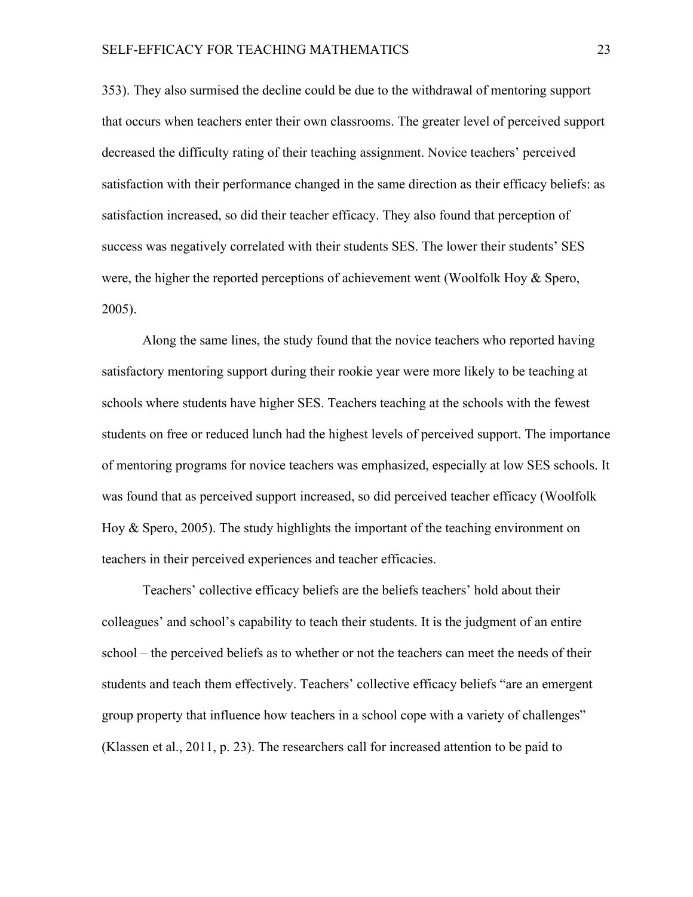353). They also surmised the decline could be due to the withdrawal of mentoring support that occurs when teachers enter their own classrooms. The greater level of perceived support decreased the difficulty rating of their teaching assignment. Novice teachers' perceived satisfaction with their performance changed in the same direction as their efficacy beliefs: as satisfaction increased, so did their teacher efficacy. They also found that perception of success was negatively correlated with their students SES. The lower their students' SES were, the higher the reported perceptions of achievement went (Woolfolk Hoy & Spero, 2005).

Along the same lines, the study found that the novice teachers who reported having satisfactory mentoring support during their rookie year were more likely to be teaching at schools where students have higher SES. Teachers teaching at the schools with the fewest students on free or reduced lunch had the highest levels of perceived support. The importance of mentoring programs for novice teachers was emphasized, especially at low SES schools. It was found that as perceived support increased, so did perceived teacher efficacy (Woolfolk Hoy & Spero, 2005). The study highlights the important of the teaching environment on teachers in their perceived experiences and teacher efficacies.

Teachers' collective efficacy beliefs are the beliefs teachers' hold about their colleagues' and school's capability to teach their students. It is the judgment of an entire school – the perceived beliefs as to whether or not the teachers can meet the needs of their students and teach them effectively. Teachers' collective efficacy beliefs "are an emergent group property that influence how teachers in a school cope with a variety of challenges" (Klassen et al., 2011, p. 23). The researchers call for increased attention to be paid to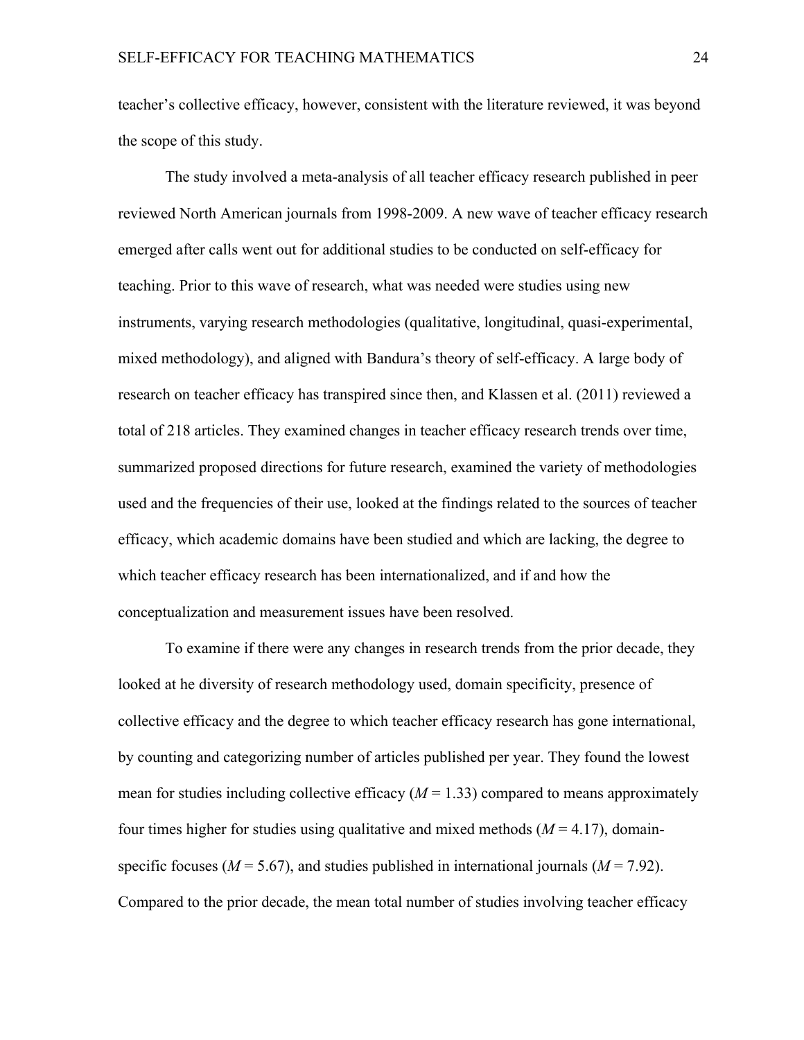teacher's collective efficacy, however, consistent with the literature reviewed, it was beyond the scope of this study.

The study involved a meta-analysis of all teacher efficacy research published in peer reviewed North American journals from 1998-2009. A new wave of teacher efficacy research emerged after calls went out for additional studies to be conducted on self-efficacy for teaching. Prior to this wave of research, what was needed were studies using new instruments, varying research methodologies (qualitative, longitudinal, quasi-experimental, mixed methodology), and aligned with Bandura's theory of self-efficacy. A large body of research on teacher efficacy has transpired since then, and Klassen et al. (2011) reviewed a total of 218 articles. They examined changes in teacher efficacy research trends over time, summarized proposed directions for future research, examined the variety of methodologies used and the frequencies of their use, looked at the findings related to the sources of teacher efficacy, which academic domains have been studied and which are lacking, the degree to which teacher efficacy research has been internationalized, and if and how the conceptualization and measurement issues have been resolved.

To examine if there were any changes in research trends from the prior decade, they looked at he diversity of research methodology used, domain specificity, presence of collective efficacy and the degree to which teacher efficacy research has gone international, by counting and categorizing number of articles published per year. They found the lowest mean for studies including collective efficacy ($M = 1.33$) compared to means approximately four times higher for studies using qualitative and mixed methods ($M = 4.17$), domain-specific focuses ($M = 5.67$), and studies published in international journals ($M = 7.92$). Compared to the prior decade, the mean total number of studies involving teacher efficacy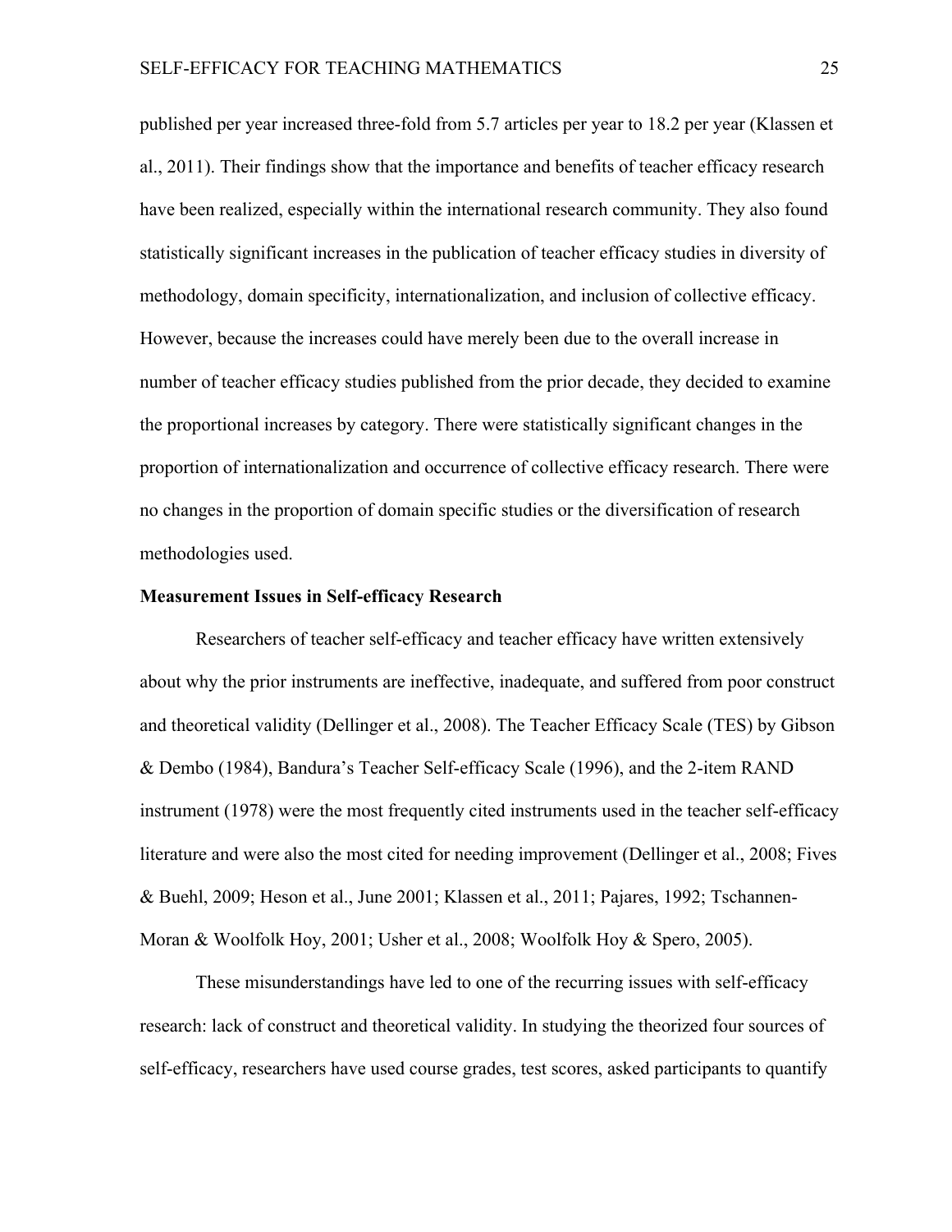published per year increased three-fold from 5.7 articles per year to 18.2 per year (Klassen et al., 2011). Their findings show that the importance and benefits of teacher efficacy research have been realized, especially within the international research community. They also found statistically significant increases in the publication of teacher efficacy studies in diversity of methodology, domain specificity, internationalization, and inclusion of collective efficacy. However, because the increases could have merely been due to the overall increase in number of teacher efficacy studies published from the prior decade, they decided to examine the proportional increases by category. There were statistically significant changes in the proportion of internationalization and occurrence of collective efficacy research. There were no changes in the proportion of domain specific studies or the diversification of research methodologies used.

**Measurement Issues in Self-efficacy Research**

Researchers of teacher self-efficacy and teacher efficacy have written extensively about why the prior instruments are ineffective, inadequate, and suffered from poor construct and theoretical validity (Dellinger et al., 2008). The Teacher Efficacy Scale (TES) by Gibson & Dembo (1984), Bandura's Teacher Self-efficacy Scale (1996), and the 2-item RAND instrument (1978) were the most frequently cited instruments used in the teacher self-efficacy literature and were also the most cited for needing improvement (Dellinger et al., 2008; Fives & Buehl, 2009; Heson et al., June 2001; Klassen et al., 2011; Pajares, 1992; Tschannen-Moran & Woolfolk Hoy, 2001; Usher et al., 2008; Woolfolk Hoy & Spero, 2005).

These misunderstandings have led to one of the recurring issues with self-efficacy research: lack of construct and theoretical validity. In studying the theorized four sources of self-efficacy, researchers have used course grades, test scores, asked participants to quantify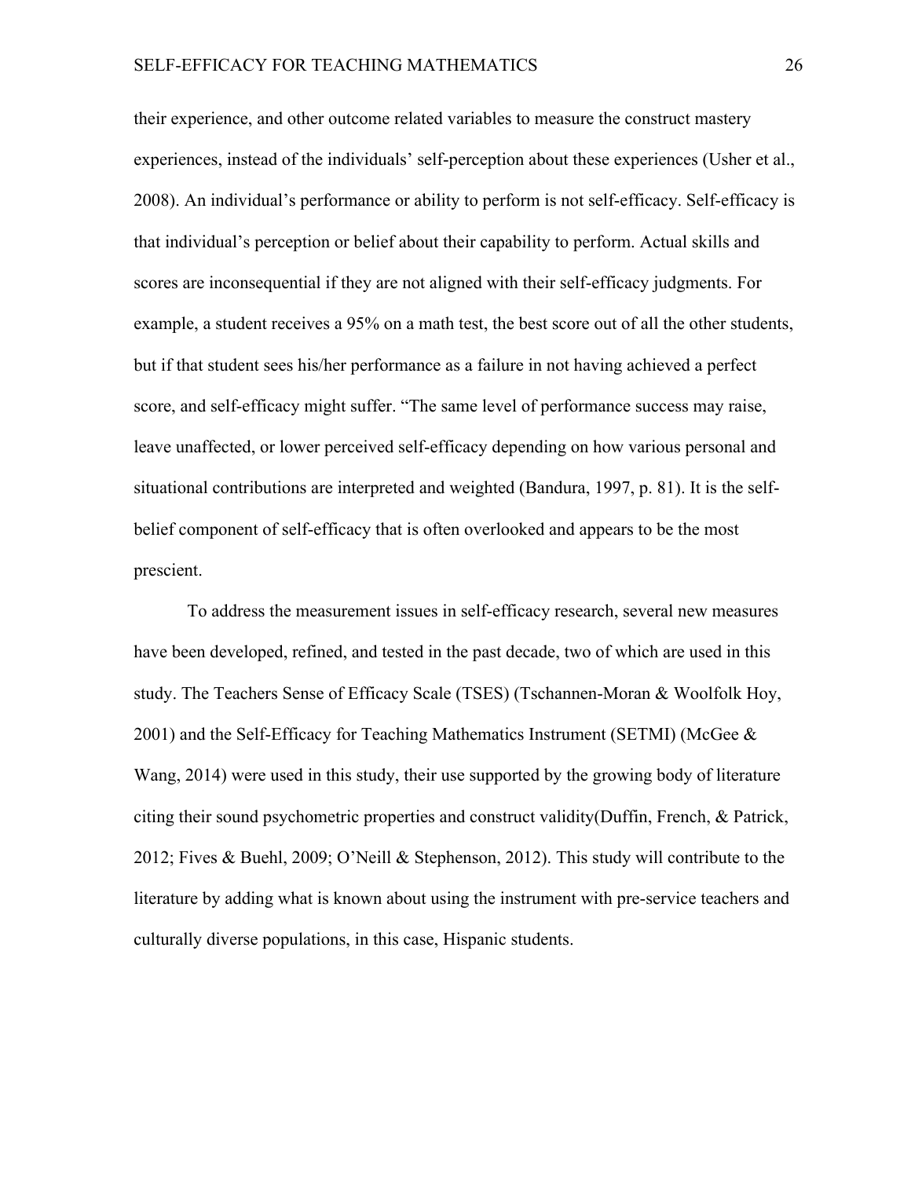their experience, and other outcome related variables to measure the construct mastery experiences, instead of the individuals' self-perception about these experiences (Usher et al., 2008). An individual's performance or ability to perform is not self-efficacy. Self-efficacy is that individual's perception or belief about their capability to perform. Actual skills and scores are inconsequential if they are not aligned with their self-efficacy judgments. For example, a student receives a 95% on a math test, the best score out of all the other students, but if that student sees his/her performance as a failure in not having achieved a perfect score, and self-efficacy might suffer. "The same level of performance success may raise, leave unaffected, or lower perceived self-efficacy depending on how various personal and situational contributions are interpreted and weighted (Bandura, 1997, p. 81). It is the self-belief component of self-efficacy that is often overlooked and appears to be the most prescient.

To address the measurement issues in self-efficacy research, several new measures have been developed, refined, and tested in the past decade, two of which are used in this study. The Teachers Sense of Efficacy Scale (TSES) (Tschannen-Moran & Woolfolk Hoy, 2001) and the Self-Efficacy for Teaching Mathematics Instrument (SETMI) (McGee & Wang, 2014) were used in this study, their use supported by the growing body of literature citing their sound psychometric properties and construct validity(Duffin, French, & Patrick, 2012; Fives & Buehl, 2009; O'Neill & Stephenson, 2012). This study will contribute to the literature by adding what is known about using the instrument with pre-service teachers and culturally diverse populations, in this case, Hispanic students.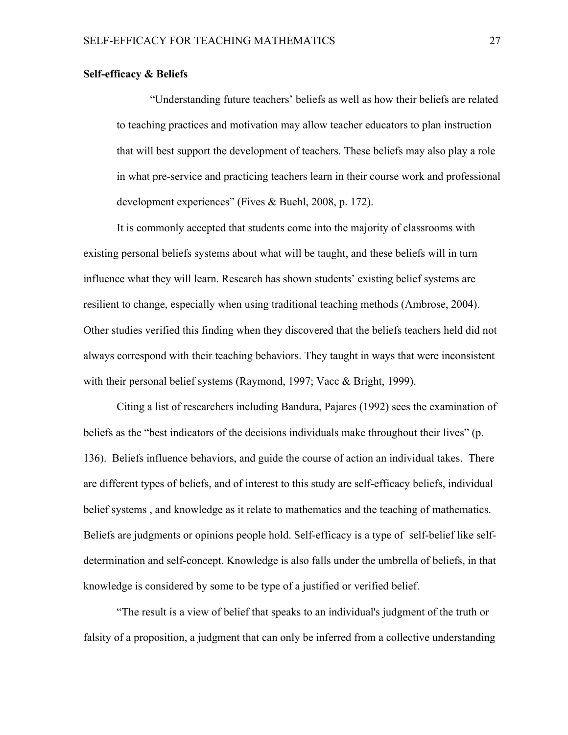**Self-efficacy & Beliefs**

> "Understanding future teachers' beliefs as well as how their beliefs are related to teaching practices and motivation may allow teacher educators to plan instruction that will best support the development of teachers. These beliefs may also play a role in what pre-service and practicing teachers learn in their course work and professional development experiences" (Fives & Buehl, 2008, p. 172).

It is commonly accepted that students come into the majority of classrooms with existing personal beliefs systems about what will be taught, and these beliefs will in turn influence what they will learn. Research has shown students' existing belief systems are resilient to change, especially when using traditional teaching methods (Ambrose, 2004). Other studies verified this finding when they discovered that the beliefs teachers held did not always correspond with their teaching behaviors. They taught in ways that were inconsistent with their personal belief systems (Raymond, 1997; Vacc & Bright, 1999).

Citing a list of researchers including Bandura, Pajares (1992) sees the examination of beliefs as the "best indicators of the decisions individuals make throughout their lives" (p. 136). Beliefs influence behaviors, and guide the course of action an individual takes. There are different types of beliefs, and of interest to this study are self-efficacy beliefs, individual belief systems , and knowledge as it relate to mathematics and the teaching of mathematics. Beliefs are judgments or opinions people hold. Self-efficacy is a type of self-belief like self-determination and self-concept. Knowledge is also falls under the umbrella of beliefs, in that knowledge is considered by some to be type of a justified or verified belief.

"The result is a view of belief that speaks to an individual's judgment of the truth or falsity of a proposition, a judgment that can only be inferred from a collective understanding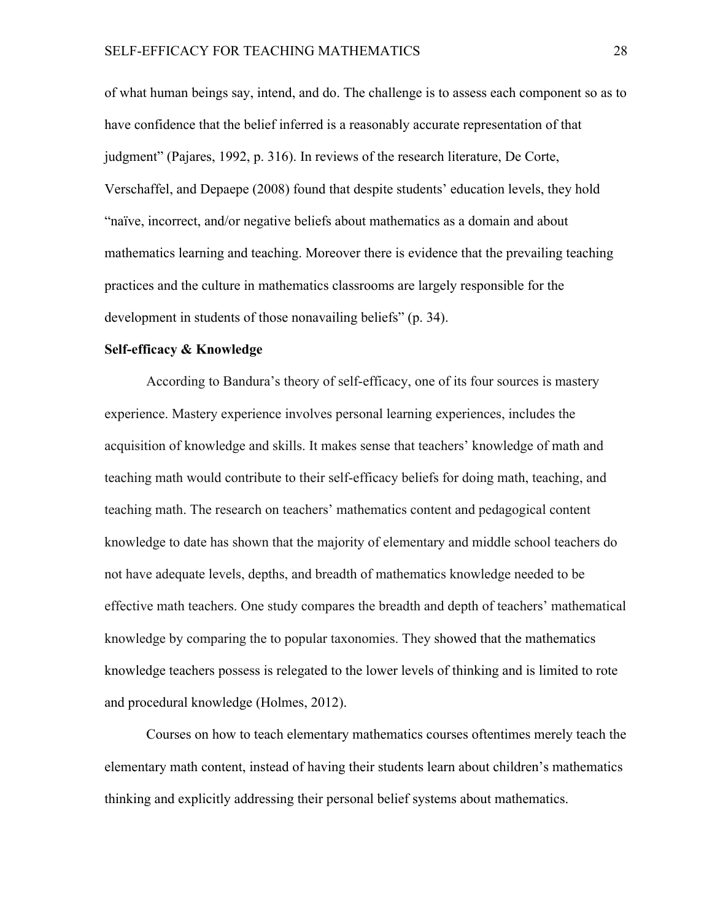of what human beings say, intend, and do. The challenge is to assess each component so as to have confidence that the belief inferred is a reasonably accurate representation of that judgment" (Pajares, 1992, p. 316). In reviews of the research literature, De Corte, Verschaffel, and Depaepe (2008) found that despite students' education levels, they hold "naïve, incorrect, and/or negative beliefs about mathematics as a domain and about mathematics learning and teaching. Moreover there is evidence that the prevailing teaching practices and the culture in mathematics classrooms are largely responsible for the development in students of those nonavailing beliefs" (p. 34).

**Self-efficacy & Knowledge**

According to Bandura's theory of self-efficacy, one of its four sources is mastery experience. Mastery experience involves personal learning experiences, includes the acquisition of knowledge and skills. It makes sense that teachers' knowledge of math and teaching math would contribute to their self-efficacy beliefs for doing math, teaching, and teaching math. The research on teachers' mathematics content and pedagogical content knowledge to date has shown that the majority of elementary and middle school teachers do not have adequate levels, depths, and breadth of mathematics knowledge needed to be effective math teachers. One study compares the breadth and depth of teachers' mathematical knowledge by comparing the to popular taxonomies. They showed that the mathematics knowledge teachers possess is relegated to the lower levels of thinking and is limited to rote and procedural knowledge (Holmes, 2012).

Courses on how to teach elementary mathematics courses oftentimes merely teach the elementary math content, instead of having their students learn about children's mathematics thinking and explicitly addressing their personal belief systems about mathematics.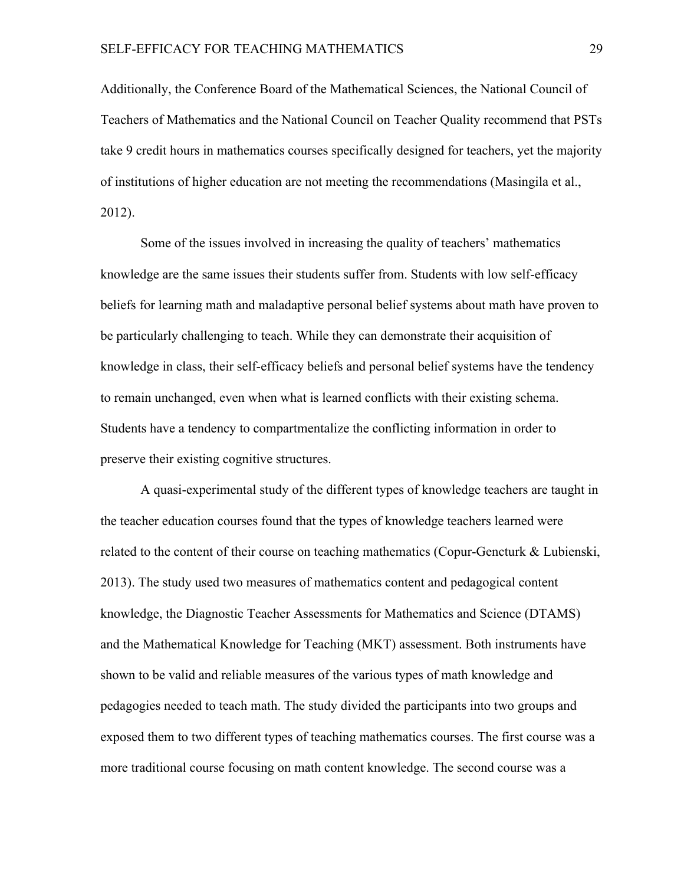Additionally, the Conference Board of the Mathematical Sciences, the National Council of Teachers of Mathematics and the National Council on Teacher Quality recommend that PSTs take 9 credit hours in mathematics courses specifically designed for teachers, yet the majority of institutions of higher education are not meeting the recommendations (Masingila et al., 2012).

Some of the issues involved in increasing the quality of teachers' mathematics knowledge are the same issues their students suffer from. Students with low self-efficacy beliefs for learning math and maladaptive personal belief systems about math have proven to be particularly challenging to teach. While they can demonstrate their acquisition of knowledge in class, their self-efficacy beliefs and personal belief systems have the tendency to remain unchanged, even when what is learned conflicts with their existing schema. Students have a tendency to compartmentalize the conflicting information in order to preserve their existing cognitive structures.

A quasi-experimental study of the different types of knowledge teachers are taught in the teacher education courses found that the types of knowledge teachers learned were related to the content of their course on teaching mathematics (Copur-Gencturk & Lubienski, 2013). The study used two measures of mathematics content and pedagogical content knowledge, the Diagnostic Teacher Assessments for Mathematics and Science (DTAMS) and the Mathematical Knowledge for Teaching (MKT) assessment. Both instruments have shown to be valid and reliable measures of the various types of math knowledge and pedagogies needed to teach math. The study divided the participants into two groups and exposed them to two different types of teaching mathematics courses. The first course was a more traditional course focusing on math content knowledge. The second course was a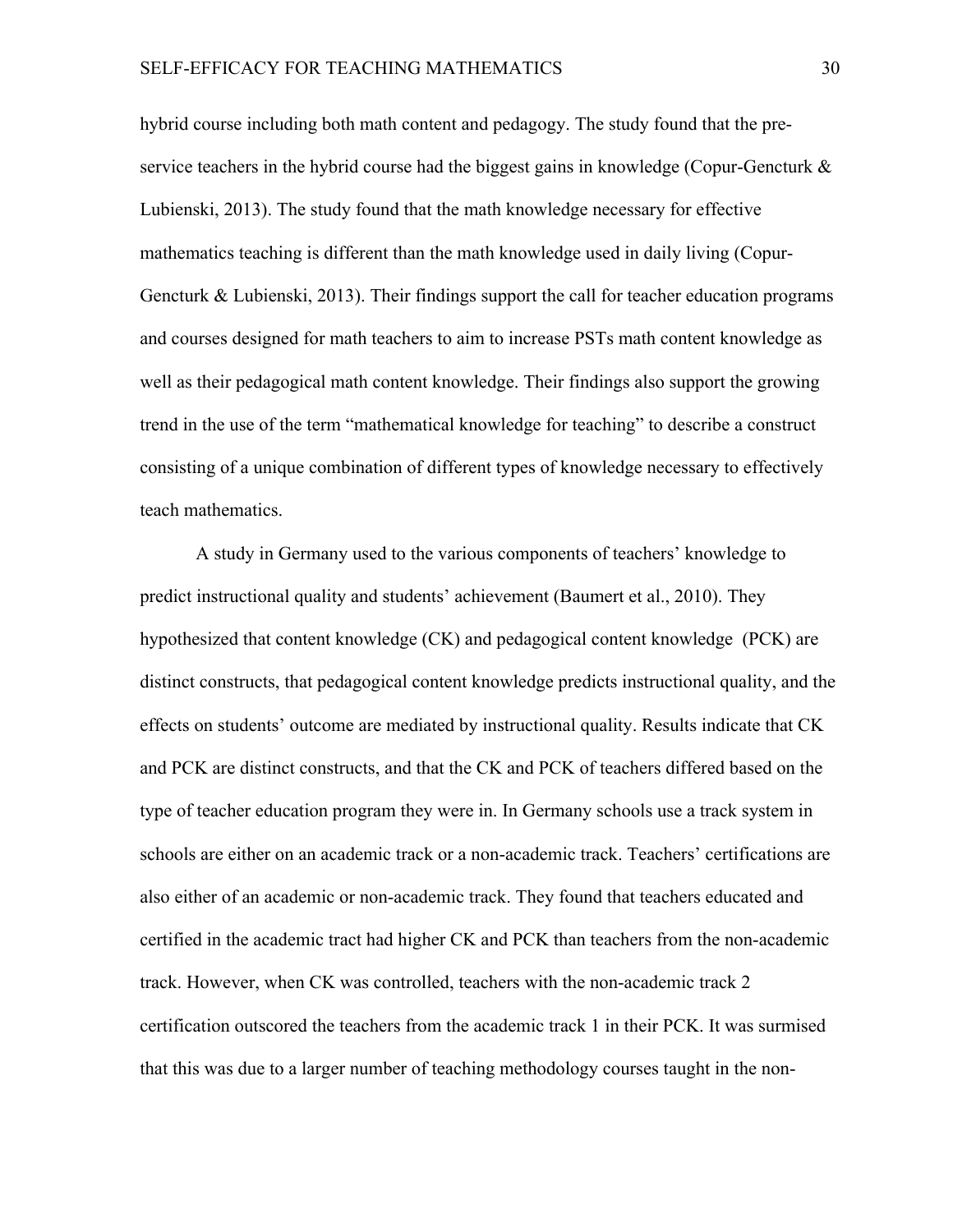hybrid course including both math content and pedagogy. The study found that the pre-service teachers in the hybrid course had the biggest gains in knowledge (Copur-Gencturk & Lubienski, 2013). The study found that the math knowledge necessary for effective mathematics teaching is different than the math knowledge used in daily living (Copur-Gencturk & Lubienski, 2013). Their findings support the call for teacher education programs and courses designed for math teachers to aim to increase PSTs math content knowledge as well as their pedagogical math content knowledge. Their findings also support the growing trend in the use of the term "mathematical knowledge for teaching" to describe a construct consisting of a unique combination of different types of knowledge necessary to effectively teach mathematics.

A study in Germany used to the various components of teachers' knowledge to predict instructional quality and students' achievement (Baumert et al., 2010). They hypothesized that content knowledge (CK) and pedagogical content knowledge (PCK) are distinct constructs, that pedagogical content knowledge predicts instructional quality, and the effects on students' outcome are mediated by instructional quality. Results indicate that CK and PCK are distinct constructs, and that the CK and PCK of teachers differed based on the type of teacher education program they were in. In Germany schools use a track system in schools are either on an academic track or a non-academic track. Teachers' certifications are also either of an academic or non-academic track. They found that teachers educated and certified in the academic tract had higher CK and PCK than teachers from the non-academic track. However, when CK was controlled, teachers with the non-academic track 2 certification outscored the teachers from the academic track 1 in their PCK. It was surmised that this was due to a larger number of teaching methodology courses taught in the non-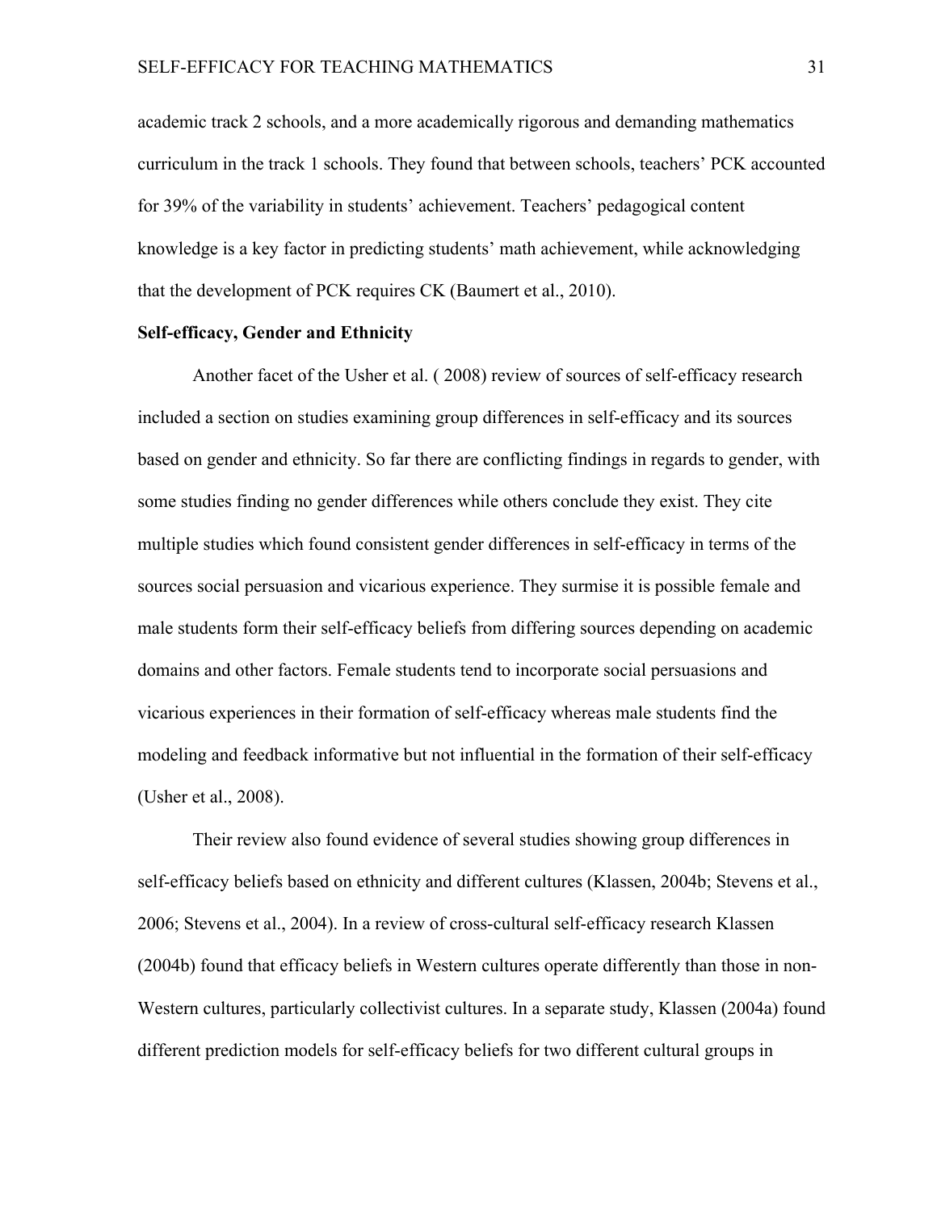academic track 2 schools, and a more academically rigorous and demanding mathematics curriculum in the track 1 schools. They found that between schools, teachers' PCK accounted for 39% of the variability in students' achievement. Teachers' pedagogical content knowledge is a key factor in predicting students' math achievement, while acknowledging that the development of PCK requires CK (Baumert et al., 2010).

**Self-efficacy, Gender and Ethnicity**

Another facet of the Usher et al. ( 2008) review of sources of self-efficacy research included a section on studies examining group differences in self-efficacy and its sources based on gender and ethnicity. So far there are conflicting findings in regards to gender, with some studies finding no gender differences while others conclude they exist. They cite multiple studies which found consistent gender differences in self-efficacy in terms of the sources social persuasion and vicarious experience. They surmise it is possible female and male students form their self-efficacy beliefs from differing sources depending on academic domains and other factors. Female students tend to incorporate social persuasions and vicarious experiences in their formation of self-efficacy whereas male students find the modeling and feedback informative but not influential in the formation of their self-efficacy (Usher et al., 2008).

Their review also found evidence of several studies showing group differences in self-efficacy beliefs based on ethnicity and different cultures (Klassen, 2004b; Stevens et al., 2006; Stevens et al., 2004). In a review of cross-cultural self-efficacy research Klassen (2004b) found that efficacy beliefs in Western cultures operate differently than those in non-Western cultures, particularly collectivist cultures. In a separate study, Klassen (2004a) found different prediction models for self-efficacy beliefs for two different cultural groups in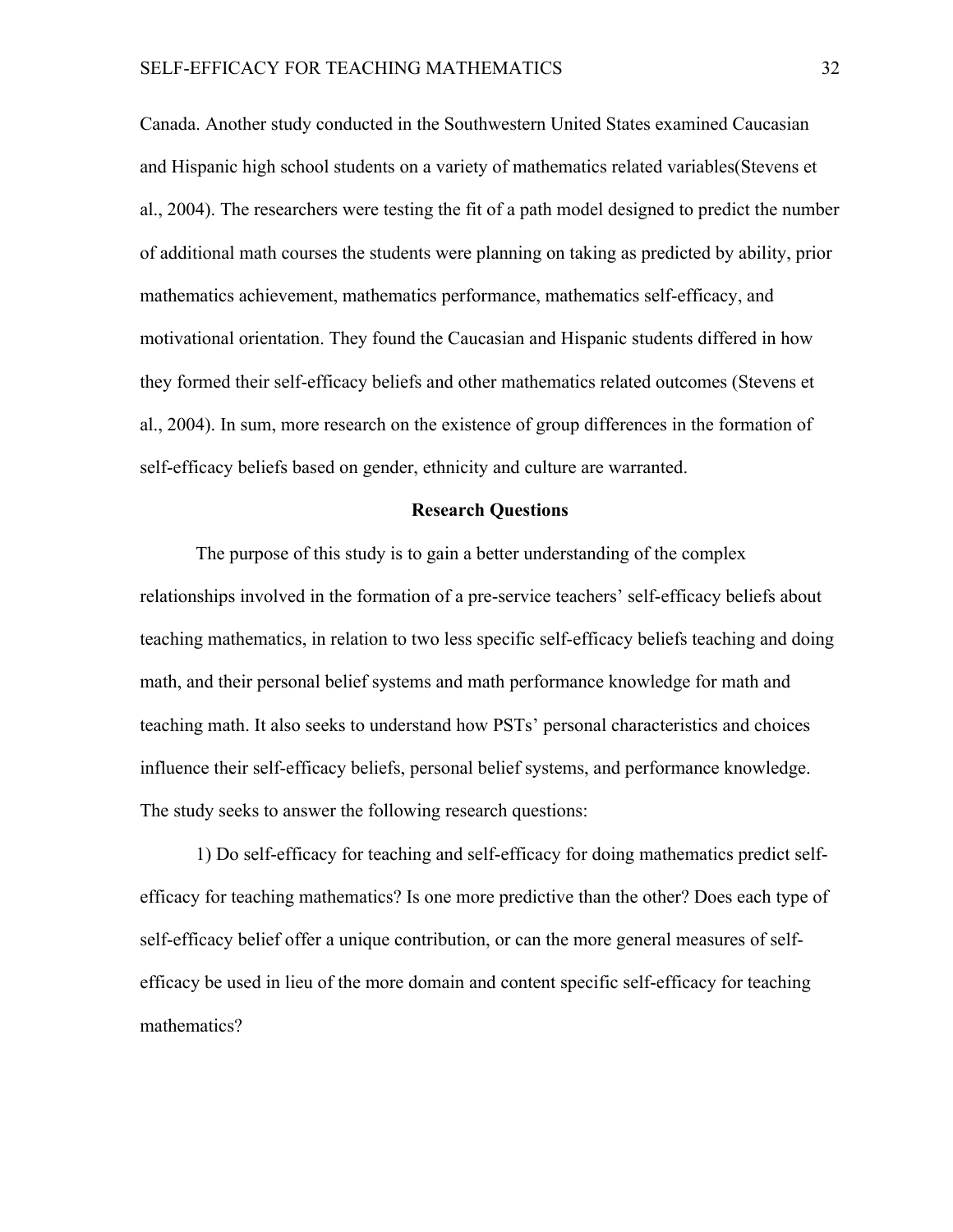Canada. Another study conducted in the Southwestern United States examined Caucasian and Hispanic high school students on a variety of mathematics related variables(Stevens et al., 2004). The researchers were testing the fit of a path model designed to predict the number of additional math courses the students were planning on taking as predicted by ability, prior mathematics achievement, mathematics performance, mathematics self-efficacy, and motivational orientation. They found the Caucasian and Hispanic students differed in how they formed their self-efficacy beliefs and other mathematics related outcomes (Stevens et al., 2004). In sum, more research on the existence of group differences in the formation of self-efficacy beliefs based on gender, ethnicity and culture are warranted.

## Research Questions

The purpose of this study is to gain a better understanding of the complex relationships involved in the formation of a pre-service teachers' self-efficacy beliefs about teaching mathematics, in relation to two less specific self-efficacy beliefs teaching and doing math, and their personal belief systems and math performance knowledge for math and teaching math. It also seeks to understand how PSTs' personal characteristics and choices influence their self-efficacy beliefs, personal belief systems, and performance knowledge. The study seeks to answer the following research questions:

1) Do self-efficacy for teaching and self-efficacy for doing mathematics predict self-efficacy for teaching mathematics? Is one more predictive than the other? Does each type of self-efficacy belief offer a unique contribution, or can the more general measures of self-efficacy be used in lieu of the more domain and content specific self-efficacy for teaching mathematics?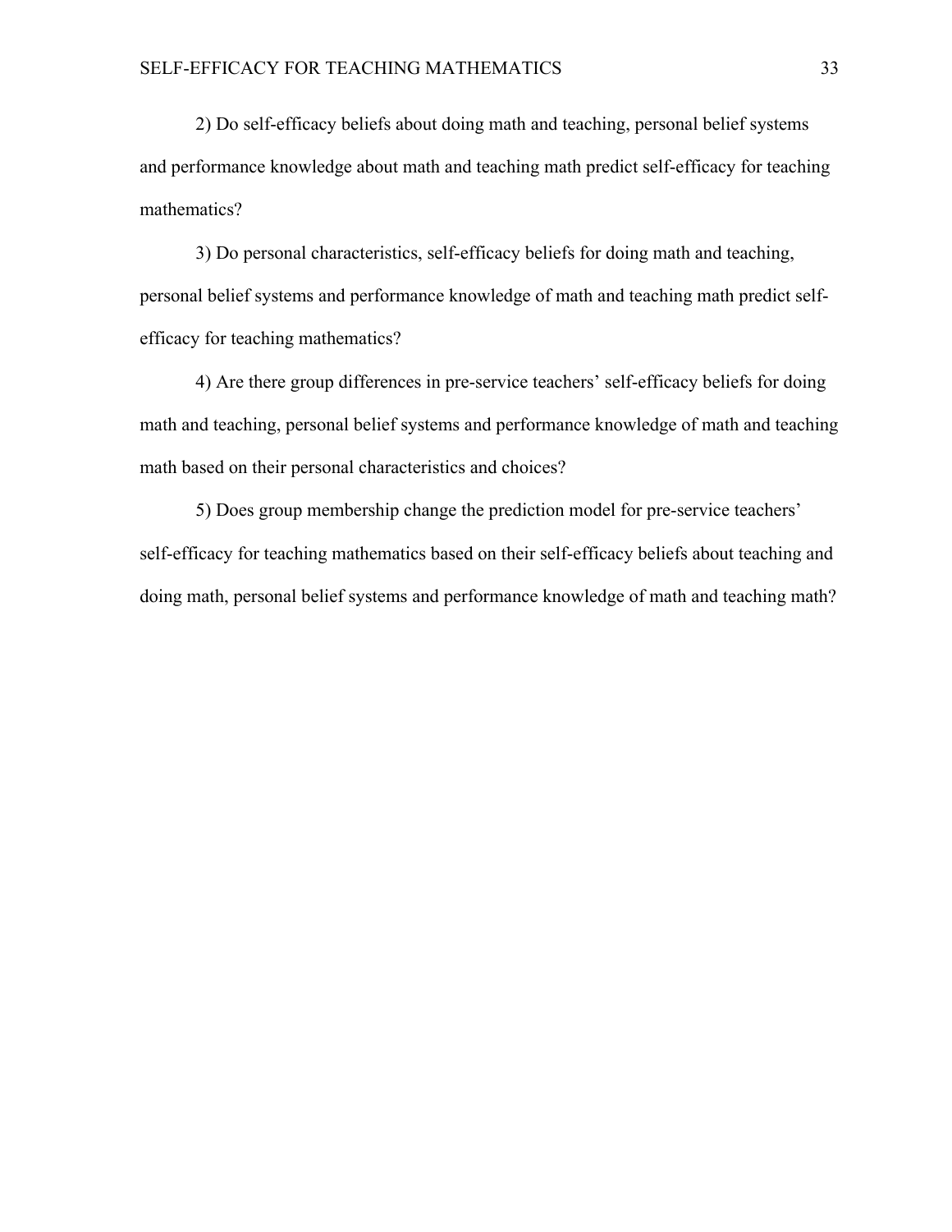2) Do self-efficacy beliefs about doing math and teaching, personal belief systems and performance knowledge about math and teaching math predict self-efficacy for teaching mathematics?

3) Do personal characteristics, self-efficacy beliefs for doing math and teaching, personal belief systems and performance knowledge of math and teaching math predict self-efficacy for teaching mathematics?

4) Are there group differences in pre-service teachers' self-efficacy beliefs for doing math and teaching, personal belief systems and performance knowledge of math and teaching math based on their personal characteristics and choices?

5) Does group membership change the prediction model for pre-service teachers' self-efficacy for teaching mathematics based on their self-efficacy beliefs about teaching and doing math, personal belief systems and performance knowledge of math and teaching math?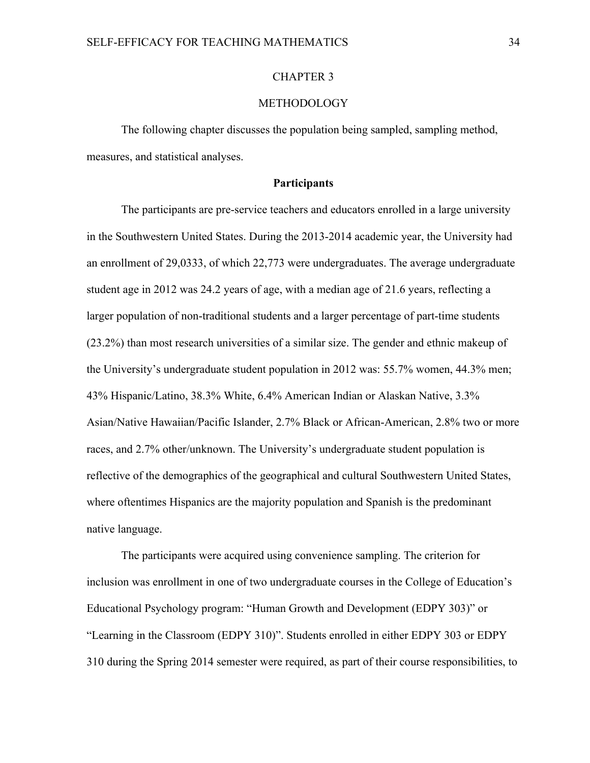# CHAPTER 3

# METHODOLOGY

The following chapter discusses the population being sampled, sampling method, measures, and statistical analyses.

## Participants

The participants are pre-service teachers and educators enrolled in a large university in the Southwestern United States. During the 2013-2014 academic year, the University had an enrollment of 29,0333, of which 22,773 were undergraduates. The average undergraduate student age in 2012 was 24.2 years of age, with a median age of 21.6 years, reflecting a larger population of non-traditional students and a larger percentage of part-time students (23.2%) than most research universities of a similar size. The gender and ethnic makeup of the University's undergraduate student population in 2012 was: 55.7% women, 44.3% men; 43% Hispanic/Latino, 38.3% White, 6.4% American Indian or Alaskan Native, 3.3% Asian/Native Hawaiian/Pacific Islander, 2.7% Black or African-American, 2.8% two or more races, and 2.7% other/unknown. The University's undergraduate student population is reflective of the demographics of the geographical and cultural Southwestern United States, where oftentimes Hispanics are the majority population and Spanish is the predominant native language.

The participants were acquired using convenience sampling. The criterion for inclusion was enrollment in one of two undergraduate courses in the College of Education's Educational Psychology program: "Human Growth and Development (EDPY 303)" or "Learning in the Classroom (EDPY 310)". Students enrolled in either EDPY 303 or EDPY 310 during the Spring 2014 semester were required, as part of their course responsibilities, to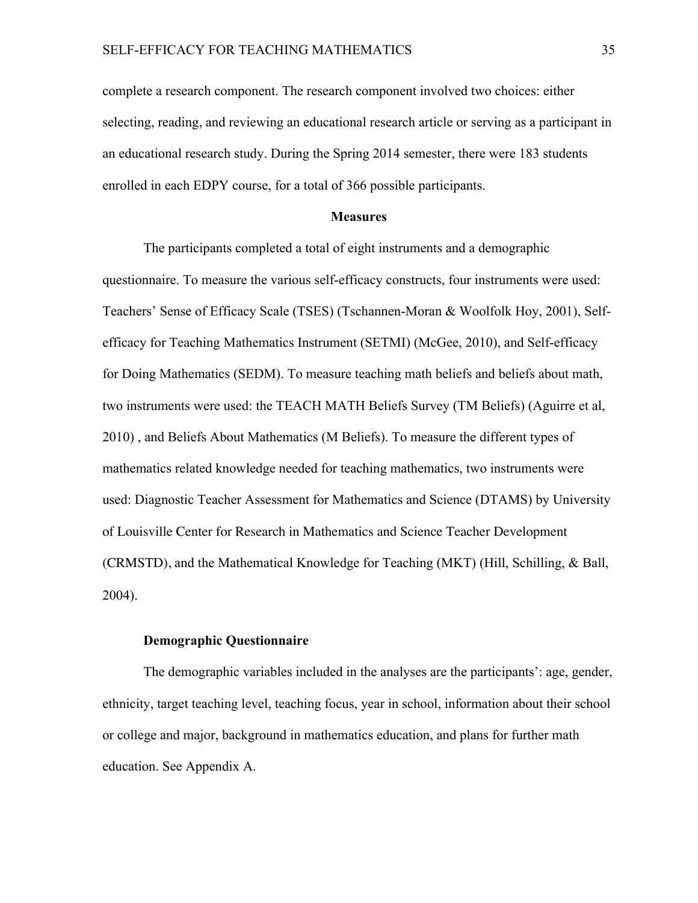complete a research component. The research component involved two choices: either selecting, reading, and reviewing an educational research article or serving as a participant in an educational research study. During the Spring 2014 semester, there were 183 students enrolled in each EDPY course, for a total of 366 possible participants.

## Measures

The participants completed a total of eight instruments and a demographic questionnaire. To measure the various self-efficacy constructs, four instruments were used: Teachers' Sense of Efficacy Scale (TSES) (Tschannen-Moran & Woolfolk Hoy, 2001), Self-efficacy for Teaching Mathematics Instrument (SETMI) (McGee, 2010), and Self-efficacy for Doing Mathematics (SEDM). To measure teaching math beliefs and beliefs about math, two instruments were used: the TEACH MATH Beliefs Survey (TM Beliefs) (Aguirre et al, 2010) , and Beliefs About Mathematics (M Beliefs). To measure the different types of mathematics related knowledge needed for teaching mathematics, two instruments were used: Diagnostic Teacher Assessment for Mathematics and Science (DTAMS) by University of Louisville Center for Research in Mathematics and Science Teacher Development (CRMSTD), and the Mathematical Knowledge for Teaching (MKT) (Hill, Schilling, & Ball, 2004).

### Demographic Questionnaire

The demographic variables included in the analyses are the participants': age, gender, ethnicity, target teaching level, teaching focus, year in school, information about their school or college and major, background in mathematics education, and plans for further math education. See Appendix A.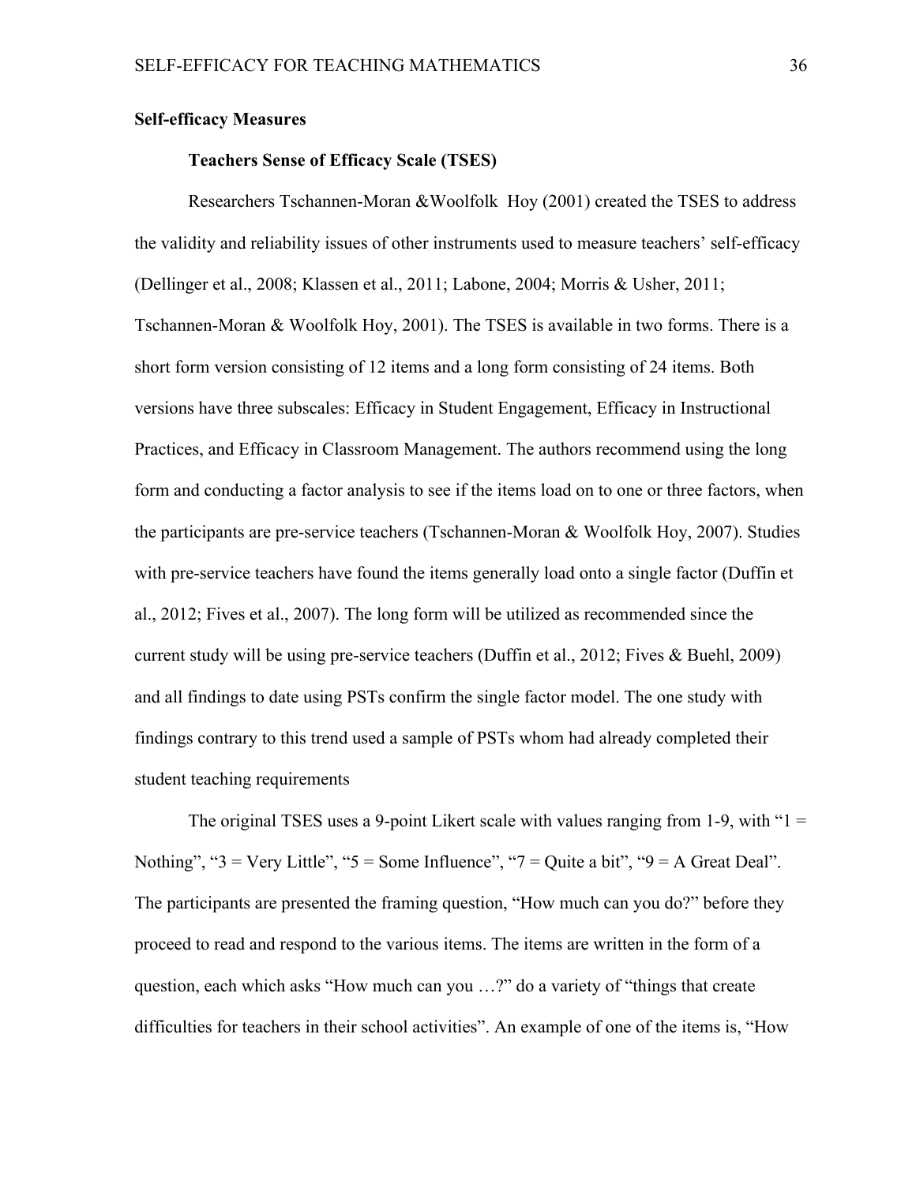**Self-efficacy Measures**

**Teachers Sense of Efficacy Scale (TSES)**

Researchers Tschannen-Moran &Woolfolk Hoy (2001) created the TSES to address the validity and reliability issues of other instruments used to measure teachers' self-efficacy (Dellinger et al., 2008; Klassen et al., 2011; Labone, 2004; Morris & Usher, 2011; Tschannen-Moran & Woolfolk Hoy, 2001). The TSES is available in two forms. There is a short form version consisting of 12 items and a long form consisting of 24 items. Both versions have three subscales: Efficacy in Student Engagement, Efficacy in Instructional Practices, and Efficacy in Classroom Management. The authors recommend using the long form and conducting a factor analysis to see if the items load on to one or three factors, when the participants are pre-service teachers (Tschannen-Moran & Woolfolk Hoy, 2007). Studies with pre-service teachers have found the items generally load onto a single factor (Duffin et al., 2012; Fives et al., 2007). The long form will be utilized as recommended since the current study will be using pre-service teachers (Duffin et al., 2012; Fives & Buehl, 2009) and all findings to date using PSTs confirm the single factor model. The one study with findings contrary to this trend used a sample of PSTs whom had already completed their student teaching requirements

The original TSES uses a 9-point Likert scale with values ranging from 1-9, with "1 = Nothing", "3 = Very Little", "5 = Some Influence", "7 = Quite a bit", "9 = A Great Deal". The participants are presented the framing question, "How much can you do?" before they proceed to read and respond to the various items. The items are written in the form of a question, each which asks "How much can you …?" do a variety of "things that create difficulties for teachers in their school activities". An example of one of the items is, "How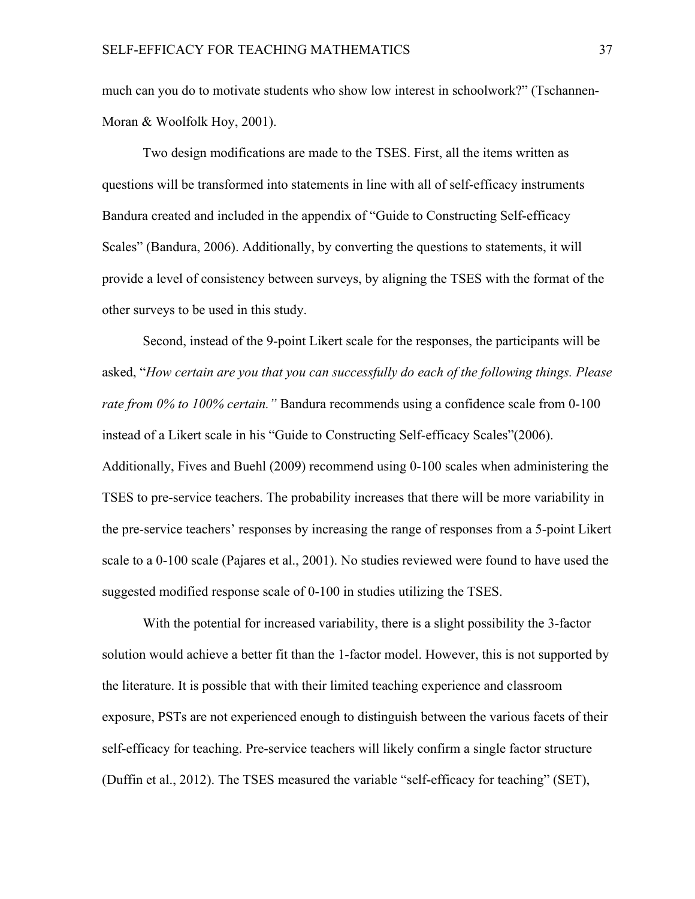much can you do to motivate students who show low interest in schoolwork?" (Tschannen-Moran & Woolfolk Hoy, 2001).

Two design modifications are made to the TSES. First, all the items written as questions will be transformed into statements in line with all of self-efficacy instruments Bandura created and included in the appendix of "Guide to Constructing Self-efficacy Scales" (Bandura, 2006). Additionally, by converting the questions to statements, it will provide a level of consistency between surveys, by aligning the TSES with the format of the other surveys to be used in this study.

Second, instead of the 9-point Likert scale for the responses, the participants will be asked, "*How certain are you that you can successfully do each of the following things. Please rate from 0% to 100% certain."* Bandura recommends using a confidence scale from 0-100 instead of a Likert scale in his "Guide to Constructing Self-efficacy Scales"(2006). Additionally, Fives and Buehl (2009) recommend using 0-100 scales when administering the TSES to pre-service teachers. The probability increases that there will be more variability in the pre-service teachers' responses by increasing the range of responses from a 5-point Likert scale to a 0-100 scale (Pajares et al., 2001). No studies reviewed were found to have used the suggested modified response scale of 0-100 in studies utilizing the TSES.

With the potential for increased variability, there is a slight possibility the 3-factor solution would achieve a better fit than the 1-factor model. However, this is not supported by the literature. It is possible that with their limited teaching experience and classroom exposure, PSTs are not experienced enough to distinguish between the various facets of their self-efficacy for teaching. Pre-service teachers will likely confirm a single factor structure (Duffin et al., 2012). The TSES measured the variable "self-efficacy for teaching" (SET),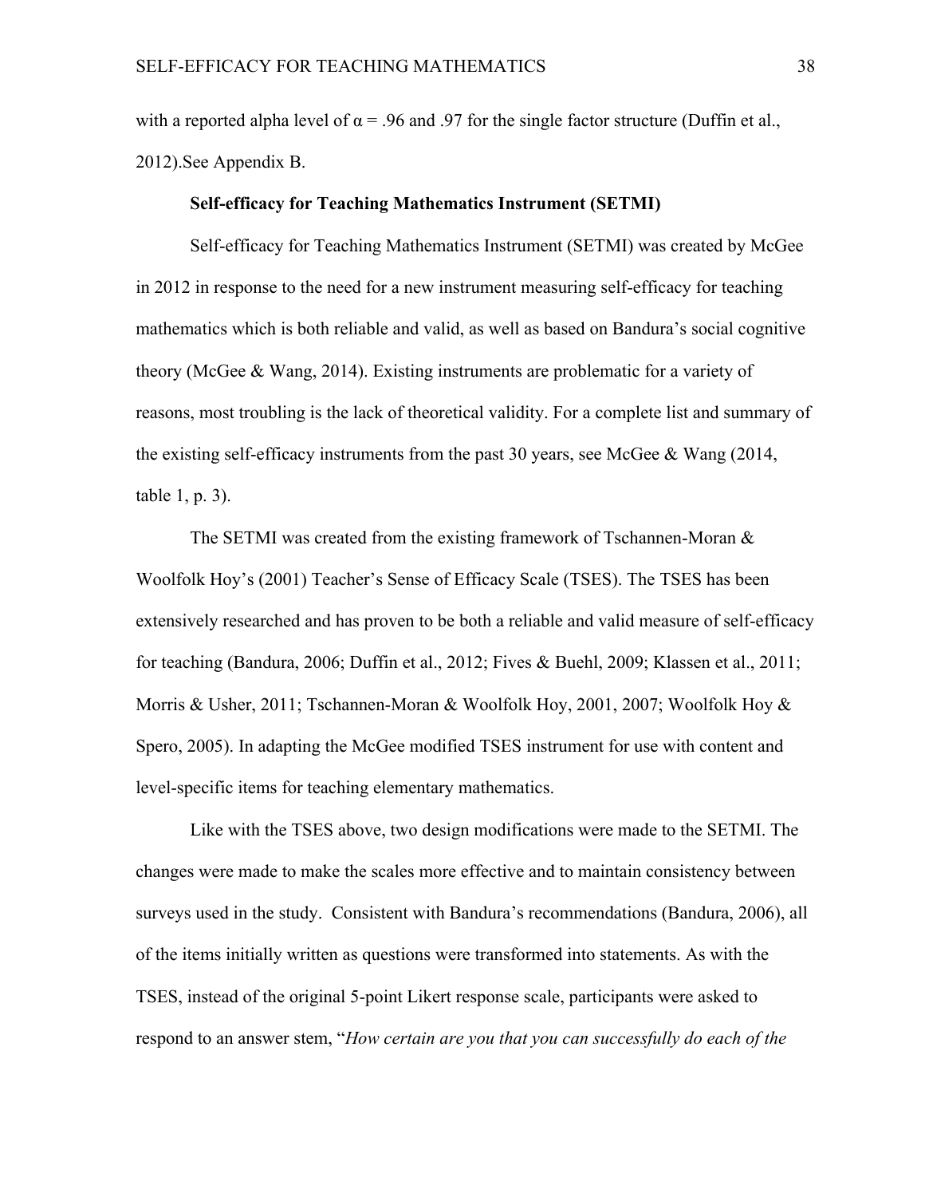with a reported alpha level of $\alpha = .96$ and .97 for the single factor structure (Duffin et al., 2012).See Appendix B.

**Self-efficacy for Teaching Mathematics Instrument (SETMI)**

Self-efficacy for Teaching Mathematics Instrument (SETMI) was created by McGee in 2012 in response to the need for a new instrument measuring self-efficacy for teaching mathematics which is both reliable and valid, as well as based on Bandura's social cognitive theory (McGee & Wang, 2014). Existing instruments are problematic for a variety of reasons, most troubling is the lack of theoretical validity. For a complete list and summary of the existing self-efficacy instruments from the past 30 years, see McGee & Wang (2014, table 1, p. 3).

The SETMI was created from the existing framework of Tschannen-Moran & Woolfolk Hoy's (2001) Teacher's Sense of Efficacy Scale (TSES). The TSES has been extensively researched and has proven to be both a reliable and valid measure of self-efficacy for teaching (Bandura, 2006; Duffin et al., 2012; Fives & Buehl, 2009; Klassen et al., 2011; Morris & Usher, 2011; Tschannen-Moran & Woolfolk Hoy, 2001, 2007; Woolfolk Hoy & Spero, 2005). In adapting the McGee modified TSES instrument for use with content and level-specific items for teaching elementary mathematics.

Like with the TSES above, two design modifications were made to the SETMI. The changes were made to make the scales more effective and to maintain consistency between surveys used in the study. Consistent with Bandura's recommendations (Bandura, 2006), all of the items initially written as questions were transformed into statements. As with the TSES, instead of the original 5-point Likert response scale, participants were asked to respond to an answer stem, "*How certain are you that you can successfully do each of the*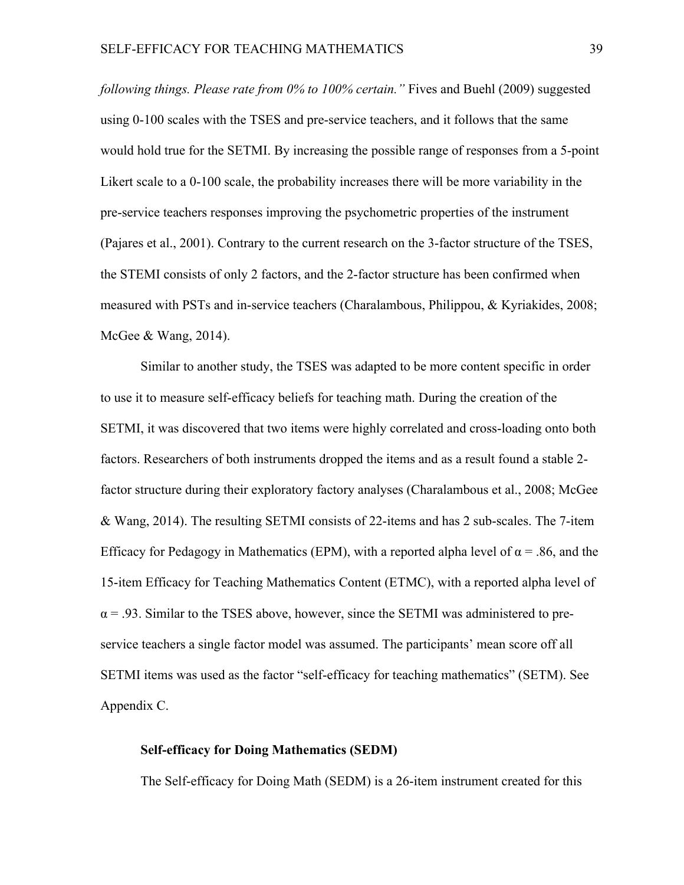*following things. Please rate from 0% to 100% certain."* Fives and Buehl (2009) suggested using 0-100 scales with the TSES and pre-service teachers, and it follows that the same would hold true for the SETMI. By increasing the possible range of responses from a 5-point Likert scale to a 0-100 scale, the probability increases there will be more variability in the pre-service teachers responses improving the psychometric properties of the instrument (Pajares et al., 2001). Contrary to the current research on the 3-factor structure of the TSES, the STEMI consists of only 2 factors, and the 2-factor structure has been confirmed when measured with PSTs and in-service teachers (Charalambous, Philippou, & Kyriakides, 2008; McGee & Wang, 2014).

Similar to another study, the TSES was adapted to be more content specific in order to use it to measure self-efficacy beliefs for teaching math. During the creation of the SETMI, it was discovered that two items were highly correlated and cross-loading onto both factors. Researchers of both instruments dropped the items and as a result found a stable 2-factor structure during their exploratory factory analyses (Charalambous et al., 2008; McGee & Wang, 2014). The resulting SETMI consists of 22-items and has 2 sub-scales. The 7-item Efficacy for Pedagogy in Mathematics (EPM), with a reported alpha level of $\alpha = .86$, and the 15-item Efficacy for Teaching Mathematics Content (ETMC), with a reported alpha level of $\alpha = .93$. Similar to the TSES above, however, since the SETMI was administered to pre-service teachers a single factor model was assumed. The participants' mean score off all SETMI items was used as the factor "self-efficacy for teaching mathematics" (SETM). See Appendix C.

**Self-efficacy for Doing Mathematics (SEDM)**

The Self-efficacy for Doing Math (SEDM) is a 26-item instrument created for this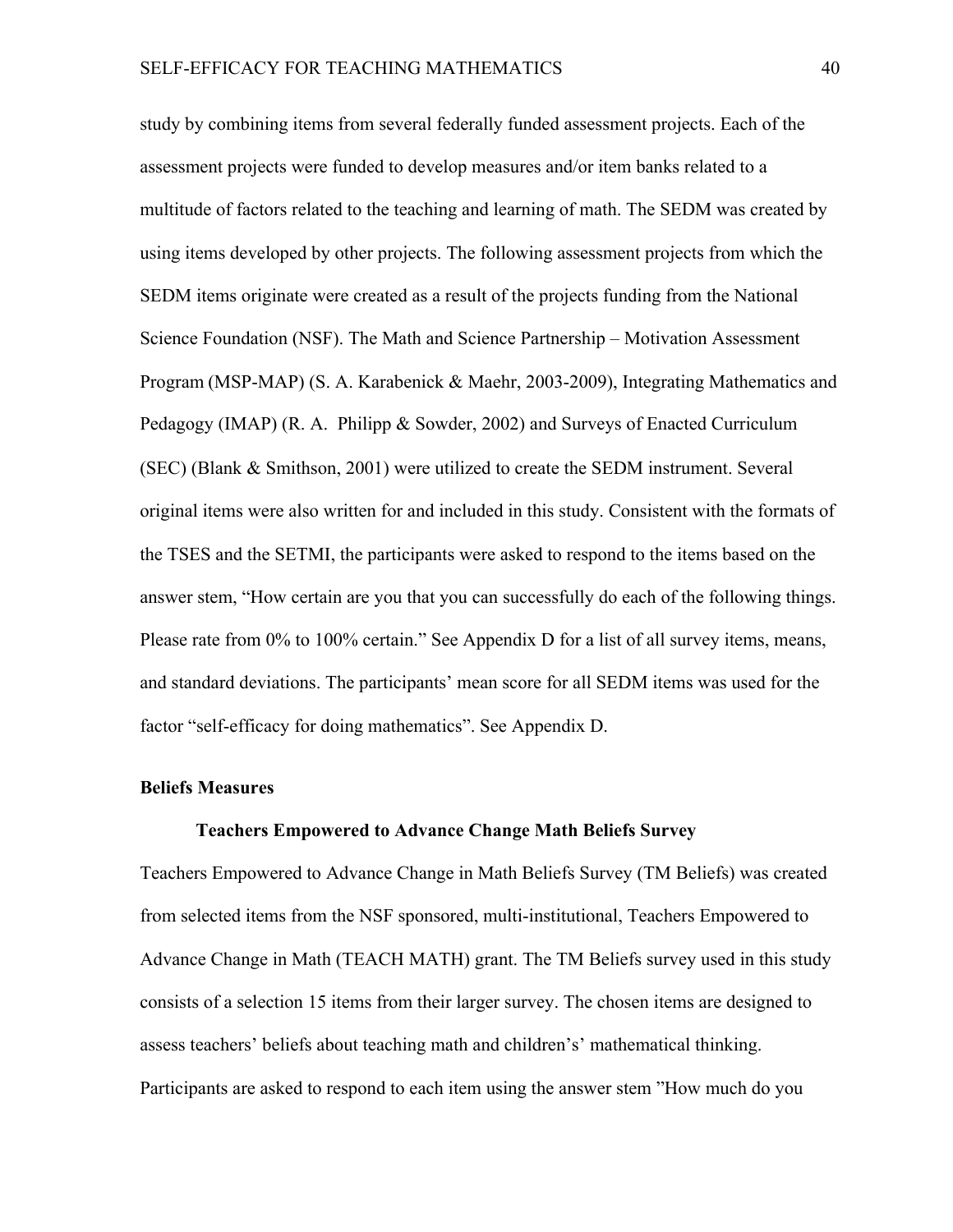study by combining items from several federally funded assessment projects. Each of the assessment projects were funded to develop measures and/or item banks related to a multitude of factors related to the teaching and learning of math. The SEDM was created by using items developed by other projects. The following assessment projects from which the SEDM items originate were created as a result of the projects funding from the National Science Foundation (NSF). The Math and Science Partnership – Motivation Assessment Program (MSP-MAP) (S. A. Karabenick & Maehr, 2003-2009), Integrating Mathematics and Pedagogy (IMAP) (R. A. Philipp & Sowder, 2002) and Surveys of Enacted Curriculum (SEC) (Blank & Smithson, 2001) were utilized to create the SEDM instrument. Several original items were also written for and included in this study. Consistent with the formats of the TSES and the SETMI, the participants were asked to respond to the items based on the answer stem, "How certain are you that you can successfully do each of the following things. Please rate from 0% to 100% certain." See Appendix D for a list of all survey items, means, and standard deviations. The participants' mean score for all SEDM items was used for the factor "self-efficacy for doing mathematics". See Appendix D.

## Beliefs Measures

### Teachers Empowered to Advance Change Math Beliefs Survey

Teachers Empowered to Advance Change in Math Beliefs Survey (TM Beliefs) was created from selected items from the NSF sponsored, multi-institutional, Teachers Empowered to Advance Change in Math (TEACH MATH) grant. The TM Beliefs survey used in this study consists of a selection 15 items from their larger survey. The chosen items are designed to assess teachers' beliefs about teaching math and children's' mathematical thinking. Participants are asked to respond to each item using the answer stem "How much do you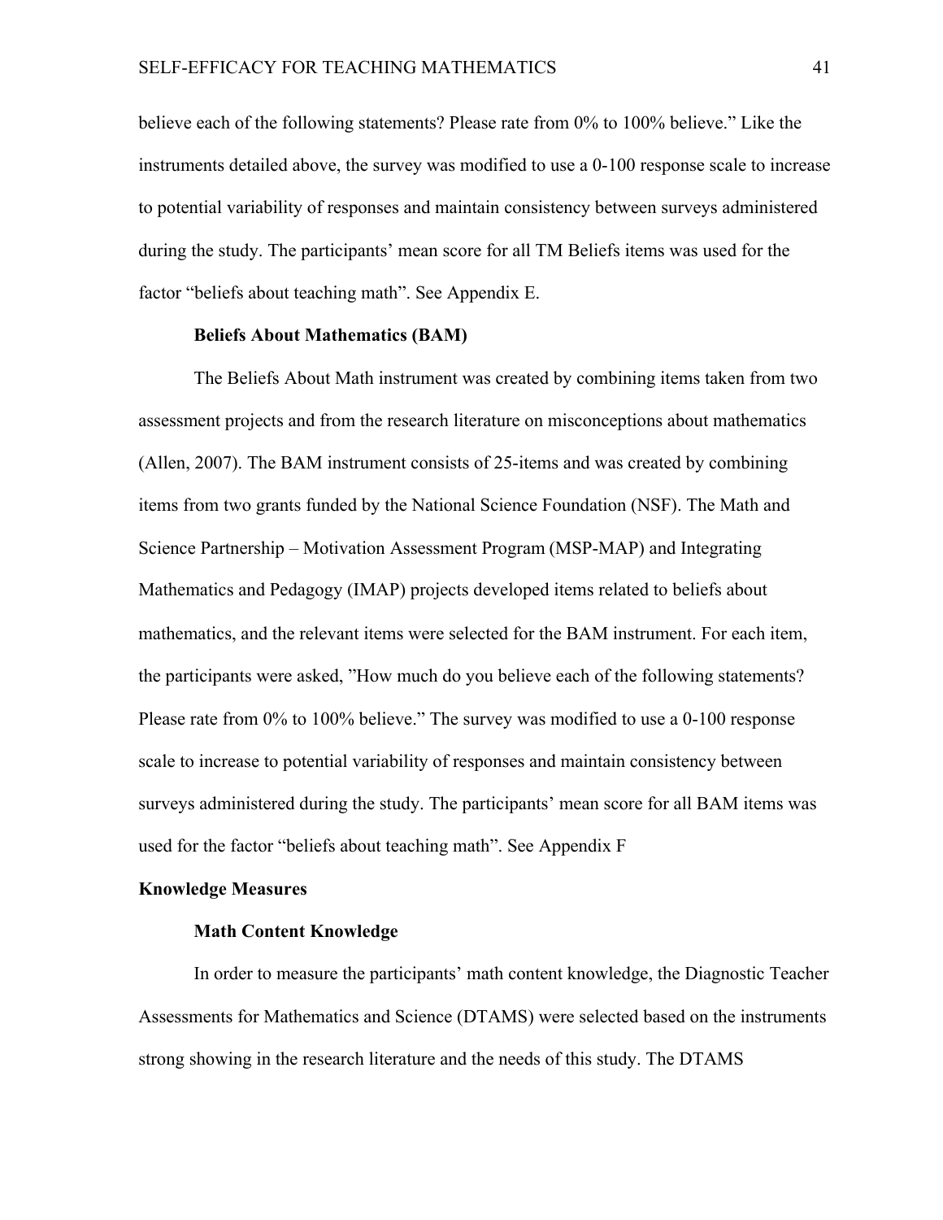believe each of the following statements? Please rate from 0% to 100% believe." Like the instruments detailed above, the survey was modified to use a 0-100 response scale to increase to potential variability of responses and maintain consistency between surveys administered during the study. The participants' mean score for all TM Beliefs items was used for the factor "beliefs about teaching math". See Appendix E.

### Beliefs About Mathematics (BAM)

The Beliefs About Math instrument was created by combining items taken from two assessment projects and from the research literature on misconceptions about mathematics (Allen, 2007). The BAM instrument consists of 25-items and was created by combining items from two grants funded by the National Science Foundation (NSF). The Math and Science Partnership – Motivation Assessment Program (MSP-MAP) and Integrating Mathematics and Pedagogy (IMAP) projects developed items related to beliefs about mathematics, and the relevant items were selected for the BAM instrument. For each item, the participants were asked, "How much do you believe each of the following statements? Please rate from 0% to 100% believe." The survey was modified to use a 0-100 response scale to increase to potential variability of responses and maintain consistency between surveys administered during the study. The participants' mean score for all BAM items was used for the factor "beliefs about teaching math". See Appendix F

## Knowledge Measures

### Math Content Knowledge

In order to measure the participants' math content knowledge, the Diagnostic Teacher Assessments for Mathematics and Science (DTAMS) were selected based on the instruments strong showing in the research literature and the needs of this study. The DTAMS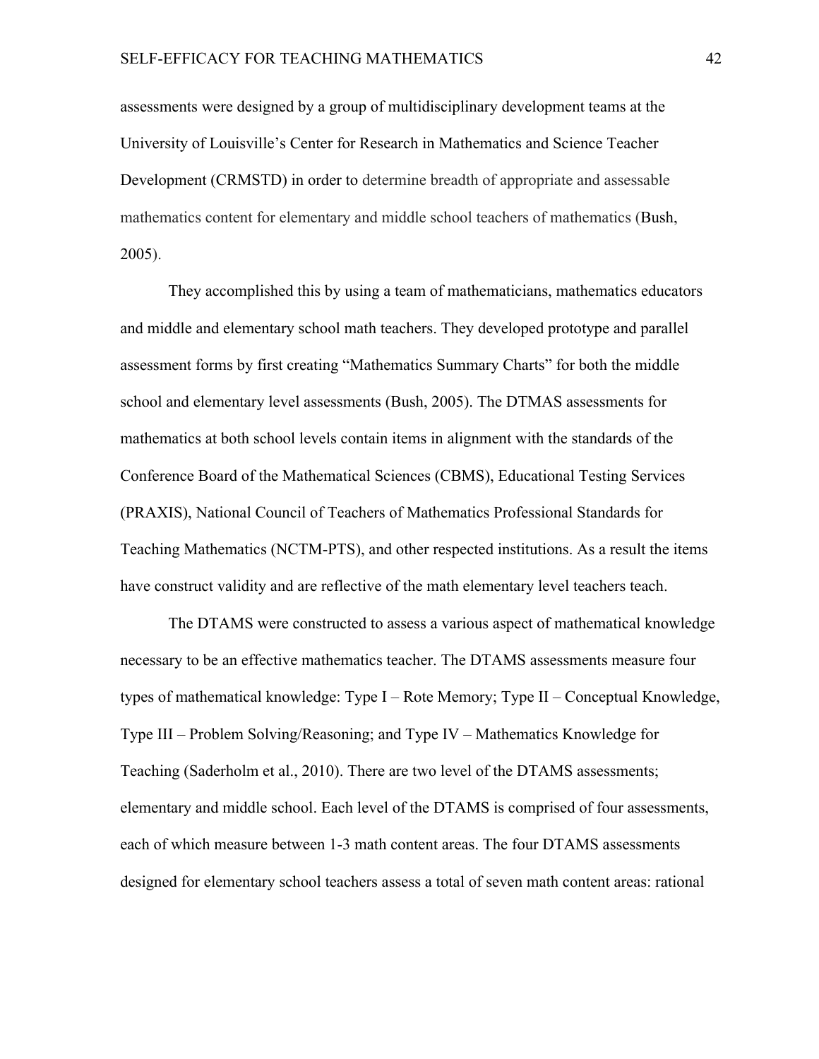assessments were designed by a group of multidisciplinary development teams at the University of Louisville's Center for Research in Mathematics and Science Teacher Development (CRMSTD) in order to determine breadth of appropriate and assessable mathematics content for elementary and middle school teachers of mathematics (Bush, 2005).

They accomplished this by using a team of mathematicians, mathematics educators and middle and elementary school math teachers. They developed prototype and parallel assessment forms by first creating "Mathematics Summary Charts" for both the middle school and elementary level assessments (Bush, 2005). The DTMAS assessments for mathematics at both school levels contain items in alignment with the standards of the Conference Board of the Mathematical Sciences (CBMS), Educational Testing Services (PRAXIS), National Council of Teachers of Mathematics Professional Standards for Teaching Mathematics (NCTM-PTS), and other respected institutions. As a result the items have construct validity and are reflective of the math elementary level teachers teach.

The DTAMS were constructed to assess a various aspect of mathematical knowledge necessary to be an effective mathematics teacher. The DTAMS assessments measure four types of mathematical knowledge: Type I – Rote Memory; Type II – Conceptual Knowledge, Type III – Problem Solving/Reasoning; and Type IV – Mathematics Knowledge for Teaching (Saderholm et al., 2010). There are two level of the DTAMS assessments; elementary and middle school. Each level of the DTAMS is comprised of four assessments, each of which measure between 1-3 math content areas. The four DTAMS assessments designed for elementary school teachers assess a total of seven math content areas: rational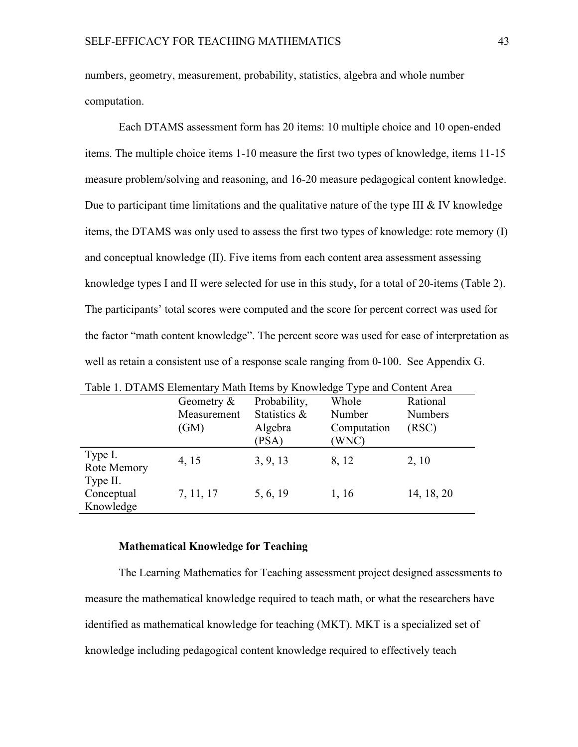numbers, geometry, measurement, probability, statistics, algebra and whole number computation.

Each DTAMS assessment form has 20 items: 10 multiple choice and 10 open-ended items. The multiple choice items 1-10 measure the first two types of knowledge, items 11-15 measure problem/solving and reasoning, and 16-20 measure pedagogical content knowledge. Due to participant time limitations and the qualitative nature of the type III & IV knowledge items, the DTAMS was only used to assess the first two types of knowledge: rote memory (I) and conceptual knowledge (II). Five items from each content area assessment assessing knowledge types I and II were selected for use in this study, for a total of 20-items (Table 2). The participants' total scores were computed and the score for percent correct was used for the factor "math content knowledge". The percent score was used for ease of interpretation as well as retain a consistent use of a response scale ranging from 0-100. See Appendix G.

Table 1. DTAMS Elementary Math Items by Knowledge Type and Content Area

| | Geometry & Measurement (GM) | Probability, Statistics & Algebra (PSA) | Whole Number Computation (WNC) | Rational Numbers (RSC) |
|---|---|---|---|---|
| Type I. Rote Memory | 4, 15 | 3, 9, 13 | 8, 12 | 2, 10 |
| Type II. Conceptual Knowledge | 7, 11, 17 | 5, 6, 19 | 1, 16 | 14, 18, 20 |

### Mathematical Knowledge for Teaching

The Learning Mathematics for Teaching assessment project designed assessments to measure the mathematical knowledge required to teach math, or what the researchers have identified as mathematical knowledge for teaching (MKT). MKT is a specialized set of knowledge including pedagogical content knowledge required to effectively teach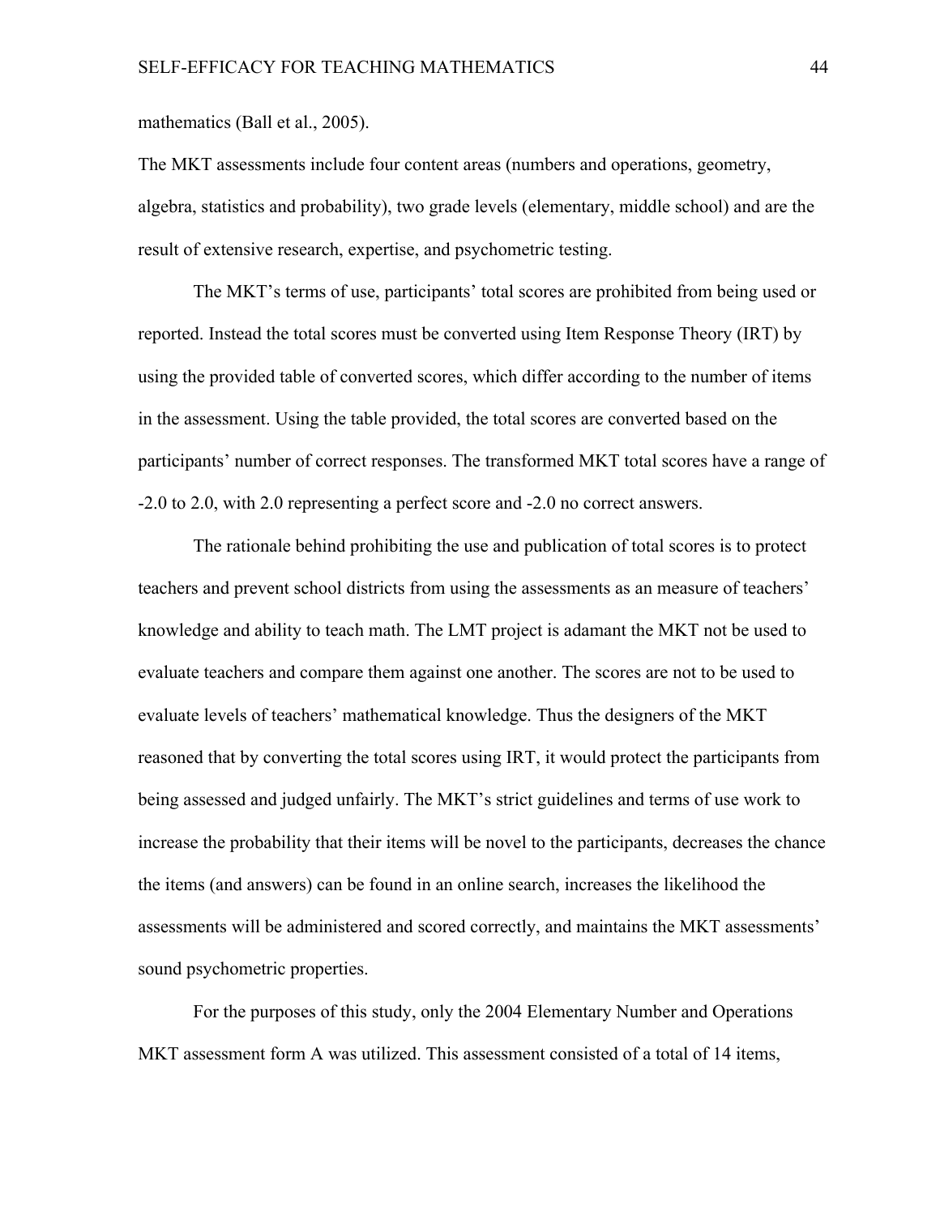mathematics (Ball et al., 2005).

The MKT assessments include four content areas (numbers and operations, geometry, algebra, statistics and probability), two grade levels (elementary, middle school) and are the result of extensive research, expertise, and psychometric testing.

The MKT's terms of use, participants' total scores are prohibited from being used or reported. Instead the total scores must be converted using Item Response Theory (IRT) by using the provided table of converted scores, which differ according to the number of items in the assessment. Using the table provided, the total scores are converted based on the participants' number of correct responses. The transformed MKT total scores have a range of -2.0 to 2.0, with 2.0 representing a perfect score and -2.0 no correct answers.

The rationale behind prohibiting the use and publication of total scores is to protect teachers and prevent school districts from using the assessments as an measure of teachers' knowledge and ability to teach math. The LMT project is adamant the MKT not be used to evaluate teachers and compare them against one another. The scores are not to be used to evaluate levels of teachers' mathematical knowledge. Thus the designers of the MKT reasoned that by converting the total scores using IRT, it would protect the participants from being assessed and judged unfairly. The MKT's strict guidelines and terms of use work to increase the probability that their items will be novel to the participants, decreases the chance the items (and answers) can be found in an online search, increases the likelihood the assessments will be administered and scored correctly, and maintains the MKT assessments' sound psychometric properties.

For the purposes of this study, only the 2004 Elementary Number and Operations MKT assessment form A was utilized. This assessment consisted of a total of 14 items,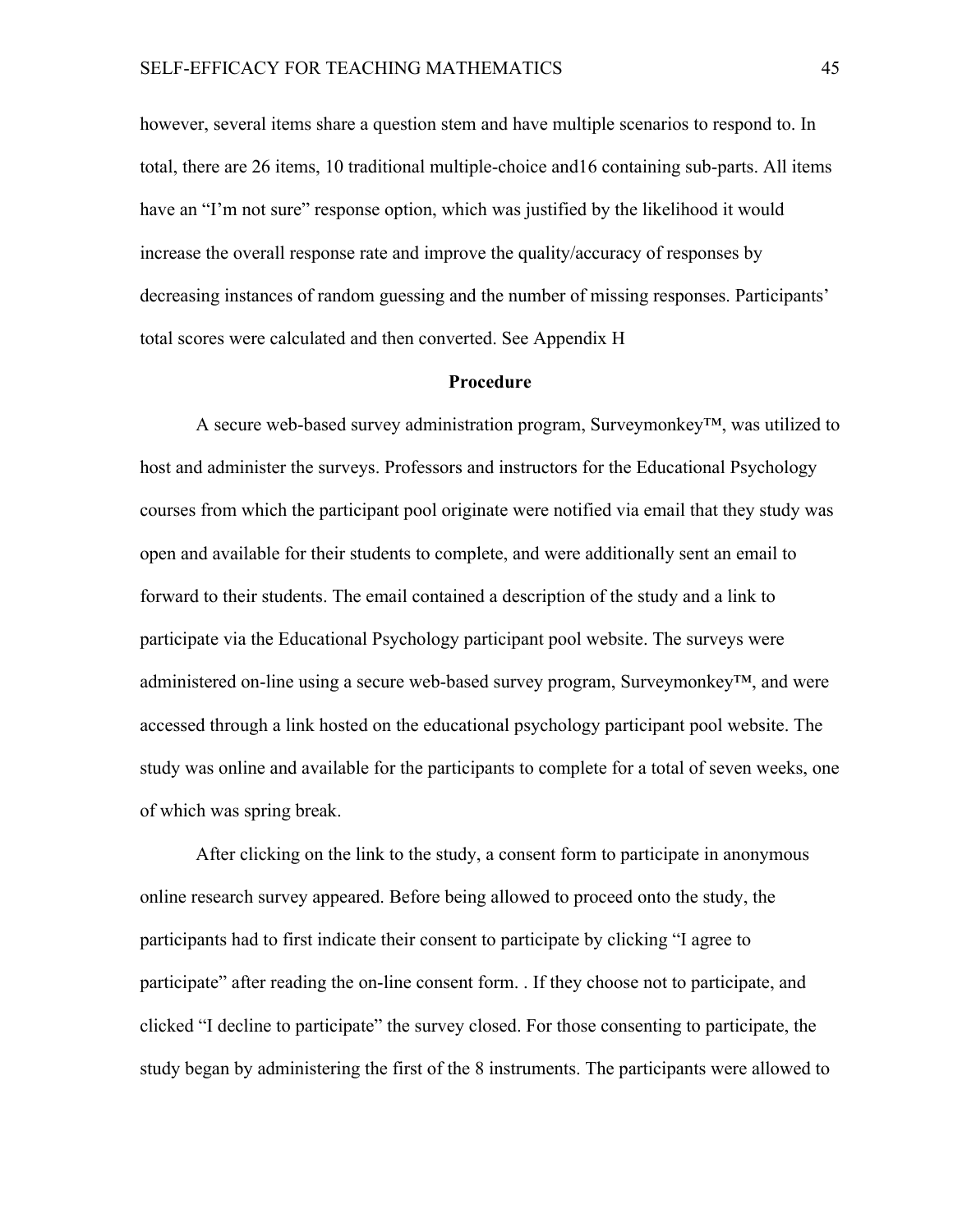however, several items share a question stem and have multiple scenarios to respond to. In total, there are 26 items, 10 traditional multiple-choice and16 containing sub-parts. All items have an "I'm not sure" response option, which was justified by the likelihood it would increase the overall response rate and improve the quality/accuracy of responses by decreasing instances of random guessing and the number of missing responses. Participants' total scores were calculated and then converted. See Appendix H

## Procedure

A secure web-based survey administration program, Surveymonkey™, was utilized to host and administer the surveys. Professors and instructors for the Educational Psychology courses from which the participant pool originate were notified via email that they study was open and available for their students to complete, and were additionally sent an email to forward to their students. The email contained a description of the study and a link to participate via the Educational Psychology participant pool website. The surveys were administered on-line using a secure web-based survey program, Surveymonkey™, and were accessed through a link hosted on the educational psychology participant pool website. The study was online and available for the participants to complete for a total of seven weeks, one of which was spring break.

After clicking on the link to the study, a consent form to participate in anonymous online research survey appeared. Before being allowed to proceed onto the study, the participants had to first indicate their consent to participate by clicking "I agree to participate" after reading the on-line consent form. . If they choose not to participate, and clicked "I decline to participate" the survey closed. For those consenting to participate, the study began by administering the first of the 8 instruments. The participants were allowed to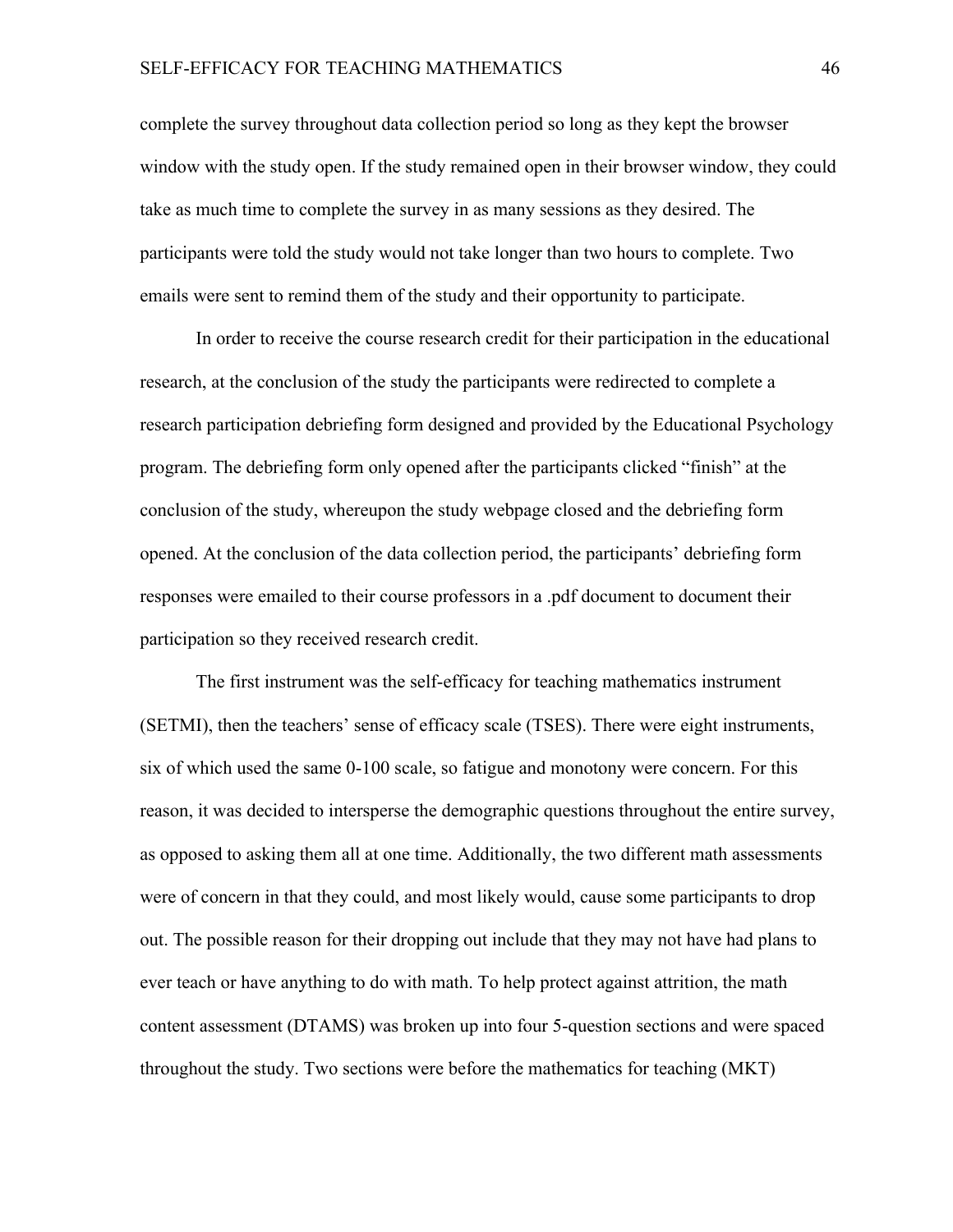complete the survey throughout data collection period so long as they kept the browser window with the study open. If the study remained open in their browser window, they could take as much time to complete the survey in as many sessions as they desired. The participants were told the study would not take longer than two hours to complete. Two emails were sent to remind them of the study and their opportunity to participate.

In order to receive the course research credit for their participation in the educational research, at the conclusion of the study the participants were redirected to complete a research participation debriefing form designed and provided by the Educational Psychology program. The debriefing form only opened after the participants clicked "finish" at the conclusion of the study, whereupon the study webpage closed and the debriefing form opened. At the conclusion of the data collection period, the participants' debriefing form responses were emailed to their course professors in a .pdf document to document their participation so they received research credit.

The first instrument was the self-efficacy for teaching mathematics instrument (SETMI), then the teachers' sense of efficacy scale (TSES). There were eight instruments, six of which used the same 0-100 scale, so fatigue and monotony were concern. For this reason, it was decided to intersperse the demographic questions throughout the entire survey, as opposed to asking them all at one time. Additionally, the two different math assessments were of concern in that they could, and most likely would, cause some participants to drop out. The possible reason for their dropping out include that they may not have had plans to ever teach or have anything to do with math. To help protect against attrition, the math content assessment (DTAMS) was broken up into four 5-question sections and were spaced throughout the study. Two sections were before the mathematics for teaching (MKT)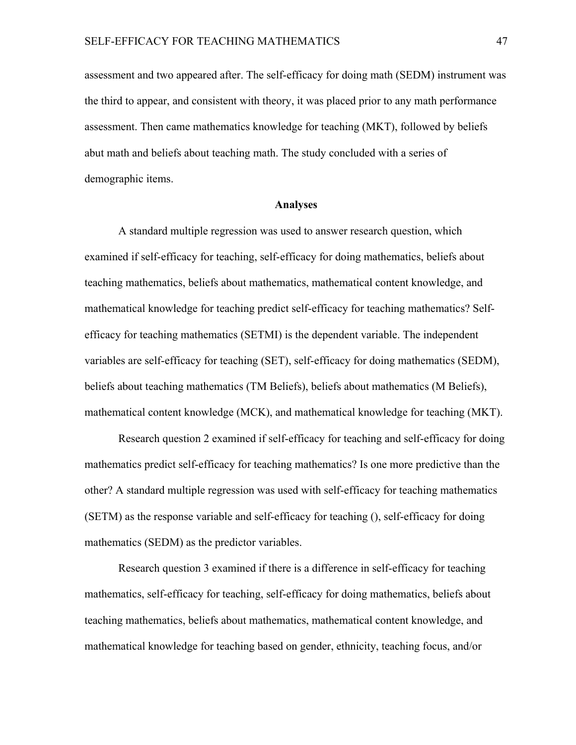assessment and two appeared after. The self-efficacy for doing math (SEDM) instrument was the third to appear, and consistent with theory, it was placed prior to any math performance assessment. Then came mathematics knowledge for teaching (MKT), followed by beliefs abut math and beliefs about teaching math. The study concluded with a series of demographic items.

## Analyses

A standard multiple regression was used to answer research question, which examined if self-efficacy for teaching, self-efficacy for doing mathematics, beliefs about teaching mathematics, beliefs about mathematics, mathematical content knowledge, and mathematical knowledge for teaching predict self-efficacy for teaching mathematics? Self-efficacy for teaching mathematics (SETMI) is the dependent variable. The independent variables are self-efficacy for teaching (SET), self-efficacy for doing mathematics (SEDM), beliefs about teaching mathematics (TM Beliefs), beliefs about mathematics (M Beliefs), mathematical content knowledge (MCK), and mathematical knowledge for teaching (MKT).

Research question 2 examined if self-efficacy for teaching and self-efficacy for doing mathematics predict self-efficacy for teaching mathematics? Is one more predictive than the other? A standard multiple regression was used with self-efficacy for teaching mathematics (SETM) as the response variable and self-efficacy for teaching (), self-efficacy for doing mathematics (SEDM) as the predictor variables.

Research question 3 examined if there is a difference in self-efficacy for teaching mathematics, self-efficacy for teaching, self-efficacy for doing mathematics, beliefs about teaching mathematics, beliefs about mathematics, mathematical content knowledge, and mathematical knowledge for teaching based on gender, ethnicity, teaching focus, and/or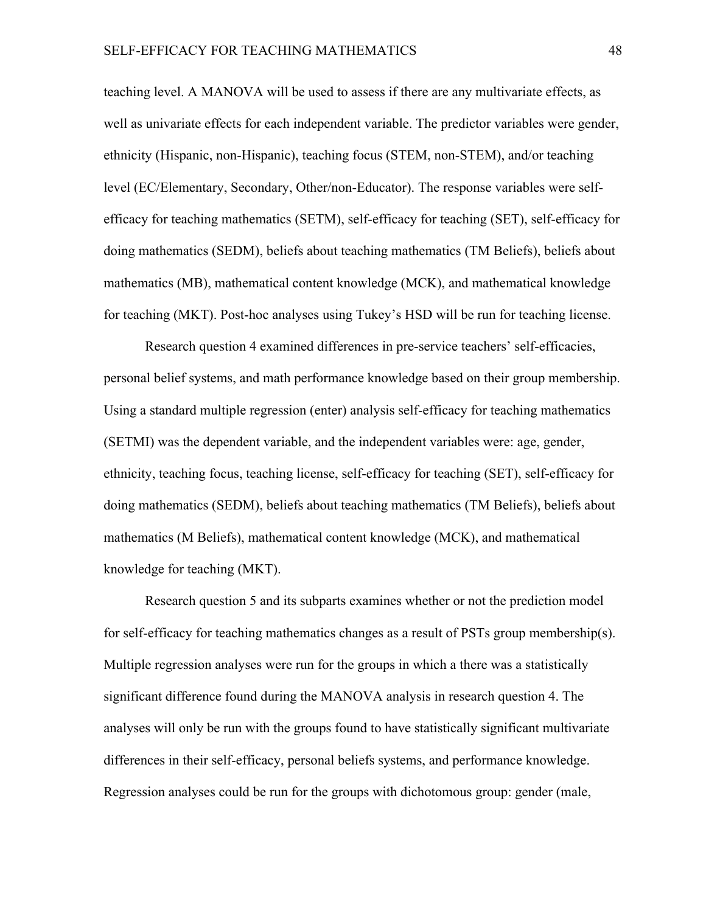teaching level. A MANOVA will be used to assess if there are any multivariate effects, as well as univariate effects for each independent variable. The predictor variables were gender, ethnicity (Hispanic, non-Hispanic), teaching focus (STEM, non-STEM), and/or teaching level (EC/Elementary, Secondary, Other/non-Educator). The response variables were self-efficacy for teaching mathematics (SETM), self-efficacy for teaching (SET), self-efficacy for doing mathematics (SEDM), beliefs about teaching mathematics (TM Beliefs), beliefs about mathematics (MB), mathematical content knowledge (MCK), and mathematical knowledge for teaching (MKT). Post-hoc analyses using Tukey's HSD will be run for teaching license.

Research question 4 examined differences in pre-service teachers' self-efficacies, personal belief systems, and math performance knowledge based on their group membership. Using a standard multiple regression (enter) analysis self-efficacy for teaching mathematics (SETMI) was the dependent variable, and the independent variables were: age, gender, ethnicity, teaching focus, teaching license, self-efficacy for teaching (SET), self-efficacy for doing mathematics (SEDM), beliefs about teaching mathematics (TM Beliefs), beliefs about mathematics (M Beliefs), mathematical content knowledge (MCK), and mathematical knowledge for teaching (MKT).

Research question 5 and its subparts examines whether or not the prediction model for self-efficacy for teaching mathematics changes as a result of PSTs group membership(s). Multiple regression analyses were run for the groups in which a there was a statistically significant difference found during the MANOVA analysis in research question 4. The analyses will only be run with the groups found to have statistically significant multivariate differences in their self-efficacy, personal beliefs systems, and performance knowledge. Regression analyses could be run for the groups with dichotomous group: gender (male,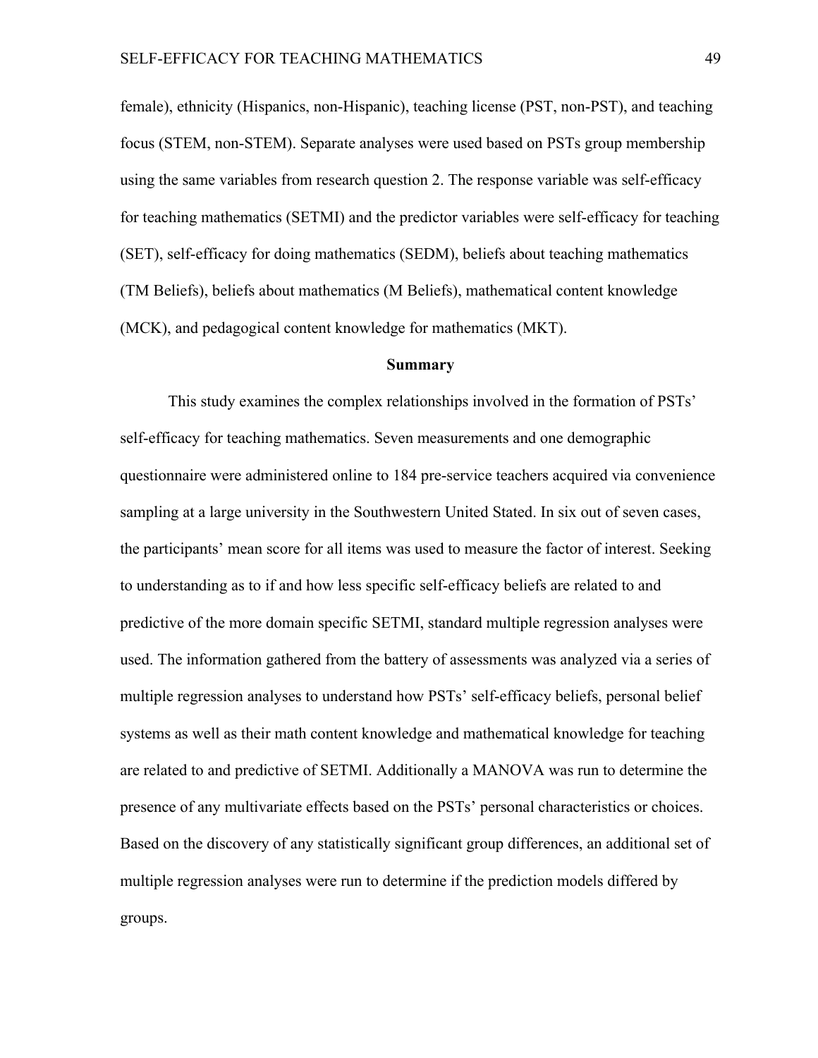female), ethnicity (Hispanics, non-Hispanic), teaching license (PST, non-PST), and teaching focus (STEM, non-STEM). Separate analyses were used based on PSTs group membership using the same variables from research question 2. The response variable was self-efficacy for teaching mathematics (SETMI) and the predictor variables were self-efficacy for teaching (SET), self-efficacy for doing mathematics (SEDM), beliefs about teaching mathematics (TM Beliefs), beliefs about mathematics (M Beliefs), mathematical content knowledge (MCK), and pedagogical content knowledge for mathematics (MKT).

## Summary

This study examines the complex relationships involved in the formation of PSTs' self-efficacy for teaching mathematics. Seven measurements and one demographic questionnaire were administered online to 184 pre-service teachers acquired via convenience sampling at a large university in the Southwestern United Stated. In six out of seven cases, the participants' mean score for all items was used to measure the factor of interest. Seeking to understanding as to if and how less specific self-efficacy beliefs are related to and predictive of the more domain specific SETMI, standard multiple regression analyses were used. The information gathered from the battery of assessments was analyzed via a series of multiple regression analyses to understand how PSTs' self-efficacy beliefs, personal belief systems as well as their math content knowledge and mathematical knowledge for teaching are related to and predictive of SETMI. Additionally a MANOVA was run to determine the presence of any multivariate effects based on the PSTs' personal characteristics or choices. Based on the discovery of any statistically significant group differences, an additional set of multiple regression analyses were run to determine if the prediction models differed by groups.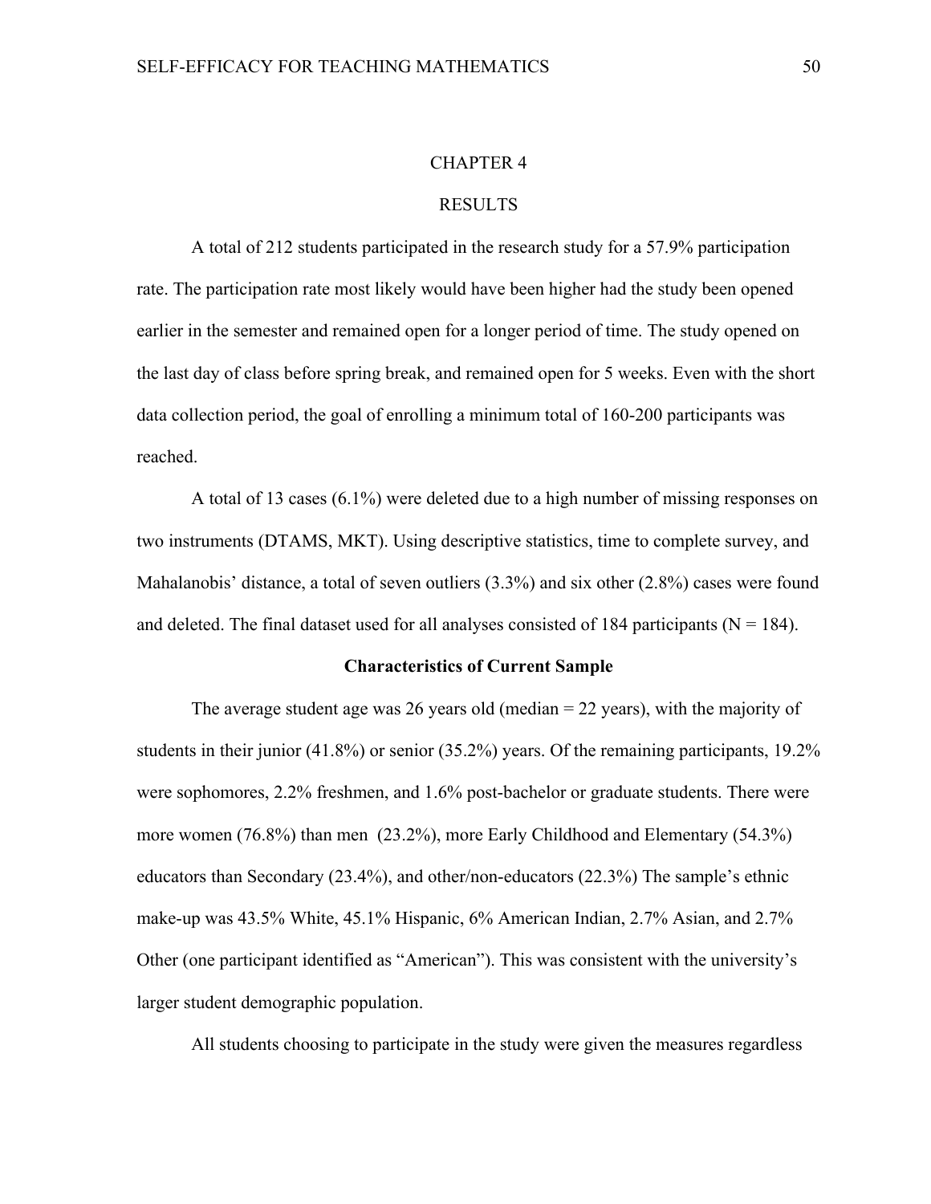# CHAPTER 4

# RESULTS

A total of 212 students participated in the research study for a 57.9% participation rate. The participation rate most likely would have been higher had the study been opened earlier in the semester and remained open for a longer period of time. The study opened on the last day of class before spring break, and remained open for 5 weeks. Even with the short data collection period, the goal of enrolling a minimum total of 160-200 participants was reached.

A total of 13 cases (6.1%) were deleted due to a high number of missing responses on two instruments (DTAMS, MKT). Using descriptive statistics, time to complete survey, and Mahalanobis' distance, a total of seven outliers (3.3%) and six other (2.8%) cases were found and deleted. The final dataset used for all analyses consisted of 184 participants (N = 184).

## Characteristics of Current Sample

The average student age was 26 years old (median = 22 years), with the majority of students in their junior (41.8%) or senior (35.2%) years. Of the remaining participants, 19.2% were sophomores, 2.2% freshmen, and 1.6% post-bachelor or graduate students. There were more women (76.8%) than men (23.2%), more Early Childhood and Elementary (54.3%) educators than Secondary (23.4%), and other/non-educators (22.3%) The sample's ethnic make-up was 43.5% White, 45.1% Hispanic, 6% American Indian, 2.7% Asian, and 2.7% Other (one participant identified as "American"). This was consistent with the university's larger student demographic population.

All students choosing to participate in the study were given the measures regardless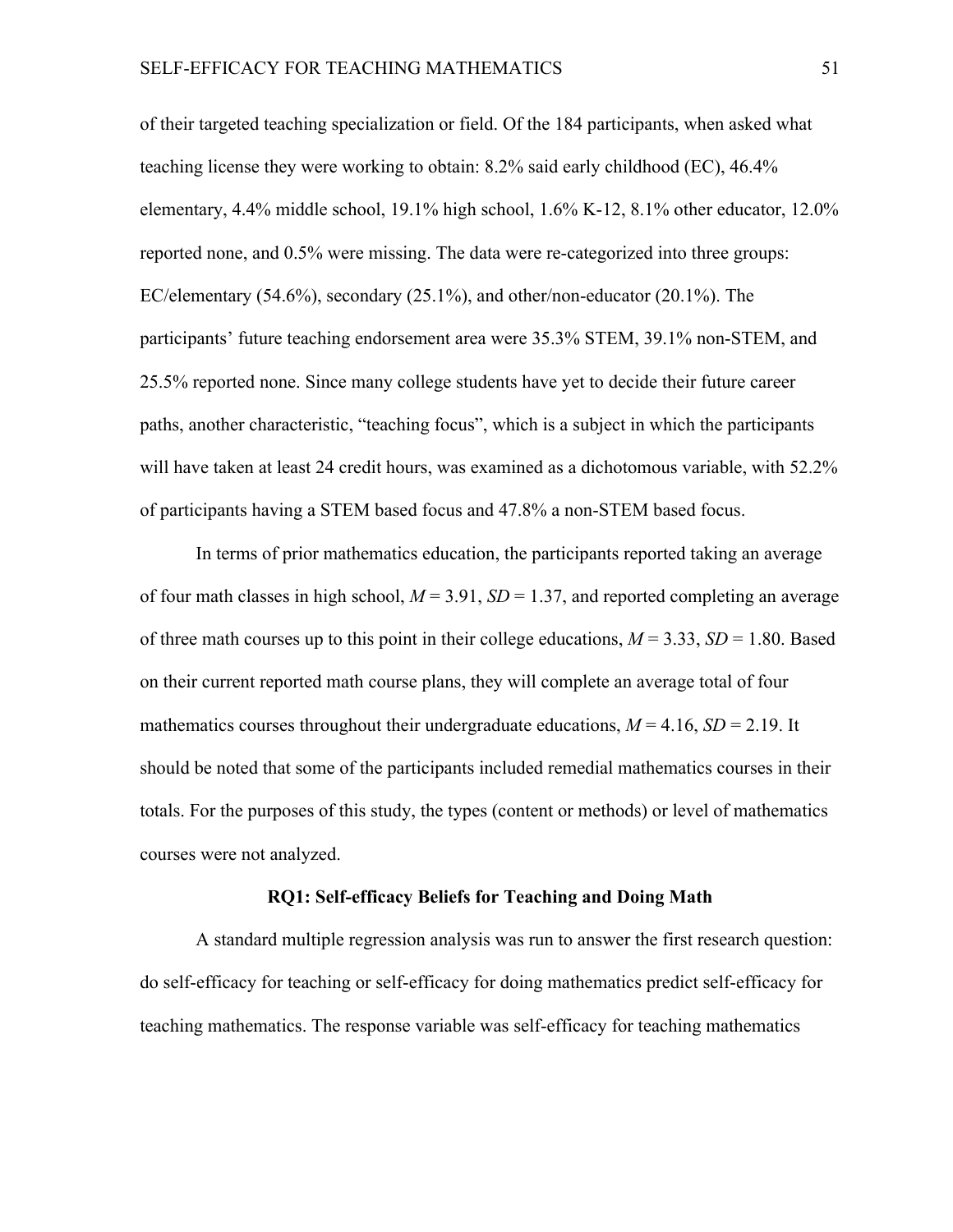of their targeted teaching specialization or field. Of the 184 participants, when asked what teaching license they were working to obtain: 8.2% said early childhood (EC), 46.4% elementary, 4.4% middle school, 19.1% high school, 1.6% K-12, 8.1% other educator, 12.0% reported none, and 0.5% were missing. The data were re-categorized into three groups: EC/elementary (54.6%), secondary (25.1%), and other/non-educator (20.1%). The participants' future teaching endorsement area were 35.3% STEM, 39.1% non-STEM, and 25.5% reported none. Since many college students have yet to decide their future career paths, another characteristic, "teaching focus", which is a subject in which the participants will have taken at least 24 credit hours, was examined as a dichotomous variable, with 52.2% of participants having a STEM based focus and 47.8% a non-STEM based focus.

In terms of prior mathematics education, the participants reported taking an average of four math classes in high school, $M = 3.91$, $SD = 1.37$, and reported completing an average of three math courses up to this point in their college educations, $M = 3.33$, $SD = 1.80$. Based on their current reported math course plans, they will complete an average total of four mathematics courses throughout their undergraduate educations, $M = 4.16$, $SD = 2.19$. It should be noted that some of the participants included remedial mathematics courses in their totals. For the purposes of this study, the types (content or methods) or level of mathematics courses were not analyzed.

## RQ1: Self-efficacy Beliefs for Teaching and Doing Math

A standard multiple regression analysis was run to answer the first research question: do self-efficacy for teaching or self-efficacy for doing mathematics predict self-efficacy for teaching mathematics. The response variable was self-efficacy for teaching mathematics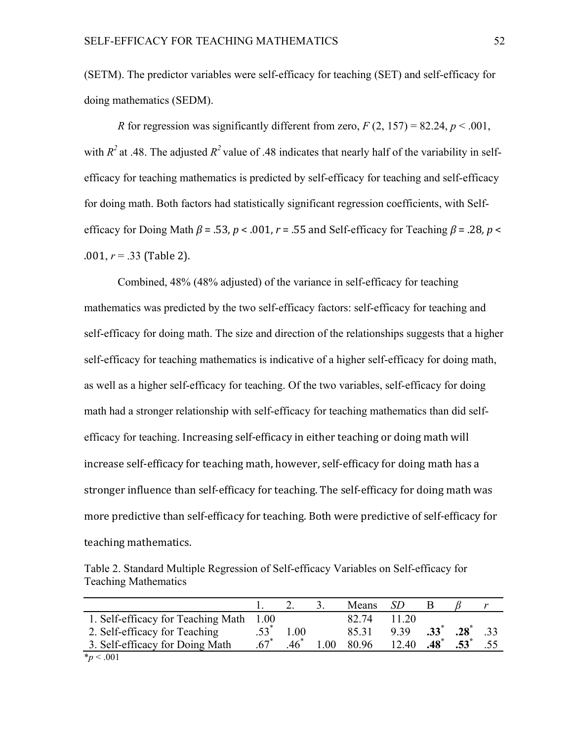(SETM). The predictor variables were self-efficacy for teaching (SET) and self-efficacy for doing mathematics (SEDM).

*R* for regression was significantly different from zero, $F(2, 157) = 82.24$, $p < .001$, with $R^2$ at .48. The adjusted $R^2$ value of .48 indicates that nearly half of the variability in self-efficacy for teaching mathematics is predicted by self-efficacy for teaching and self-efficacy for doing math. Both factors had statistically significant regression coefficients, with Self-efficacy for Doing Math $\beta = .53$, $p < .001$, $r = .55$ and Self-efficacy for Teaching $\beta = .28$, $p < .001$, $r = .33$ (Table 2).

Combined, 48% (48% adjusted) of the variance in self-efficacy for teaching mathematics was predicted by the two self-efficacy factors: self-efficacy for teaching and self-efficacy for doing math. The size and direction of the relationships suggests that a higher self-efficacy for teaching mathematics is indicative of a higher self-efficacy for doing math, as well as a higher self-efficacy for teaching. Of the two variables, self-efficacy for doing math had a stronger relationship with self-efficacy for teaching mathematics than did self-efficacy for teaching. Increasing self-efficacy in either teaching or doing math will increase self-efficacy for teaching math, however, self-efficacy for doing math has a stronger influence than self-efficacy for teaching. The self-efficacy for doing math was more predictive than self-efficacy for teaching. Both were predictive of self-efficacy for teaching mathematics.

Table 2. Standard Multiple Regression of Self-efficacy Variables on Self-efficacy for Teaching Mathematics

| | 1. | 2. | 3. | Means | *SD* | B | $\beta$ | $r$ |
|---|---|---|---|---|---|---|---|---|
| 1. Self-efficacy for Teaching Math | 1.00 | | | 82.74 | 11.20 | | | |
| 2. Self-efficacy for Teaching | $.53^*$ | 1.00 | | 85.31 | 9.39 | $\mathbf{.33}^*$ | $\mathbf{.28}^*$ | .33 |
| 3. Self-efficacy for Doing Math | $.67^*$ | $.46^*$ | 1.00 | 80.96 | 12.40 | $\mathbf{.48}^*$ | $\mathbf{.53}^*$ | .55 |

$^*p < .001$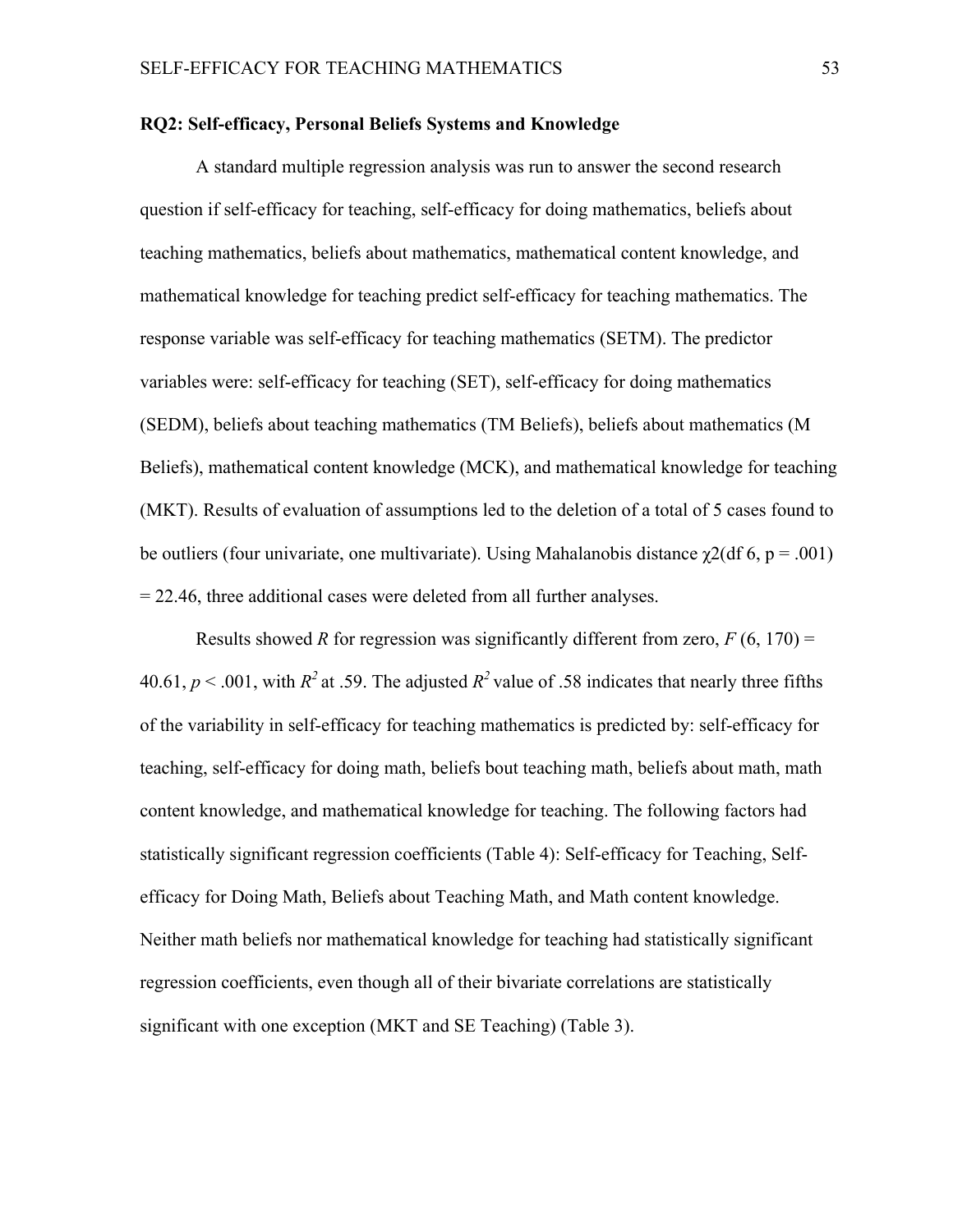**RQ2: Self-efficacy, Personal Beliefs Systems and Knowledge**

A standard multiple regression analysis was run to answer the second research question if self-efficacy for teaching, self-efficacy for doing mathematics, beliefs about teaching mathematics, beliefs about mathematics, mathematical content knowledge, and mathematical knowledge for teaching predict self-efficacy for teaching mathematics. The response variable was self-efficacy for teaching mathematics (SETM). The predictor variables were: self-efficacy for teaching (SET), self-efficacy for doing mathematics (SEDM), beliefs about teaching mathematics (TM Beliefs), beliefs about mathematics (M Beliefs), mathematical content knowledge (MCK), and mathematical knowledge for teaching (MKT). Results of evaluation of assumptions led to the deletion of a total of 5 cases found to be outliers (four univariate, one multivariate). Using Mahalanobis distance $\chi2$(df 6, p = .001) = 22.46, three additional cases were deleted from all further analyses.

Results showed $R$ for regression was significantly different from zero, $F$ (6, 170) = 40.61, $p < .001$, with $R^2$ at .59. The adjusted $R^2$ value of .58 indicates that nearly three fifths of the variability in self-efficacy for teaching mathematics is predicted by: self-efficacy for teaching, self-efficacy for doing math, beliefs bout teaching math, beliefs about math, math content knowledge, and mathematical knowledge for teaching. The following factors had statistically significant regression coefficients (Table 4): Self-efficacy for Teaching, Self-efficacy for Doing Math, Beliefs about Teaching Math, and Math content knowledge. Neither math beliefs nor mathematical knowledge for teaching had statistically significant regression coefficients, even though all of their bivariate correlations are statistically significant with one exception (MKT and SE Teaching) (Table 3).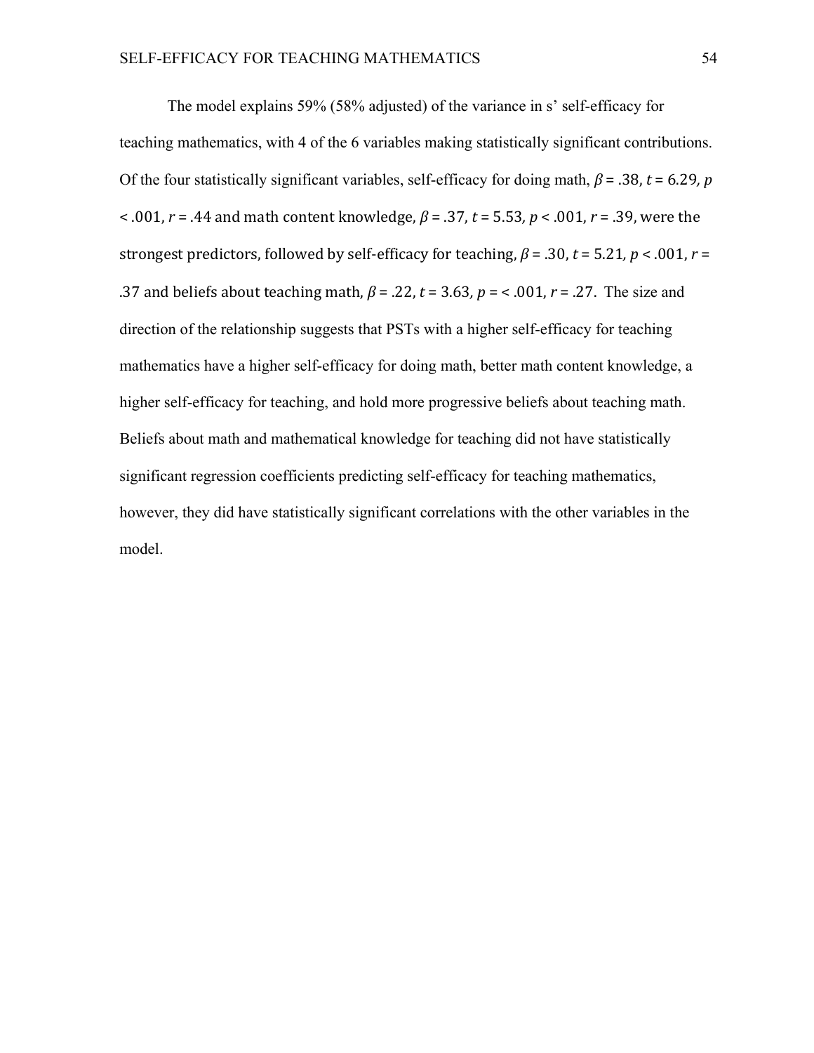The model explains 59% (58% adjusted) of the variance in s' self-efficacy for teaching mathematics, with 4 of the 6 variables making statistically significant contributions. Of the four statistically significant variables, self-efficacy for doing math, $\beta$ = .38, $t$ = 6.29, $p$ < .001, $r$ = .44 and math content knowledge, $\beta$ = .37, $t$ = 5.53, $p$ < .001, $r$ = .39, were the strongest predictors, followed by self-efficacy for teaching, $\beta$ = .30, $t$ = 5.21, $p$ < .001, $r$ = .37 and beliefs about teaching math, $\beta$ = .22, $t$ = 3.63, $p$ = < .001, $r$ = .27. The size and direction of the relationship suggests that PSTs with a higher self-efficacy for teaching mathematics have a higher self-efficacy for doing math, better math content knowledge, a higher self-efficacy for teaching, and hold more progressive beliefs about teaching math. Beliefs about math and mathematical knowledge for teaching did not have statistically significant regression coefficients predicting self-efficacy for teaching mathematics, however, they did have statistically significant correlations with the other variables in the model.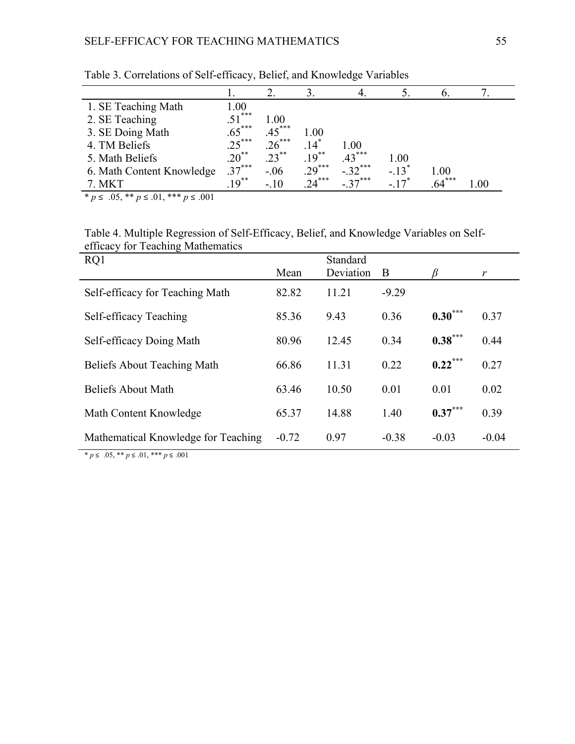Table 3. Correlations of Self-efficacy, Belief, and Knowledge Variables

| | 1. | 2. | 3. | 4. | 5. | 6. | 7. |
|---|---|---|---|---|---|---|---|
| 1. SE Teaching Math | 1.00 | | | | | | |
| 2. SE Teaching | .51*** | 1.00 | | | | | |
| 3. SE Doing Math | .65*** | .45*** | 1.00 | | | | |
| 4. TM Beliefs | .25*** | .26*** | .14* | 1.00 | | | |
| 5. Math Beliefs | .20** | .23** | .19** | .43*** | 1.00 | | |
| 6. Math Content Knowledge | .37*** | -.06 | .29*** | -.32*** | -.13* | 1.00 | |
| 7. MKT | .19** | -.10 | .24*** | -.37*** | -.17* | .64*** | 1.00 |

* $p \leq .05$, ** $p \leq .01$, *** $p \leq .001$

Table 4. Multiple Regression of Self-Efficacy, Belief, and Knowledge Variables on Self-efficacy for Teaching Mathematics

| RQ1 | Mean | Standard Deviation | B | *β* | *r* |
|---|---|---|---|---|---|
| Self-efficacy for Teaching Math | 82.82 | 11.21 | -9.29 | | |
| Self-efficacy Teaching | 85.36 | 9.43 | 0.36 | **0.30*** | 0.37 |
| Self-efficacy Doing Math | 80.96 | 12.45 | 0.34 | **0.38*** | 0.44 |
| Beliefs About Teaching Math | 66.86 | 11.31 | 0.22 | **0.22*** | 0.27 |
| Beliefs About Math | 63.46 | 10.50 | 0.01 | 0.01 | 0.02 |
| Math Content Knowledge | 65.37 | 14.88 | 1.40 | **0.37*** | 0.39 |
| Mathematical Knowledge for Teaching | -0.72 | 0.97 | -0.38 | -0.03 | -0.04 |

* $p \leq .05$, ** $p \leq .01$, *** $p \leq .001$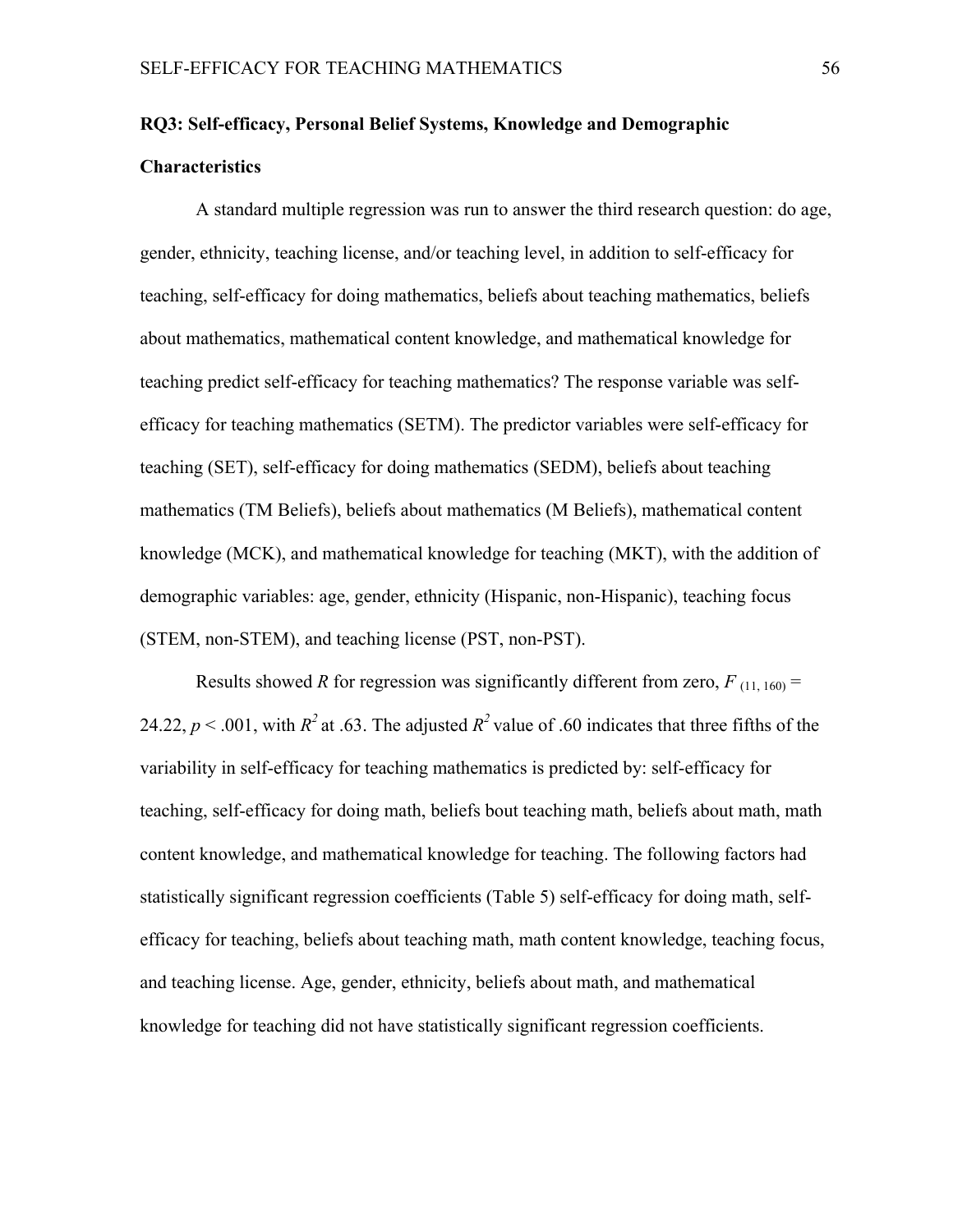### RQ3: Self-efficacy, Personal Belief Systems, Knowledge and Demographic Characteristics

A standard multiple regression was run to answer the third research question: do age, gender, ethnicity, teaching license, and/or teaching level, in addition to self-efficacy for teaching, self-efficacy for doing mathematics, beliefs about teaching mathematics, beliefs about mathematics, mathematical content knowledge, and mathematical knowledge for teaching predict self-efficacy for teaching mathematics? The response variable was self-efficacy for teaching mathematics (SETM). The predictor variables were self-efficacy for teaching (SET), self-efficacy for doing mathematics (SEDM), beliefs about teaching mathematics (TM Beliefs), beliefs about mathematics (M Beliefs), mathematical content knowledge (MCK), and mathematical knowledge for teaching (MKT), with the addition of demographic variables: age, gender, ethnicity (Hispanic, non-Hispanic), teaching focus (STEM, non-STEM), and teaching license (PST, non-PST).

Results showed *R* for regression was significantly different from zero, $F_{(11, 160)} = 24.22$, $p < .001$, with $R^2$ at .63. The adjusted $R^2$ value of .60 indicates that three fifths of the variability in self-efficacy for teaching mathematics is predicted by: self-efficacy for teaching, self-efficacy for doing math, beliefs bout teaching math, beliefs about math, math content knowledge, and mathematical knowledge for teaching. The following factors had statistically significant regression coefficients (Table 5) self-efficacy for doing math, self-efficacy for teaching, beliefs about teaching math, math content knowledge, teaching focus, and teaching license. Age, gender, ethnicity, beliefs about math, and mathematical knowledge for teaching did not have statistically significant regression coefficients.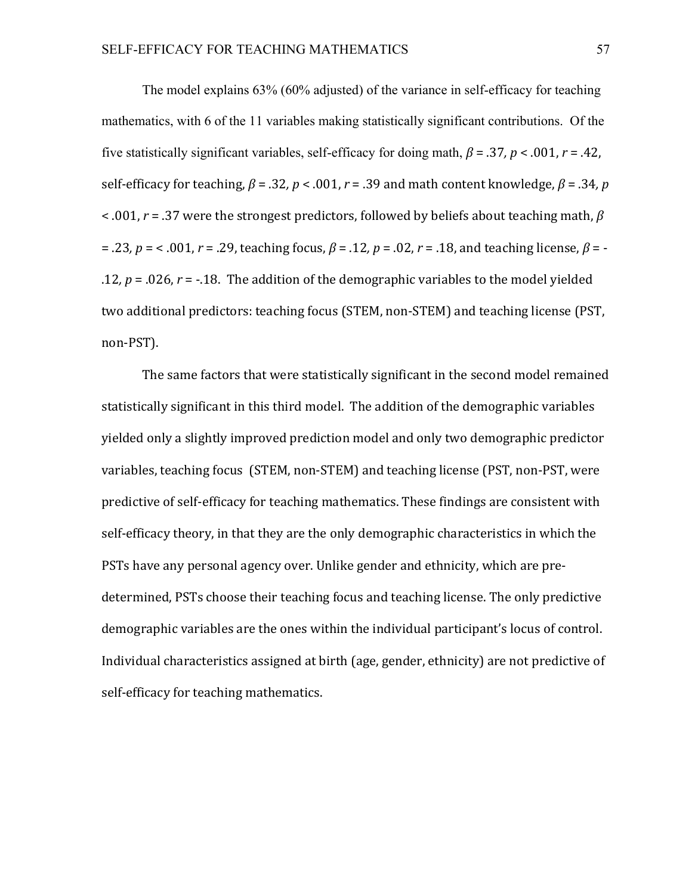The model explains 63% (60% adjusted) of the variance in self-efficacy for teaching mathematics, with 6 of the 11 variables making statistically significant contributions. Of the five statistically significant variables, self-efficacy for doing math, $\beta = .37$, $p < .001$, $r = .42$, self-efficacy for teaching, $\beta = .32$, $p < .001$, $r = .39$ and math content knowledge, $\beta = .34$, $p < .001$, $r = .37$ were the strongest predictors, followed by beliefs about teaching math, $\beta = .23$, $p = < .001$, $r = .29$, teaching focus, $\beta = .12$, $p = .02$, $r = .18$, and teaching license, $\beta = -.12$, $p = .026$, $r = -.18$. The addition of the demographic variables to the model yielded two additional predictors: teaching focus (STEM, non-STEM) and teaching license (PST, non-PST).

The same factors that were statistically significant in the second model remained statistically significant in this third model. The addition of the demographic variables yielded only a slightly improved prediction model and only two demographic predictor variables, teaching focus (STEM, non-STEM) and teaching license (PST, non-PST, were predictive of self-efficacy for teaching mathematics. These findings are consistent with self-efficacy theory, in that they are the only demographic characteristics in which the PSTs have any personal agency over. Unlike gender and ethnicity, which are pre-determined, PSTs choose their teaching focus and teaching license. The only predictive demographic variables are the ones within the individual participant's locus of control. Individual characteristics assigned at birth (age, gender, ethnicity) are not predictive of self-efficacy for teaching mathematics.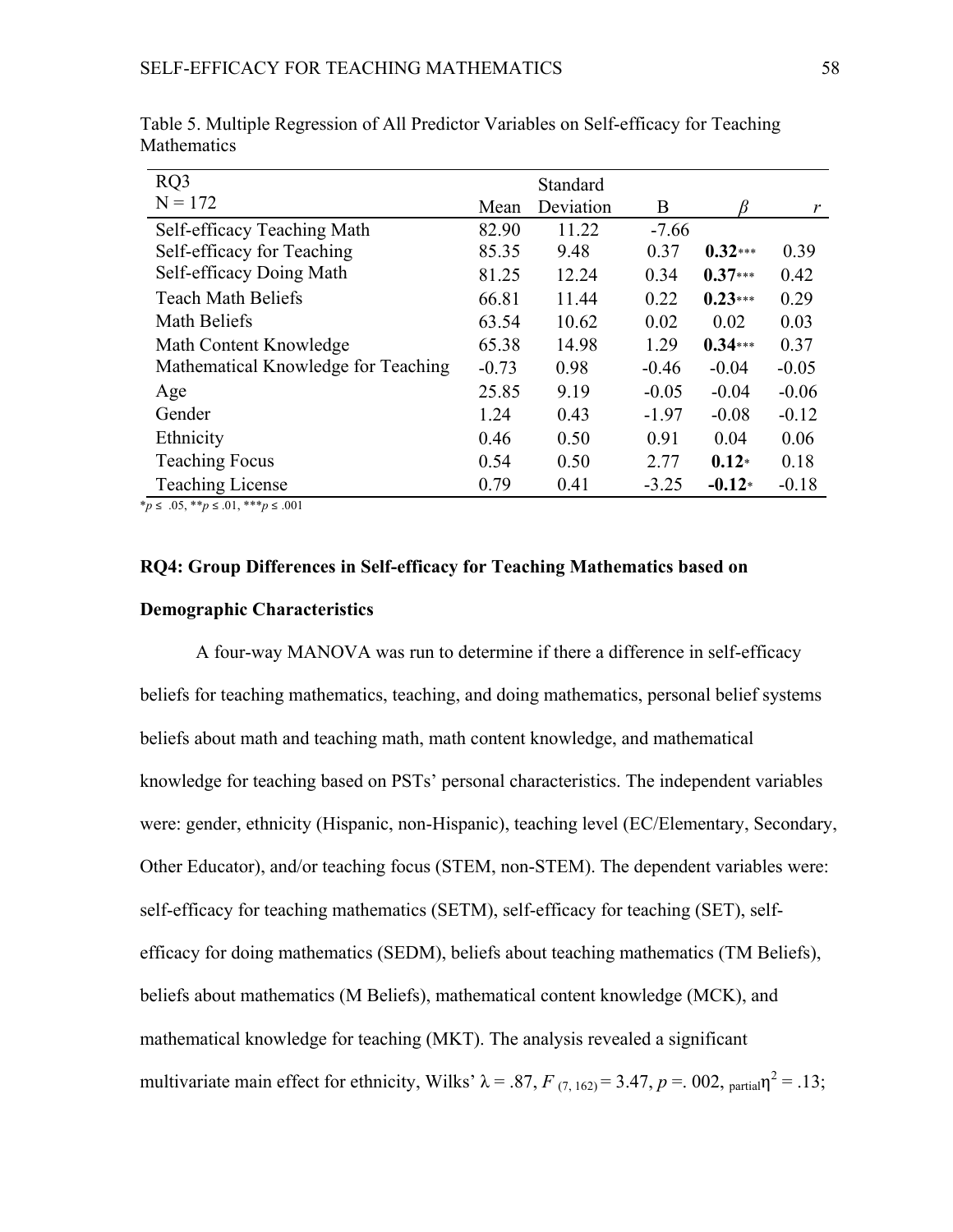Table 5. Multiple Regression of All Predictor Variables on Self-efficacy for Teaching Mathematics

| RQ3<br>N = 172 | Mean | Standard Deviation | B | *β* | *r* |
|---|---|---|---|---|---|
| Self-efficacy Teaching Math | 82.90 | 11.22 | -7.66 | | |
| Self-efficacy for Teaching | 85.35 | 9.48 | 0.37 | **0.32**\*\*\* | 0.39 |
| Self-efficacy Doing Math | 81.25 | 12.24 | 0.34 | **0.37**\*\*\* | 0.42 |
| Teach Math Beliefs | 66.81 | 11.44 | 0.22 | **0.23**\*\*\* | 0.29 |
| Math Beliefs | 63.54 | 10.62 | 0.02 | 0.02 | 0.03 |
| Math Content Knowledge | 65.38 | 14.98 | 1.29 | **0.34**\*\*\* | 0.37 |
| Mathematical Knowledge for Teaching | -0.73 | 0.98 | -0.46 | -0.04 | -0.05 |
| Age | 25.85 | 9.19 | -0.05 | -0.04 | -0.06 |
| Gender | 1.24 | 0.43 | -1.97 | -0.08 | -0.12 |
| Ethnicity | 0.46 | 0.50 | 0.91 | 0.04 | 0.06 |
| Teaching Focus | 0.54 | 0.50 | 2.77 | **0.12**\* | 0.18 |
| Teaching License | 0.79 | 0.41 | -3.25 | **-0.12**\* | -0.18 |

\*$p \leq .05$, \*\*$p \leq .01$, \*\*\*$p \leq .001$

## RQ4: Group Differences in Self-efficacy for Teaching Mathematics based on Demographic Characteristics

A four-way MANOVA was run to determine if there a difference in self-efficacy beliefs for teaching mathematics, teaching, and doing mathematics, personal belief systems beliefs about math and teaching math, math content knowledge, and mathematical knowledge for teaching based on PSTs' personal characteristics. The independent variables were: gender, ethnicity (Hispanic, non-Hispanic), teaching level (EC/Elementary, Secondary, Other Educator), and/or teaching focus (STEM, non-STEM). The dependent variables were: self-efficacy for teaching mathematics (SETM), self-efficacy for teaching (SET), self-efficacy for doing mathematics (SEDM), beliefs about teaching mathematics (TM Beliefs), beliefs about mathematics (M Beliefs), mathematical content knowledge (MCK), and mathematical knowledge for teaching (MKT). The analysis revealed a significant multivariate main effect for ethnicity, Wilks' $\lambda = .87$, $F_{(7, 162)} = 3.47$, $p = .002$, ${}_{\text{partial}}\eta^2 = .13$;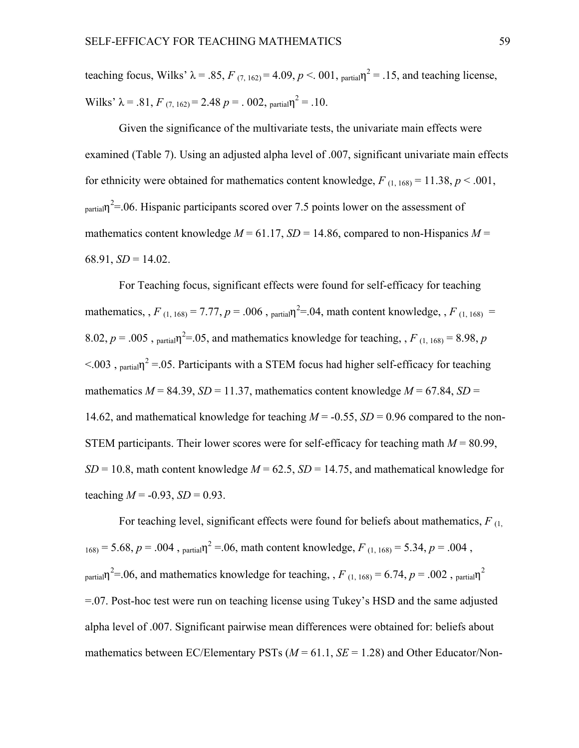teaching focus, Wilks' $\lambda = .85$, $F_{(7, 162)} = 4.09$, $p <. 001$, ${}_{\text{partial}}\eta^2 = .15$, and teaching license, Wilks' $\lambda = .81$, $F_{(7, 162)} = 2.48$ $p = . 002$, ${}_{\text{partial}}\eta^2 = .10$.

Given the significance of the multivariate tests, the univariate main effects were examined (Table 7). Using an adjusted alpha level of .007, significant univariate main effects for ethnicity were obtained for mathematics content knowledge, $F_{(1, 168)} = 11.38$, $p < .001$, ${}_{\text{partial}}\eta^2$=.06. Hispanic participants scored over 7.5 points lower on the assessment of mathematics content knowledge $M = 61.17$, $SD = 14.86$, compared to non-Hispanics $M = 68.91$, $SD = 14.02$.

For Teaching focus, significant effects were found for self-efficacy for teaching mathematics, , $F_{(1, 168)} = 7.77$, $p = .006$ , ${}_{\text{partial}}\eta^2$=.04, math content knowledge, , $F_{(1, 168)} = 8.02$, $p = .005$ , ${}_{\text{partial}}\eta^2$=.05, and mathematics knowledge for teaching, , $F_{(1, 168)} = 8.98$, $p <.003$ , ${}_{\text{partial}}\eta^2$ =.05. Participants with a STEM focus had higher self-efficacy for teaching mathematics $M = 84.39$, $SD = 11.37$, mathematics content knowledge $M = 67.84$, $SD = 14.62$, and mathematical knowledge for teaching $M = -0.55$, $SD = 0.96$ compared to the non-STEM participants. Their lower scores were for self-efficacy for teaching math $M = 80.99$, $SD = 10.8$, math content knowledge $M = 62.5$, $SD = 14.75$, and mathematical knowledge for teaching $M = -0.93$, $SD = 0.93$.

For teaching level, significant effects were found for beliefs about mathematics, $F_{(1, 168)} = 5.68$, $p = .004$ , ${}_{\text{partial}}\eta^2$ =.06, math content knowledge, $F_{(1, 168)} = 5.34$, $p = .004$ , ${}_{\text{partial}}\eta^2$=.06, and mathematics knowledge for teaching, , $F_{(1, 168)} = 6.74$, $p = .002$ , ${}_{\text{partial}}\eta^2$ =.07. Post-hoc test were run on teaching license using Tukey's HSD and the same adjusted alpha level of .007. Significant pairwise mean differences were obtained for: beliefs about mathematics between EC/Elementary PSTs ($M = 61.1$, $SE = 1.28$) and Other Educator/Non-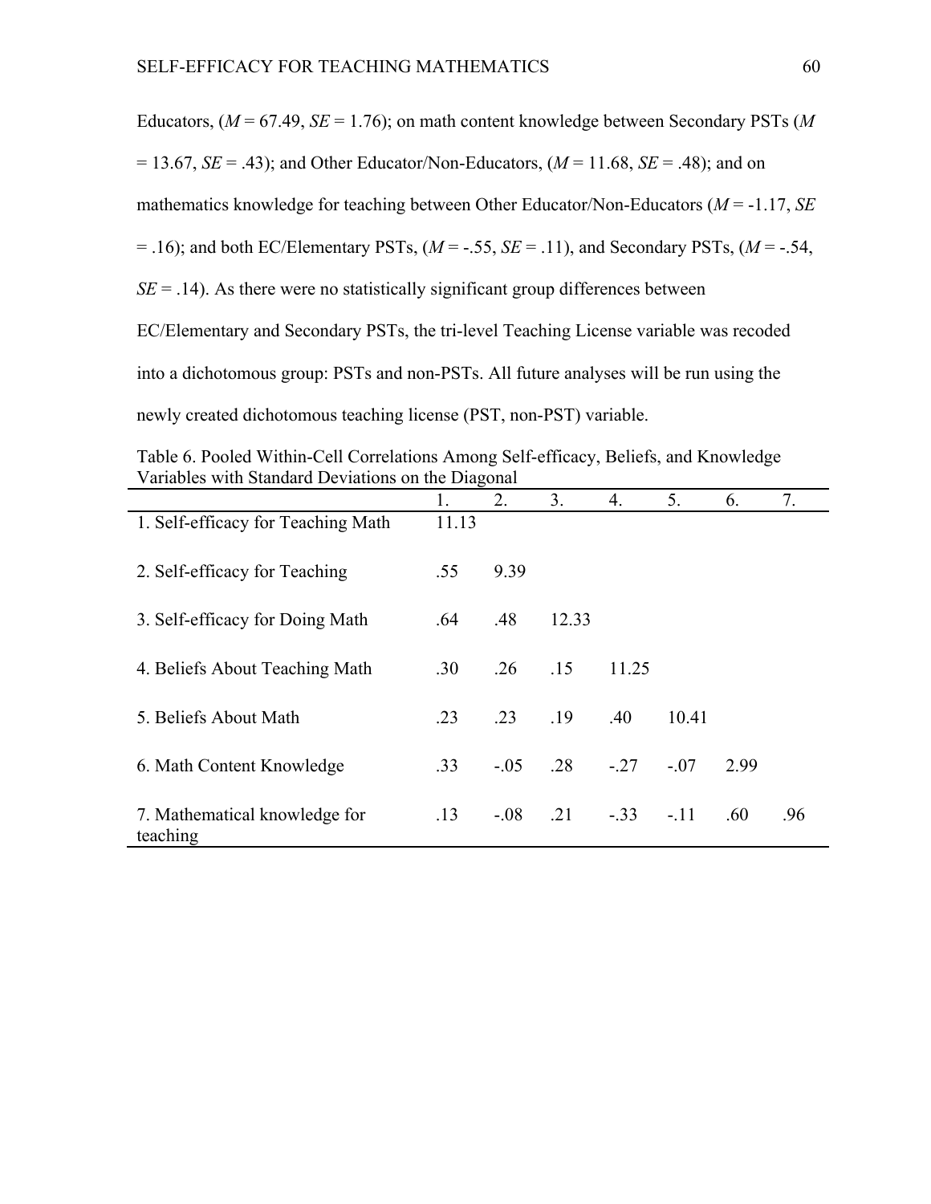Educators, ($M$ = 67.49, $SE$ = 1.76); on math content knowledge between Secondary PSTs ($M$ = 13.67, $SE$ = .43); and Other Educator/Non-Educators, ($M$ = 11.68, $SE$ = .48); and on mathematics knowledge for teaching between Other Educator/Non-Educators ($M$ = -1.17, $SE$ = .16); and both EC/Elementary PSTs, ($M$ = -.55, $SE$ = .11), and Secondary PSTs, ($M$ = -.54, $SE$ = .14). As there were no statistically significant group differences between EC/Elementary and Secondary PSTs, the tri-level Teaching License variable was recoded into a dichotomous group: PSTs and non-PSTs. All future analyses will be run using the newly created dichotomous teaching license (PST, non-PST) variable.

Table 6. Pooled Within-Cell Correlations Among Self-efficacy, Beliefs, and Knowledge Variables with Standard Deviations on the Diagonal

| | 1. | 2. | 3. | 4. | 5. | 6. | 7. |
|---|---|---|---|---|---|---|---|
| 1. Self-efficacy for Teaching Math | 11.13 | | | | | | |
| 2. Self-efficacy for Teaching | .55 | 9.39 | | | | | |
| 3. Self-efficacy for Doing Math | .64 | .48 | 12.33 | | | | |
| 4. Beliefs About Teaching Math | .30 | .26 | .15 | 11.25 | | | |
| 5. Beliefs About Math | .23 | .23 | .19 | .40 | 10.41 | | |
| 6. Math Content Knowledge | .33 | -.05 | .28 | -.27 | -.07 | 2.99 | |
| 7. Mathematical knowledge for teaching | .13 | -.08 | .21 | -.33 | -.11 | .60 | .96 |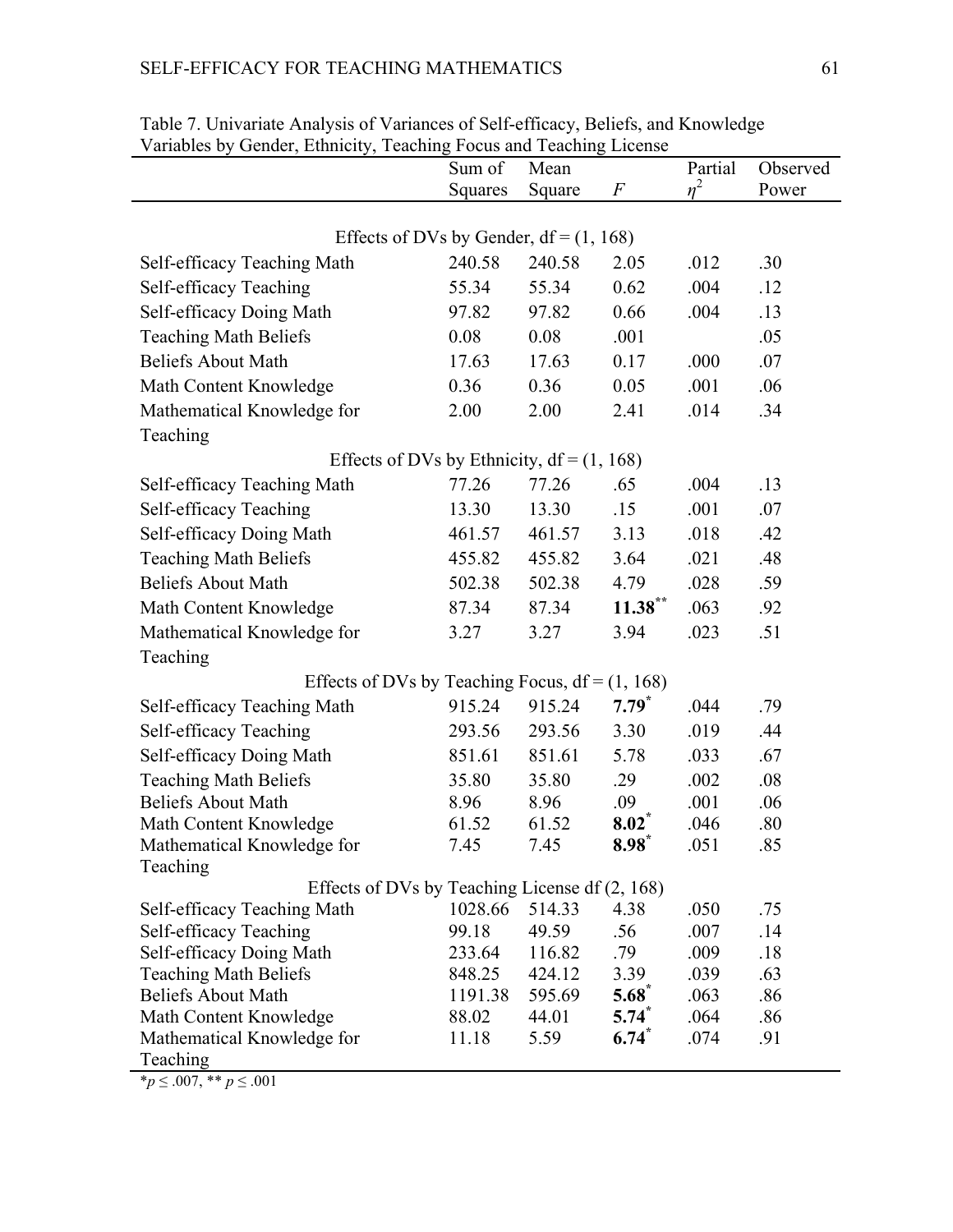Table 7. Univariate Analysis of Variances of Self-efficacy, Beliefs, and Knowledge Variables by Gender, Ethnicity, Teaching Focus and Teaching License

| | Sum of Squares | Mean Square | $F$ | Partial $\eta^2$ | Observed Power |
|---|---|---|---|---|---|
| Effects of DVs by Gender, df = (1, 168) | | | | | |
| Self-efficacy Teaching Math | 240.58 | 240.58 | 2.05 | .012 | .30 |
| Self-efficacy Teaching | 55.34 | 55.34 | 0.62 | .004 | .12 |
| Self-efficacy Doing Math | 97.82 | 97.82 | 0.66 | .004 | .13 |
| Teaching Math Beliefs | 0.08 | 0.08 | .001 | | .05 |
| Beliefs About Math | 17.63 | 17.63 | 0.17 | .000 | .07 |
| Math Content Knowledge | 0.36 | 0.36 | 0.05 | .001 | .06 |
| Mathematical Knowledge for Teaching | 2.00 | 2.00 | 2.41 | .014 | .34 |
| Effects of DVs by Ethnicity, df = (1, 168) | | | | | |
| Self-efficacy Teaching Math | 77.26 | 77.26 | .65 | .004 | .13 |
| Self-efficacy Teaching | 13.30 | 13.30 | .15 | .001 | .07 |
| Self-efficacy Doing Math | 461.57 | 461.57 | 3.13 | .018 | .42 |
| Teaching Math Beliefs | 455.82 | 455.82 | 3.64 | .021 | .48 |
| Beliefs About Math | 502.38 | 502.38 | 4.79 | .028 | .59 |
| Math Content Knowledge | 87.34 | 87.34 | **11.38**** | .063 | .92 |
| Mathematical Knowledge for Teaching | 3.27 | 3.27 | 3.94 | .023 | .51 |
| Effects of DVs by Teaching Focus, df = (1, 168) | | | | | |
| Self-efficacy Teaching Math | 915.24 | 915.24 | **7.79*** | .044 | .79 |
| Self-efficacy Teaching | 293.56 | 293.56 | 3.30 | .019 | .44 |
| Self-efficacy Doing Math | 851.61 | 851.61 | 5.78 | .033 | .67 |
| Teaching Math Beliefs | 35.80 | 35.80 | .29 | .002 | .08 |
| Beliefs About Math | 8.96 | 8.96 | .09 | .001 | .06 |
| Math Content Knowledge | 61.52 | 61.52 | **8.02*** | .046 | .80 |
| Mathematical Knowledge for Teaching | 7.45 | 7.45 | **8.98*** | .051 | .85 |
| Effects of DVs by Teaching License df (2, 168) | | | | | |
| Self-efficacy Teaching Math | 1028.66 | 514.33 | 4.38 | .050 | .75 |
| Self-efficacy Teaching | 99.18 | 49.59 | .56 | .007 | .14 |
| Self-efficacy Doing Math | 233.64 | 116.82 | .79 | .009 | .18 |
| Teaching Math Beliefs | 848.25 | 424.12 | 3.39 | .039 | .63 |
| Beliefs About Math | 1191.38 | 595.69 | **5.68*** | .063 | .86 |
| Math Content Knowledge | 88.02 | 44.01 | **5.74*** | .064 | .86 |
| Mathematical Knowledge for Teaching | 11.18 | 5.59 | **6.74*** | .074 | .91 |

*$p \leq .007$, ** $p \leq .001$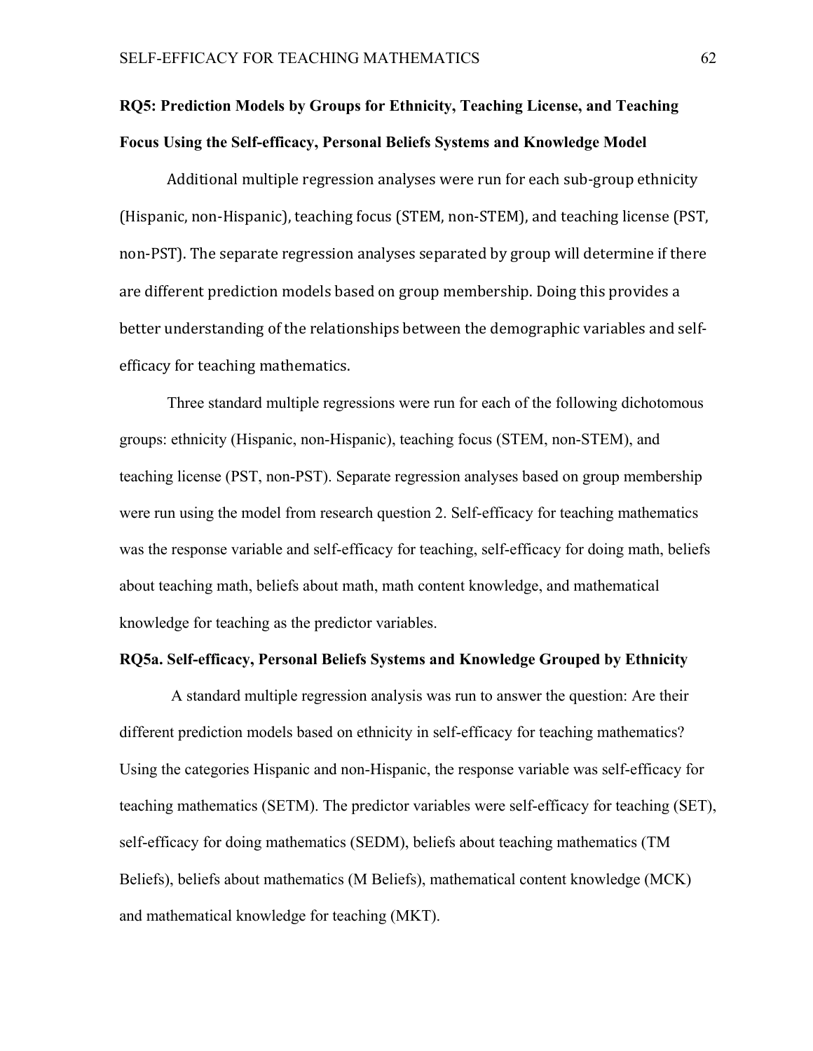**RQ5: Prediction Models by Groups for Ethnicity, Teaching License, and Teaching Focus Using the Self-efficacy, Personal Beliefs Systems and Knowledge Model**

Additional multiple regression analyses were run for each sub-group ethnicity (Hispanic, non-Hispanic), teaching focus (STEM, non-STEM), and teaching license (PST, non-PST). The separate regression analyses separated by group will determine if there are different prediction models based on group membership. Doing this provides a better understanding of the relationships between the demographic variables and self-efficacy for teaching mathematics.

Three standard multiple regressions were run for each of the following dichotomous groups: ethnicity (Hispanic, non-Hispanic), teaching focus (STEM, non-STEM), and teaching license (PST, non-PST). Separate regression analyses based on group membership were run using the model from research question 2. Self-efficacy for teaching mathematics was the response variable and self-efficacy for teaching, self-efficacy for doing math, beliefs about teaching math, beliefs about math, math content knowledge, and mathematical knowledge for teaching as the predictor variables.

**RQ5a. Self-efficacy, Personal Beliefs Systems and Knowledge Grouped by Ethnicity**

A standard multiple regression analysis was run to answer the question: Are their different prediction models based on ethnicity in self-efficacy for teaching mathematics? Using the categories Hispanic and non-Hispanic, the response variable was self-efficacy for teaching mathematics (SETM). The predictor variables were self-efficacy for teaching (SET), self-efficacy for doing mathematics (SEDM), beliefs about teaching mathematics (TM Beliefs), beliefs about mathematics (M Beliefs), mathematical content knowledge (MCK) and mathematical knowledge for teaching (MKT).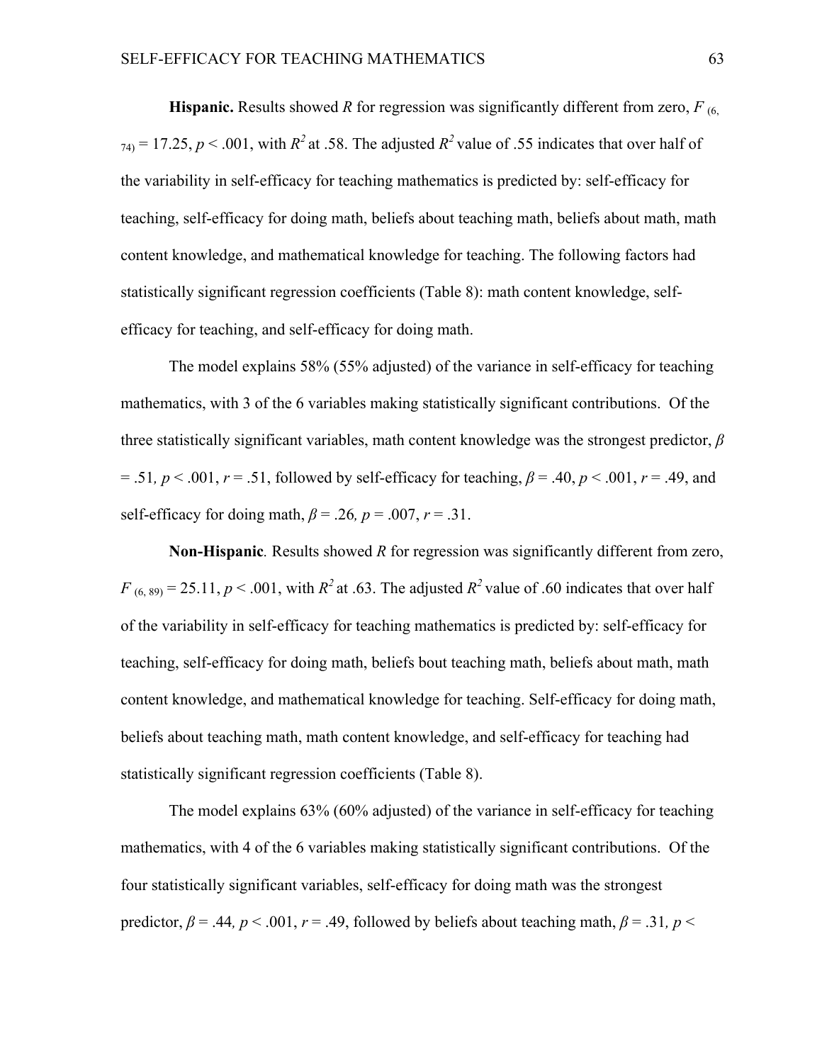**Hispanic.** Results showed $R$ for regression was significantly different from zero, $F_{(6, 74)} = 17.25$, $p < .001$, with $R^2$ at .58. The adjusted $R^2$ value of .55 indicates that over half of the variability in self-efficacy for teaching mathematics is predicted by: self-efficacy for teaching, self-efficacy for doing math, beliefs about teaching math, beliefs about math, math content knowledge, and mathematical knowledge for teaching. The following factors had statistically significant regression coefficients (Table 8): math content knowledge, self-efficacy for teaching, and self-efficacy for doing math.

The model explains 58% (55% adjusted) of the variance in self-efficacy for teaching mathematics, with 3 of the 6 variables making statistically significant contributions. Of the three statistically significant variables, math content knowledge was the strongest predictor, $\beta = .51$, $p < .001$, $r = .51$, followed by self-efficacy for teaching, $\beta = .40$, $p < .001$, $r = .49$, and self-efficacy for doing math, $\beta = .26$, $p = .007$, $r = .31$.

**Non-Hispanic**. Results showed $R$ for regression was significantly different from zero, $F_{(6, 89)} = 25.11$, $p < .001$, with $R^2$ at .63. The adjusted $R^2$ value of .60 indicates that over half of the variability in self-efficacy for teaching mathematics is predicted by: self-efficacy for teaching, self-efficacy for doing math, beliefs bout teaching math, beliefs about math, math content knowledge, and mathematical knowledge for teaching. Self-efficacy for doing math, beliefs about teaching math, math content knowledge, and self-efficacy for teaching had statistically significant regression coefficients (Table 8).

The model explains 63% (60% adjusted) of the variance in self-efficacy for teaching mathematics, with 4 of the 6 variables making statistically significant contributions. Of the four statistically significant variables, self-efficacy for doing math was the strongest predictor, $\beta = .44$, $p < .001$, $r = .49$, followed by beliefs about teaching math, $\beta = .31$, $p <$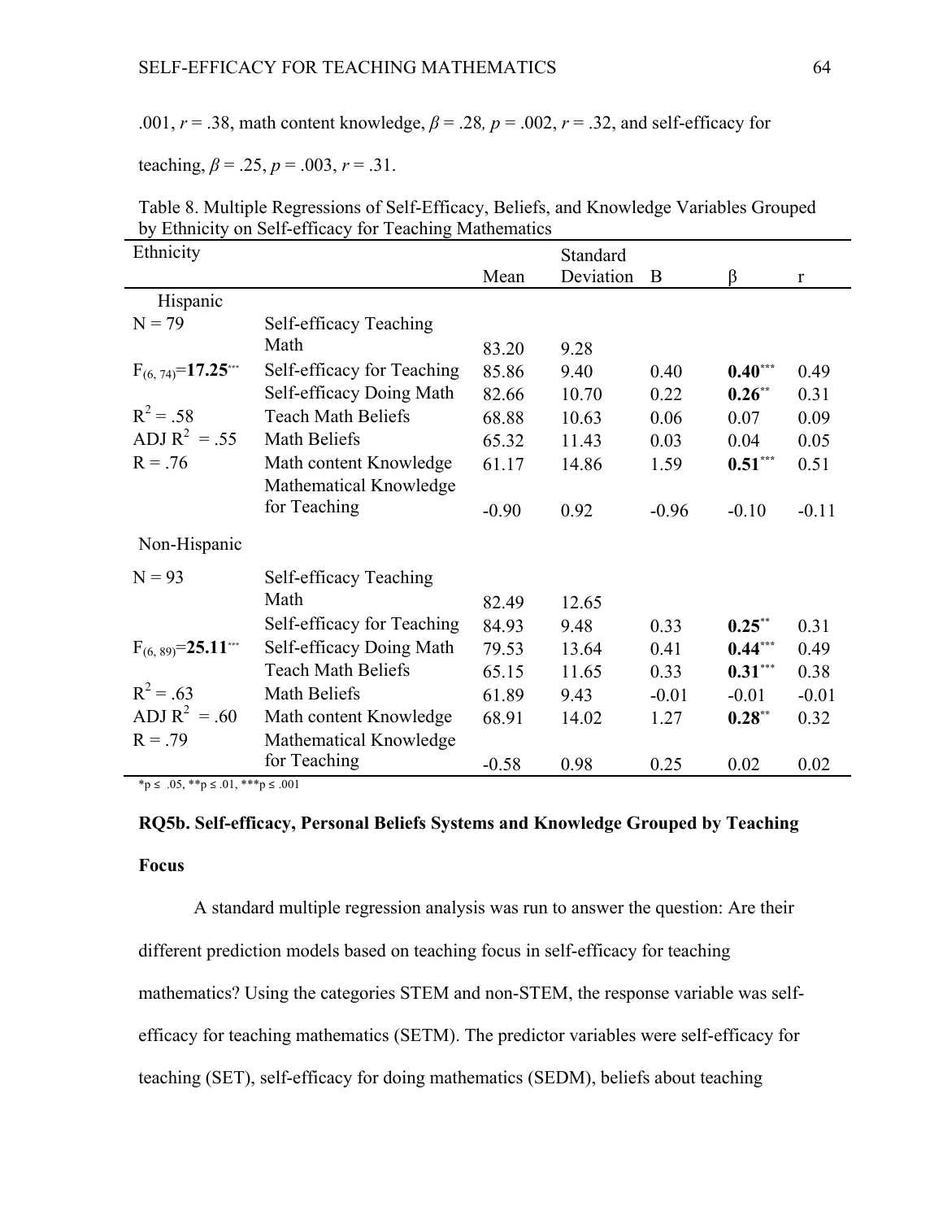.001, $r = .38$, math content knowledge, $\beta = .28$, $p = .002$, $r = .32$, and self-efficacy for teaching, $\beta = .25$, $p = .003$, $r = .31$.

Table 8. Multiple Regressions of Self-Efficacy, Beliefs, and Knowledge Variables Grouped by Ethnicity on Self-efficacy for Teaching Mathematics

| Ethnicity | | Mean | Standard Deviation | B | β | r |
|---|---|---|---|---|---|---|
| Hispanic | | | | | | |
| N = 79 | Self-efficacy Teaching Math | 83.20 | 9.28 | | | |
| $F_{(6, 74)}$=**17.25***** | Self-efficacy for Teaching | 85.86 | 9.40 | 0.40 | **0.40***** | 0.49 |
| | Self-efficacy Doing Math | 82.66 | 10.70 | 0.22 | **0.26**** | 0.31 |
| $R^2 = .58$ | Teach Math Beliefs | 68.88 | 10.63 | 0.06 | 0.07 | 0.09 |
| ADJ $R^2 = .55$ | Math Beliefs | 65.32 | 11.43 | 0.03 | 0.04 | 0.05 |
| R = .76 | Math content Knowledge | 61.17 | 14.86 | 1.59 | **0.51***** | 0.51 |
| | Mathematical Knowledge for Teaching | -0.90 | 0.92 | -0.96 | -0.10 | -0.11 |
| Non-Hispanic | | | | | | |
| N = 93 | Self-efficacy Teaching Math | 82.49 | 12.65 | | | |
| | Self-efficacy for Teaching | 84.93 | 9.48 | 0.33 | **0.25**** | 0.31 |
| $F_{(6, 89)}$=**25.11***** | Self-efficacy Doing Math | 79.53 | 13.64 | 0.41 | **0.44***** | 0.49 |
| | Teach Math Beliefs | 65.15 | 11.65 | 0.33 | **0.31***** | 0.38 |
| $R^2 = .63$ | Math Beliefs | 61.89 | 9.43 | -0.01 | -0.01 | -0.01 |
| ADJ $R^2 = .60$ | Math content Knowledge | 68.91 | 14.02 | 1.27 | **0.28**** | 0.32 |
| R = .79 | Mathematical Knowledge for Teaching | -0.58 | 0.98 | 0.25 | 0.02 | 0.02 |

*p ≤ .05, **p ≤ .01, ***p ≤ .001

**RQ5b. Self-efficacy, Personal Beliefs Systems and Knowledge Grouped by Teaching Focus**

A standard multiple regression analysis was run to answer the question: Are their different prediction models based on teaching focus in self-efficacy for teaching mathematics? Using the categories STEM and non-STEM, the response variable was self-efficacy for teaching mathematics (SETM). The predictor variables were self-efficacy for teaching (SET), self-efficacy for doing mathematics (SEDM), beliefs about teaching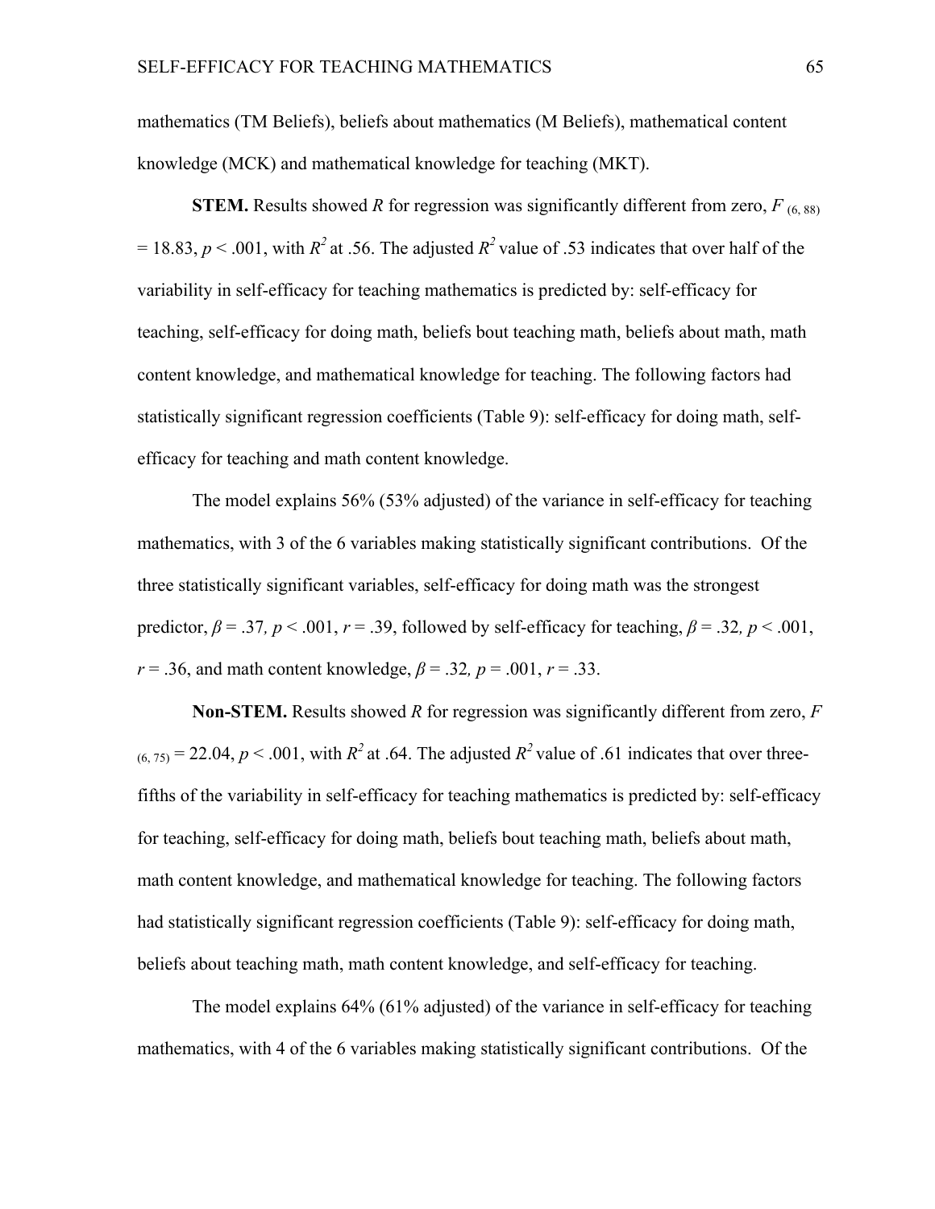mathematics (TM Beliefs), beliefs about mathematics (M Beliefs), mathematical content knowledge (MCK) and mathematical knowledge for teaching (MKT).

**STEM.** Results showed *R* for regression was significantly different from zero, $F_{(6, 88)} = 18.83$, $p < .001$, with $R^2$ at .56. The adjusted $R^2$ value of .53 indicates that over half of the variability in self-efficacy for teaching mathematics is predicted by: self-efficacy for teaching, self-efficacy for doing math, beliefs bout teaching math, beliefs about math, math content knowledge, and mathematical knowledge for teaching. The following factors had statistically significant regression coefficients (Table 9): self-efficacy for doing math, self-efficacy for teaching and math content knowledge.

The model explains 56% (53% adjusted) of the variance in self-efficacy for teaching mathematics, with 3 of the 6 variables making statistically significant contributions. Of the three statistically significant variables, self-efficacy for doing math was the strongest predictor, $\beta = .37$, $p < .001$, $r = .39$, followed by self-efficacy for teaching, $\beta = .32$, $p < .001$, $r = .36$, and math content knowledge, $\beta = .32$, $p = .001$, $r = .33$.

**Non-STEM.** Results showed *R* for regression was significantly different from zero, $F_{(6, 75)} = 22.04$, $p < .001$, with $R^2$ at .64. The adjusted $R^2$ value of .61 indicates that over three-fifths of the variability in self-efficacy for teaching mathematics is predicted by: self-efficacy for teaching, self-efficacy for doing math, beliefs bout teaching math, beliefs about math, math content knowledge, and mathematical knowledge for teaching. The following factors had statistically significant regression coefficients (Table 9): self-efficacy for doing math, beliefs about teaching math, math content knowledge, and self-efficacy for teaching.

The model explains 64% (61% adjusted) of the variance in self-efficacy for teaching mathematics, with 4 of the 6 variables making statistically significant contributions. Of the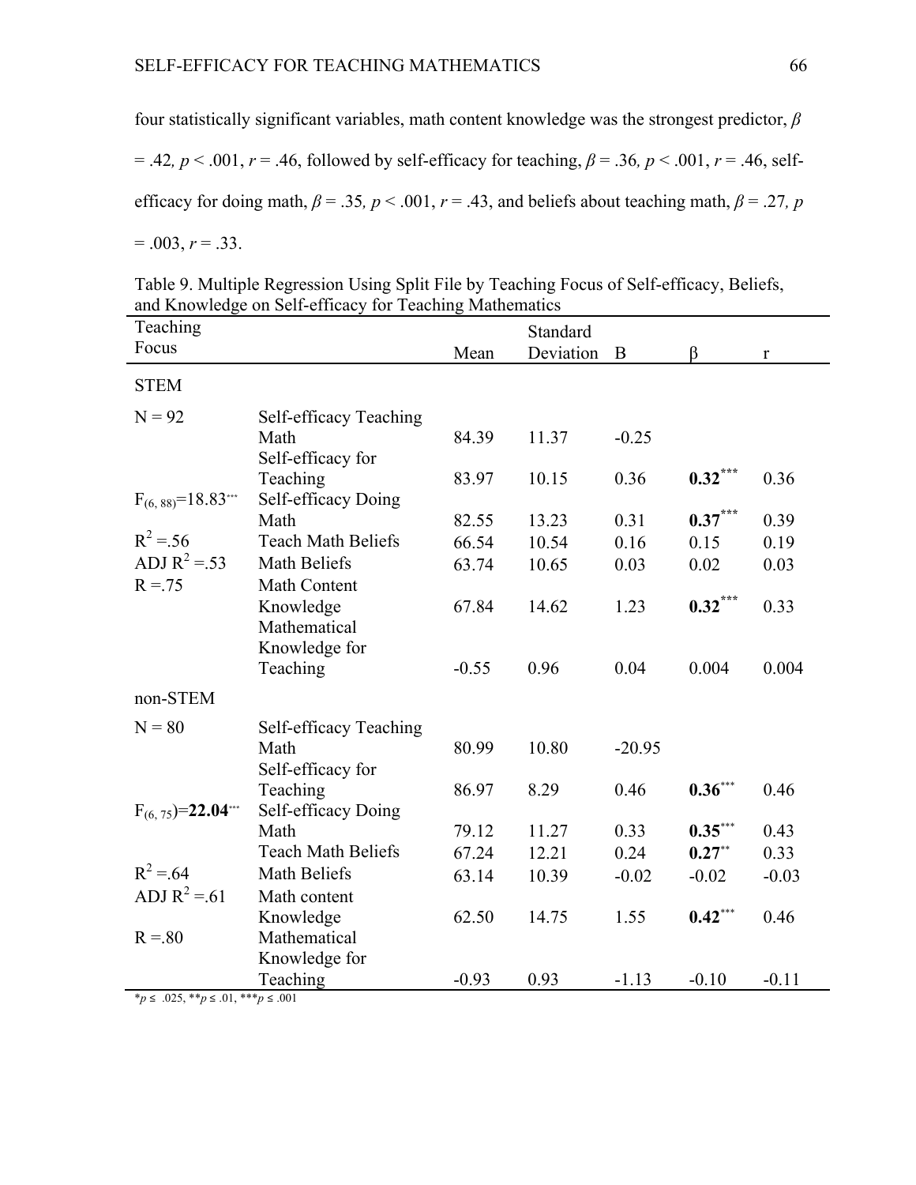four statistically significant variables, math content knowledge was the strongest predictor, $\beta = .42$, $p < .001$, $r = .46$, followed by self-efficacy for teaching, $\beta = .36$, $p < .001$, $r = .46$, self-efficacy for doing math, $\beta = .35$, $p < .001$, $r = .43$, and beliefs about teaching math, $\beta = .27$, $p = .003$, $r = .33$.

Table 9. Multiple Regression Using Split File by Teaching Focus of Self-efficacy, Beliefs, and Knowledge on Self-efficacy for Teaching Mathematics

| Teaching Focus | | Mean | Standard Deviation | B | β | r |
|---|---|---|---|---|---|---|
| STEM | | | | | | |
| N = 92 | Self-efficacy Teaching Math | 84.39 | 11.37 | -0.25 | | |
| | Self-efficacy for Teaching | 83.97 | 10.15 | 0.36 | **0.32**$^{***}$ | 0.36 |
| $F_{(6, 88)}$=18.83$^{***}$ | Self-efficacy Doing Math | 82.55 | 13.23 | 0.31 | **0.37**$^{***}$ | 0.39 |
| $R^2$ =.56 | Teach Math Beliefs | 66.54 | 10.54 | 0.16 | 0.15 | 0.19 |
| ADJ $R^2$ =.53 | Math Beliefs | 63.74 | 10.65 | 0.03 | 0.02 | 0.03 |
| R =.75 | Math Content Knowledge | 67.84 | 14.62 | 1.23 | **0.32**$^{***}$ | 0.33 |
| | Mathematical Knowledge for Teaching | -0.55 | 0.96 | 0.04 | 0.004 | 0.004 |
| non-STEM | | | | | | |
| N = 80 | Self-efficacy Teaching Math | 80.99 | 10.80 | -20.95 | | |
| | Self-efficacy for Teaching | 86.97 | 8.29 | 0.46 | **0.36**$^{***}$ | 0.46 |
| $F_{(6, 75)}$=**22.04**$^{***}$ | Self-efficacy Doing Math | 79.12 | 11.27 | 0.33 | **0.35**$^{***}$ | 0.43 |
| | Teach Math Beliefs | 67.24 | 12.21 | 0.24 | **0.27**$^{**}$ | 0.33 |
| $R^2$ =.64 | Math Beliefs | 63.14 | 10.39 | -0.02 | -0.02 | -0.03 |
| ADJ $R^2$ =.61 | Math content Knowledge | 62.50 | 14.75 | 1.55 | **0.42**$^{***}$ | 0.46 |
| R =.80 | Mathematical Knowledge for Teaching | -0.93 | 0.93 | -1.13 | -0.10 | -0.11 |

*$p \leq .025$, **$p \leq .01$, ***$p \leq .001$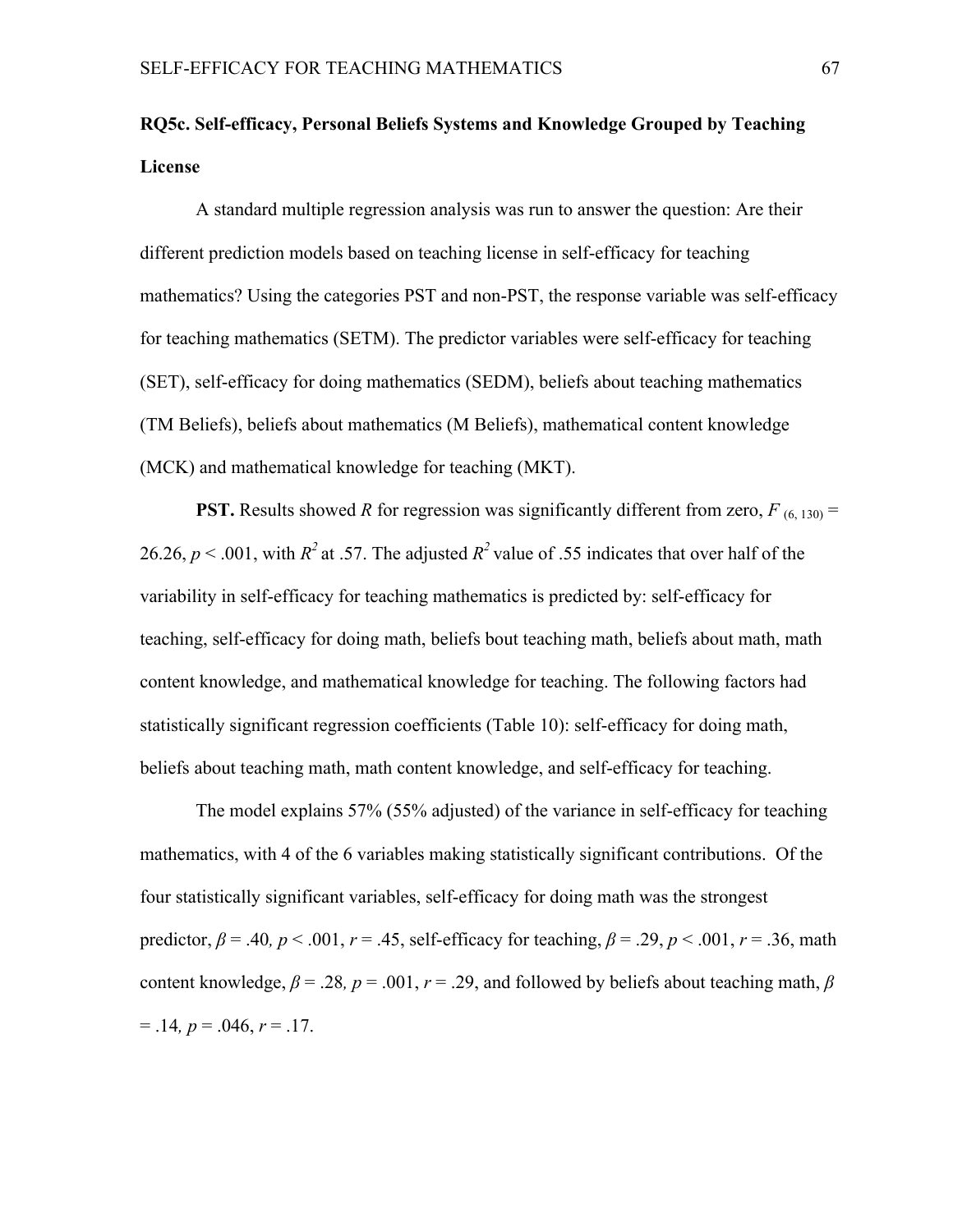**RQ5c. Self-efficacy, Personal Beliefs Systems and Knowledge Grouped by Teaching License**

A standard multiple regression analysis was run to answer the question: Are their different prediction models based on teaching license in self-efficacy for teaching mathematics? Using the categories PST and non-PST, the response variable was self-efficacy for teaching mathematics (SETM). The predictor variables were self-efficacy for teaching (SET), self-efficacy for doing mathematics (SEDM), beliefs about teaching mathematics (TM Beliefs), beliefs about mathematics (M Beliefs), mathematical content knowledge (MCK) and mathematical knowledge for teaching (MKT).

**PST.** Results showed *R* for regression was significantly different from zero, $F_{(6, 130)} = 26.26$, $p < .001$, with $R^2$ at .57. The adjusted $R^2$ value of .55 indicates that over half of the variability in self-efficacy for teaching mathematics is predicted by: self-efficacy for teaching, self-efficacy for doing math, beliefs bout teaching math, beliefs about math, math content knowledge, and mathematical knowledge for teaching. The following factors had statistically significant regression coefficients (Table 10): self-efficacy for doing math, beliefs about teaching math, math content knowledge, and self-efficacy for teaching.

The model explains 57% (55% adjusted) of the variance in self-efficacy for teaching mathematics, with 4 of the 6 variables making statistically significant contributions. Of the four statistically significant variables, self-efficacy for doing math was the strongest predictor, $\beta = .40$, $p < .001$, $r = .45$, self-efficacy for teaching, $\beta = .29$, $p < .001$, $r = .36$, math content knowledge, $\beta = .28$, $p = .001$, $r = .29$, and followed by beliefs about teaching math, $\beta = .14$, $p = .046$, $r = .17$.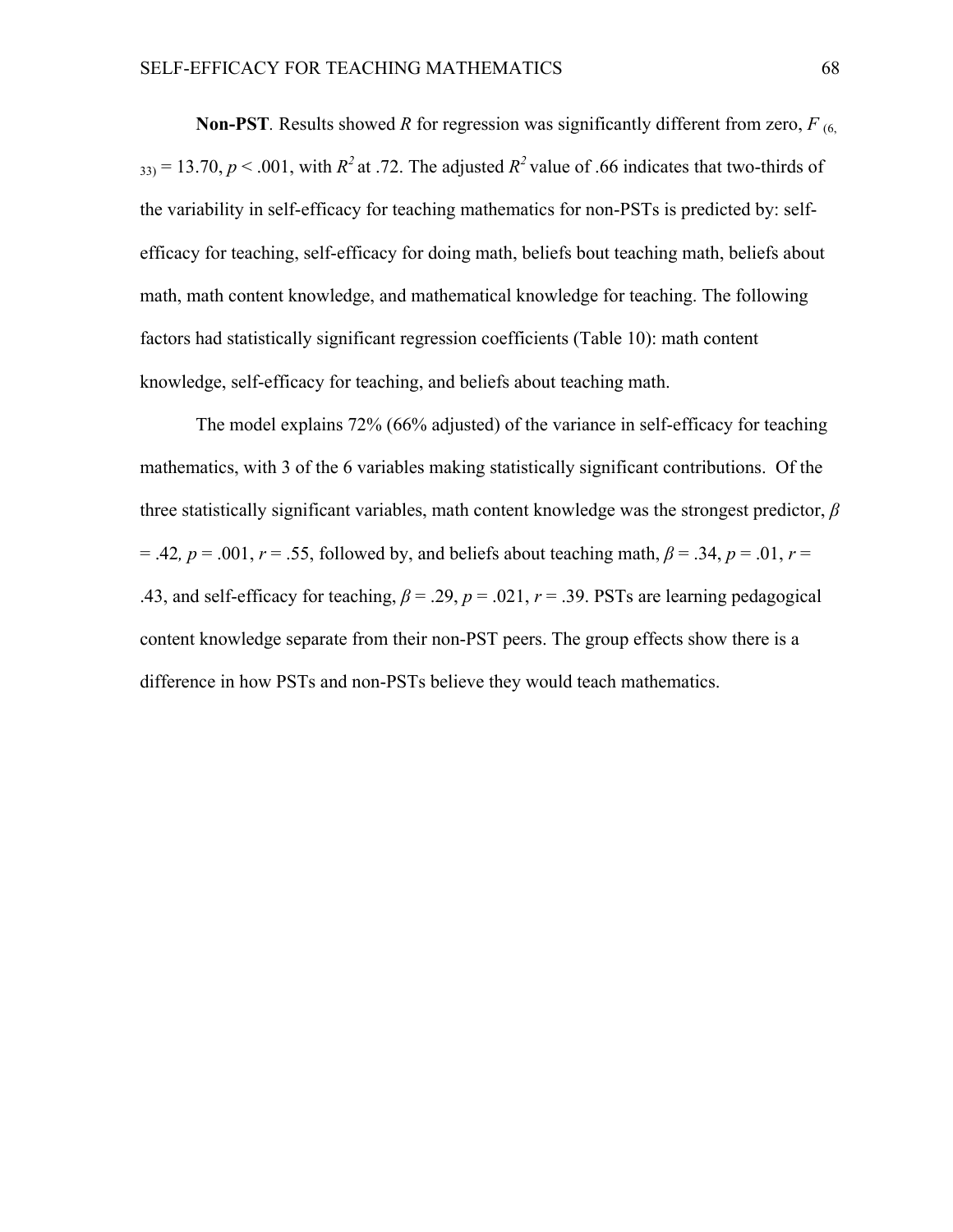**Non-PST**. Results showed *R* for regression was significantly different from zero, $F_{(6, 33)} = 13.70$, $p < .001$, with $R^2$ at .72. The adjusted $R^2$ value of .66 indicates that two-thirds of the variability in self-efficacy for teaching mathematics for non-PSTs is predicted by: self-efficacy for teaching, self-efficacy for doing math, beliefs bout teaching math, beliefs about math, math content knowledge, and mathematical knowledge for teaching. The following factors had statistically significant regression coefficients (Table 10): math content knowledge, self-efficacy for teaching, and beliefs about teaching math.

The model explains 72% (66% adjusted) of the variance in self-efficacy for teaching mathematics, with 3 of the 6 variables making statistically significant contributions. Of the three statistically significant variables, math content knowledge was the strongest predictor, $\beta = .42$, $p = .001$, $r = .55$, followed by, and beliefs about teaching math, $\beta = .34$, $p = .01$, $r = .43$, and self-efficacy for teaching, $\beta = .29$, $p = .021$, $r = .39$. PSTs are learning pedagogical content knowledge separate from their non-PST peers. The group effects show there is a difference in how PSTs and non-PSTs believe they would teach mathematics.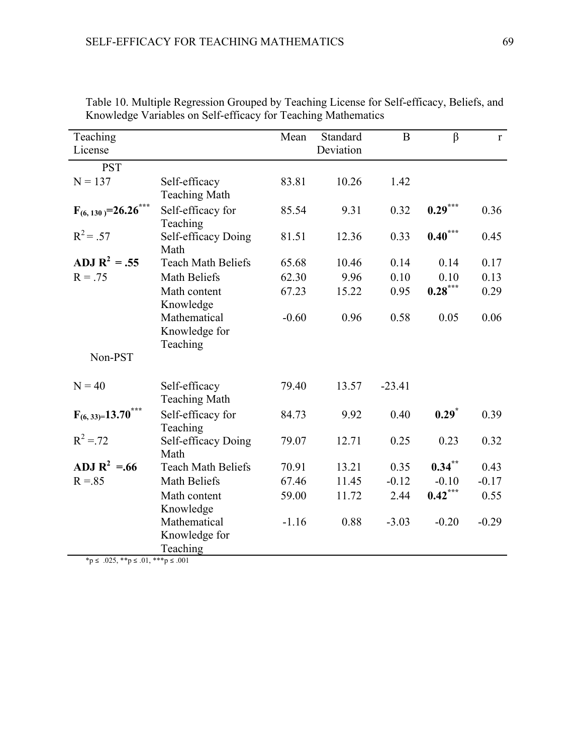Table 10. Multiple Regression Grouped by Teaching License for Self-efficacy, Beliefs, and Knowledge Variables on Self-efficacy for Teaching Mathematics

| Teaching License | | Mean | Standard Deviation | B | β | r |
|---|---|---|---|---|---|---|
| PST | | | | | | |
| N = 137 | Self-efficacy Teaching Math | 83.81 | 10.26 | 1.42 | | |
| **$F_{(6, 130)}$=26.26$^{***}$** | Self-efficacy for Teaching | 85.54 | 9.31 | 0.32 | **0.29$^{***}$** | 0.36 |
| $R^2$ = .57 | Self-efficacy Doing Math | 81.51 | 12.36 | 0.33 | **0.40$^{***}$** | 0.45 |
| **ADJ $R^2$ = .55** | Teach Math Beliefs | 65.68 | 10.46 | 0.14 | 0.14 | 0.17 |
| R = .75 | Math Beliefs | 62.30 | 9.96 | 0.10 | 0.10 | 0.13 |
| | Math content Knowledge | 67.23 | 15.22 | 0.95 | **0.28$^{***}$** | 0.29 |
| | Mathematical Knowledge for Teaching | -0.60 | 0.96 | 0.58 | 0.05 | 0.06 |
| Non-PST | | | | | | |
| N = 40 | Self-efficacy Teaching Math | 79.40 | 13.57 | -23.41 | | |
| **$F_{(6, 33)}$=13.70$^{***}$** | Self-efficacy for Teaching | 84.73 | 9.92 | 0.40 | **0.29$^{*}$** | 0.39 |
| $R^2$ =.72 | Self-efficacy Doing Math | 79.07 | 12.71 | 0.25 | 0.23 | 0.32 |
| **ADJ $R^2$ =.66** | Teach Math Beliefs | 70.91 | 13.21 | 0.35 | **0.34$^{**}$** | 0.43 |
| R =.85 | Math Beliefs | 67.46 | 11.45 | -0.12 | -0.10 | -0.17 |
| | Math content Knowledge | 59.00 | 11.72 | 2.44 | **0.42$^{***}$** | 0.55 |
| | Mathematical Knowledge for Teaching | -1.16 | 0.88 | -3.03 | -0.20 | -0.29 |

*p ≤ .025, **p ≤ .01, ***p ≤ .001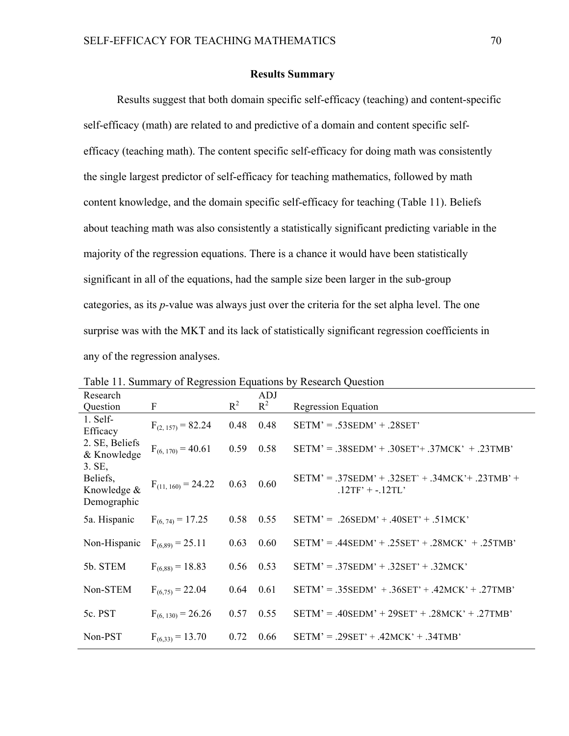## Results Summary

Results suggest that both domain specific self-efficacy (teaching) and content-specific self-efficacy (math) are related to and predictive of a domain and content specific self-efficacy (teaching math). The content specific self-efficacy for doing math was consistently the single largest predictor of self-efficacy for teaching mathematics, followed by math content knowledge, and the domain specific self-efficacy for teaching (Table 11). Beliefs about teaching math was also consistently a statistically significant predicting variable in the majority of the regression equations. There is a chance it would have been statistically significant in all of the equations, had the sample size been larger in the sub-group categories, as its *p*-value was always just over the criteria for the set alpha level. The one surprise was with the MKT and its lack of statistically significant regression coefficients in any of the regression analyses.

Table 11. Summary of Regression Equations by Research Question

| Research Question | F | $R^2$ | ADJ $R^2$ | Regression Equation |
|---|---|---|---|---|
| 1. Self-Efficacy | $F_{(2, 157)} = 82.24$ | 0.48 | 0.48 | SETM' = .53SEDM' + .28SET' |
| 2. SE, Beliefs & Knowledge | $F_{(6, 170)} = 40.61$ | 0.59 | 0.58 | SETM' = .38SEDM' + .30SET'+ .37MCK' + .23TMB' |
| 3. SE, Beliefs, Knowledge & Demographic | $F_{(11, 160)} = 24.22$ | 0.63 | 0.60 | SETM' = .37SEDM' + .32SET` + .34MCK'+ .23TMB' + .12TF' + -.12TL' |
| 5a. Hispanic | $F_{(6, 74)} = 17.25$ | 0.58 | 0.55 | SETM' = .26SEDM' + .40SET' + .51MCK' |
| Non-Hispanic | $F_{(6,89)} = 25.11$ | 0.63 | 0.60 | SETM' = .44SEDM' + .25SET' + .28MCK' + .25TMB' |
| 5b. STEM | $F_{(6,88)} = 18.83$ | 0.56 | 0.53 | SETM' = .37SEDM' + .32SET' + .32MCK' |
| Non-STEM | $F_{(6,75)} = 22.04$ | 0.64 | 0.61 | SETM' = .35SEDM' + .36SET' + .42MCK' + .27TMB' |
| 5c. PST | $F_{(6, 130)} = 26.26$ | 0.57 | 0.55 | SETM' = .40SEDM' + 29SET' + .28MCK' + .27TMB' |
| Non-PST | $F_{(6,33)} = 13.70$ | 0.72 | 0.66 | SETM' = .29SET' + .42MCK' + .34TMB' |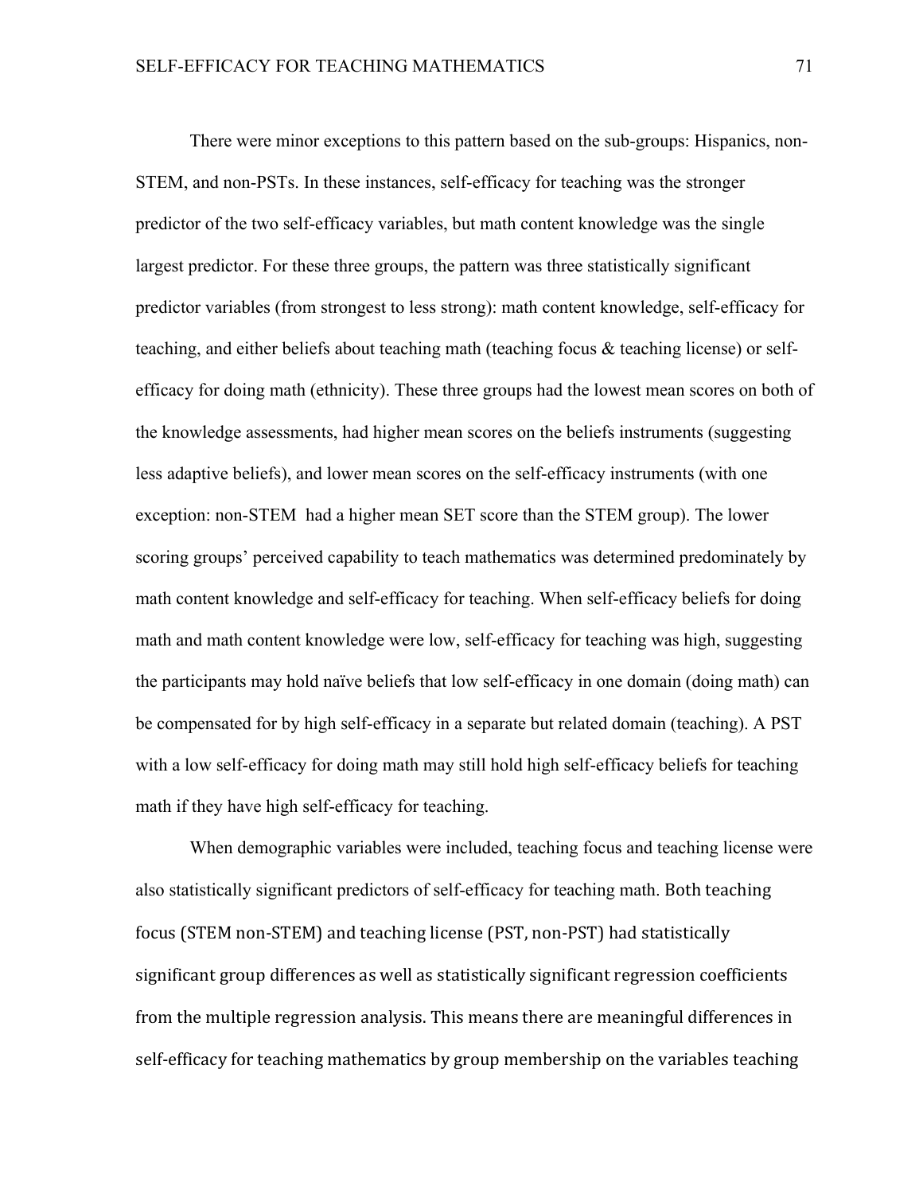There were minor exceptions to this pattern based on the sub-groups: Hispanics, non-STEM, and non-PSTs. In these instances, self-efficacy for teaching was the stronger predictor of the two self-efficacy variables, but math content knowledge was the single largest predictor. For these three groups, the pattern was three statistically significant predictor variables (from strongest to less strong): math content knowledge, self-efficacy for teaching, and either beliefs about teaching math (teaching focus & teaching license) or self-efficacy for doing math (ethnicity). These three groups had the lowest mean scores on both of the knowledge assessments, had higher mean scores on the beliefs instruments (suggesting less adaptive beliefs), and lower mean scores on the self-efficacy instruments (with one exception: non-STEM had a higher mean SET score than the STEM group). The lower scoring groups' perceived capability to teach mathematics was determined predominately by math content knowledge and self-efficacy for teaching. When self-efficacy beliefs for doing math and math content knowledge were low, self-efficacy for teaching was high, suggesting the participants may hold naïve beliefs that low self-efficacy in one domain (doing math) can be compensated for by high self-efficacy in a separate but related domain (teaching). A PST with a low self-efficacy for doing math may still hold high self-efficacy beliefs for teaching math if they have high self-efficacy for teaching.

When demographic variables were included, teaching focus and teaching license were also statistically significant predictors of self-efficacy for teaching math. Both teaching focus (STEM non-STEM) and teaching license (PST, non-PST) had statistically significant group differences as well as statistically significant regression coefficients from the multiple regression analysis. This means there are meaningful differences in self-efficacy for teaching mathematics by group membership on the variables teaching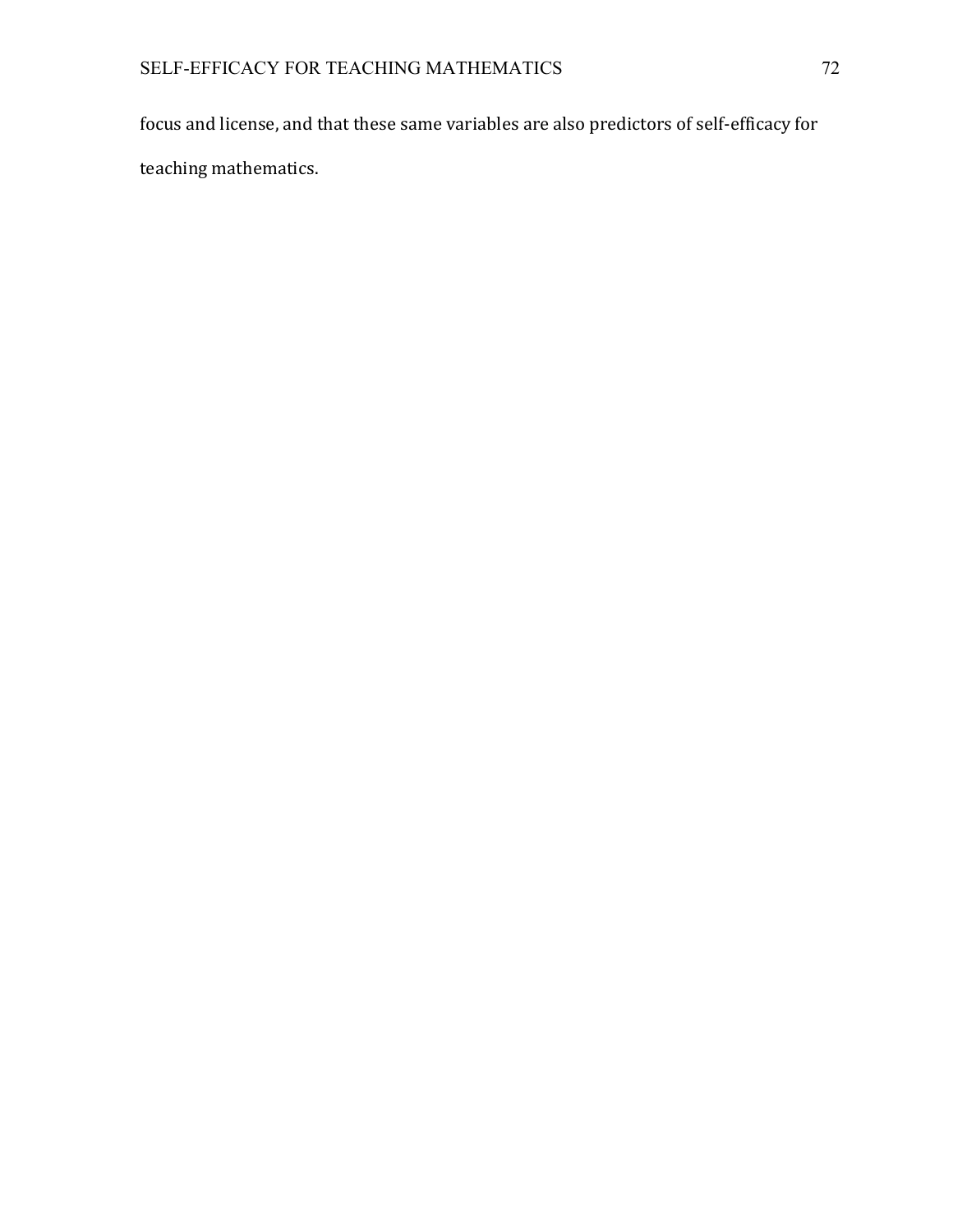focus and license, and that these same variables are also predictors of self-efficacy for teaching mathematics.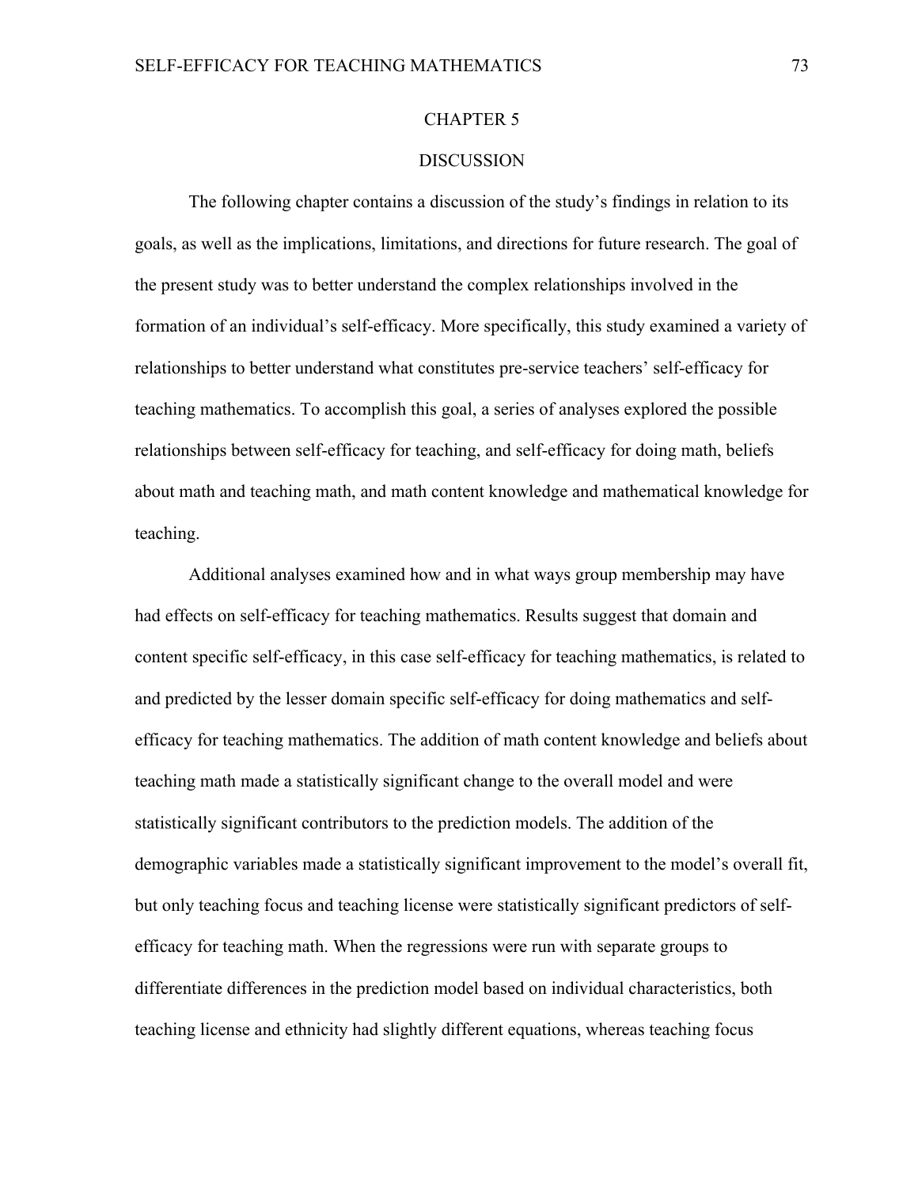# CHAPTER 5

# DISCUSSION

The following chapter contains a discussion of the study's findings in relation to its goals, as well as the implications, limitations, and directions for future research. The goal of the present study was to better understand the complex relationships involved in the formation of an individual's self-efficacy. More specifically, this study examined a variety of relationships to better understand what constitutes pre-service teachers' self-efficacy for teaching mathematics. To accomplish this goal, a series of analyses explored the possible relationships between self-efficacy for teaching, and self-efficacy for doing math, beliefs about math and teaching math, and math content knowledge and mathematical knowledge for teaching.

Additional analyses examined how and in what ways group membership may have had effects on self-efficacy for teaching mathematics. Results suggest that domain and content specific self-efficacy, in this case self-efficacy for teaching mathematics, is related to and predicted by the lesser domain specific self-efficacy for doing mathematics and self-efficacy for teaching mathematics. The addition of math content knowledge and beliefs about teaching math made a statistically significant change to the overall model and were statistically significant contributors to the prediction models. The addition of the demographic variables made a statistically significant improvement to the model's overall fit, but only teaching focus and teaching license were statistically significant predictors of self-efficacy for teaching math. When the regressions were run with separate groups to differentiate differences in the prediction model based on individual characteristics, both teaching license and ethnicity had slightly different equations, whereas teaching focus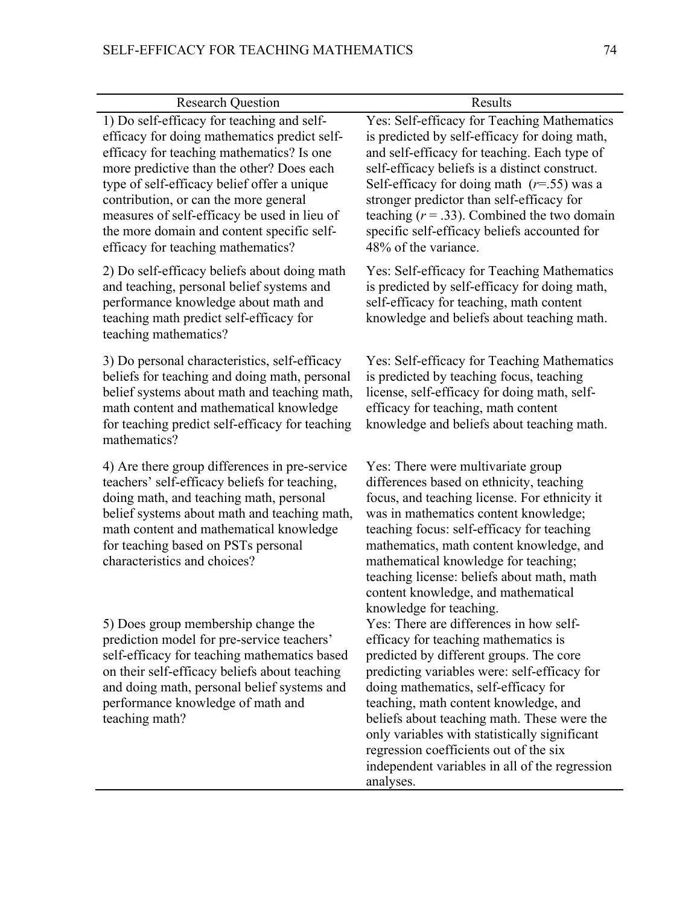| Research Question | Results |
|---|---|
| 1) Do self-efficacy for teaching and self-efficacy for doing mathematics predict self-efficacy for teaching mathematics? Is one more predictive than the other? Does each type of self-efficacy belief offer a unique contribution, or can the more general measures of self-efficacy be used in lieu of the more domain and content specific self-efficacy for teaching mathematics? | Yes: Self-efficacy for Teaching Mathematics is predicted by self-efficacy for doing math, and self-efficacy for teaching. Each type of self-efficacy beliefs is a distinct construct. Self-efficacy for doing math ($r$=.55) was a stronger predictor than self-efficacy for teaching ($r$ = .33). Combined the two domain specific self-efficacy beliefs accounted for 48% of the variance. |
| 2) Do self-efficacy beliefs about doing math and teaching, personal belief systems and performance knowledge about math and teaching math predict self-efficacy for teaching mathematics? | Yes: Self-efficacy for Teaching Mathematics is predicted by self-efficacy for doing math, self-efficacy for teaching, math content knowledge and beliefs about teaching math. |
| 3) Do personal characteristics, self-efficacy beliefs for teaching and doing math, personal belief systems about math and teaching math, math content and mathematical knowledge for teaching predict self-efficacy for teaching mathematics? | Yes: Self-efficacy for Teaching Mathematics is predicted by teaching focus, teaching license, self-efficacy for doing math, self-efficacy for teaching, math content knowledge and beliefs about teaching math. |
| 4) Are there group differences in pre-service teachers' self-efficacy beliefs for teaching, doing math, and teaching math, personal belief systems about math and teaching math, math content and mathematical knowledge for teaching based on PSTs personal characteristics and choices? | Yes: There were multivariate group differences based on ethnicity, teaching focus, and teaching license. For ethnicity it was in mathematics content knowledge; teaching focus: self-efficacy for teaching mathematics, math content knowledge, and mathematical knowledge for teaching; teaching license: beliefs about math, math content knowledge, and mathematical knowledge for teaching. |
| 5) Does group membership change the prediction model for pre-service teachers' self-efficacy for teaching mathematics based on their self-efficacy beliefs about teaching and doing math, personal belief systems and performance knowledge of math and teaching math? | Yes: There are differences in how self-efficacy for teaching mathematics is predicted by different groups. The core predicting variables were: self-efficacy for doing mathematics, self-efficacy for teaching, math content knowledge, and beliefs about teaching math. These were the only variables with statistically significant regression coefficients out of the six independent variables in all of the regression analyses. |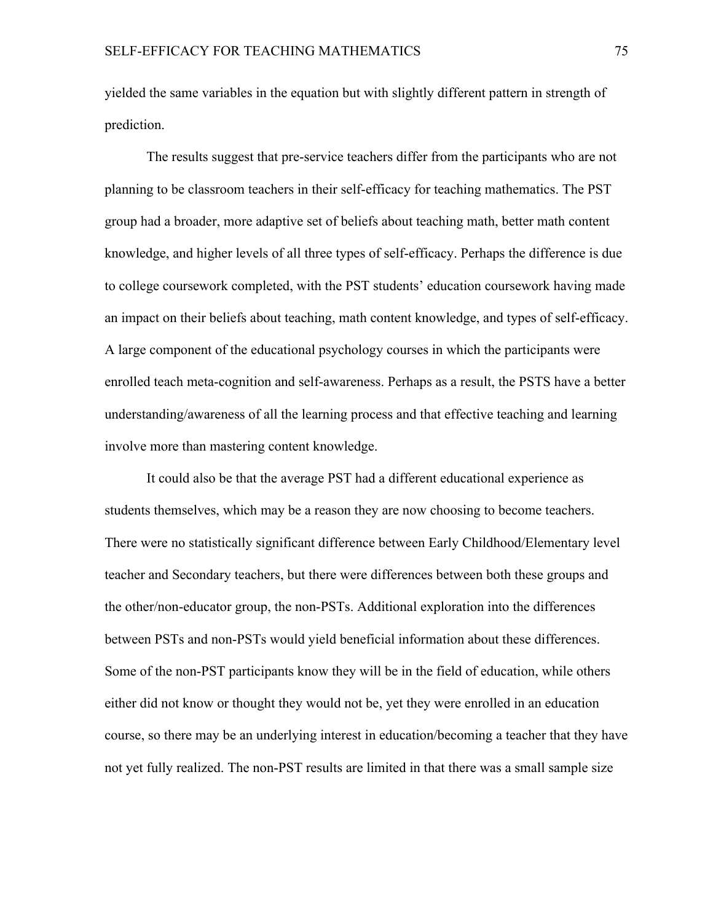yielded the same variables in the equation but with slightly different pattern in strength of prediction.

The results suggest that pre-service teachers differ from the participants who are not planning to be classroom teachers in their self-efficacy for teaching mathematics. The PST group had a broader, more adaptive set of beliefs about teaching math, better math content knowledge, and higher levels of all three types of self-efficacy. Perhaps the difference is due to college coursework completed, with the PST students' education coursework having made an impact on their beliefs about teaching, math content knowledge, and types of self-efficacy. A large component of the educational psychology courses in which the participants were enrolled teach meta-cognition and self-awareness. Perhaps as a result, the PSTS have a better understanding/awareness of all the learning process and that effective teaching and learning involve more than mastering content knowledge.

It could also be that the average PST had a different educational experience as students themselves, which may be a reason they are now choosing to become teachers. There were no statistically significant difference between Early Childhood/Elementary level teacher and Secondary teachers, but there were differences between both these groups and the other/non-educator group, the non-PSTs. Additional exploration into the differences between PSTs and non-PSTs would yield beneficial information about these differences. Some of the non-PST participants know they will be in the field of education, while others either did not know or thought they would not be, yet they were enrolled in an education course, so there may be an underlying interest in education/becoming a teacher that they have not yet fully realized. The non-PST results are limited in that there was a small sample size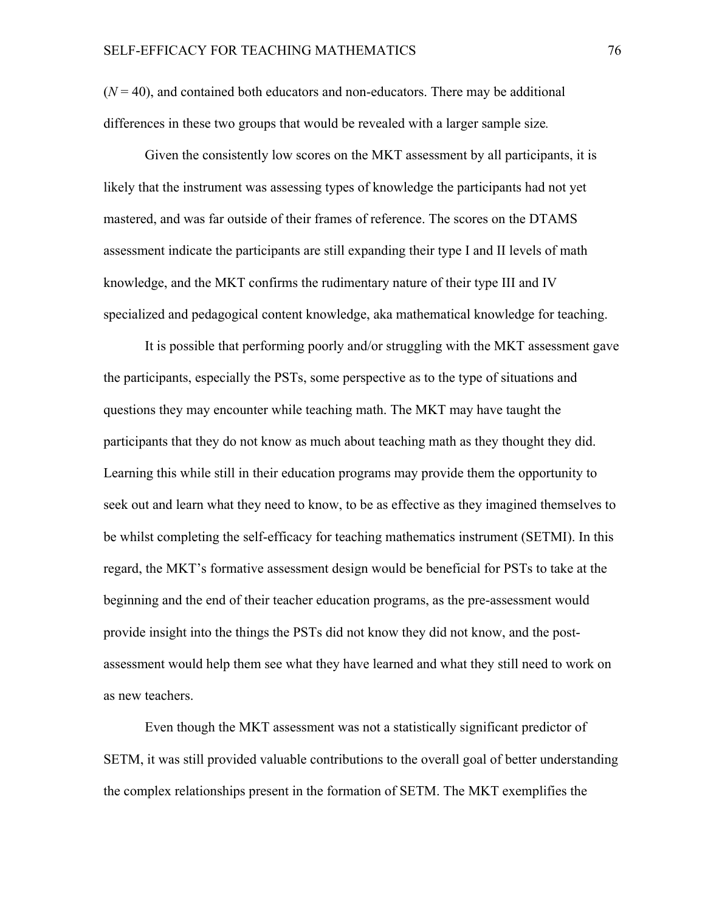($N = 40$), and contained both educators and non-educators. There may be additional differences in these two groups that would be revealed with a larger sample size.

Given the consistently low scores on the MKT assessment by all participants, it is likely that the instrument was assessing types of knowledge the participants had not yet mastered, and was far outside of their frames of reference. The scores on the DTAMS assessment indicate the participants are still expanding their type I and II levels of math knowledge, and the MKT confirms the rudimentary nature of their type III and IV specialized and pedagogical content knowledge, aka mathematical knowledge for teaching.

It is possible that performing poorly and/or struggling with the MKT assessment gave the participants, especially the PSTs, some perspective as to the type of situations and questions they may encounter while teaching math. The MKT may have taught the participants that they do not know as much about teaching math as they thought they did. Learning this while still in their education programs may provide them the opportunity to seek out and learn what they need to know, to be as effective as they imagined themselves to be whilst completing the self-efficacy for teaching mathematics instrument (SETMI). In this regard, the MKT's formative assessment design would be beneficial for PSTs to take at the beginning and the end of their teacher education programs, as the pre-assessment would provide insight into the things the PSTs did not know they did not know, and the post-assessment would help them see what they have learned and what they still need to work on as new teachers.

Even though the MKT assessment was not a statistically significant predictor of SETM, it was still provided valuable contributions to the overall goal of better understanding the complex relationships present in the formation of SETM. The MKT exemplifies the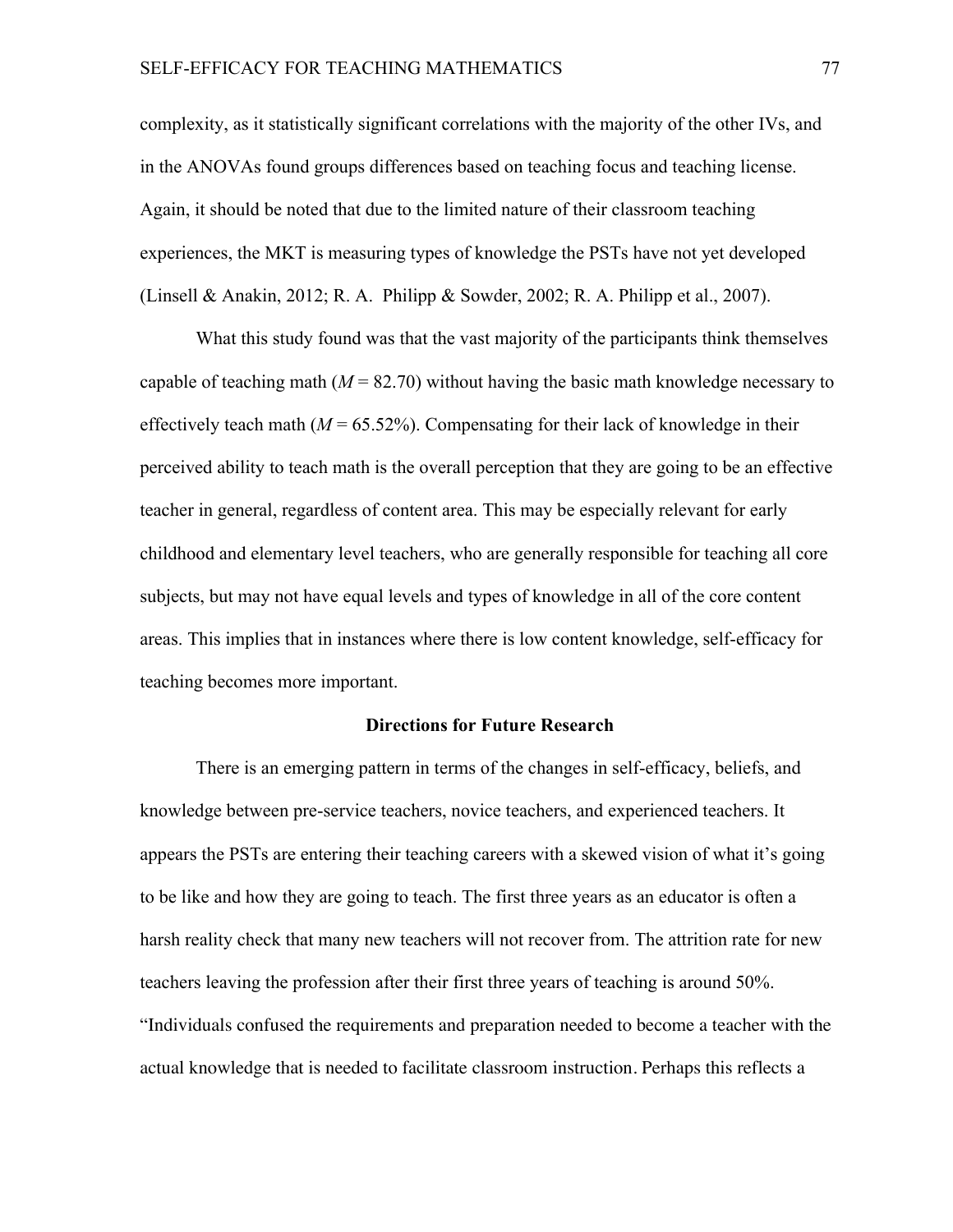complexity, as it statistically significant correlations with the majority of the other IVs, and in the ANOVAs found groups differences based on teaching focus and teaching license. Again, it should be noted that due to the limited nature of their classroom teaching experiences, the MKT is measuring types of knowledge the PSTs have not yet developed (Linsell & Anakin, 2012; R. A. Philipp & Sowder, 2002; R. A. Philipp et al., 2007).

What this study found was that the vast majority of the participants think themselves capable of teaching math ($M$ = 82.70) without having the basic math knowledge necessary to effectively teach math ($M$ = 65.52%). Compensating for their lack of knowledge in their perceived ability to teach math is the overall perception that they are going to be an effective teacher in general, regardless of content area. This may be especially relevant for early childhood and elementary level teachers, who are generally responsible for teaching all core subjects, but may not have equal levels and types of knowledge in all of the core content areas. This implies that in instances where there is low content knowledge, self-efficacy for teaching becomes more important.

## Directions for Future Research

There is an emerging pattern in terms of the changes in self-efficacy, beliefs, and knowledge between pre-service teachers, novice teachers, and experienced teachers. It appears the PSTs are entering their teaching careers with a skewed vision of what it's going to be like and how they are going to teach. The first three years as an educator is often a harsh reality check that many new teachers will not recover from. The attrition rate for new teachers leaving the profession after their first three years of teaching is around 50%. "Individuals confused the requirements and preparation needed to become a teacher with the actual knowledge that is needed to facilitate classroom instruction. Perhaps this reflects a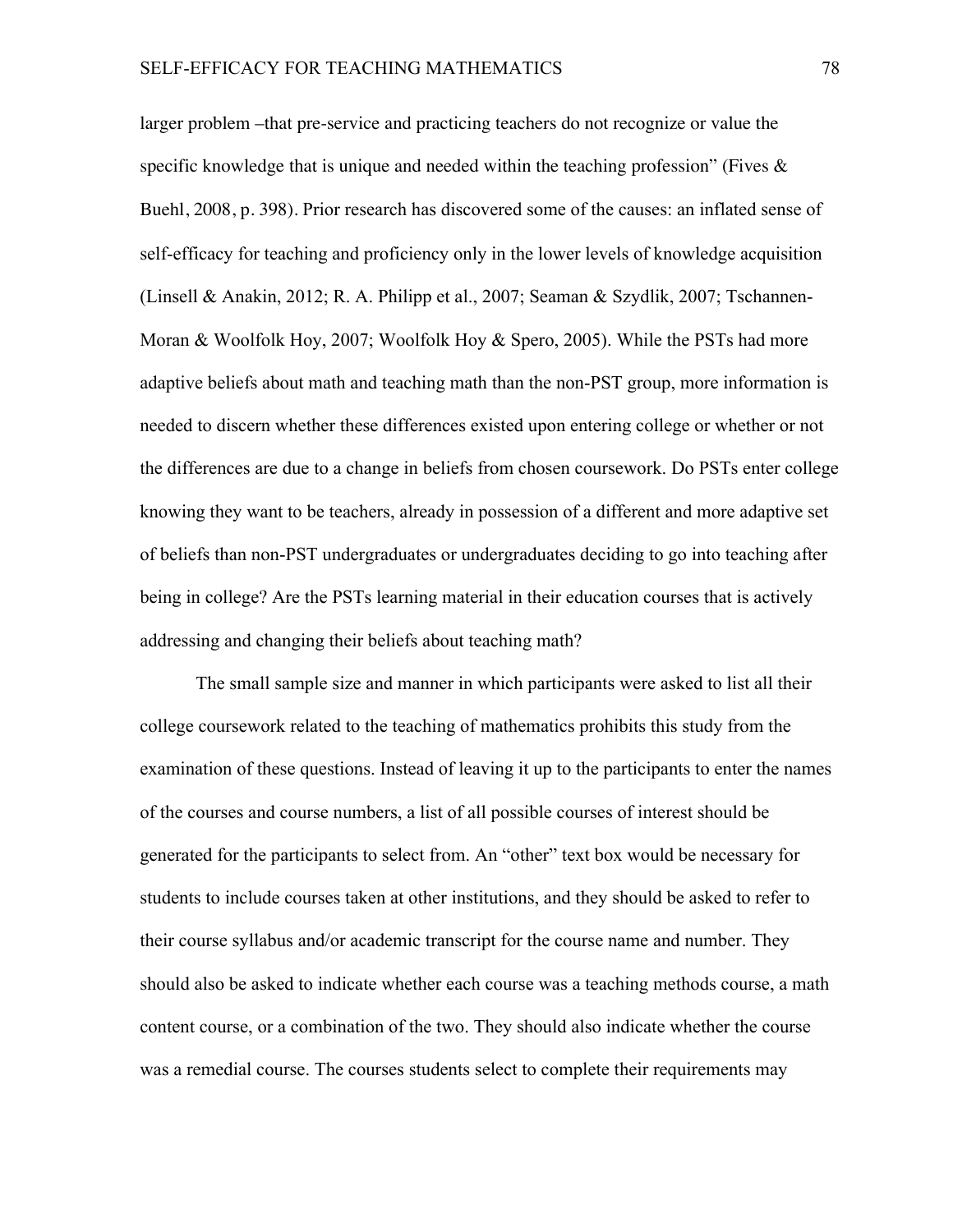larger problem –that pre-service and practicing teachers do not recognize or value the specific knowledge that is unique and needed within the teaching profession" (Fives & Buehl, 2008, p. 398). Prior research has discovered some of the causes: an inflated sense of self-efficacy for teaching and proficiency only in the lower levels of knowledge acquisition (Linsell & Anakin, 2012; R. A. Philipp et al., 2007; Seaman & Szydlik, 2007; Tschannen-Moran & Woolfolk Hoy, 2007; Woolfolk Hoy & Spero, 2005). While the PSTs had more adaptive beliefs about math and teaching math than the non-PST group, more information is needed to discern whether these differences existed upon entering college or whether or not the differences are due to a change in beliefs from chosen coursework. Do PSTs enter college knowing they want to be teachers, already in possession of a different and more adaptive set of beliefs than non-PST undergraduates or undergraduates deciding to go into teaching after being in college? Are the PSTs learning material in their education courses that is actively addressing and changing their beliefs about teaching math?

The small sample size and manner in which participants were asked to list all their college coursework related to the teaching of mathematics prohibits this study from the examination of these questions. Instead of leaving it up to the participants to enter the names of the courses and course numbers, a list of all possible courses of interest should be generated for the participants to select from. An "other" text box would be necessary for students to include courses taken at other institutions, and they should be asked to refer to their course syllabus and/or academic transcript for the course name and number. They should also be asked to indicate whether each course was a teaching methods course, a math content course, or a combination of the two. They should also indicate whether the course was a remedial course. The courses students select to complete their requirements may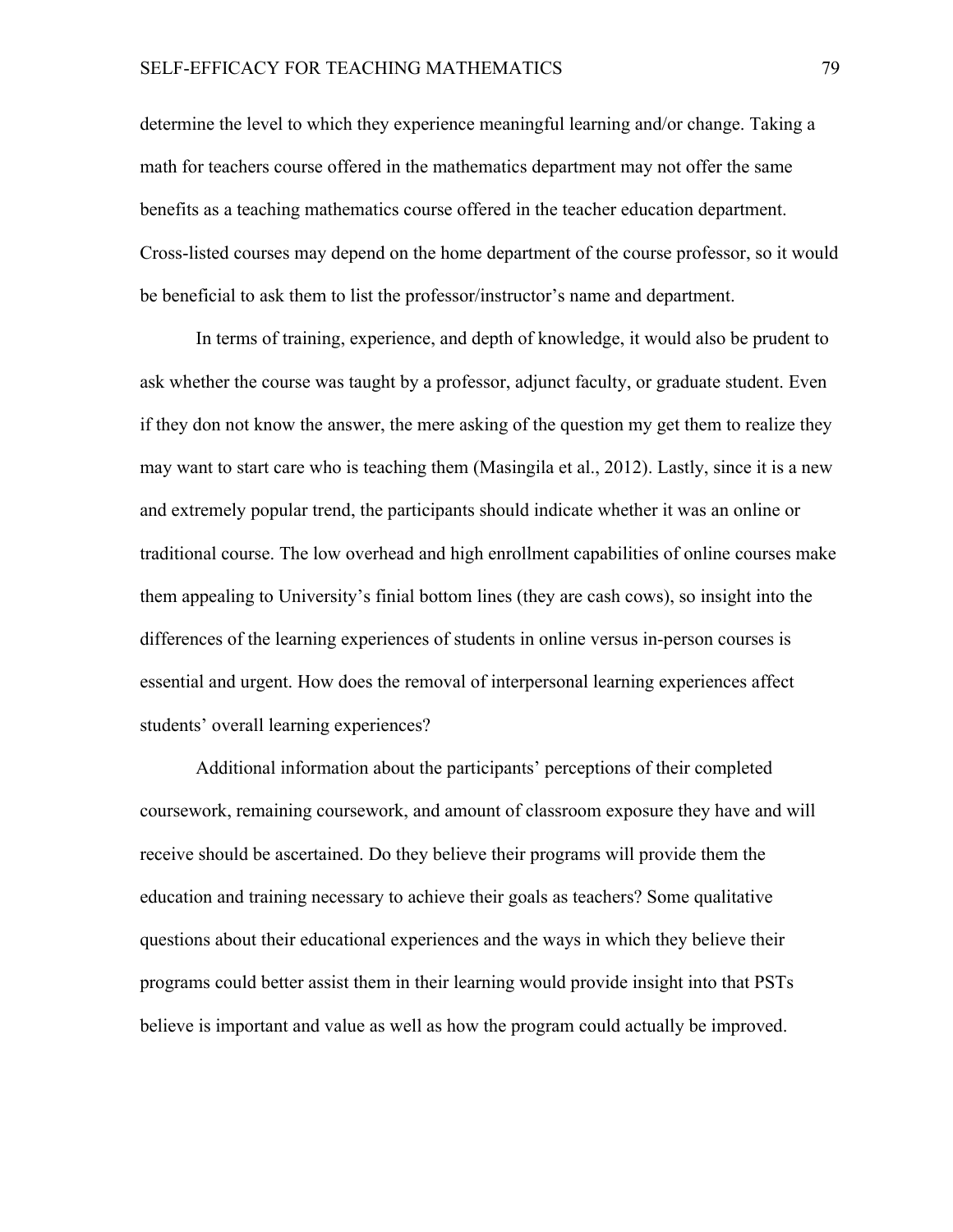determine the level to which they experience meaningful learning and/or change. Taking a math for teachers course offered in the mathematics department may not offer the same benefits as a teaching mathematics course offered in the teacher education department. Cross-listed courses may depend on the home department of the course professor, so it would be beneficial to ask them to list the professor/instructor's name and department.

In terms of training, experience, and depth of knowledge, it would also be prudent to ask whether the course was taught by a professor, adjunct faculty, or graduate student. Even if they don not know the answer, the mere asking of the question my get them to realize they may want to start care who is teaching them (Masingila et al., 2012). Lastly, since it is a new and extremely popular trend, the participants should indicate whether it was an online or traditional course. The low overhead and high enrollment capabilities of online courses make them appealing to University's finial bottom lines (they are cash cows), so insight into the differences of the learning experiences of students in online versus in-person courses is essential and urgent. How does the removal of interpersonal learning experiences affect students' overall learning experiences?

Additional information about the participants' perceptions of their completed coursework, remaining coursework, and amount of classroom exposure they have and will receive should be ascertained. Do they believe their programs will provide them the education and training necessary to achieve their goals as teachers? Some qualitative questions about their educational experiences and the ways in which they believe their programs could better assist them in their learning would provide insight into that PSTs believe is important and value as well as how the program could actually be improved.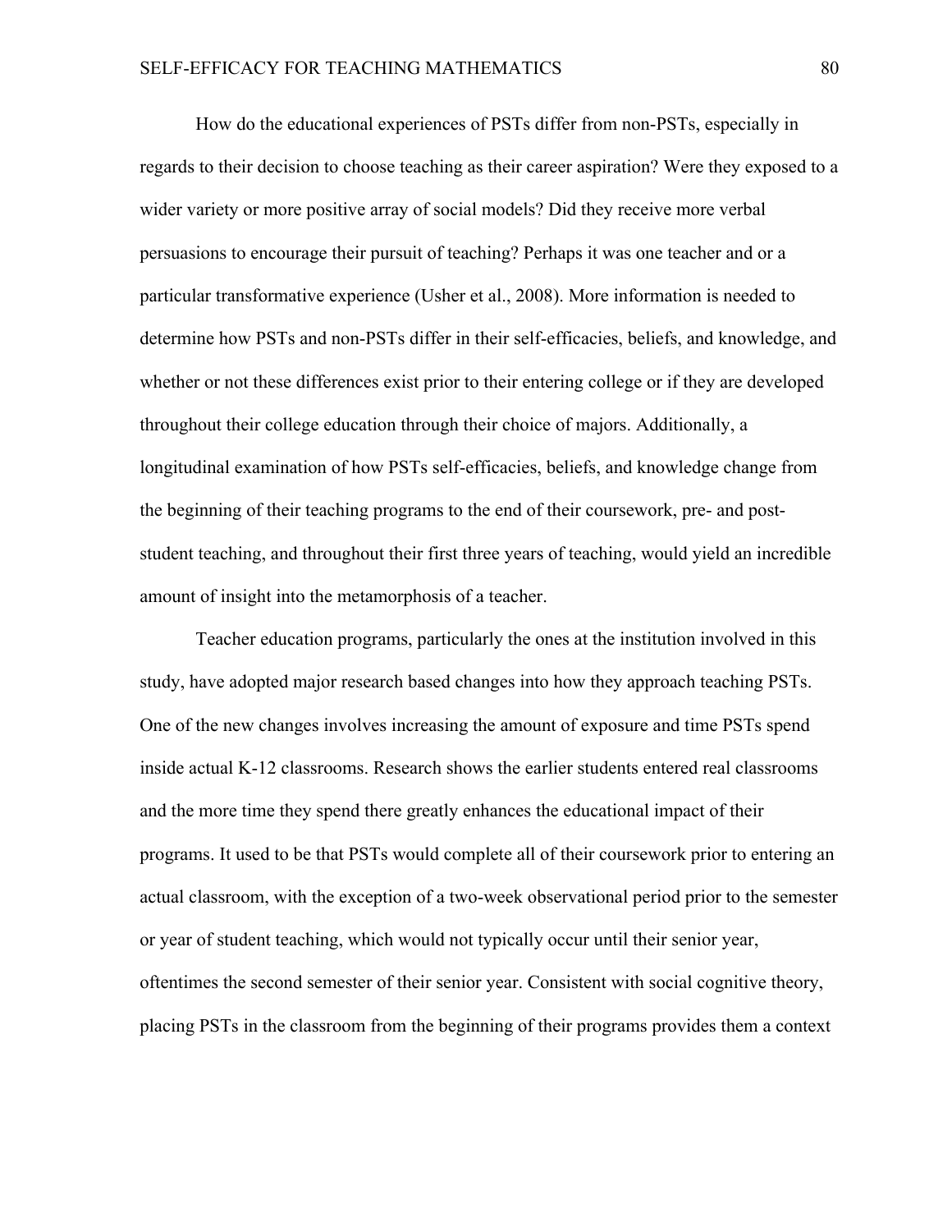How do the educational experiences of PSTs differ from non-PSTs, especially in regards to their decision to choose teaching as their career aspiration? Were they exposed to a wider variety or more positive array of social models? Did they receive more verbal persuasions to encourage their pursuit of teaching? Perhaps it was one teacher and or a particular transformative experience (Usher et al., 2008). More information is needed to determine how PSTs and non-PSTs differ in their self-efficacies, beliefs, and knowledge, and whether or not these differences exist prior to their entering college or if they are developed throughout their college education through their choice of majors. Additionally, a longitudinal examination of how PSTs self-efficacies, beliefs, and knowledge change from the beginning of their teaching programs to the end of their coursework, pre- and post-student teaching, and throughout their first three years of teaching, would yield an incredible amount of insight into the metamorphosis of a teacher.

Teacher education programs, particularly the ones at the institution involved in this study, have adopted major research based changes into how they approach teaching PSTs. One of the new changes involves increasing the amount of exposure and time PSTs spend inside actual K-12 classrooms. Research shows the earlier students entered real classrooms and the more time they spend there greatly enhances the educational impact of their programs. It used to be that PSTs would complete all of their coursework prior to entering an actual classroom, with the exception of a two-week observational period prior to the semester or year of student teaching, which would not typically occur until their senior year, oftentimes the second semester of their senior year. Consistent with social cognitive theory, placing PSTs in the classroom from the beginning of their programs provides them a context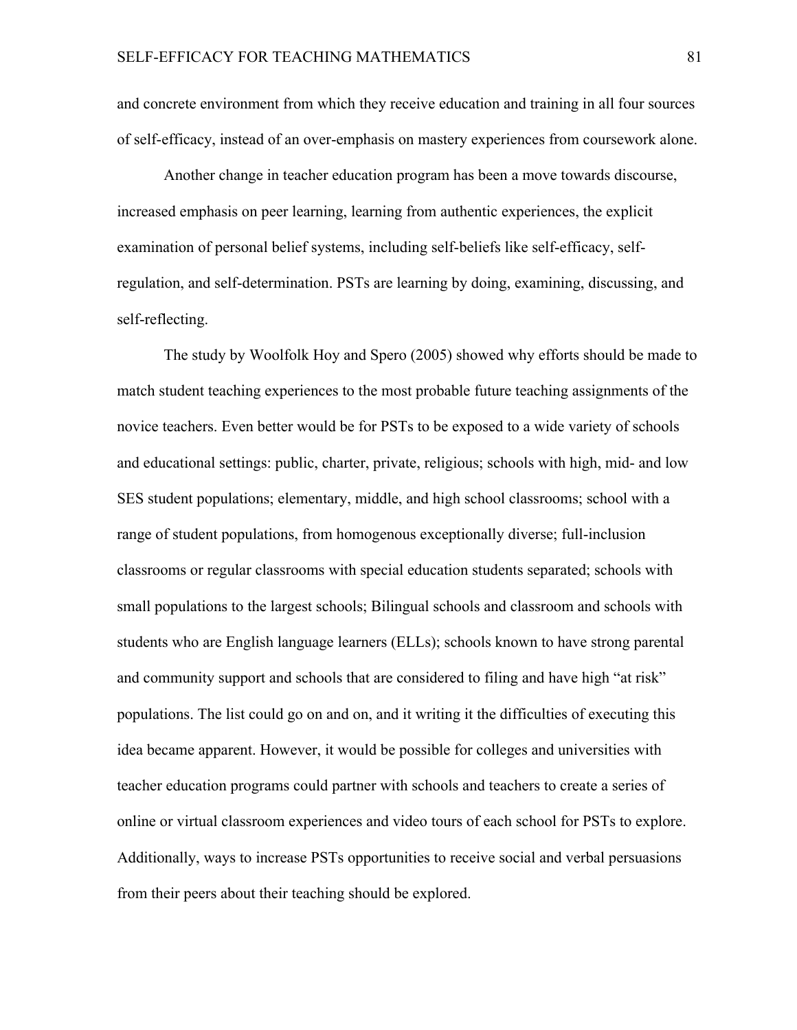and concrete environment from which they receive education and training in all four sources of self-efficacy, instead of an over-emphasis on mastery experiences from coursework alone.

Another change in teacher education program has been a move towards discourse, increased emphasis on peer learning, learning from authentic experiences, the explicit examination of personal belief systems, including self-beliefs like self-efficacy, self-regulation, and self-determination. PSTs are learning by doing, examining, discussing, and self-reflecting.

The study by Woolfolk Hoy and Spero (2005) showed why efforts should be made to match student teaching experiences to the most probable future teaching assignments of the novice teachers. Even better would be for PSTs to be exposed to a wide variety of schools and educational settings: public, charter, private, religious; schools with high, mid- and low SES student populations; elementary, middle, and high school classrooms; school with a range of student populations, from homogenous exceptionally diverse; full-inclusion classrooms or regular classrooms with special education students separated; schools with small populations to the largest schools; Bilingual schools and classroom and schools with students who are English language learners (ELLs); schools known to have strong parental and community support and schools that are considered to filing and have high "at risk" populations. The list could go on and on, and it writing it the difficulties of executing this idea became apparent. However, it would be possible for colleges and universities with teacher education programs could partner with schools and teachers to create a series of online or virtual classroom experiences and video tours of each school for PSTs to explore. Additionally, ways to increase PSTs opportunities to receive social and verbal persuasions from their peers about their teaching should be explored.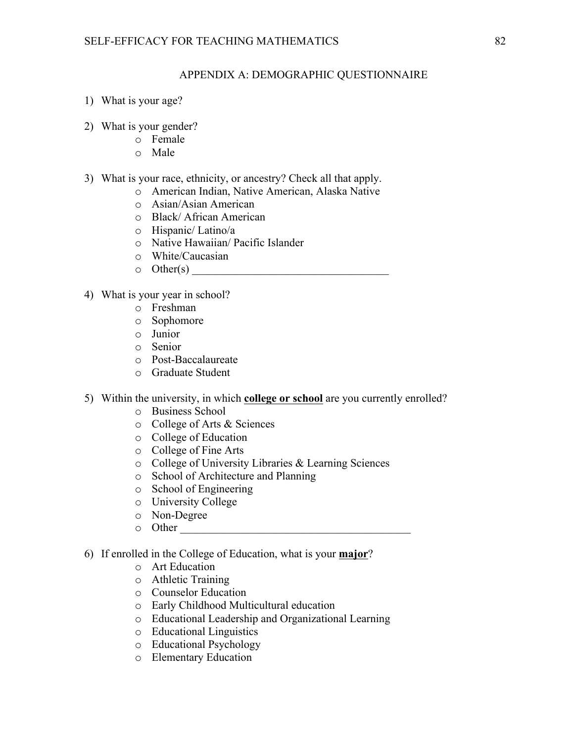## APPENDIX A: DEMOGRAPHIC QUESTIONNAIRE

1) What is your age?

2) What is your gender?
   - Female
   - Male

3) What is your race, ethnicity, or ancestry? Check all that apply.
   - American Indian, Native American, Alaska Native
   - Asian/Asian American
   - Black/ African American
   - Hispanic/ Latino/a
   - Native Hawaiian/ Pacific Islander
   - White/Caucasian
   - Other(s) ___________________________________

4) What is your year in school?
   - Freshman
   - Sophomore
   - Junior
   - Senior
   - Post-Baccalaureate
   - Graduate Student

5) Within the university, in which **college or school** are you currently enrolled?
   - Business School
   - College of Arts & Sciences
   - College of Education
   - College of Fine Arts
   - College of University Libraries & Learning Sciences
   - School of Architecture and Planning
   - School of Engineering
   - University College
   - Non-Degree
   - Other _________________________________________

6) If enrolled in the College of Education, what is your **major**?
   - Art Education
   - Athletic Training
   - Counselor Education
   - Early Childhood Multicultural education
   - Educational Leadership and Organizational Learning
   - Educational Linguistics
   - Educational Psychology
   - Elementary Education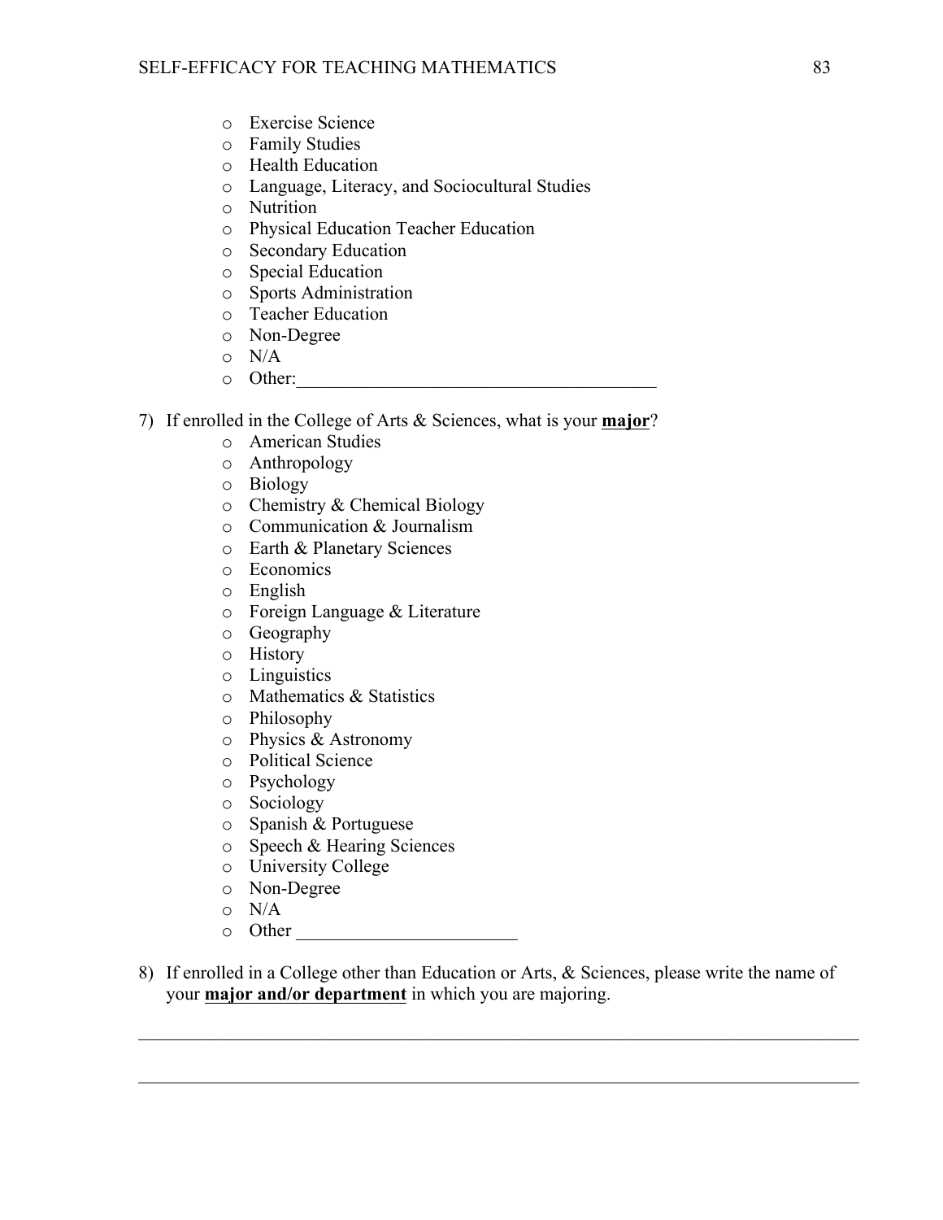- Exercise Science
- Family Studies
- Health Education
- Language, Literacy, and Sociocultural Studies
- Nutrition
- Physical Education Teacher Education
- Secondary Education
- Special Education
- Sports Administration
- Teacher Education
- Non-Degree
- N/A
- Other:________________________________________

7) If enrolled in the College of Arts & Sciences, what is your **major**?
   - American Studies
   - Anthropology
   - Biology
   - Chemistry & Chemical Biology
   - Communication & Journalism
   - Earth & Planetary Sciences
   - Economics
   - English
   - Foreign Language & Literature
   - Geography
   - History
   - Linguistics
   - Mathematics & Statistics
   - Philosophy
   - Physics & Astronomy
   - Political Science
   - Psychology
   - Sociology
   - Spanish & Portuguese
   - Speech & Hearing Sciences
   - University College
   - Non-Degree
   - N/A
   - Other ________________________

8) If enrolled in a College other than Education or Arts, & Sciences, please write the name of your **major and/or department** in which you are majoring.

________________________________________________________________________________

________________________________________________________________________________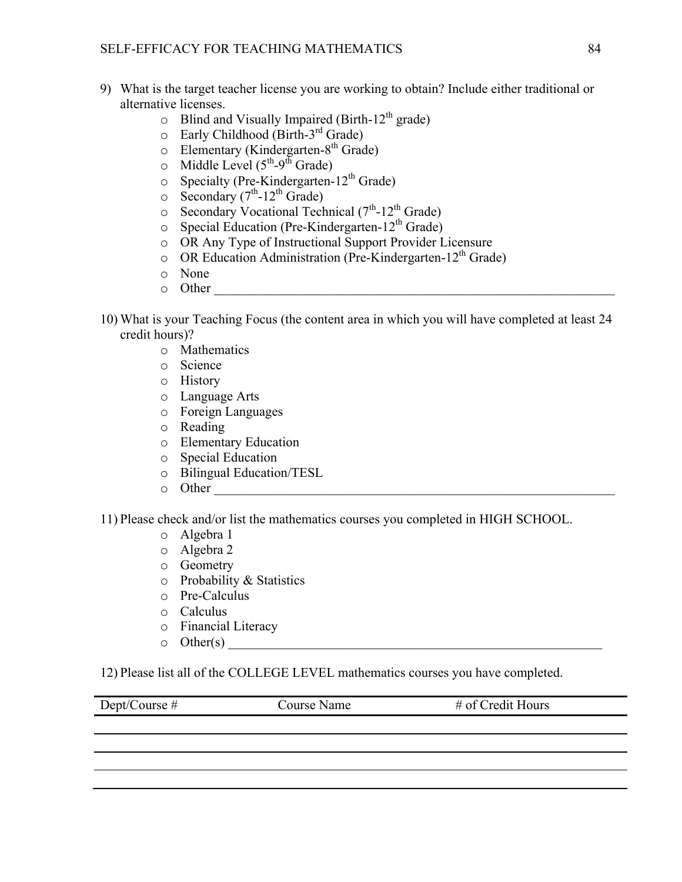9) What is the target teacher license you are working to obtain? Include either traditional or alternative licenses.
   - Blind and Visually Impaired (Birth-12th grade)
   - Early Childhood (Birth-3rd Grade)
   - Elementary (Kindergarten-8th Grade)
   - Middle Level (5th-9th Grade)
   - Specialty (Pre-Kindergarten-12th Grade)
   - Secondary (7th-12th Grade)
   - Secondary Vocational Technical (7th-12th Grade)
   - Special Education (Pre-Kindergarten-12th Grade)
   - OR Any Type of Instructional Support Provider Licensure
   - OR Education Administration (Pre-Kindergarten-12th Grade)
   - None
   - Other ________________________________________________

10) What is your Teaching Focus (the content area in which you will have completed at least 24 credit hours)?
   - Mathematics
   - Science
   - History
   - Language Arts
   - Foreign Languages
   - Reading
   - Elementary Education
   - Special Education
   - Bilingual Education/TESL
   - Other ________________________________________________

11) Please check and/or list the mathematics courses you completed in HIGH SCHOOL.
   - Algebra 1
   - Algebra 2
   - Geometry
   - Probability & Statistics
   - Pre-Calculus
   - Calculus
   - Financial Literacy
   - Other(s) ______________________________________________

12) Please list all of the COLLEGE LEVEL mathematics courses you have completed.

| Dept/Course # | Course Name | # of Credit Hours |
|---|---|---|
| | | |
| | | |
| | | |
| | | |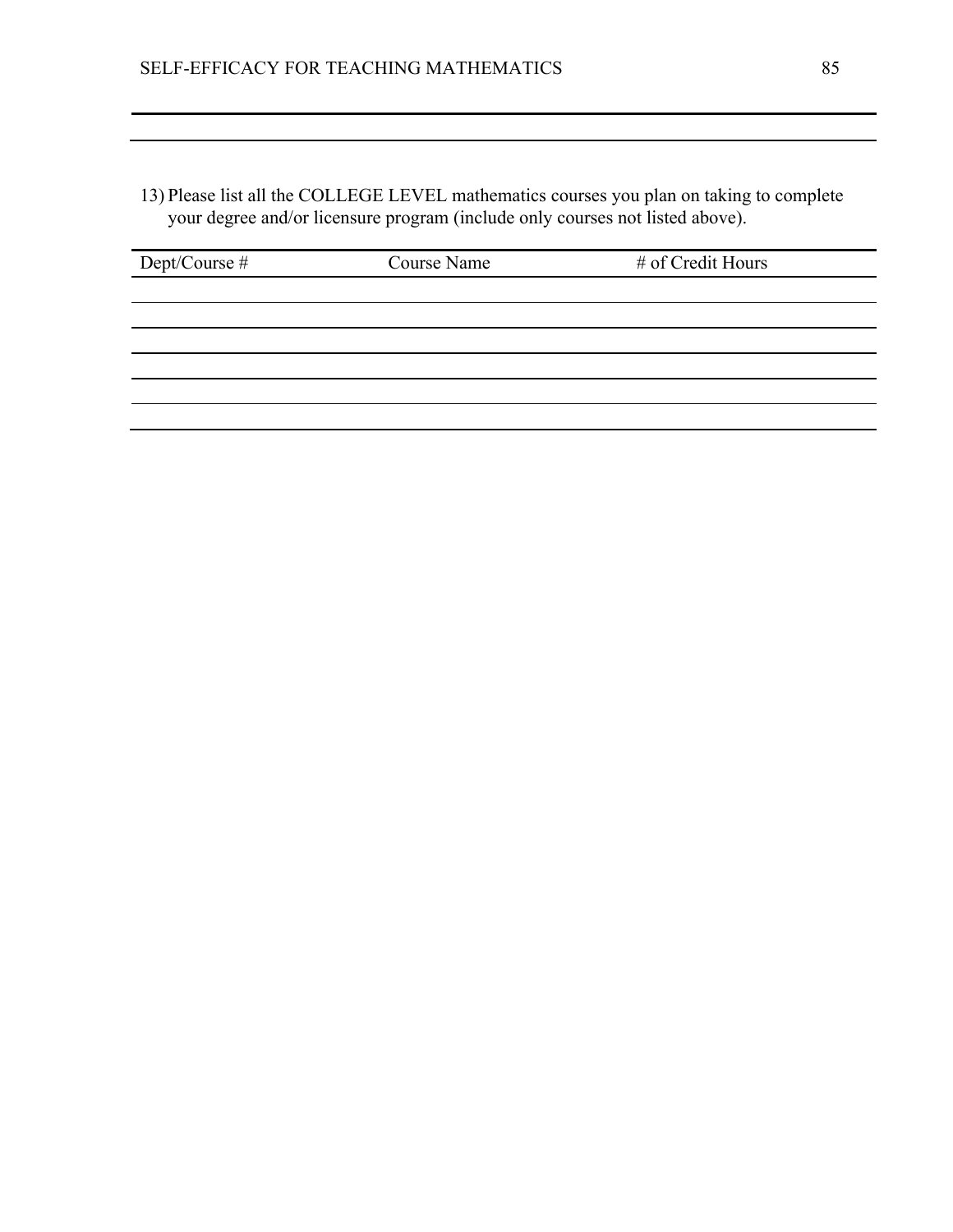13) Please list all the COLLEGE LEVEL mathematics courses you plan on taking to complete your degree and/or licensure program (include only courses not listed above).

| Dept/Course # | Course Name | # of Credit Hours |
| --- | --- | --- |
| | | |
| | | |
| | | |
| | | |
| | | |
| | | |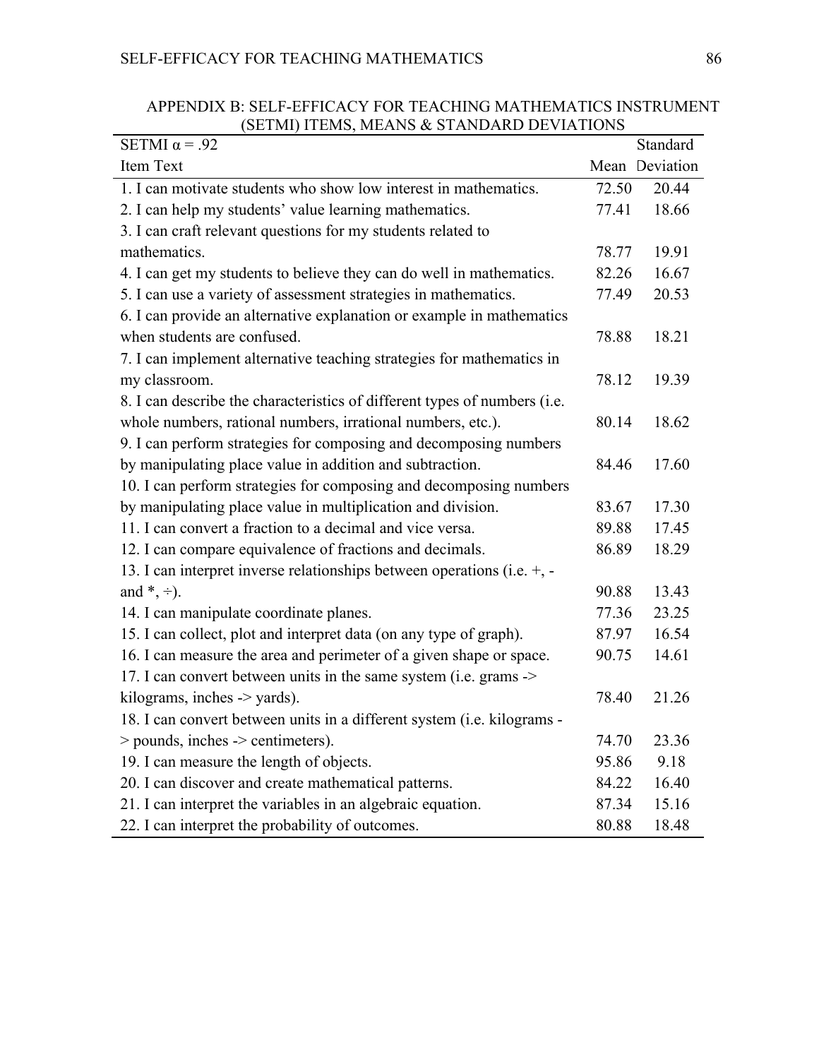## APPENDIX B: SELF-EFFICACY FOR TEACHING MATHEMATICS INSTRUMENT (SETMI) ITEMS, MEANS & STANDARD DEVIATIONS

| SETMI α = .92<br>Item Text | Mean | Standard Deviation |
|---|---|---|
| 1. I can motivate students who show low interest in mathematics. | 72.50 | 20.44 |
| 2. I can help my students' value learning mathematics. | 77.41 | 18.66 |
| 3. I can craft relevant questions for my students related to mathematics. | 78.77 | 19.91 |
| 4. I can get my students to believe they can do well in mathematics. | 82.26 | 16.67 |
| 5. I can use a variety of assessment strategies in mathematics. | 77.49 | 20.53 |
| 6. I can provide an alternative explanation or example in mathematics when students are confused. | 78.88 | 18.21 |
| 7. I can implement alternative teaching strategies for mathematics in my classroom. | 78.12 | 19.39 |
| 8. I can describe the characteristics of different types of numbers (i.e. whole numbers, rational numbers, irrational numbers, etc.). | 80.14 | 18.62 |
| 9. I can perform strategies for composing and decomposing numbers by manipulating place value in addition and subtraction. | 84.46 | 17.60 |
| 10. I can perform strategies for composing and decomposing numbers by manipulating place value in multiplication and division. | 83.67 | 17.30 |
| 11. I can convert a fraction to a decimal and vice versa. | 89.88 | 17.45 |
| 12. I can compare equivalence of fractions and decimals. | 86.89 | 18.29 |
| 13. I can interpret inverse relationships between operations (i.e. +, - and *, ÷). | 90.88 | 13.43 |
| 14. I can manipulate coordinate planes. | 77.36 | 23.25 |
| 15. I can collect, plot and interpret data (on any type of graph). | 87.97 | 16.54 |
| 16. I can measure the area and perimeter of a given shape or space. | 90.75 | 14.61 |
| 17. I can convert between units in the same system (i.e. grams -> kilograms, inches -> yards). | 78.40 | 21.26 |
| 18. I can convert between units in a different system (i.e. kilograms -> pounds, inches -> centimeters). | 74.70 | 23.36 |
| 19. I can measure the length of objects. | 95.86 | 9.18 |
| 20. I can discover and create mathematical patterns. | 84.22 | 16.40 |
| 21. I can interpret the variables in an algebraic equation. | 87.34 | 15.16 |
| 22. I can interpret the probability of outcomes. | 80.88 | 18.48 |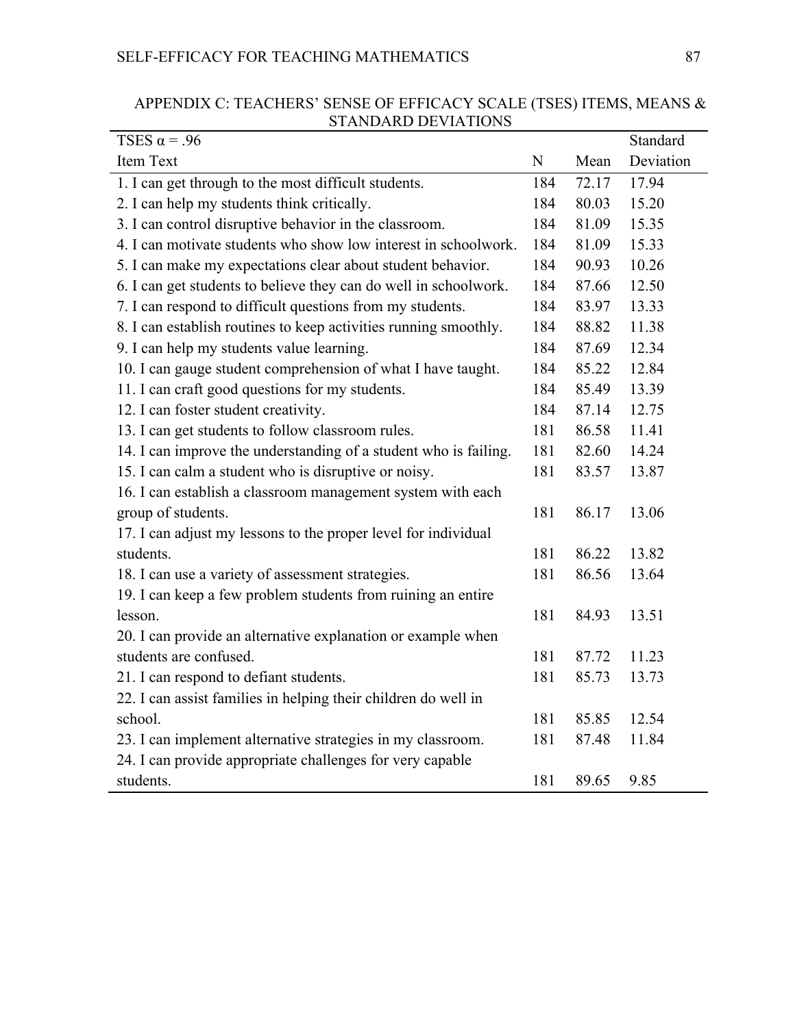## APPENDIX C: TEACHERS' SENSE OF EFFICACY SCALE (TSES) ITEMS, MEANS & STANDARD DEVIATIONS

| TSES α = .96<br>Item Text | N | Mean | Standard Deviation |
|---|---|---|---|
| 1. I can get through to the most difficult students. | 184 | 72.17 | 17.94 |
| 2. I can help my students think critically. | 184 | 80.03 | 15.20 |
| 3. I can control disruptive behavior in the classroom. | 184 | 81.09 | 15.35 |
| 4. I can motivate students who show low interest in schoolwork. | 184 | 81.09 | 15.33 |
| 5. I can make my expectations clear about student behavior. | 184 | 90.93 | 10.26 |
| 6. I can get students to believe they can do well in schoolwork. | 184 | 87.66 | 12.50 |
| 7. I can respond to difficult questions from my students. | 184 | 83.97 | 13.33 |
| 8. I can establish routines to keep activities running smoothly. | 184 | 88.82 | 11.38 |
| 9. I can help my students value learning. | 184 | 87.69 | 12.34 |
| 10. I can gauge student comprehension of what I have taught. | 184 | 85.22 | 12.84 |
| 11. I can craft good questions for my students. | 184 | 85.49 | 13.39 |
| 12. I can foster student creativity. | 184 | 87.14 | 12.75 |
| 13. I can get students to follow classroom rules. | 181 | 86.58 | 11.41 |
| 14. I can improve the understanding of a student who is failing. | 181 | 82.60 | 14.24 |
| 15. I can calm a student who is disruptive or noisy. | 181 | 83.57 | 13.87 |
| 16. I can establish a classroom management system with each group of students. | 181 | 86.17 | 13.06 |
| 17. I can adjust my lessons to the proper level for individual students. | 181 | 86.22 | 13.82 |
| 18. I can use a variety of assessment strategies. | 181 | 86.56 | 13.64 |
| 19. I can keep a few problem students from ruining an entire lesson. | 181 | 84.93 | 13.51 |
| 20. I can provide an alternative explanation or example when students are confused. | 181 | 87.72 | 11.23 |
| 21. I can respond to defiant students. | 181 | 85.73 | 13.73 |
| 22. I can assist families in helping their children do well in school. | 181 | 85.85 | 12.54 |
| 23. I can implement alternative strategies in my classroom. | 181 | 87.48 | 11.84 |
| 24. I can provide appropriate challenges for very capable students. | 181 | 89.65 | 9.85 |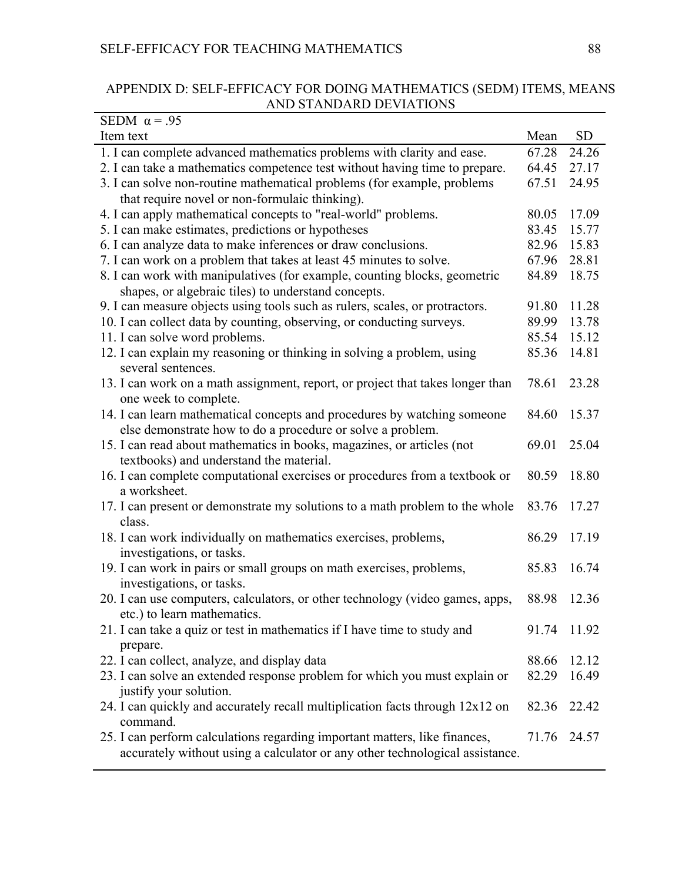## APPENDIX D: SELF-EFFICACY FOR DOING MATHEMATICS (SEDM) ITEMS, MEANS AND STANDARD DEVIATIONS

| SEDM α = .95 | | |
|---|---|---|
| Item text | Mean | SD |
| 1. I can complete advanced mathematics problems with clarity and ease. | 67.28 | 24.26 |
| 2. I can take a mathematics competence test without having time to prepare. | 64.45 | 27.17 |
| 3. I can solve non-routine mathematical problems (for example, problems that require novel or non-formulaic thinking). | 67.51 | 24.95 |
| 4. I can apply mathematical concepts to "real-world" problems. | 80.05 | 17.09 |
| 5. I can make estimates, predictions or hypotheses | 83.45 | 15.77 |
| 6. I can analyze data to make inferences or draw conclusions. | 82.96 | 15.83 |
| 7. I can work on a problem that takes at least 45 minutes to solve. | 67.96 | 28.81 |
| 8. I can work with manipulatives (for example, counting blocks, geometric shapes, or algebraic tiles) to understand concepts. | 84.89 | 18.75 |
| 9. I can measure objects using tools such as rulers, scales, or protractors. | 91.80 | 11.28 |
| 10. I can collect data by counting, observing, or conducting surveys. | 89.99 | 13.78 |
| 11. I can solve word problems. | 85.54 | 15.12 |
| 12. I can explain my reasoning or thinking in solving a problem, using several sentences. | 85.36 | 14.81 |
| 13. I can work on a math assignment, report, or project that takes longer than one week to complete. | 78.61 | 23.28 |
| 14. I can learn mathematical concepts and procedures by watching someone else demonstrate how to do a procedure or solve a problem. | 84.60 | 15.37 |
| 15. I can read about mathematics in books, magazines, or articles (not textbooks) and understand the material. | 69.01 | 25.04 |
| 16. I can complete computational exercises or procedures from a textbook or a worksheet. | 80.59 | 18.80 |
| 17. I can present or demonstrate my solutions to a math problem to the whole class. | 83.76 | 17.27 |
| 18. I can work individually on mathematics exercises, problems, investigations, or tasks. | 86.29 | 17.19 |
| 19. I can work in pairs or small groups on math exercises, problems, investigations, or tasks. | 85.83 | 16.74 |
| 20. I can use computers, calculators, or other technology (video games, apps, etc.) to learn mathematics. | 88.98 | 12.36 |
| 21. I can take a quiz or test in mathematics if I have time to study and prepare. | 91.74 | 11.92 |
| 22. I can collect, analyze, and display data | 88.66 | 12.12 |
| 23. I can solve an extended response problem for which you must explain or justify your solution. | 82.29 | 16.49 |
| 24. I can quickly and accurately recall multiplication facts through 12x12 on command. | 82.36 | 22.42 |
| 25. I can perform calculations regarding important matters, like finances, accurately without using a calculator or any other technological assistance. | 71.76 | 24.57 |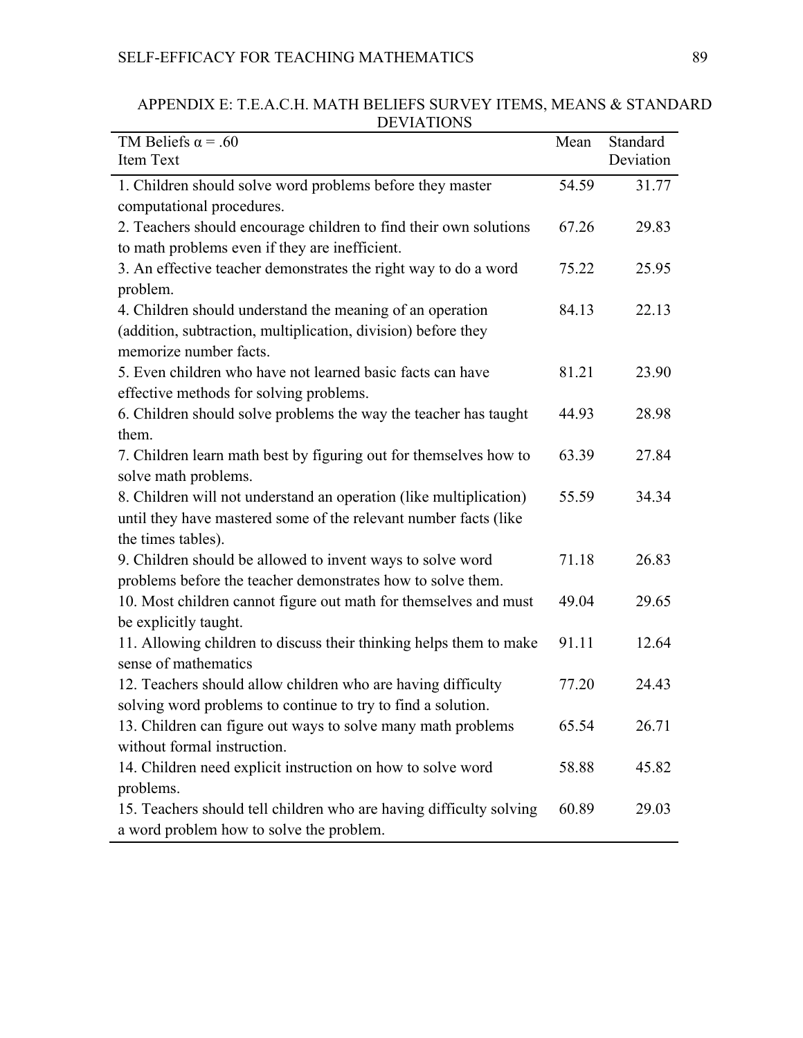## APPENDIX E: T.E.A.C.H. MATH BELIEFS SURVEY ITEMS, MEANS & STANDARD DEVIATIONS

| TM Beliefs α = .60<br>Item Text | Mean | Standard Deviation |
|---|---|---|
| 1. Children should solve word problems before they master computational procedures. | 54.59 | 31.77 |
| 2. Teachers should encourage children to find their own solutions to math problems even if they are inefficient. | 67.26 | 29.83 |
| 3. An effective teacher demonstrates the right way to do a word problem. | 75.22 | 25.95 |
| 4. Children should understand the meaning of an operation (addition, subtraction, multiplication, division) before they memorize number facts. | 84.13 | 22.13 |
| 5. Even children who have not learned basic facts can have effective methods for solving problems. | 81.21 | 23.90 |
| 6. Children should solve problems the way the teacher has taught them. | 44.93 | 28.98 |
| 7. Children learn math best by figuring out for themselves how to solve math problems. | 63.39 | 27.84 |
| 8. Children will not understand an operation (like multiplication) until they have mastered some of the relevant number facts (like the times tables). | 55.59 | 34.34 |
| 9. Children should be allowed to invent ways to solve word problems before the teacher demonstrates how to solve them. | 71.18 | 26.83 |
| 10. Most children cannot figure out math for themselves and must be explicitly taught. | 49.04 | 29.65 |
| 11. Allowing children to discuss their thinking helps them to make sense of mathematics | 91.11 | 12.64 |
| 12. Teachers should allow children who are having difficulty solving word problems to continue to try to find a solution. | 77.20 | 24.43 |
| 13. Children can figure out ways to solve many math problems without formal instruction. | 65.54 | 26.71 |
| 14. Children need explicit instruction on how to solve word problems. | 58.88 | 45.82 |
| 15. Teachers should tell children who are having difficulty solving a word problem how to solve the problem. | 60.89 | 29.03 |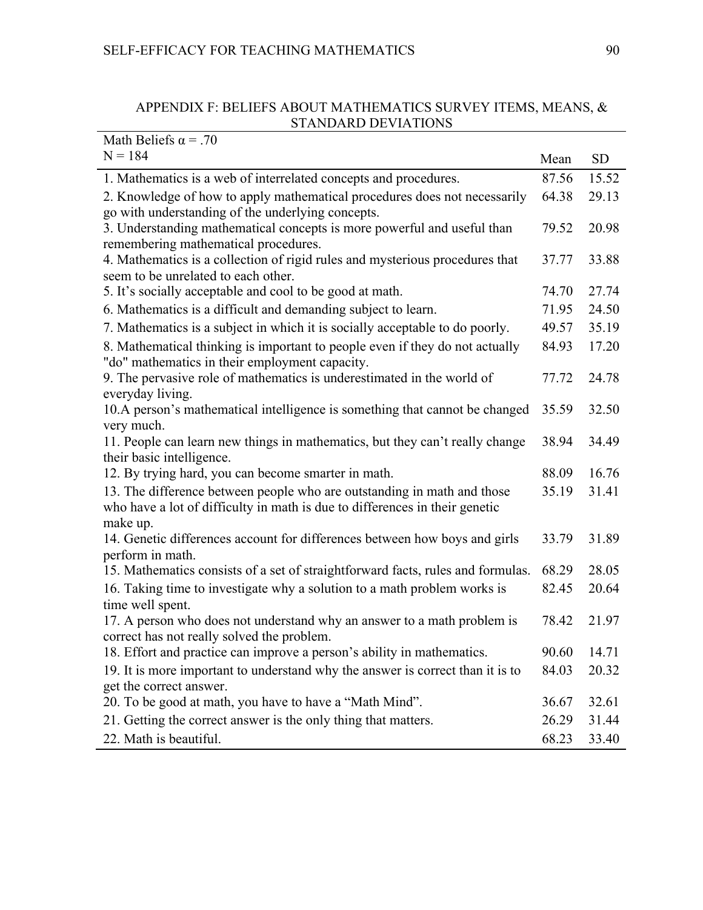## APPENDIX F: BELIEFS ABOUT MATHEMATICS SURVEY ITEMS, MEANS, & STANDARD DEVIATIONS

| Math Beliefs α = .70<br>N = 184 | Mean | SD |
|---|---|---|
| 1. Mathematics is a web of interrelated concepts and procedures. | 87.56 | 15.52 |
| 2. Knowledge of how to apply mathematical procedures does not necessarily go with understanding of the underlying concepts. | 64.38 | 29.13 |
| 3. Understanding mathematical concepts is more powerful and useful than remembering mathematical procedures. | 79.52 | 20.98 |
| 4. Mathematics is a collection of rigid rules and mysterious procedures that seem to be unrelated to each other. | 37.77 | 33.88 |
| 5. It's socially acceptable and cool to be good at math. | 74.70 | 27.74 |
| 6. Mathematics is a difficult and demanding subject to learn. | 71.95 | 24.50 |
| 7. Mathematics is a subject in which it is socially acceptable to do poorly. | 49.57 | 35.19 |
| 8. Mathematical thinking is important to people even if they do not actually "do" mathematics in their employment capacity. | 84.93 | 17.20 |
| 9. The pervasive role of mathematics is underestimated in the world of everyday living. | 77.72 | 24.78 |
| 10.A person's mathematical intelligence is something that cannot be changed very much. | 35.59 | 32.50 |
| 11. People can learn new things in mathematics, but they can't really change their basic intelligence. | 38.94 | 34.49 |
| 12. By trying hard, you can become smarter in math. | 88.09 | 16.76 |
| 13. The difference between people who are outstanding in math and those who have a lot of difficulty in math is due to differences in their genetic make up. | 35.19 | 31.41 |
| 14. Genetic differences account for differences between how boys and girls perform in math. | 33.79 | 31.89 |
| 15. Mathematics consists of a set of straightforward facts, rules and formulas. | 68.29 | 28.05 |
| 16. Taking time to investigate why a solution to a math problem works is time well spent. | 82.45 | 20.64 |
| 17. A person who does not understand why an answer to a math problem is correct has not really solved the problem. | 78.42 | 21.97 |
| 18. Effort and practice can improve a person's ability in mathematics. | 90.60 | 14.71 |
| 19. It is more important to understand why the answer is correct than it is to get the correct answer. | 84.03 | 20.32 |
| 20. To be good at math, you have to have a "Math Mind". | 36.67 | 32.61 |
| 21. Getting the correct answer is the only thing that matters. | 26.29 | 31.44 |
| 22. Math is beautiful. | 68.23 | 33.40 |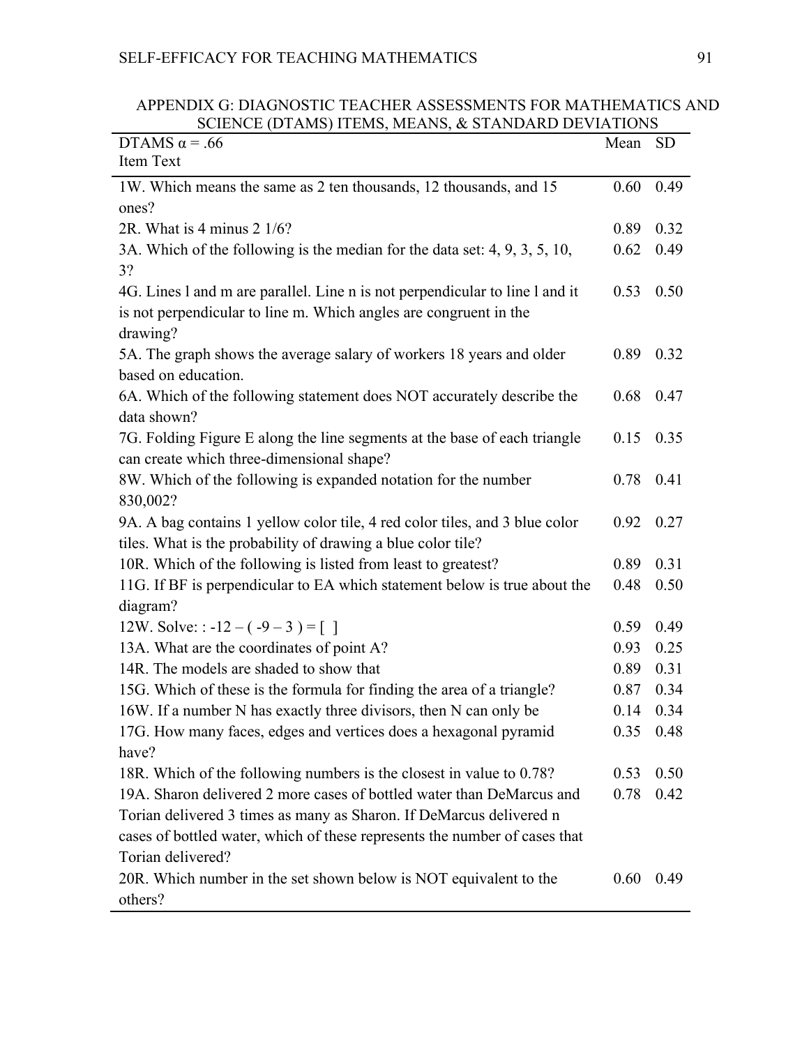## APPENDIX G: DIAGNOSTIC TEACHER ASSESSMENTS FOR MATHEMATICS AND SCIENCE (DTAMS) ITEMS, MEANS, & STANDARD DEVIATIONS

| DTAMS α = .66<br>Item Text | Mean | SD |
|---|---|---|
| 1W. Which means the same as 2 ten thousands, 12 thousands, and 15 ones? | 0.60 | 0.49 |
| 2R. What is 4 minus 2 1/6? | 0.89 | 0.32 |
| 3A. Which of the following is the median for the data set: 4, 9, 3, 5, 10, 3? | 0.62 | 0.49 |
| 4G. Lines l and m are parallel. Line n is not perpendicular to line l and it is not perpendicular to line m. Which angles are congruent in the drawing? | 0.53 | 0.50 |
| 5A. The graph shows the average salary of workers 18 years and older based on education. | 0.89 | 0.32 |
| 6A. Which of the following statement does NOT accurately describe the data shown? | 0.68 | 0.47 |
| 7G. Folding Figure E along the line segments at the base of each triangle can create which three-dimensional shape? | 0.15 | 0.35 |
| 8W. Which of the following is expanded notation for the number 830,002? | 0.78 | 0.41 |
| 9A. A bag contains 1 yellow color tile, 4 red color tiles, and 3 blue color tiles. What is the probability of drawing a blue color tile? | 0.92 | 0.27 |
| 10R. Which of the following is listed from least to greatest? | 0.89 | 0.31 |
| 11G. If BF is perpendicular to EA which statement below is true about the diagram? | 0.48 | 0.50 |
| 12W. Solve: : -12 – ( -9 – 3 ) = [ ] | 0.59 | 0.49 |
| 13A. What are the coordinates of point A? | 0.93 | 0.25 |
| 14R. The models are shaded to show that | 0.89 | 0.31 |
| 15G. Which of these is the formula for finding the area of a triangle? | 0.87 | 0.34 |
| 16W. If a number N has exactly three divisors, then N can only be | 0.14 | 0.34 |
| 17G. How many faces, edges and vertices does a hexagonal pyramid have? | 0.35 | 0.48 |
| 18R. Which of the following numbers is the closest in value to 0.78? | 0.53 | 0.50 |
| 19A. Sharon delivered 2 more cases of bottled water than DeMarcus and Torian delivered 3 times as many as Sharon. If DeMarcus delivered n cases of bottled water, which of these represents the number of cases that Torian delivered? | 0.78 | 0.42 |
| 20R. Which number in the set shown below is NOT equivalent to the others? | 0.60 | 0.49 |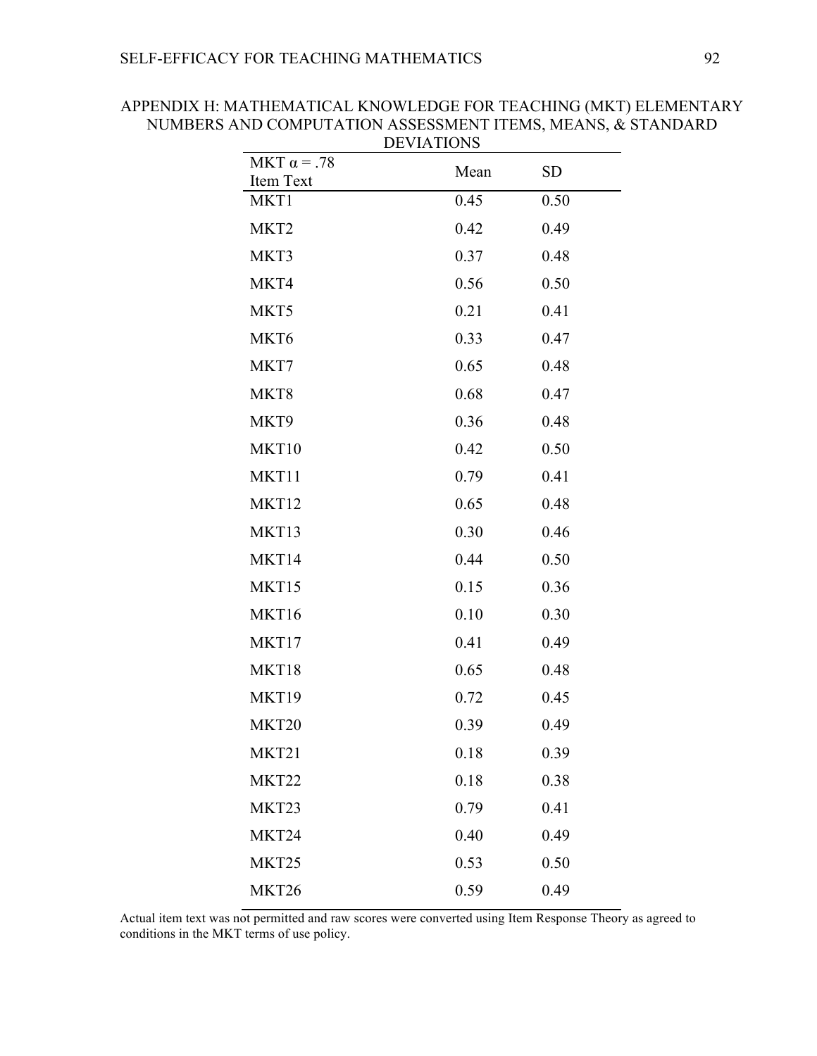# APPENDIX H: MATHEMATICAL KNOWLEDGE FOR TEACHING (MKT) ELEMENTARY NUMBERS AND COMPUTATION ASSESSMENT ITEMS, MEANS, & STANDARD DEVIATIONS

| MKT $\alpha = .78$<br>Item Text | Mean | SD |
|---|---|---|
| MKT1 | 0.45 | 0.50 |
| MKT2 | 0.42 | 0.49 |
| MKT3 | 0.37 | 0.48 |
| MKT4 | 0.56 | 0.50 |
| MKT5 | 0.21 | 0.41 |
| MKT6 | 0.33 | 0.47 |
| MKT7 | 0.65 | 0.48 |
| MKT8 | 0.68 | 0.47 |
| MKT9 | 0.36 | 0.48 |
| MKT10 | 0.42 | 0.50 |
| MKT11 | 0.79 | 0.41 |
| MKT12 | 0.65 | 0.48 |
| MKT13 | 0.30 | 0.46 |
| MKT14 | 0.44 | 0.50 |
| MKT15 | 0.15 | 0.36 |
| MKT16 | 0.10 | 0.30 |
| MKT17 | 0.41 | 0.49 |
| MKT18 | 0.65 | 0.48 |
| MKT19 | 0.72 | 0.45 |
| MKT20 | 0.39 | 0.49 |
| MKT21 | 0.18 | 0.39 |
| MKT22 | 0.18 | 0.38 |
| MKT23 | 0.79 | 0.41 |
| MKT24 | 0.40 | 0.49 |
| MKT25 | 0.53 | 0.50 |
| MKT26 | 0.59 | 0.49 |

Actual item text was not permitted and raw scores were converted using Item Response Theory as agreed to conditions in the MKT terms of use policy.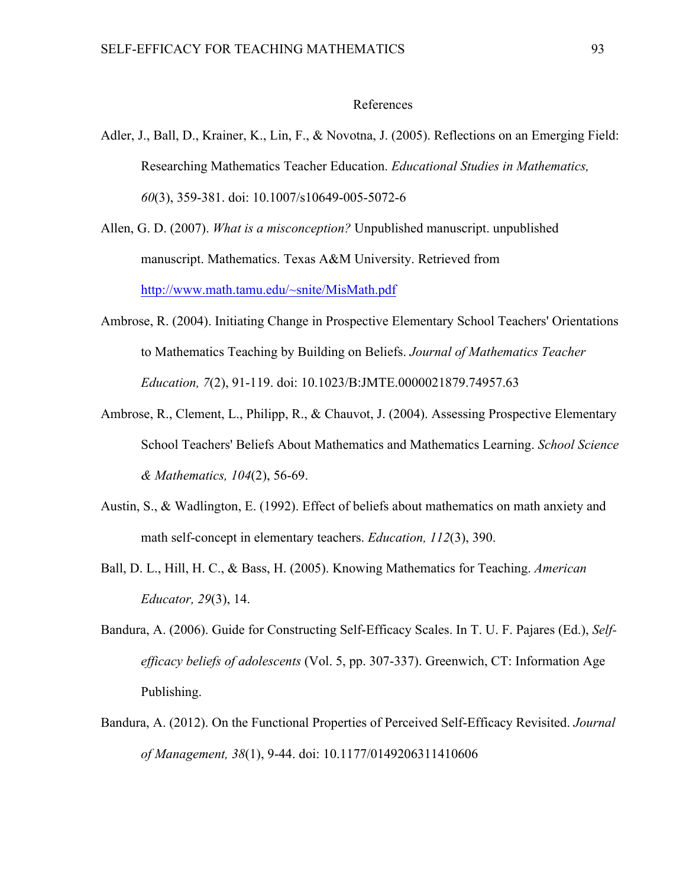# References

Adler, J., Ball, D., Krainer, K., Lin, F., & Novotna, J. (2005). Reflections on an Emerging Field: Researching Mathematics Teacher Education. *Educational Studies in Mathematics, 60*(3), 359-381. doi: 10.1007/s10649-005-5072-6

Allen, G. D. (2007). *What is a misconception?* Unpublished manuscript. unpublished manuscript. Mathematics. Texas A&M University. Retrieved from http://www.math.tamu.edu/~snite/MisMath.pdf

Ambrose, R. (2004). Initiating Change in Prospective Elementary School Teachers' Orientations to Mathematics Teaching by Building on Beliefs. *Journal of Mathematics Teacher Education, 7*(2), 91-119. doi: 10.1023/B:JMTE.0000021879.74957.63

Ambrose, R., Clement, L., Philipp, R., & Chauvot, J. (2004). Assessing Prospective Elementary School Teachers' Beliefs About Mathematics and Mathematics Learning. *School Science & Mathematics, 104*(2), 56-69.

Austin, S., & Wadlington, E. (1992). Effect of beliefs about mathematics on math anxiety and math self-concept in elementary teachers. *Education, 112*(3), 390.

Ball, D. L., Hill, H. C., & Bass, H. (2005). Knowing Mathematics for Teaching. *American Educator, 29*(3), 14.

Bandura, A. (2006). Guide for Constructing Self-Efficacy Scales. In T. U. F. Pajares (Ed.), *Self-efficacy beliefs of adolescents* (Vol. 5, pp. 307-337). Greenwich, CT: Information Age Publishing.

Bandura, A. (2012). On the Functional Properties of Perceived Self-Efficacy Revisited. *Journal of Management, 38*(1), 9-44. doi: 10.1177/0149206311410606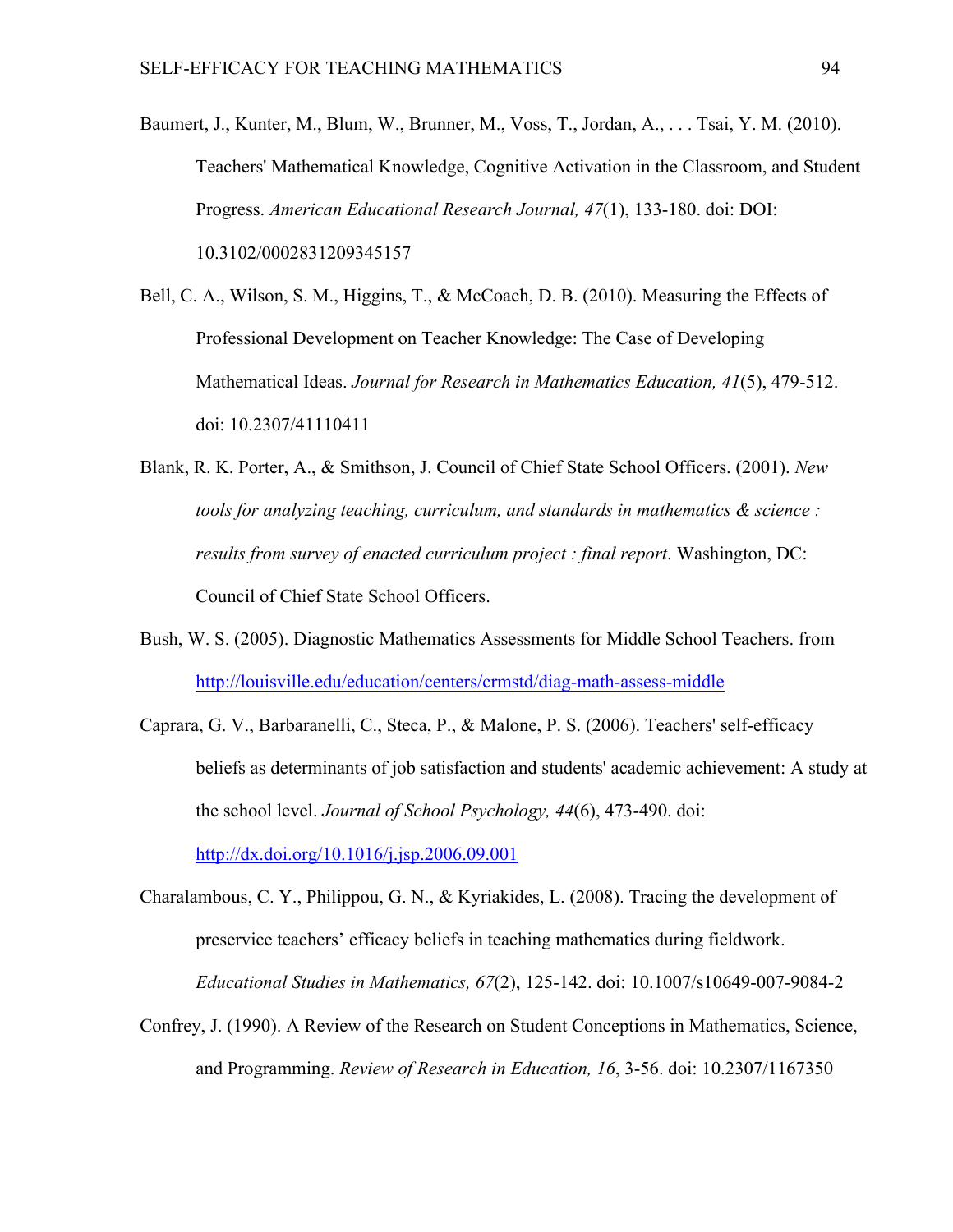Baumert, J., Kunter, M., Blum, W., Brunner, M., Voss, T., Jordan, A., . . . Tsai, Y. M. (2010). Teachers' Mathematical Knowledge, Cognitive Activation in the Classroom, and Student Progress. *American Educational Research Journal, 47*(1), 133-180. doi: DOI: 10.3102/0002831209345157

Bell, C. A., Wilson, S. M., Higgins, T., & McCoach, D. B. (2010). Measuring the Effects of Professional Development on Teacher Knowledge: The Case of Developing Mathematical Ideas. *Journal for Research in Mathematics Education, 41*(5), 479-512. doi: 10.2307/41110411

Blank, R. K. Porter, A., & Smithson, J. Council of Chief State School Officers. (2001). *New tools for analyzing teaching, curriculum, and standards in mathematics & science : results from survey of enacted curriculum project : final report*. Washington, DC: Council of Chief State School Officers.

Bush, W. S. (2005). Diagnostic Mathematics Assessments for Middle School Teachers. from http://louisville.edu/education/centers/crmstd/diag-math-assess-middle

Caprara, G. V., Barbaranelli, C., Steca, P., & Malone, P. S. (2006). Teachers' self-efficacy beliefs as determinants of job satisfaction and students' academic achievement: A study at the school level. *Journal of School Psychology, 44*(6), 473-490. doi: http://dx.doi.org/10.1016/j.jsp.2006.09.001

Charalambous, C. Y., Philippou, G. N., & Kyriakides, L. (2008). Tracing the development of preservice teachers' efficacy beliefs in teaching mathematics during fieldwork. *Educational Studies in Mathematics, 67*(2), 125-142. doi: 10.1007/s10649-007-9084-2

Confrey, J. (1990). A Review of the Research on Student Conceptions in Mathematics, Science, and Programming. *Review of Research in Education, 16*, 3-56. doi: 10.2307/1167350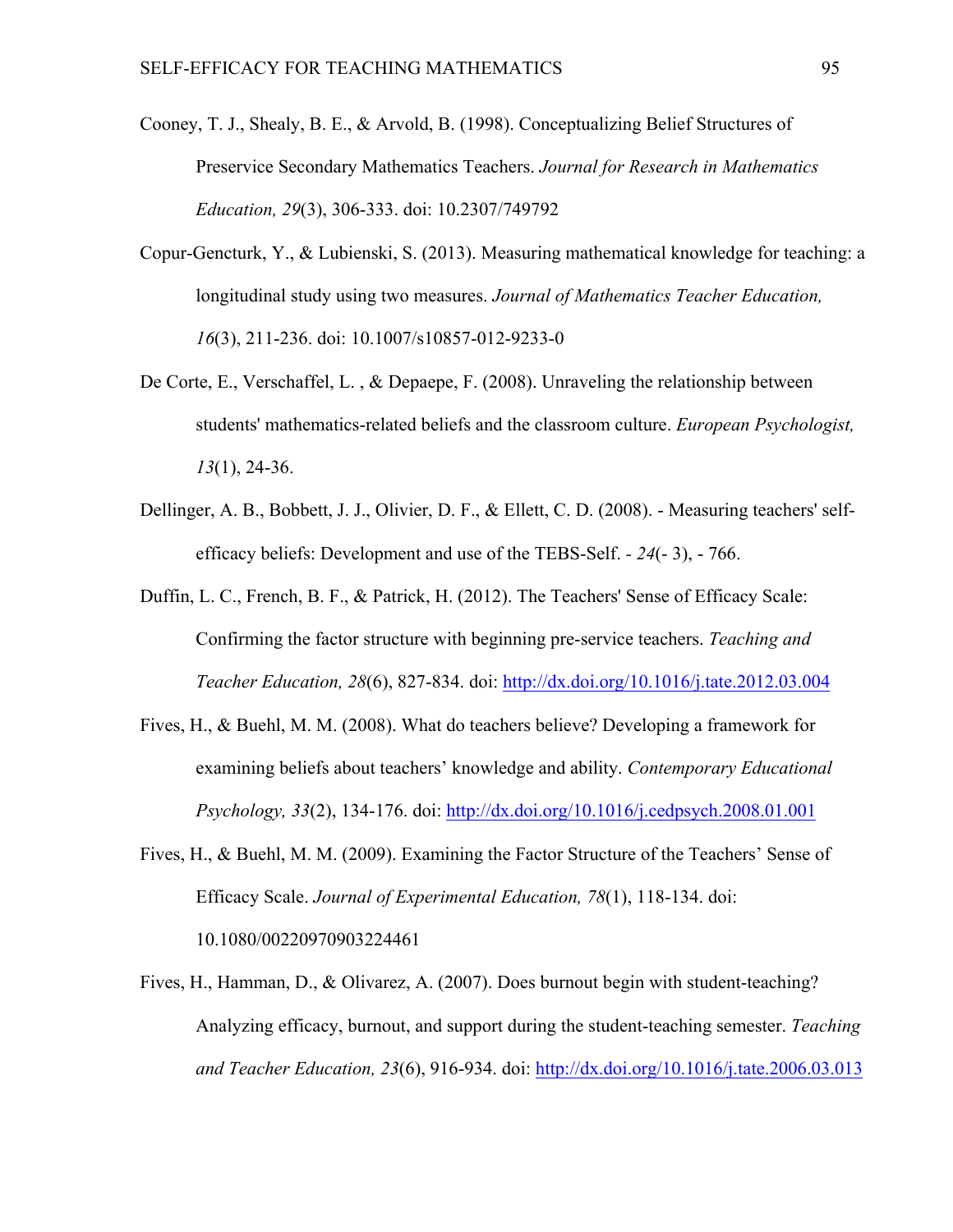Cooney, T. J., Shealy, B. E., & Arvold, B. (1998). Conceptualizing Belief Structures of Preservice Secondary Mathematics Teachers. *Journal for Research in Mathematics Education, 29*(3), 306-333. doi: 10.2307/749792

Copur-Gencturk, Y., & Lubienski, S. (2013). Measuring mathematical knowledge for teaching: a longitudinal study using two measures. *Journal of Mathematics Teacher Education, 16*(3), 211-236. doi: 10.1007/s10857-012-9233-0

De Corte, E., Verschaffel, L. , & Depaepe, F. (2008). Unraveling the relationship between students' mathematics-related beliefs and the classroom culture. *European Psychologist, 13*(1), 24-36.

Dellinger, A. B., Bobbett, J. J., Olivier, D. F., & Ellett, C. D. (2008). - Measuring teachers' self-efficacy beliefs: Development and use of the TEBS-Self. - *24*(- 3), - 766.

Duffin, L. C., French, B. F., & Patrick, H. (2012). The Teachers' Sense of Efficacy Scale: Confirming the factor structure with beginning pre-service teachers. *Teaching and Teacher Education, 28*(6), 827-834. doi: http://dx.doi.org/10.1016/j.tate.2012.03.004

Fives, H., & Buehl, M. M. (2008). What do teachers believe? Developing a framework for examining beliefs about teachers' knowledge and ability. *Contemporary Educational Psychology, 33*(2), 134-176. doi: http://dx.doi.org/10.1016/j.cedpsych.2008.01.001

Fives, H., & Buehl, M. M. (2009). Examining the Factor Structure of the Teachers' Sense of Efficacy Scale. *Journal of Experimental Education, 78*(1), 118-134. doi: 10.1080/00220970903224461

Fives, H., Hamman, D., & Olivarez, A. (2007). Does burnout begin with student-teaching? Analyzing efficacy, burnout, and support during the student-teaching semester. *Teaching and Teacher Education, 23*(6), 916-934. doi: http://dx.doi.org/10.1016/j.tate.2006.03.013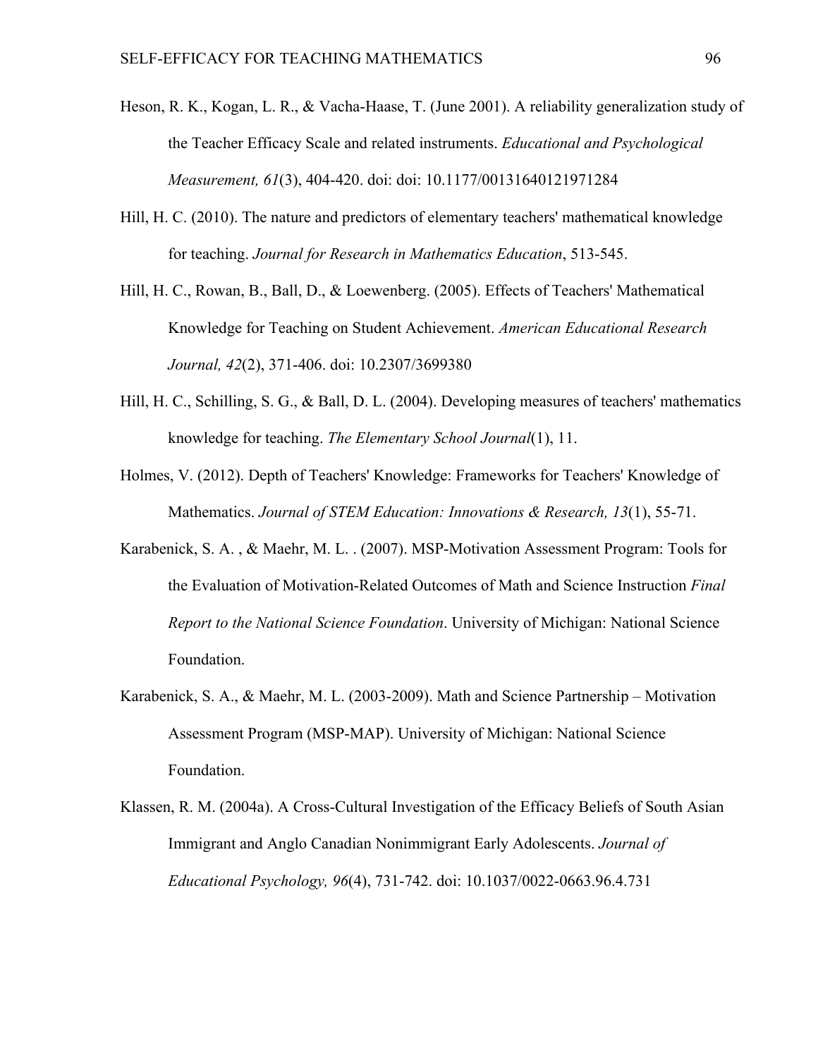Heson, R. K., Kogan, L. R., & Vacha-Haase, T. (June 2001). A reliability generalization study of the Teacher Efficacy Scale and related instruments. *Educational and Psychological Measurement, 61*(3), 404-420. doi: doi: 10.1177/00131640121971284

Hill, H. C. (2010). The nature and predictors of elementary teachers' mathematical knowledge for teaching. *Journal for Research in Mathematics Education*, 513-545.

Hill, H. C., Rowan, B., Ball, D., & Loewenberg. (2005). Effects of Teachers' Mathematical Knowledge for Teaching on Student Achievement. *American Educational Research Journal, 42*(2), 371-406. doi: 10.2307/3699380

Hill, H. C., Schilling, S. G., & Ball, D. L. (2004). Developing measures of teachers' mathematics knowledge for teaching. *The Elementary School Journal*(1), 11.

Holmes, V. (2012). Depth of Teachers' Knowledge: Frameworks for Teachers' Knowledge of Mathematics. *Journal of STEM Education: Innovations & Research, 13*(1), 55-71.

Karabenick, S. A. , & Maehr, M. L. . (2007). MSP-Motivation Assessment Program: Tools for the Evaluation of Motivation-Related Outcomes of Math and Science Instruction *Final Report to the National Science Foundation*. University of Michigan: National Science Foundation.

Karabenick, S. A., & Maehr, M. L. (2003-2009). Math and Science Partnership – Motivation Assessment Program (MSP-MAP). University of Michigan: National Science Foundation.

Klassen, R. M. (2004a). A Cross-Cultural Investigation of the Efficacy Beliefs of South Asian Immigrant and Anglo Canadian Nonimmigrant Early Adolescents. *Journal of Educational Psychology, 96*(4), 731-742. doi: 10.1037/0022-0663.96.4.731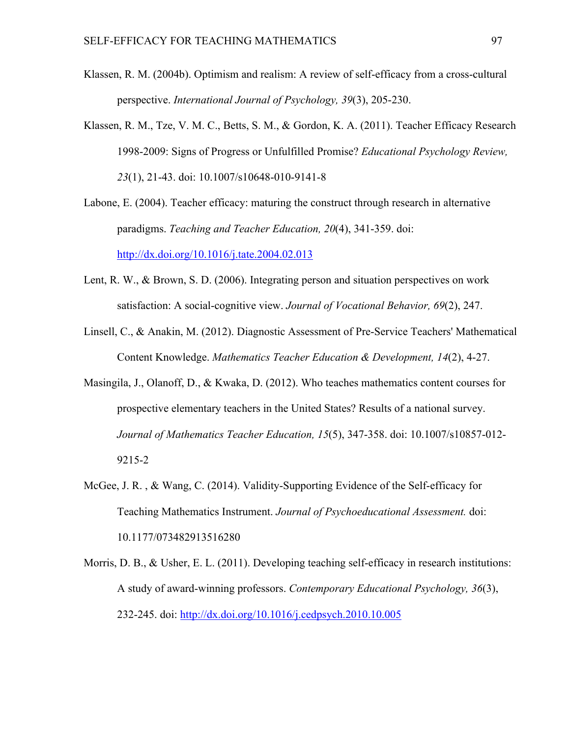Klassen, R. M. (2004b). Optimism and realism: A review of self-efficacy from a cross-cultural perspective. *International Journal of Psychology, 39*(3), 205-230.

Klassen, R. M., Tze, V. M. C., Betts, S. M., & Gordon, K. A. (2011). Teacher Efficacy Research 1998-2009: Signs of Progress or Unfulfilled Promise? *Educational Psychology Review, 23*(1), 21-43. doi: 10.1007/s10648-010-9141-8

Labone, E. (2004). Teacher efficacy: maturing the construct through research in alternative paradigms. *Teaching and Teacher Education, 20*(4), 341-359. doi: http://dx.doi.org/10.1016/j.tate.2004.02.013

Lent, R. W., & Brown, S. D. (2006). Integrating person and situation perspectives on work satisfaction: A social-cognitive view. *Journal of Vocational Behavior, 69*(2), 247.

Linsell, C., & Anakin, M. (2012). Diagnostic Assessment of Pre-Service Teachers' Mathematical Content Knowledge. *Mathematics Teacher Education & Development, 14*(2), 4-27.

Masingila, J., Olanoff, D., & Kwaka, D. (2012). Who teaches mathematics content courses for prospective elementary teachers in the United States? Results of a national survey. *Journal of Mathematics Teacher Education, 15*(5), 347-358. doi: 10.1007/s10857-012-9215-2

McGee, J. R. , & Wang, C. (2014). Validity-Supporting Evidence of the Self-efficacy for Teaching Mathematics Instrument. *Journal of Psychoeducational Assessment.* doi: 10.1177/073482913516280

Morris, D. B., & Usher, E. L. (2011). Developing teaching self-efficacy in research institutions: A study of award-winning professors. *Contemporary Educational Psychology, 36*(3), 232-245. doi: http://dx.doi.org/10.1016/j.cedpsych.2010.10.005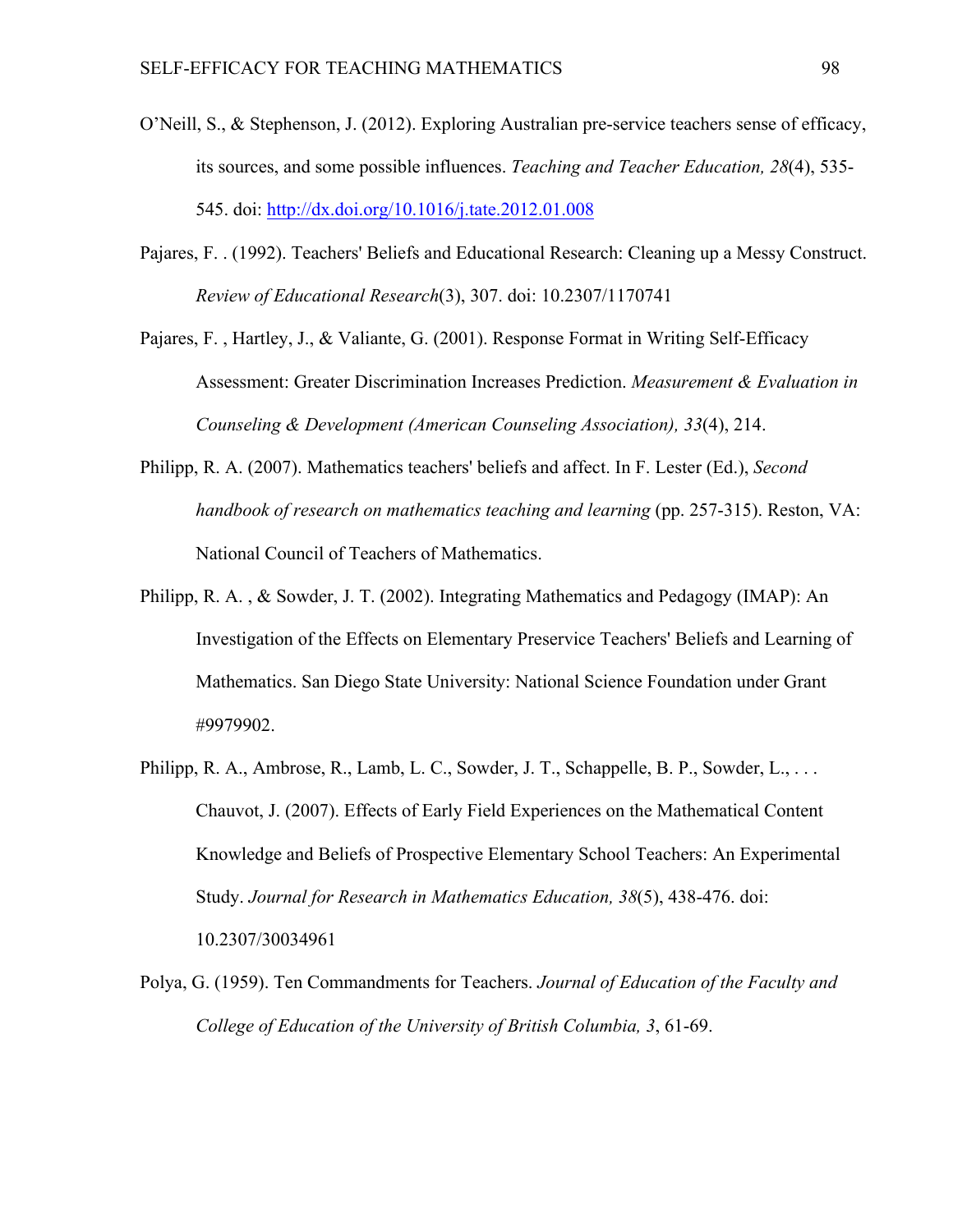O'Neill, S., & Stephenson, J. (2012). Exploring Australian pre-service teachers sense of efficacy, its sources, and some possible influences. *Teaching and Teacher Education, 28*(4), 535-545. doi: http://dx.doi.org/10.1016/j.tate.2012.01.008

Pajares, F. . (1992). Teachers' Beliefs and Educational Research: Cleaning up a Messy Construct. *Review of Educational Research*(3), 307. doi: 10.2307/1170741

Pajares, F. , Hartley, J., & Valiante, G. (2001). Response Format in Writing Self-Efficacy Assessment: Greater Discrimination Increases Prediction. *Measurement & Evaluation in Counseling & Development (American Counseling Association), 33*(4), 214.

Philipp, R. A. (2007). Mathematics teachers' beliefs and affect. In F. Lester (Ed.), *Second handbook of research on mathematics teaching and learning* (pp. 257-315). Reston, VA: National Council of Teachers of Mathematics.

Philipp, R. A. , & Sowder, J. T. (2002). Integrating Mathematics and Pedagogy (IMAP): An Investigation of the Effects on Elementary Preservice Teachers' Beliefs and Learning of Mathematics. San Diego State University: National Science Foundation under Grant #9979902.

Philipp, R. A., Ambrose, R., Lamb, L. C., Sowder, J. T., Schappelle, B. P., Sowder, L., . . . Chauvot, J. (2007). Effects of Early Field Experiences on the Mathematical Content Knowledge and Beliefs of Prospective Elementary School Teachers: An Experimental Study. *Journal for Research in Mathematics Education, 38*(5), 438-476. doi: 10.2307/30034961

Polya, G. (1959). Ten Commandments for Teachers. *Journal of Education of the Faculty and College of Education of the University of British Columbia, 3*, 61-69.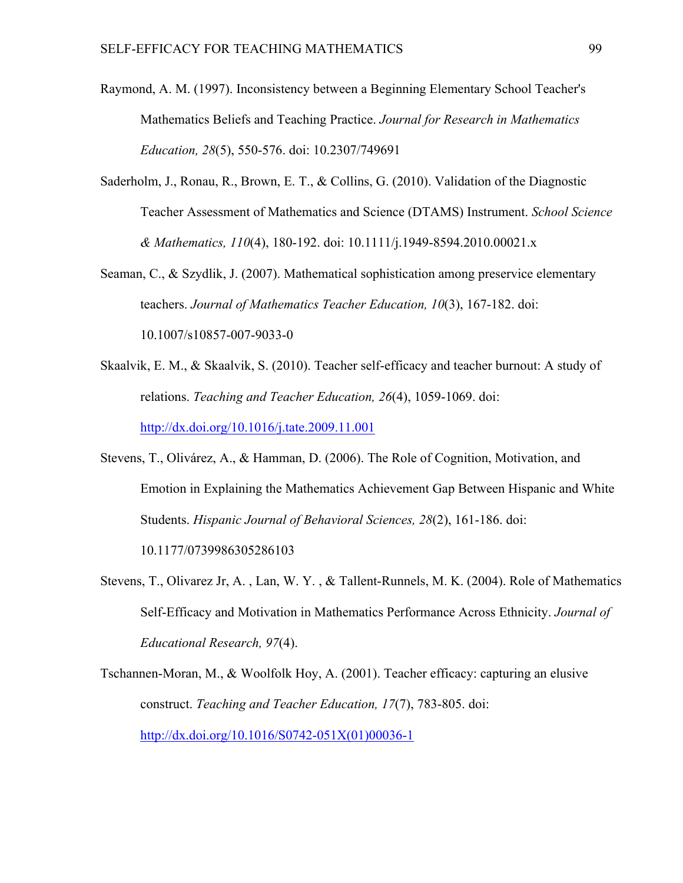Raymond, A. M. (1997). Inconsistency between a Beginning Elementary School Teacher's Mathematics Beliefs and Teaching Practice. *Journal for Research in Mathematics Education, 28*(5), 550-576. doi: 10.2307/749691

Saderholm, J., Ronau, R., Brown, E. T., & Collins, G. (2010). Validation of the Diagnostic Teacher Assessment of Mathematics and Science (DTAMS) Instrument. *School Science & Mathematics, 110*(4), 180-192. doi: 10.1111/j.1949-8594.2010.00021.x

Seaman, C., & Szydlik, J. (2007). Mathematical sophistication among preservice elementary teachers. *Journal of Mathematics Teacher Education, 10*(3), 167-182. doi: 10.1007/s10857-007-9033-0

Skaalvik, E. M., & Skaalvik, S. (2010). Teacher self-efficacy and teacher burnout: A study of relations. *Teaching and Teacher Education, 26*(4), 1059-1069. doi: http://dx.doi.org/10.1016/j.tate.2009.11.001

Stevens, T., Olivárez, A., & Hamman, D. (2006). The Role of Cognition, Motivation, and Emotion in Explaining the Mathematics Achievement Gap Between Hispanic and White Students. *Hispanic Journal of Behavioral Sciences, 28*(2), 161-186. doi: 10.1177/0739986305286103

Stevens, T., Olivarez Jr, A. , Lan, W. Y. , & Tallent-Runnels, M. K. (2004). Role of Mathematics Self-Efficacy and Motivation in Mathematics Performance Across Ethnicity. *Journal of Educational Research, 97*(4).

Tschannen-Moran, M., & Woolfolk Hoy, A. (2001). Teacher efficacy: capturing an elusive construct. *Teaching and Teacher Education, 17*(7), 783-805. doi: http://dx.doi.org/10.1016/S0742-051X(01)00036-1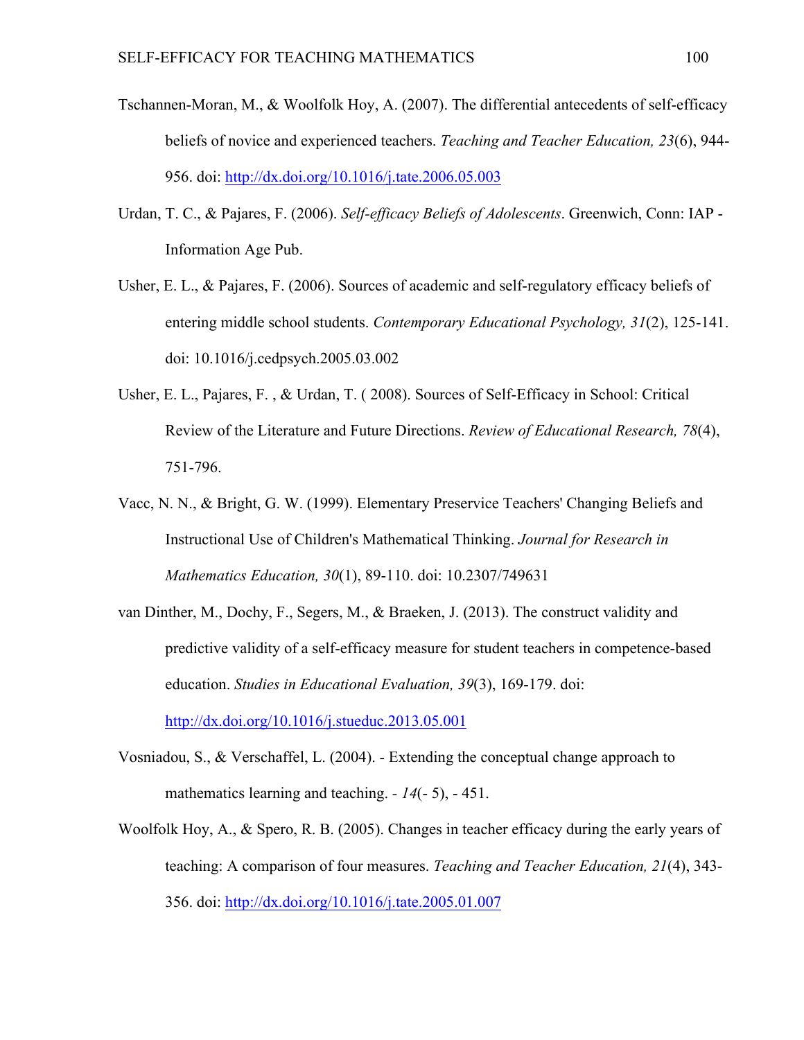Tschannen-Moran, M., & Woolfolk Hoy, A. (2007). The differential antecedents of self-efficacy beliefs of novice and experienced teachers. *Teaching and Teacher Education, 23*(6), 944-956. doi: http://dx.doi.org/10.1016/j.tate.2006.05.003

Urdan, T. C., & Pajares, F. (2006). *Self-efficacy Beliefs of Adolescents*. Greenwich, Conn: IAP - Information Age Pub.

Usher, E. L., & Pajares, F. (2006). Sources of academic and self-regulatory efficacy beliefs of entering middle school students. *Contemporary Educational Psychology, 31*(2), 125-141. doi: 10.1016/j.cedpsych.2005.03.002

Usher, E. L., Pajares, F. , & Urdan, T. ( 2008). Sources of Self-Efficacy in School: Critical Review of the Literature and Future Directions. *Review of Educational Research, 78*(4), 751-796.

Vacc, N. N., & Bright, G. W. (1999). Elementary Preservice Teachers' Changing Beliefs and Instructional Use of Children's Mathematical Thinking. *Journal for Research in Mathematics Education, 30*(1), 89-110. doi: 10.2307/749631

van Dinther, M., Dochy, F., Segers, M., & Braeken, J. (2013). The construct validity and predictive validity of a self-efficacy measure for student teachers in competence-based education. *Studies in Educational Evaluation, 39*(3), 169-179. doi: http://dx.doi.org/10.1016/j.stueduc.2013.05.001

Vosniadou, S., & Verschaffel, L. (2004). - Extending the conceptual change approach to mathematics learning and teaching. *- 14*(- 5), - 451.

Woolfolk Hoy, A., & Spero, R. B. (2005). Changes in teacher efficacy during the early years of teaching: A comparison of four measures. *Teaching and Teacher Education, 21*(4), 343-356. doi: http://dx.doi.org/10.1016/j.tate.2005.01.007